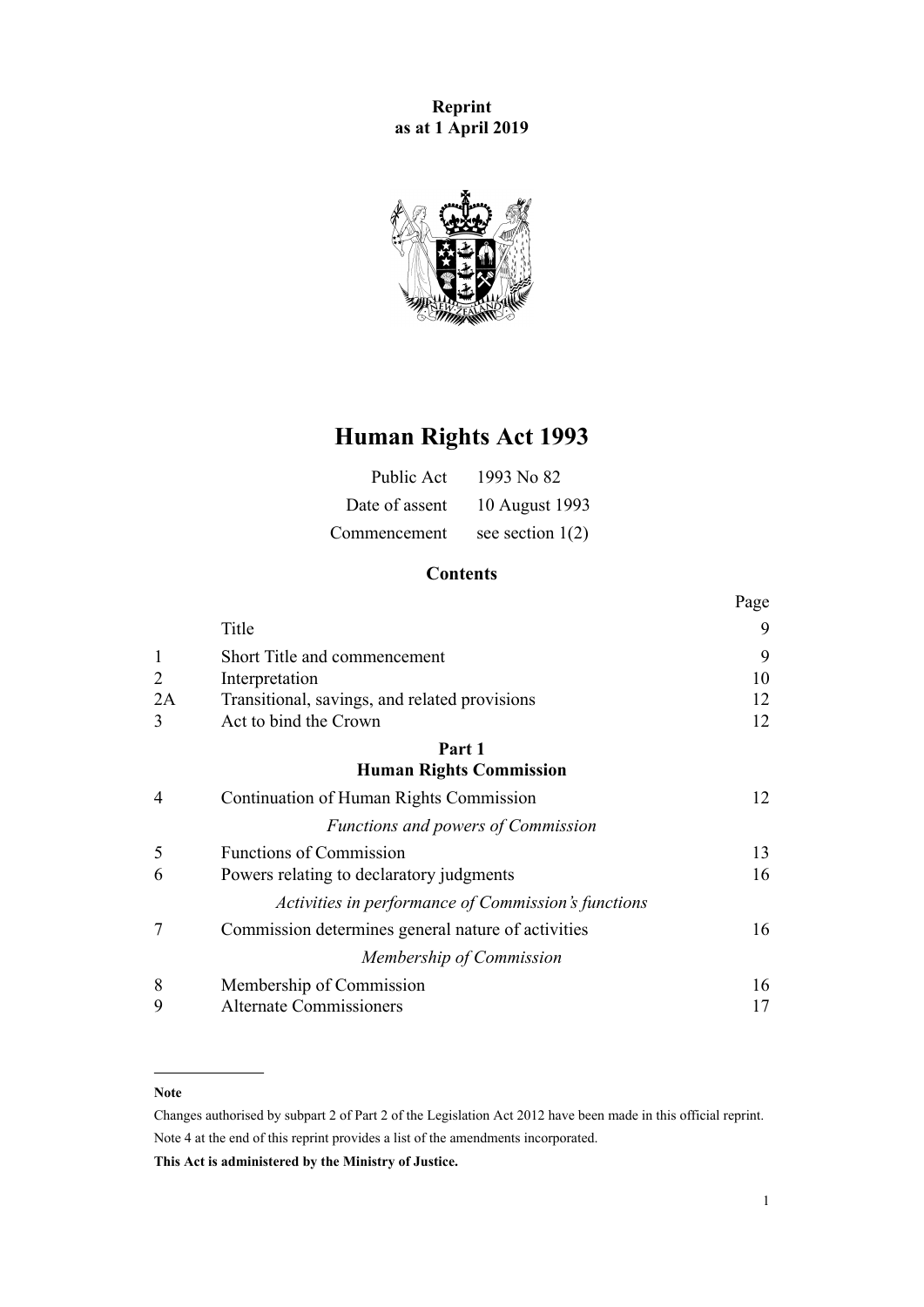**Reprint**
**as at 1 April 2019**

# Human Rights Act 1993

| | |
|---|---|
| Public Act | 1993 No 82 |
| Date of assent | 10 August 1993 |
| Commencement | see section 1(2) |

## Contents

| | | Page |
|---|---|---|
| | Title | 9 |
| 1 | Short Title and commencement | 9 |
| 2 | Interpretation | 10 |
| 2A | Transitional, savings, and related provisions | 12 |
| 3 | Act to bind the Crown | 12 |
| | **Part 1** **Human Rights Commission** | |
| 4 | Continuation of Human Rights Commission | 12 |
| | *Functions and powers of Commission* | |
| 5 | Functions of Commission | 13 |
| 6 | Powers relating to declaratory judgments | 16 |
| | *Activities in performance of Commission's functions* | |
| 7 | Commission determines general nature of activities | 16 |
| | *Membership of Commission* | |
| 8 | Membership of Commission | 16 |
| 9 | Alternate Commissioners | 17 |

---

**Note**

Changes authorised by subpart 2 of Part 2 of the Legislation Act 2012 have been made in this official reprint.

Note 4 at the end of this reprint provides a list of the amendments incorporated.

**This Act is administered by the Ministry of Justice.**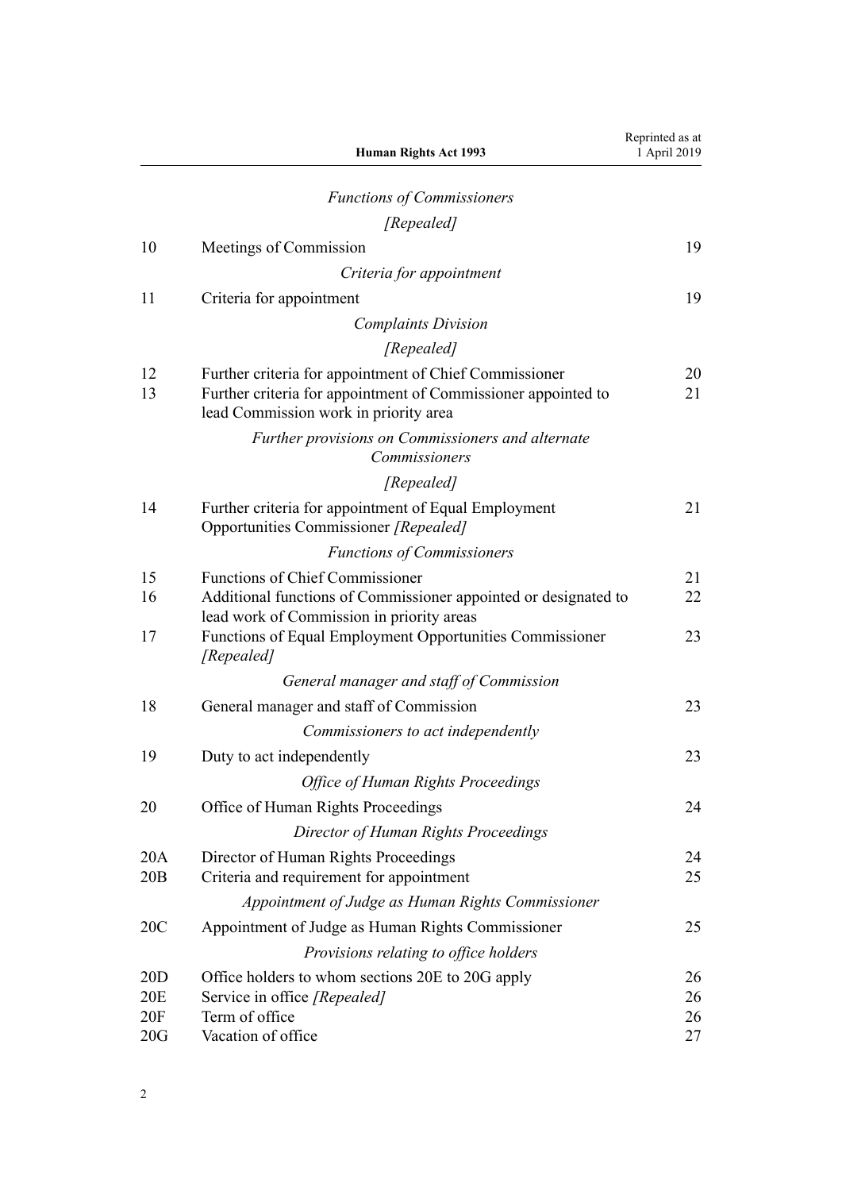*Functions of Commissioners*

*[Repealed]*

| | | |
|---|---|---|
| 10 | Meetings of Commission | 19 |
| | *Criteria for appointment* | |
| 11 | Criteria for appointment | 19 |
| | *Complaints Division* | |
| | *[Repealed]* | |
| 12 | Further criteria for appointment of Chief Commissioner | 20 |
| 13 | Further criteria for appointment of Commissioner appointed to lead Commission work in priority area | 21 |
| | *Further provisions on Commissioners and alternate Commissioners* | |
| | *[Repealed]* | |
| 14 | Further criteria for appointment of Equal Employment Opportunities Commissioner *[Repealed]* | 21 |
| | *Functions of Commissioners* | |
| 15 | Functions of Chief Commissioner | 21 |
| 16 | Additional functions of Commissioner appointed or designated to lead work of Commission in priority areas | 22 |
| 17 | Functions of Equal Employment Opportunities Commissioner *[Repealed]* | 23 |
| | *General manager and staff of Commission* | |
| 18 | General manager and staff of Commission | 23 |
| | *Commissioners to act independently* | |
| 19 | Duty to act independently | 23 |
| | *Office of Human Rights Proceedings* | |
| 20 | Office of Human Rights Proceedings | 24 |
| | *Director of Human Rights Proceedings* | |
| 20A | Director of Human Rights Proceedings | 24 |
| 20B | Criteria and requirement for appointment | 25 |
| | *Appointment of Judge as Human Rights Commissioner* | |
| 20C | Appointment of Judge as Human Rights Commissioner | 25 |
| | *Provisions relating to office holders* | |
| 20D | Office holders to whom sections 20E to 20G apply | 26 |
| 20E | Service in office *[Repealed]* | 26 |
| 20F | Term of office | 26 |
| 20G | Vacation of office | 27 |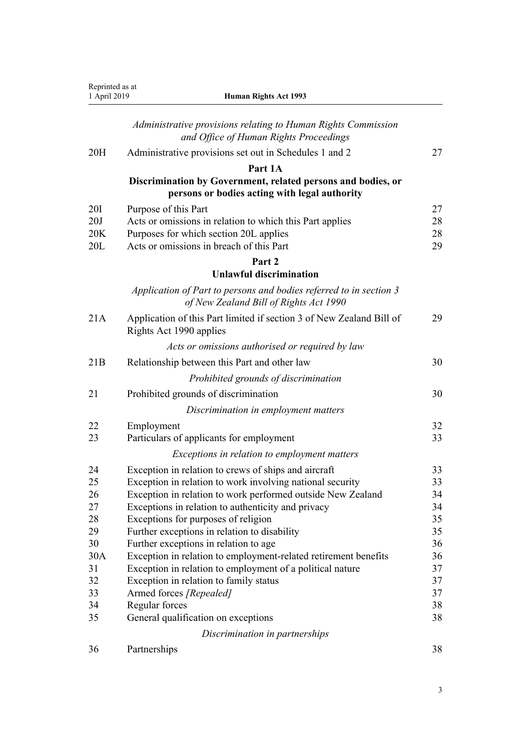*Administrative provisions relating to Human Rights Commission and Office of Human Rights Proceedings*

| | | |
|---|---|---|
| 20H | Administrative provisions set out in Schedules 1 and 2 | 27 |

**Part 1A**

**Discrimination by Government, related persons and bodies, or persons or bodies acting with legal authority**

| | | |
|---|---|---|
| 20I | Purpose of this Part | 27 |
| 20J | Acts or omissions in relation to which this Part applies | 28 |
| 20K | Purposes for which section 20L applies | 28 |
| 20L | Acts or omissions in breach of this Part | 29 |

**Part 2**

**Unlawful discrimination**

*Application of Part to persons and bodies referred to in section 3 of New Zealand Bill of Rights Act 1990*

| | | |
|---|---|---|
| 21A | Application of this Part limited if section 3 of New Zealand Bill of Rights Act 1990 applies | 29 |

*Acts or omissions authorised or required by law*

| | | |
|---|---|---|
| 21B | Relationship between this Part and other law | 30 |

*Prohibited grounds of discrimination*

| | | |
|---|---|---|
| 21 | Prohibited grounds of discrimination | 30 |

*Discrimination in employment matters*

| | | |
|---|---|---|
| 22 | Employment | 32 |
| 23 | Particulars of applicants for employment | 33 |

*Exceptions in relation to employment matters*

| | | |
|---|---|---|
| 24 | Exception in relation to crews of ships and aircraft | 33 |
| 25 | Exception in relation to work involving national security | 33 |
| 26 | Exception in relation to work performed outside New Zealand | 34 |
| 27 | Exceptions in relation to authenticity and privacy | 34 |
| 28 | Exceptions for purposes of religion | 35 |
| 29 | Further exceptions in relation to disability | 35 |
| 30 | Further exceptions in relation to age | 36 |
| 30A | Exception in relation to employment-related retirement benefits | 36 |
| 31 | Exception in relation to employment of a political nature | 37 |
| 32 | Exception in relation to family status | 37 |
| 33 | Armed forces *[Repealed]* | 37 |
| 34 | Regular forces | 38 |
| 35 | General qualification on exceptions | 38 |

*Discrimination in partnerships*

| | | |
|---|---|---|
| 36 | Partnerships | 38 |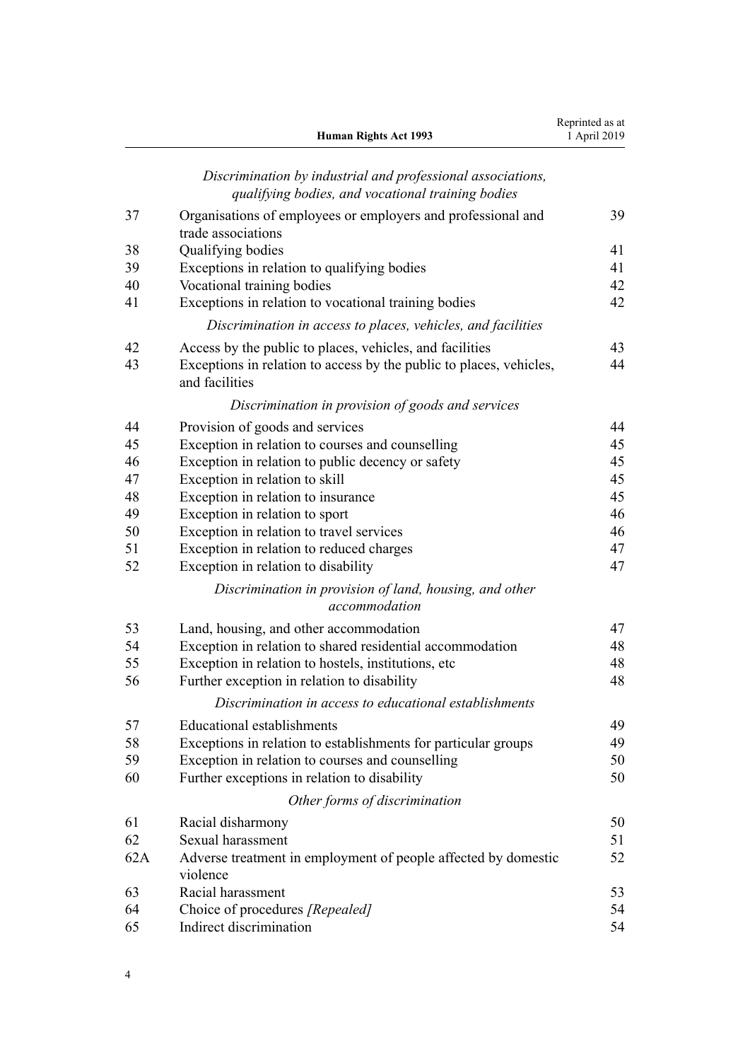*Discrimination by industrial and professional associations, qualifying bodies, and vocational training bodies*

| | | |
|---|---|---|
| 37 | Organisations of employees or employers and professional and trade associations | 39 |
| 38 | Qualifying bodies | 41 |
| 39 | Exceptions in relation to qualifying bodies | 41 |
| 40 | Vocational training bodies | 42 |
| 41 | Exceptions in relation to vocational training bodies | 42 |

*Discrimination in access to places, vehicles, and facilities*

| | | |
|---|---|---|
| 42 | Access by the public to places, vehicles, and facilities | 43 |
| 43 | Exceptions in relation to access by the public to places, vehicles, and facilities | 44 |

*Discrimination in provision of goods and services*

| | | |
|---|---|---|
| 44 | Provision of goods and services | 44 |
| 45 | Exception in relation to courses and counselling | 45 |
| 46 | Exception in relation to public decency or safety | 45 |
| 47 | Exception in relation to skill | 45 |
| 48 | Exception in relation to insurance | 45 |
| 49 | Exception in relation to sport | 46 |
| 50 | Exception in relation to travel services | 46 |
| 51 | Exception in relation to reduced charges | 47 |
| 52 | Exception in relation to disability | 47 |

*Discrimination in provision of land, housing, and other accommodation*

| | | |
|---|---|---|
| 53 | Land, housing, and other accommodation | 47 |
| 54 | Exception in relation to shared residential accommodation | 48 |
| 55 | Exception in relation to hostels, institutions, etc | 48 |
| 56 | Further exception in relation to disability | 48 |

*Discrimination in access to educational establishments*

| | | |
|---|---|---|
| 57 | Educational establishments | 49 |
| 58 | Exceptions in relation to establishments for particular groups | 49 |
| 59 | Exception in relation to courses and counselling | 50 |
| 60 | Further exceptions in relation to disability | 50 |

*Other forms of discrimination*

| | | |
|---|---|---|
| 61 | Racial disharmony | 50 |
| 62 | Sexual harassment | 51 |
| 62A | Adverse treatment in employment of people affected by domestic violence | 52 |
| 63 | Racial harassment | 53 |
| 64 | Choice of procedures *[Repealed]* | 54 |
| 65 | Indirect discrimination | 54 |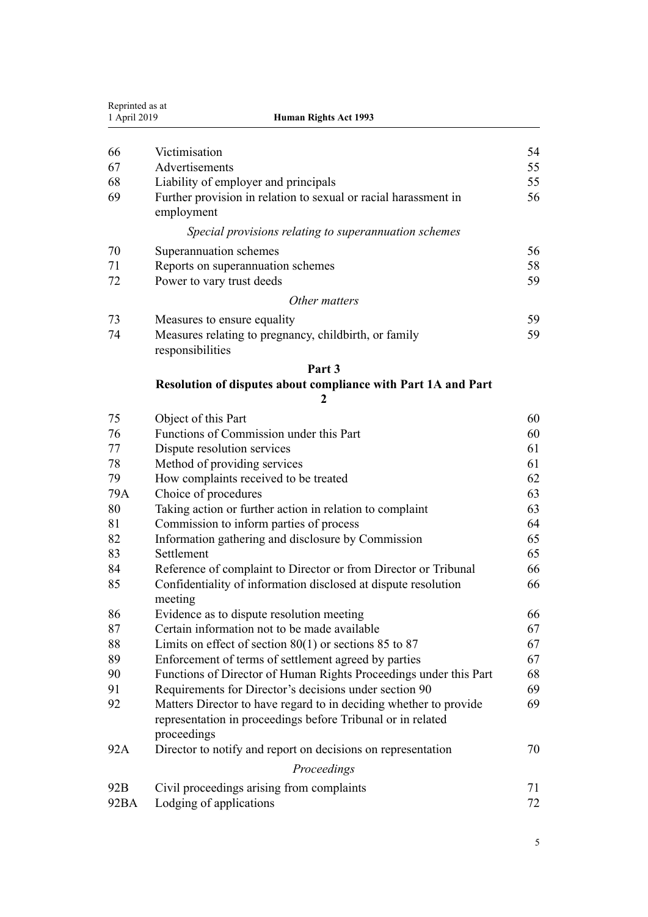| | | |
|---|---|---|
| 66 | Victimisation | 54 |
| 67 | Advertisements | 55 |
| 68 | Liability of employer and principals | 55 |
| 69 | Further provision in relation to sexual or racial harassment in employment | 56 |

*Special provisions relating to superannuation schemes*

| | | |
|---|---|---|
| 70 | Superannuation schemes | 56 |
| 71 | Reports on superannuation schemes | 58 |
| 72 | Power to vary trust deeds | 59 |

*Other matters*

| | | |
|---|---|---|
| 73 | Measures to ensure equality | 59 |
| 74 | Measures relating to pregnancy, childbirth, or family responsibilities | 59 |

**Part 3**

**Resolution of disputes about compliance with Part 1A and Part 2**

| | | |
|---|---|---|
| 75 | Object of this Part | 60 |
| 76 | Functions of Commission under this Part | 60 |
| 77 | Dispute resolution services | 61 |
| 78 | Method of providing services | 61 |
| 79 | How complaints received to be treated | 62 |
| 79A | Choice of procedures | 63 |
| 80 | Taking action or further action in relation to complaint | 63 |
| 81 | Commission to inform parties of process | 64 |
| 82 | Information gathering and disclosure by Commission | 65 |
| 83 | Settlement | 65 |
| 84 | Reference of complaint to Director or from Director or Tribunal | 66 |
| 85 | Confidentiality of information disclosed at dispute resolution meeting | 66 |
| 86 | Evidence as to dispute resolution meeting | 66 |
| 87 | Certain information not to be made available | 67 |
| 88 | Limits on effect of section 80(1) or sections 85 to 87 | 67 |
| 89 | Enforcement of terms of settlement agreed by parties | 67 |
| 90 | Functions of Director of Human Rights Proceedings under this Part | 68 |
| 91 | Requirements for Director's decisions under section 90 | 69 |
| 92 | Matters Director to have regard to in deciding whether to provide representation in proceedings before Tribunal or in related proceedings | 69 |
| 92A | Director to notify and report on decisions on representation | 70 |

*Proceedings*

| | | |
|---|---|---|
| 92B | Civil proceedings arising from complaints | 71 |
| 92BA | Lodging of applications | 72 |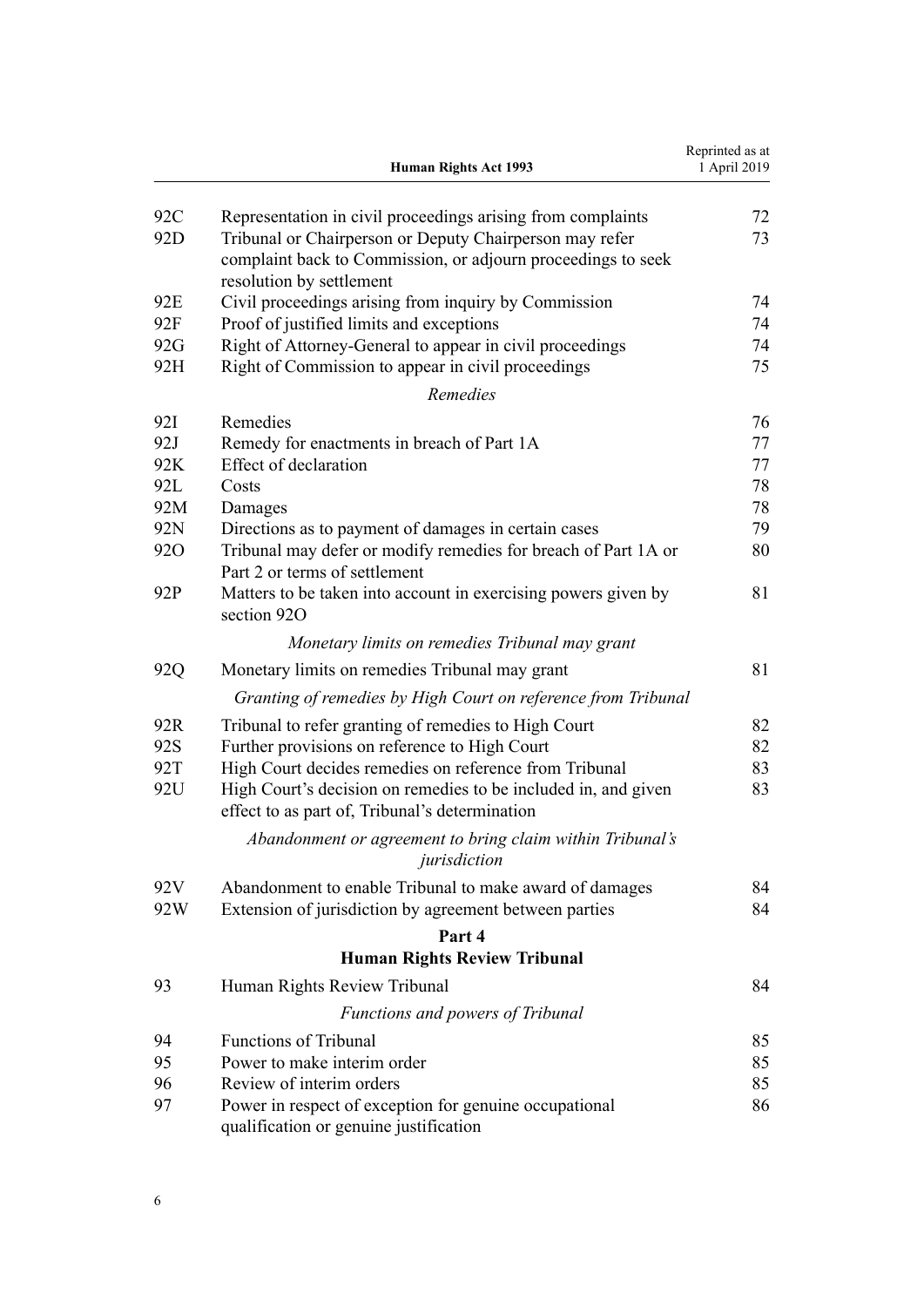| | | |
|---|---|---|
| 92C | Representation in civil proceedings arising from complaints | 72 |
| 92D | Tribunal or Chairperson or Deputy Chairperson may refer complaint back to Commission, or adjourn proceedings to seek resolution by settlement | 73 |
| 92E | Civil proceedings arising from inquiry by Commission | 74 |
| 92F | Proof of justified limits and exceptions | 74 |
| 92G | Right of Attorney-General to appear in civil proceedings | 74 |
| 92H | Right of Commission to appear in civil proceedings | 75 |
| | *Remedies* | |
| 92I | Remedies | 76 |
| 92J | Remedy for enactments in breach of Part 1A | 77 |
| 92K | Effect of declaration | 77 |
| 92L | Costs | 78 |
| 92M | Damages | 78 |
| 92N | Directions as to payment of damages in certain cases | 79 |
| 92O | Tribunal may defer or modify remedies for breach of Part 1A or Part 2 or terms of settlement | 80 |
| 92P | Matters to be taken into account in exercising powers given by section 92O | 81 |
| | *Monetary limits on remedies Tribunal may grant* | |
| 92Q | Monetary limits on remedies Tribunal may grant | 81 |
| | *Granting of remedies by High Court on reference from Tribunal* | |
| 92R | Tribunal to refer granting of remedies to High Court | 82 |
| 92S | Further provisions on reference to High Court | 82 |
| 92T | High Court decides remedies on reference from Tribunal | 83 |
| 92U | High Court's decision on remedies to be included in, and given effect to as part of, Tribunal's determination | 83 |
| | *Abandonment or agreement to bring claim within Tribunal's jurisdiction* | |
| 92V | Abandonment to enable Tribunal to make award of damages | 84 |
| 92W | Extension of jurisdiction by agreement between parties | 84 |
| | **Part 4** **Human Rights Review Tribunal** | |
| 93 | Human Rights Review Tribunal | 84 |
| | *Functions and powers of Tribunal* | |
| 94 | Functions of Tribunal | 85 |
| 95 | Power to make interim order | 85 |
| 96 | Review of interim orders | 85 |
| 97 | Power in respect of exception for genuine occupational qualification or genuine justification | 86 |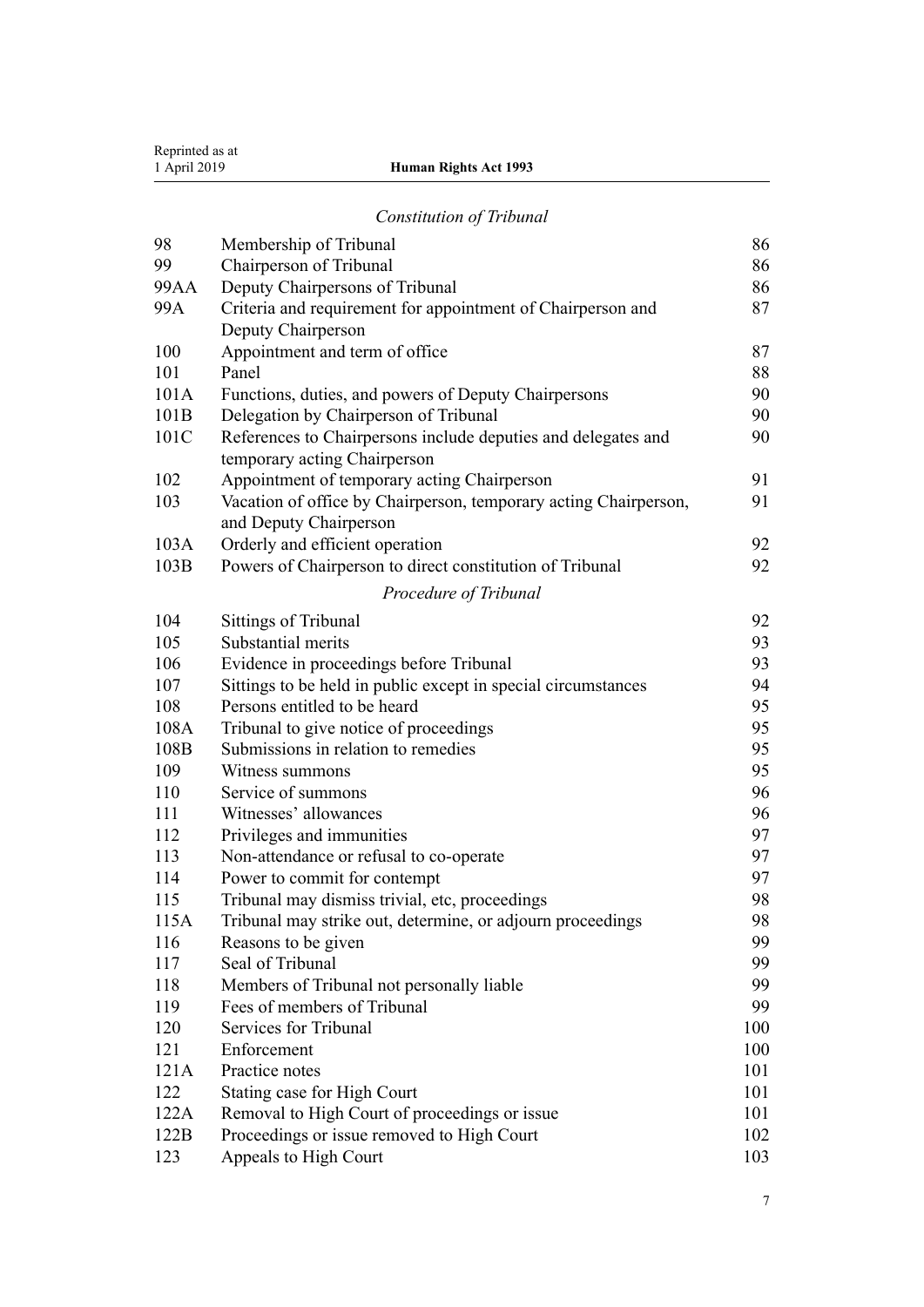*Constitution of Tribunal*

| | | |
|---|---|---|
| 98 | Membership of Tribunal | 86 |
| 99 | Chairperson of Tribunal | 86 |
| 99AA | Deputy Chairpersons of Tribunal | 86 |
| 99A | Criteria and requirement for appointment of Chairperson and Deputy Chairperson | 87 |
| 100 | Appointment and term of office | 87 |
| 101 | Panel | 88 |
| 101A | Functions, duties, and powers of Deputy Chairpersons | 90 |
| 101B | Delegation by Chairperson of Tribunal | 90 |
| 101C | References to Chairpersons include deputies and delegates and temporary acting Chairperson | 90 |
| 102 | Appointment of temporary acting Chairperson | 91 |
| 103 | Vacation of office by Chairperson, temporary acting Chairperson, and Deputy Chairperson | 91 |
| 103A | Orderly and efficient operation | 92 |
| 103B | Powers of Chairperson to direct constitution of Tribunal | 92 |

*Procedure of Tribunal*

| | | |
|---|---|---|
| 104 | Sittings of Tribunal | 92 |
| 105 | Substantial merits | 93 |
| 106 | Evidence in proceedings before Tribunal | 93 |
| 107 | Sittings to be held in public except in special circumstances | 94 |
| 108 | Persons entitled to be heard | 95 |
| 108A | Tribunal to give notice of proceedings | 95 |
| 108B | Submissions in relation to remedies | 95 |
| 109 | Witness summons | 95 |
| 110 | Service of summons | 96 |
| 111 | Witnesses' allowances | 96 |
| 112 | Privileges and immunities | 97 |
| 113 | Non-attendance or refusal to co-operate | 97 |
| 114 | Power to commit for contempt | 97 |
| 115 | Tribunal may dismiss trivial, etc, proceedings | 98 |
| 115A | Tribunal may strike out, determine, or adjourn proceedings | 98 |
| 116 | Reasons to be given | 99 |
| 117 | Seal of Tribunal | 99 |
| 118 | Members of Tribunal not personally liable | 99 |
| 119 | Fees of members of Tribunal | 99 |
| 120 | Services for Tribunal | 100 |
| 121 | Enforcement | 100 |
| 121A | Practice notes | 101 |
| 122 | Stating case for High Court | 101 |
| 122A | Removal to High Court of proceedings or issue | 101 |
| 122B | Proceedings or issue removed to High Court | 102 |
| 123 | Appeals to High Court | 103 |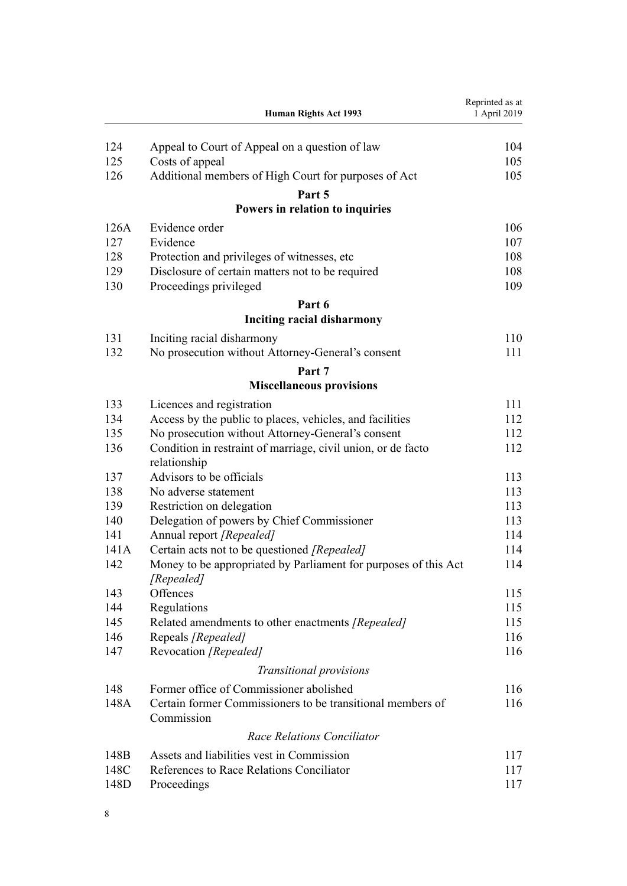| | | |
|---|---|---|
| 124 | Appeal to Court of Appeal on a question of law | 104 |
| 125 | Costs of appeal | 105 |
| 126 | Additional members of High Court for purposes of Act | 105 |

## Part 5
## Powers in relation to inquiries

| | | |
|---|---|---|
| 126A | Evidence order | 106 |
| 127 | Evidence | 107 |
| 128 | Protection and privileges of witnesses, etc | 108 |
| 129 | Disclosure of certain matters not to be required | 108 |
| 130 | Proceedings privileged | 109 |

## Part 6
## Inciting racial disharmony

| | | |
|---|---|---|
| 131 | Inciting racial disharmony | 110 |
| 132 | No prosecution without Attorney-General's consent | 111 |

## Part 7
## Miscellaneous provisions

| | | |
|---|---|---|
| 133 | Licences and registration | 111 |
| 134 | Access by the public to places, vehicles, and facilities | 112 |
| 135 | No prosecution without Attorney-General's consent | 112 |
| 136 | Condition in restraint of marriage, civil union, or de facto relationship | 112 |
| 137 | Advisors to be officials | 113 |
| 138 | No adverse statement | 113 |
| 139 | Restriction on delegation | 113 |
| 140 | Delegation of powers by Chief Commissioner | 113 |
| 141 | Annual report *[Repealed]* | 114 |
| 141A | Certain acts not to be questioned *[Repealed]* | 114 |
| 142 | Money to be appropriated by Parliament for purposes of this Act *[Repealed]* | 114 |
| 143 | Offences | 115 |
| 144 | Regulations | 115 |
| 145 | Related amendments to other enactments *[Repealed]* | 115 |
| 146 | Repeals *[Repealed]* | 116 |
| 147 | Revocation *[Repealed]* | 116 |

*Transitional provisions*

| | | |
|---|---|---|
| 148 | Former office of Commissioner abolished | 116 |
| 148A | Certain former Commissioners to be transitional members of Commission | 116 |

*Race Relations Conciliator*

| | | |
|---|---|---|
| 148B | Assets and liabilities vest in Commission | 117 |
| 148C | References to Race Relations Conciliator | 117 |
| 148D | Proceedings | 117 |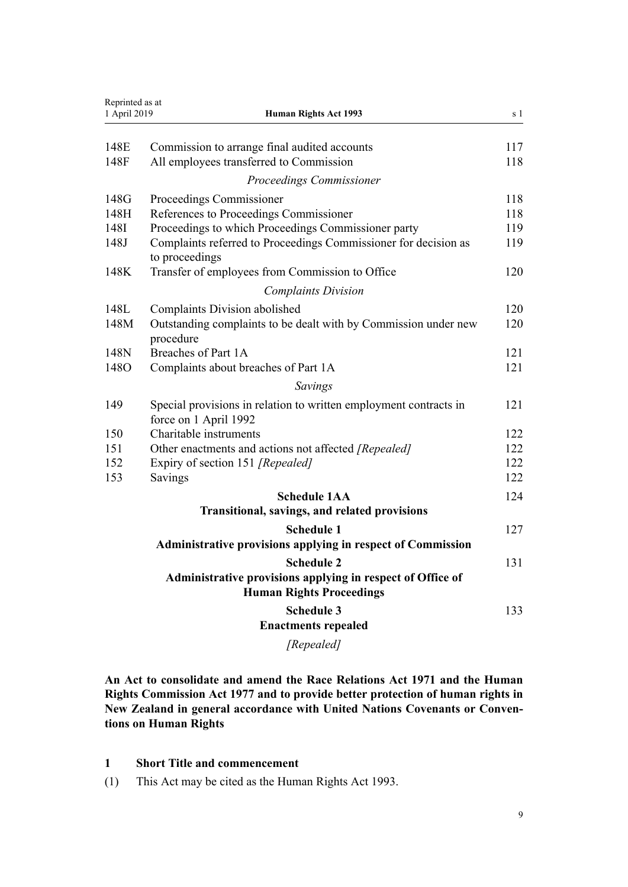| | | |
|---|---|---|
| 148E | Commission to arrange final audited accounts | 117 |
| 148F | All employees transferred to Commission | 118 |
| | *Proceedings Commissioner* | |
| 148G | Proceedings Commissioner | 118 |
| 148H | References to Proceedings Commissioner | 118 |
| 148I | Proceedings to which Proceedings Commissioner party | 119 |
| 148J | Complaints referred to Proceedings Commissioner for decision as to proceedings | 119 |
| 148K | Transfer of employees from Commission to Office | 120 |
| | *Complaints Division* | |
| 148L | Complaints Division abolished | 120 |
| 148M | Outstanding complaints to be dealt with by Commission under new procedure | 120 |
| 148N | Breaches of Part 1A | 121 |
| 148O | Complaints about breaches of Part 1A | 121 |
| | *Savings* | |
| 149 | Special provisions in relation to written employment contracts in force on 1 April 1992 | 121 |
| 150 | Charitable instruments | 122 |
| 151 | Other enactments and actions not affected *[Repealed]* | 122 |
| 152 | Expiry of section 151 *[Repealed]* | 122 |
| 153 | Savings | 122 |

**Schedule 1AA — Transitional, savings, and related provisions** — 124

**Schedule 1 — Administrative provisions applying in respect of Commission** — 127

**Schedule 2 — Administrative provisions applying in respect of Office of Human Rights Proceedings** — 131

**Schedule 3 — Enactments repealed** — 133

*[Repealed]*

**An Act to consolidate and amend the Race Relations Act 1971 and the Human Rights Commission Act 1977 and to provide better protection of human rights in New Zealand in general accordance with United Nations Covenants or Conventions on Human Rights**

### 1 Short Title and commencement

(1) This Act may be cited as the Human Rights Act 1993.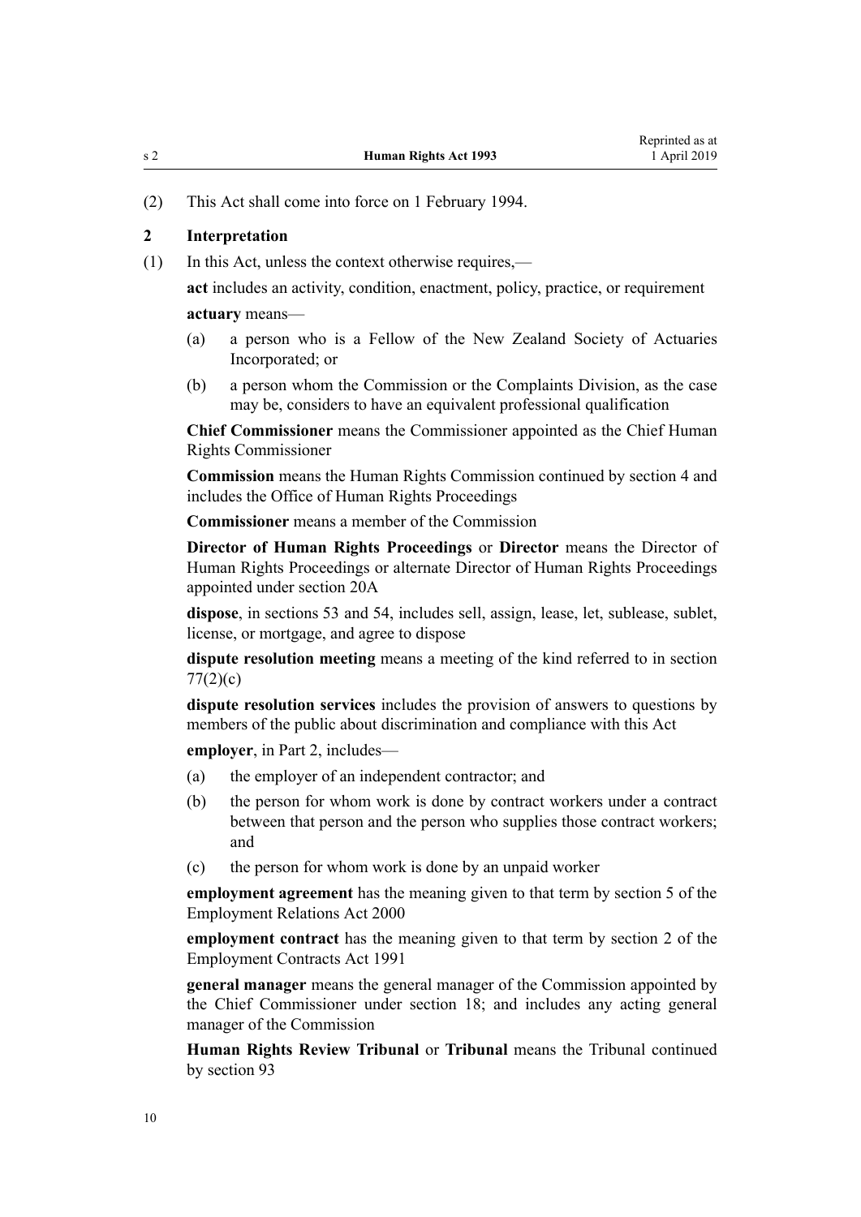(2) This Act shall come into force on 1 February 1994.

**2 Interpretation**

(1) In this Act, unless the context otherwise requires,—

**act** includes an activity, condition, enactment, policy, practice, or requirement

**actuary** means—

(a) a person who is a Fellow of the New Zealand Society of Actuaries Incorporated; or

(b) a person whom the Commission or the Complaints Division, as the case may be, considers to have an equivalent professional qualification

**Chief Commissioner** means the Commissioner appointed as the Chief Human Rights Commissioner

**Commission** means the Human Rights Commission continued by section 4 and includes the Office of Human Rights Proceedings

**Commissioner** means a member of the Commission

**Director of Human Rights Proceedings** or **Director** means the Director of Human Rights Proceedings or alternate Director of Human Rights Proceedings appointed under section 20A

**dispose**, in sections 53 and 54, includes sell, assign, lease, let, sublease, sublet, license, or mortgage, and agree to dispose

**dispute resolution meeting** means a meeting of the kind referred to in section 77(2)(c)

**dispute resolution services** includes the provision of answers to questions by members of the public about discrimination and compliance with this Act

**employer**, in Part 2, includes—

(a) the employer of an independent contractor; and

(b) the person for whom work is done by contract workers under a contract between that person and the person who supplies those contract workers; and

(c) the person for whom work is done by an unpaid worker

**employment agreement** has the meaning given to that term by section 5 of the Employment Relations Act 2000

**employment contract** has the meaning given to that term by section 2 of the Employment Contracts Act 1991

**general manager** means the general manager of the Commission appointed by the Chief Commissioner under section 18; and includes any acting general manager of the Commission

**Human Rights Review Tribunal** or **Tribunal** means the Tribunal continued by section 93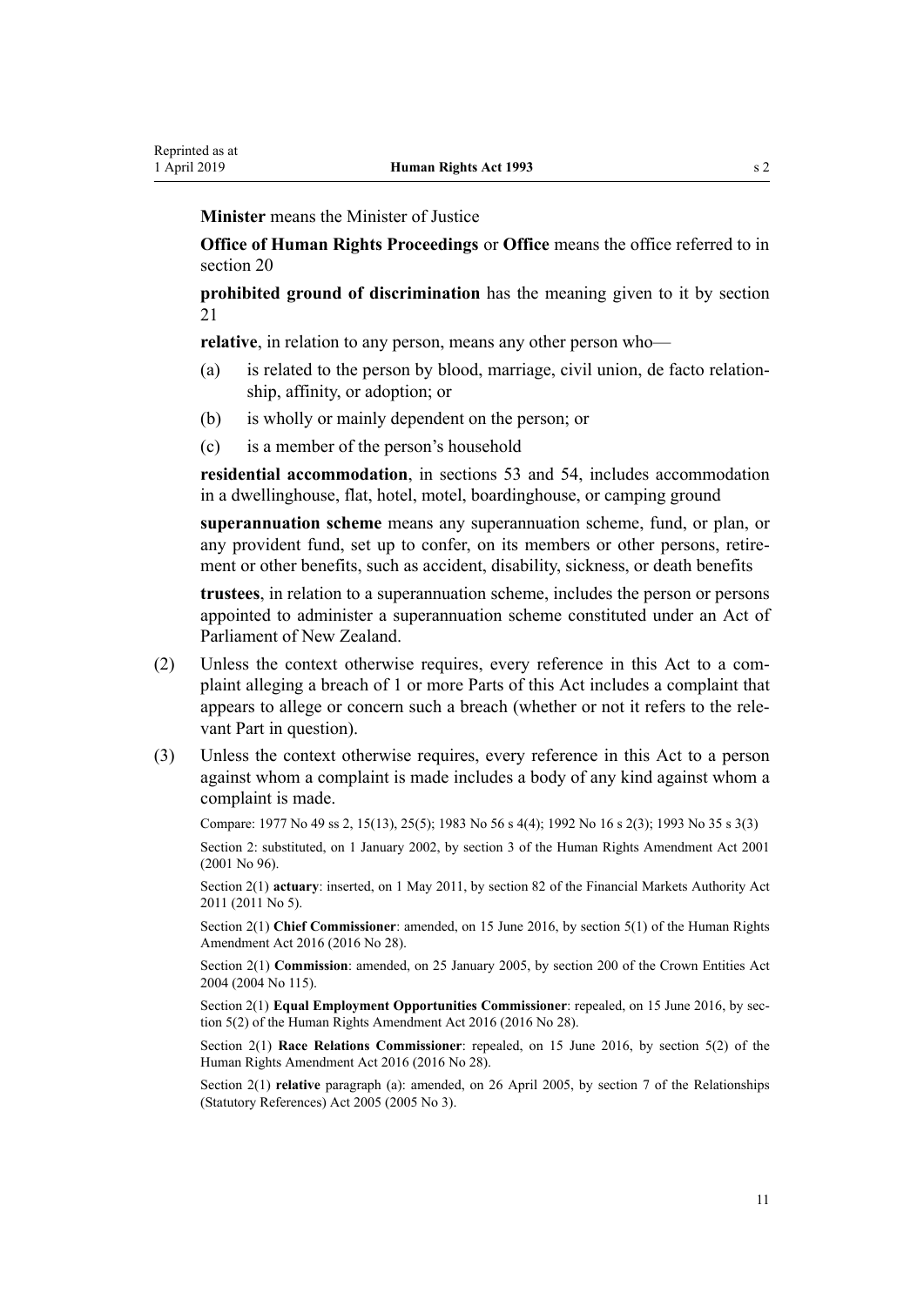**Minister** means the Minister of Justice

**Office of Human Rights Proceedings** or **Office** means the office referred to in section 20

**prohibited ground of discrimination** has the meaning given to it by section 21

**relative**, in relation to any person, means any other person who—

- (a) is related to the person by blood, marriage, civil union, de facto relationship, affinity, or adoption; or
- (b) is wholly or mainly dependent on the person; or
- (c) is a member of the person's household

**residential accommodation**, in sections 53 and 54, includes accommodation in a dwellinghouse, flat, hotel, motel, boardinghouse, or camping ground

**superannuation scheme** means any superannuation scheme, fund, or plan, or any provident fund, set up to confer, on its members or other persons, retirement or other benefits, such as accident, disability, sickness, or death benefits

**trustees**, in relation to a superannuation scheme, includes the person or persons appointed to administer a superannuation scheme constituted under an Act of Parliament of New Zealand.

(2) Unless the context otherwise requires, every reference in this Act to a complaint alleging a breach of 1 or more Parts of this Act includes a complaint that appears to allege or concern such a breach (whether or not it refers to the relevant Part in question).

(3) Unless the context otherwise requires, every reference in this Act to a person against whom a complaint is made includes a body of any kind against whom a complaint is made.

Compare: 1977 No 49 ss 2, 15(13), 25(5); 1983 No 56 s 4(4); 1992 No 16 s 2(3); 1993 No 35 s 3(3)

Section 2: substituted, on 1 January 2002, by section 3 of the Human Rights Amendment Act 2001 (2001 No 96).

Section 2(1) **actuary**: inserted, on 1 May 2011, by section 82 of the Financial Markets Authority Act 2011 (2011 No 5).

Section 2(1) **Chief Commissioner**: amended, on 15 June 2016, by section 5(1) of the Human Rights Amendment Act 2016 (2016 No 28).

Section 2(1) **Commission**: amended, on 25 January 2005, by section 200 of the Crown Entities Act 2004 (2004 No 115).

Section 2(1) **Equal Employment Opportunities Commissioner**: repealed, on 15 June 2016, by section 5(2) of the Human Rights Amendment Act 2016 (2016 No 28).

Section 2(1) **Race Relations Commissioner**: repealed, on 15 June 2016, by section 5(2) of the Human Rights Amendment Act 2016 (2016 No 28).

Section 2(1) **relative** paragraph (a): amended, on 26 April 2005, by section 7 of the Relationships (Statutory References) Act 2005 (2005 No 3).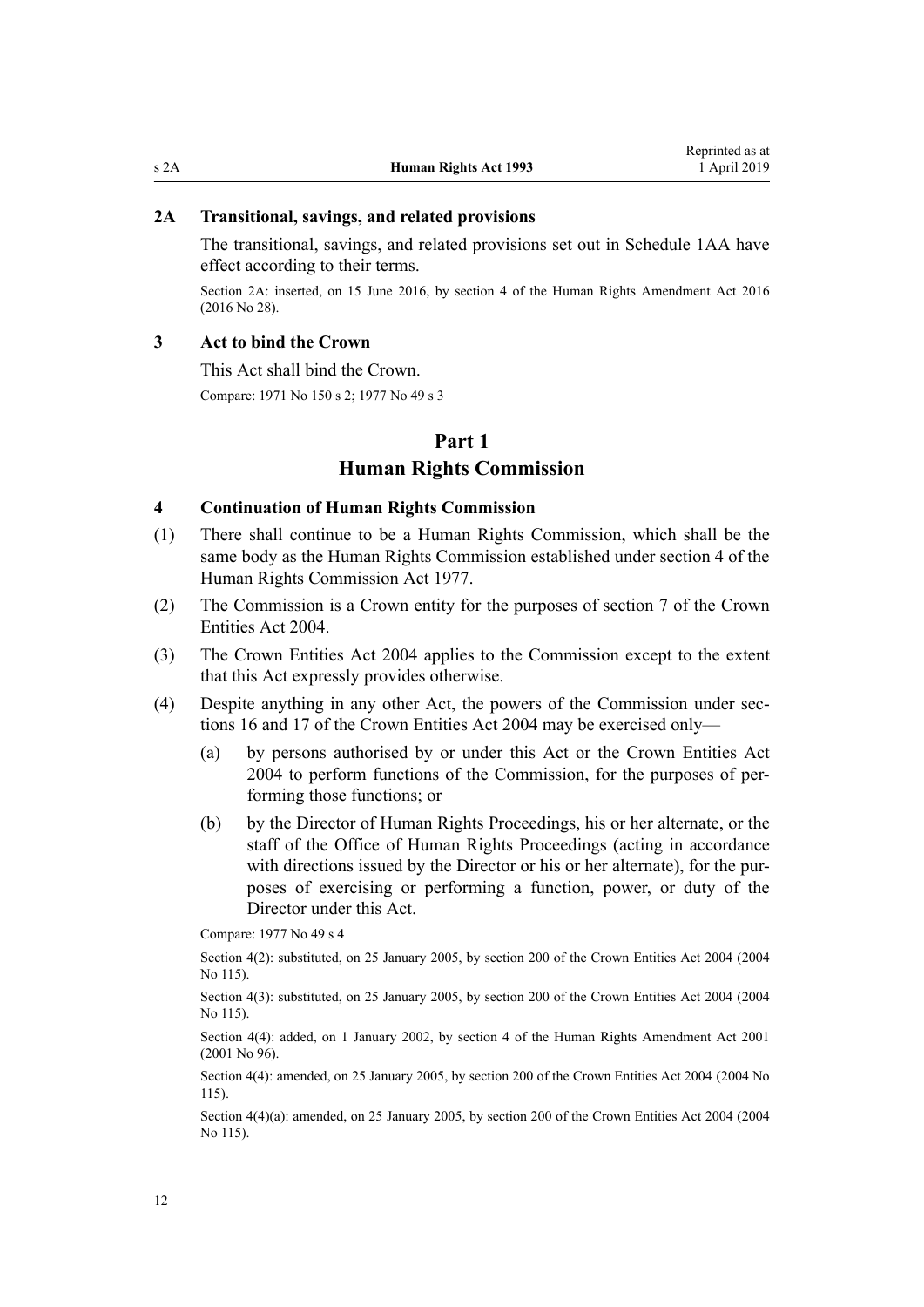### 2A Transitional, savings, and related provisions

The transitional, savings, and related provisions set out in Schedule 1AA have effect according to their terms.

Section 2A: inserted, on 15 June 2016, by section 4 of the Human Rights Amendment Act 2016 (2016 No 28).

### 3 Act to bind the Crown

This Act shall bind the Crown.

Compare: 1971 No 150 s 2; 1977 No 49 s 3

# Part 1
# Human Rights Commission

### 4 Continuation of Human Rights Commission

(1) There shall continue to be a Human Rights Commission, which shall be the same body as the Human Rights Commission established under section 4 of the Human Rights Commission Act 1977.

(2) The Commission is a Crown entity for the purposes of section 7 of the Crown Entities Act 2004.

(3) The Crown Entities Act 2004 applies to the Commission except to the extent that this Act expressly provides otherwise.

(4) Despite anything in any other Act, the powers of the Commission under sections 16 and 17 of the Crown Entities Act 2004 may be exercised only—

  (a) by persons authorised by or under this Act or the Crown Entities Act 2004 to perform functions of the Commission, for the purposes of performing those functions; or

  (b) by the Director of Human Rights Proceedings, his or her alternate, or the staff of the Office of Human Rights Proceedings (acting in accordance with directions issued by the Director or his or her alternate), for the purposes of exercising or performing a function, power, or duty of the Director under this Act.

Compare: 1977 No 49 s 4

Section 4(2): substituted, on 25 January 2005, by section 200 of the Crown Entities Act 2004 (2004 No 115).

Section 4(3): substituted, on 25 January 2005, by section 200 of the Crown Entities Act 2004 (2004 No 115).

Section 4(4): added, on 1 January 2002, by section 4 of the Human Rights Amendment Act 2001 (2001 No 96).

Section 4(4): amended, on 25 January 2005, by section 200 of the Crown Entities Act 2004 (2004 No 115).

Section 4(4)(a): amended, on 25 January 2005, by section 200 of the Crown Entities Act 2004 (2004 No 115).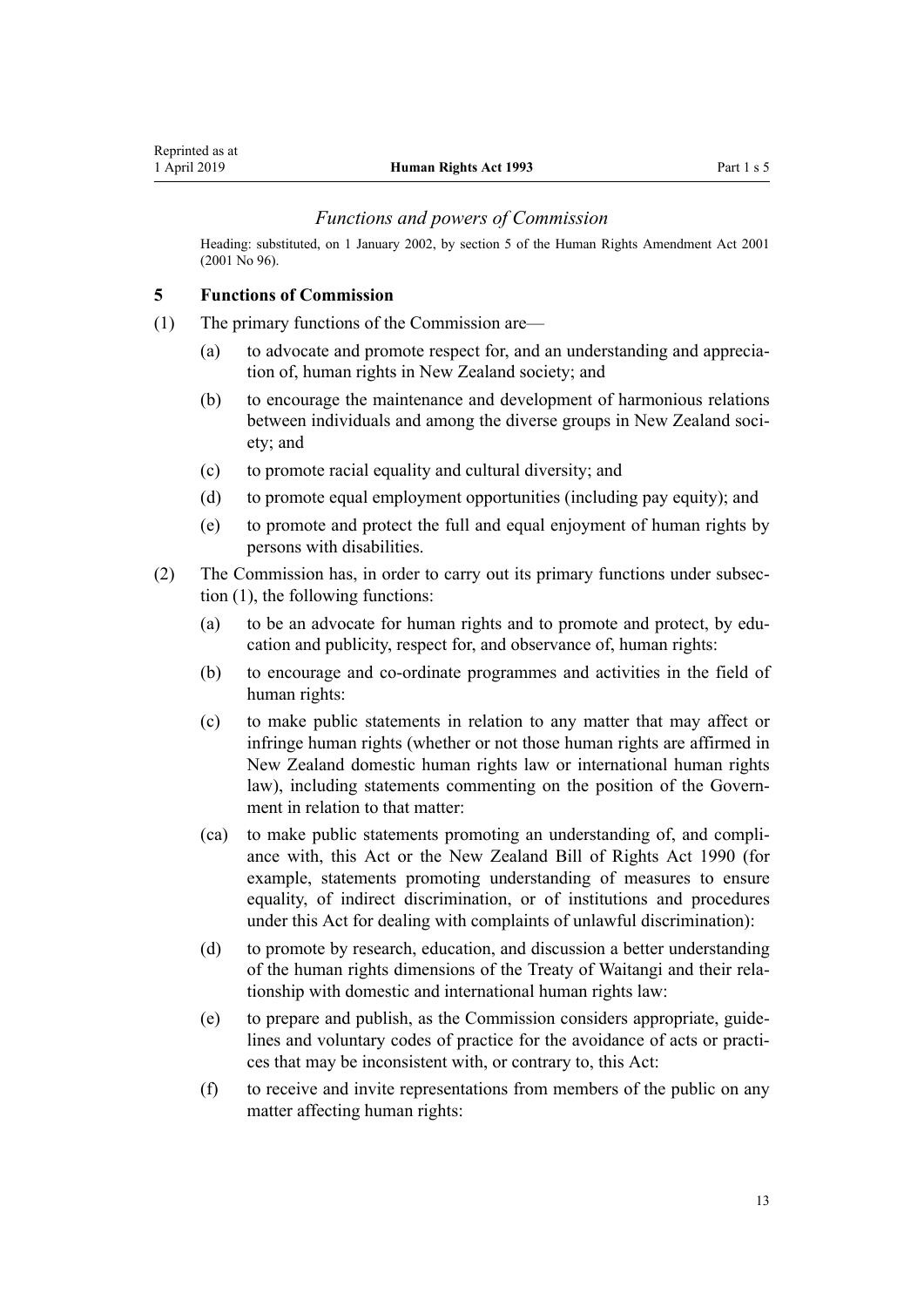### *Functions and powers of Commission*

Heading: substituted, on 1 January 2002, by section 5 of the Human Rights Amendment Act 2001 (2001 No 96).

## 5 Functions of Commission

(1) The primary functions of the Commission are—

- (a) to advocate and promote respect for, and an understanding and appreciation of, human rights in New Zealand society; and
- (b) to encourage the maintenance and development of harmonious relations between individuals and among the diverse groups in New Zealand society; and
- (c) to promote racial equality and cultural diversity; and
- (d) to promote equal employment opportunities (including pay equity); and
- (e) to promote and protect the full and equal enjoyment of human rights by persons with disabilities.

(2) The Commission has, in order to carry out its primary functions under subsection (1), the following functions:

- (a) to be an advocate for human rights and to promote and protect, by education and publicity, respect for, and observance of, human rights:
- (b) to encourage and co-ordinate programmes and activities in the field of human rights:
- (c) to make public statements in relation to any matter that may affect or infringe human rights (whether or not those human rights are affirmed in New Zealand domestic human rights law or international human rights law), including statements commenting on the position of the Government in relation to that matter:
- (ca) to make public statements promoting an understanding of, and compliance with, this Act or the New Zealand Bill of Rights Act 1990 (for example, statements promoting understanding of measures to ensure equality, of indirect discrimination, or of institutions and procedures under this Act for dealing with complaints of unlawful discrimination):
- (d) to promote by research, education, and discussion a better understanding of the human rights dimensions of the Treaty of Waitangi and their relationship with domestic and international human rights law:
- (e) to prepare and publish, as the Commission considers appropriate, guidelines and voluntary codes of practice for the avoidance of acts or practices that may be inconsistent with, or contrary to, this Act:
- (f) to receive and invite representations from members of the public on any matter affecting human rights: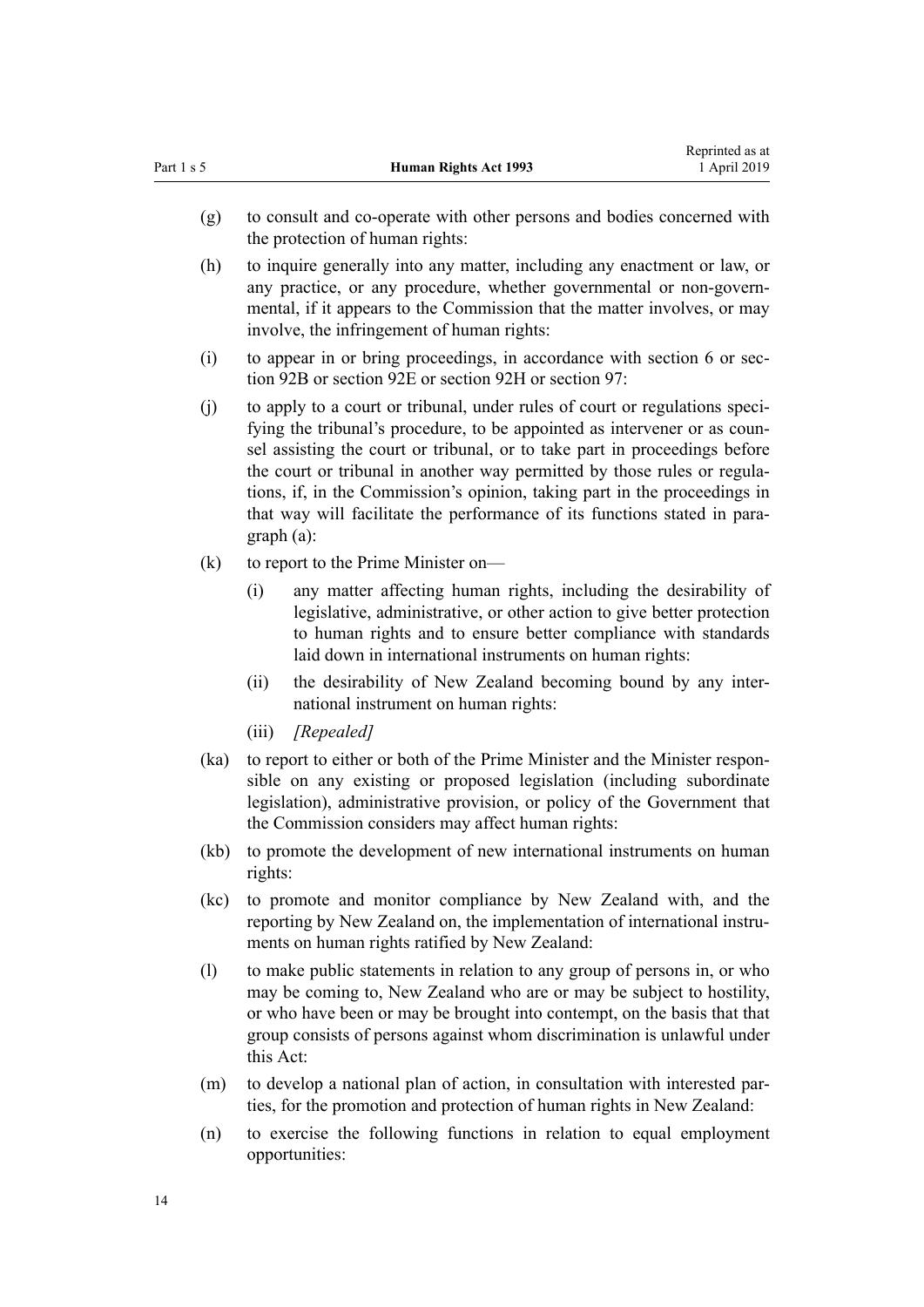(g) to consult and co-operate with other persons and bodies concerned with the protection of human rights:

(h) to inquire generally into any matter, including any enactment or law, or any practice, or any procedure, whether governmental or non-governmental, if it appears to the Commission that the matter involves, or may involve, the infringement of human rights:

(i) to appear in or bring proceedings, in accordance with section 6 or section 92B or section 92E or section 92H or section 97:

(j) to apply to a court or tribunal, under rules of court or regulations specifying the tribunal's procedure, to be appointed as intervener or as counsel assisting the court or tribunal, or to take part in proceedings before the court or tribunal in another way permitted by those rules or regulations, if, in the Commission's opinion, taking part in the proceedings in that way will facilitate the performance of its functions stated in paragraph (a):

(k) to report to the Prime Minister on—

  (i) any matter affecting human rights, including the desirability of legislative, administrative, or other action to give better protection to human rights and to ensure better compliance with standards laid down in international instruments on human rights:

  (ii) the desirability of New Zealand becoming bound by any international instrument on human rights:

  (iii) *[Repealed]*

(ka) to report to either or both of the Prime Minister and the Minister responsible on any existing or proposed legislation (including subordinate legislation), administrative provision, or policy of the Government that the Commission considers may affect human rights:

(kb) to promote the development of new international instruments on human rights:

(kc) to promote and monitor compliance by New Zealand with, and the reporting by New Zealand on, the implementation of international instruments on human rights ratified by New Zealand:

(l) to make public statements in relation to any group of persons in, or who may be coming to, New Zealand who are or may be subject to hostility, or who have been or may be brought into contempt, on the basis that that group consists of persons against whom discrimination is unlawful under this Act:

(m) to develop a national plan of action, in consultation with interested parties, for the promotion and protection of human rights in New Zealand:

(n) to exercise the following functions in relation to equal employment opportunities: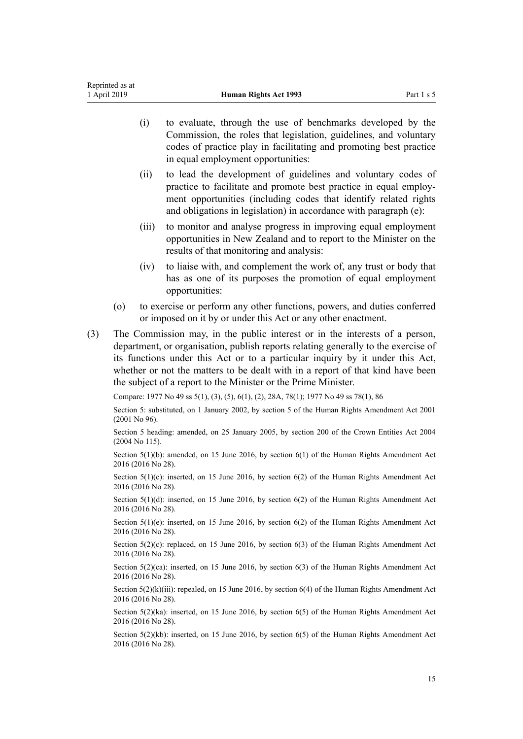(i) to evaluate, through the use of benchmarks developed by the Commission, the roles that legislation, guidelines, and voluntary codes of practice play in facilitating and promoting best practice in equal employment opportunities:

(ii) to lead the development of guidelines and voluntary codes of practice to facilitate and promote best practice in equal employment opportunities (including codes that identify related rights and obligations in legislation) in accordance with paragraph (e):

(iii) to monitor and analyse progress in improving equal employment opportunities in New Zealand and to report to the Minister on the results of that monitoring and analysis:

(iv) to liaise with, and complement the work of, any trust or body that has as one of its purposes the promotion of equal employment opportunities:

(o) to exercise or perform any other functions, powers, and duties conferred or imposed on it by or under this Act or any other enactment.

(3) The Commission may, in the public interest or in the interests of a person, department, or organisation, publish reports relating generally to the exercise of its functions under this Act or to a particular inquiry by it under this Act, whether or not the matters to be dealt with in a report of that kind have been the subject of a report to the Minister or the Prime Minister.

Compare: 1977 No 49 ss 5(1), (3), (5), 6(1), (2), 28A, 78(1); 1977 No 49 ss 78(1), 86

Section 5: substituted, on 1 January 2002, by section 5 of the Human Rights Amendment Act 2001 (2001 No 96).

Section 5 heading: amended, on 25 January 2005, by section 200 of the Crown Entities Act 2004 (2004 No 115).

Section 5(1)(b): amended, on 15 June 2016, by section 6(1) of the Human Rights Amendment Act 2016 (2016 No 28).

Section 5(1)(c): inserted, on 15 June 2016, by section 6(2) of the Human Rights Amendment Act 2016 (2016 No 28).

Section 5(1)(d): inserted, on 15 June 2016, by section 6(2) of the Human Rights Amendment Act 2016 (2016 No 28).

Section 5(1)(e): inserted, on 15 June 2016, by section 6(2) of the Human Rights Amendment Act 2016 (2016 No 28).

Section 5(2)(c): replaced, on 15 June 2016, by section 6(3) of the Human Rights Amendment Act 2016 (2016 No 28).

Section 5(2)(ca): inserted, on 15 June 2016, by section 6(3) of the Human Rights Amendment Act 2016 (2016 No 28).

Section 5(2)(k)(iii): repealed, on 15 June 2016, by section 6(4) of the Human Rights Amendment Act 2016 (2016 No 28).

Section 5(2)(ka): inserted, on 15 June 2016, by section 6(5) of the Human Rights Amendment Act 2016 (2016 No 28).

Section 5(2)(kb): inserted, on 15 June 2016, by section 6(5) of the Human Rights Amendment Act 2016 (2016 No 28).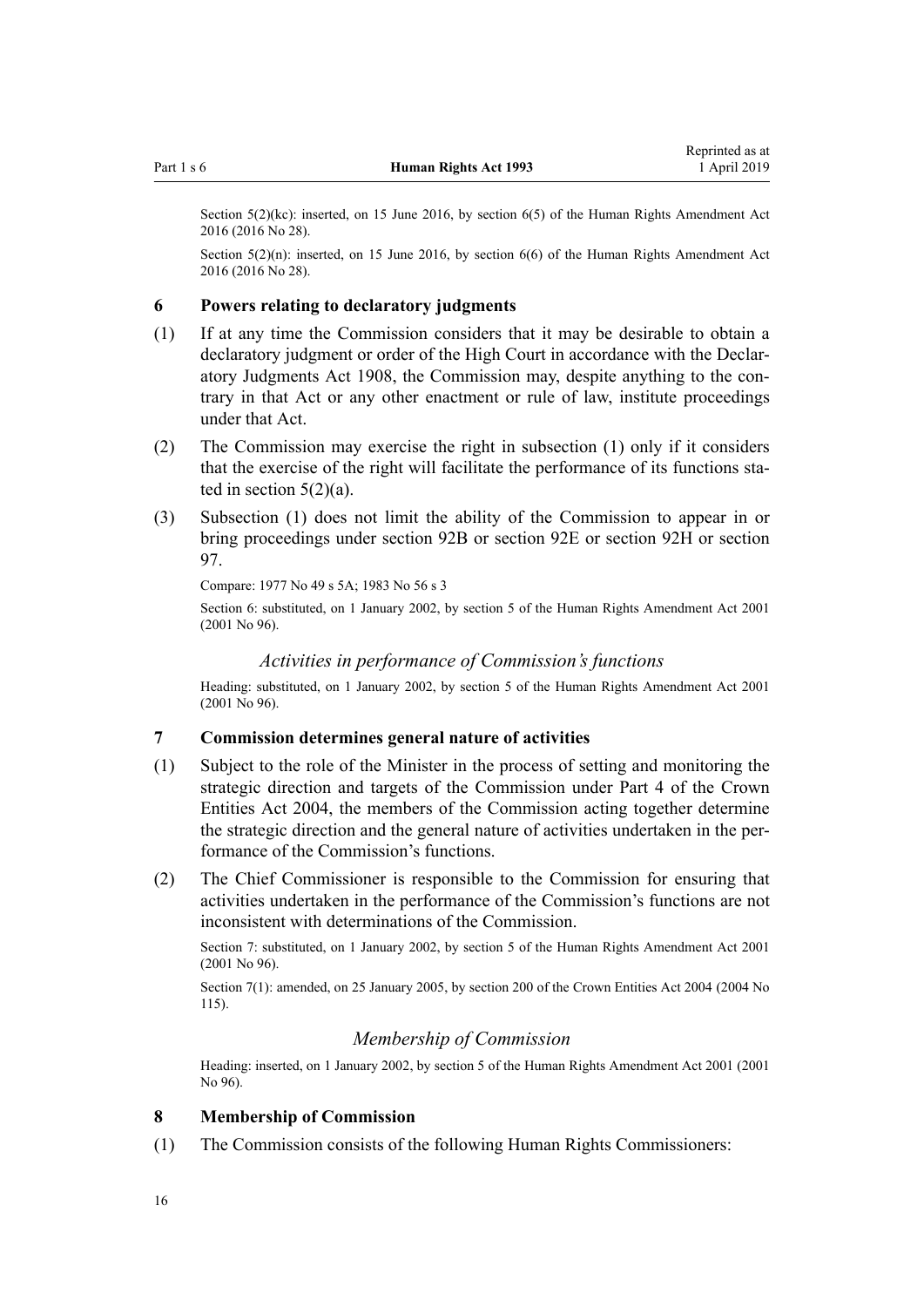Section 5(2)(kc): inserted, on 15 June 2016, by section 6(5) of the Human Rights Amendment Act 2016 (2016 No 28).

Section 5(2)(n): inserted, on 15 June 2016, by section 6(6) of the Human Rights Amendment Act 2016 (2016 No 28).

### 6 Powers relating to declaratory judgments

(1) If at any time the Commission considers that it may be desirable to obtain a declaratory judgment or order of the High Court in accordance with the Declaratory Judgments Act 1908, the Commission may, despite anything to the contrary in that Act or any other enactment or rule of law, institute proceedings under that Act.

(2) The Commission may exercise the right in subsection (1) only if it considers that the exercise of the right will facilitate the performance of its functions stated in section 5(2)(a).

(3) Subsection (1) does not limit the ability of the Commission to appear in or bring proceedings under section 92B or section 92E or section 92H or section 97.

Compare: 1977 No 49 s 5A; 1983 No 56 s 3

Section 6: substituted, on 1 January 2002, by section 5 of the Human Rights Amendment Act 2001 (2001 No 96).

*Activities in performance of Commission's functions*

Heading: substituted, on 1 January 2002, by section 5 of the Human Rights Amendment Act 2001 (2001 No 96).

### 7 Commission determines general nature of activities

(1) Subject to the role of the Minister in the process of setting and monitoring the strategic direction and targets of the Commission under Part 4 of the Crown Entities Act 2004, the members of the Commission acting together determine the strategic direction and the general nature of activities undertaken in the performance of the Commission's functions.

(2) The Chief Commissioner is responsible to the Commission for ensuring that activities undertaken in the performance of the Commission's functions are not inconsistent with determinations of the Commission.

Section 7: substituted, on 1 January 2002, by section 5 of the Human Rights Amendment Act 2001 (2001 No 96).

Section 7(1): amended, on 25 January 2005, by section 200 of the Crown Entities Act 2004 (2004 No 115).

*Membership of Commission*

Heading: inserted, on 1 January 2002, by section 5 of the Human Rights Amendment Act 2001 (2001 No 96).

### 8 Membership of Commission

(1) The Commission consists of the following Human Rights Commissioners: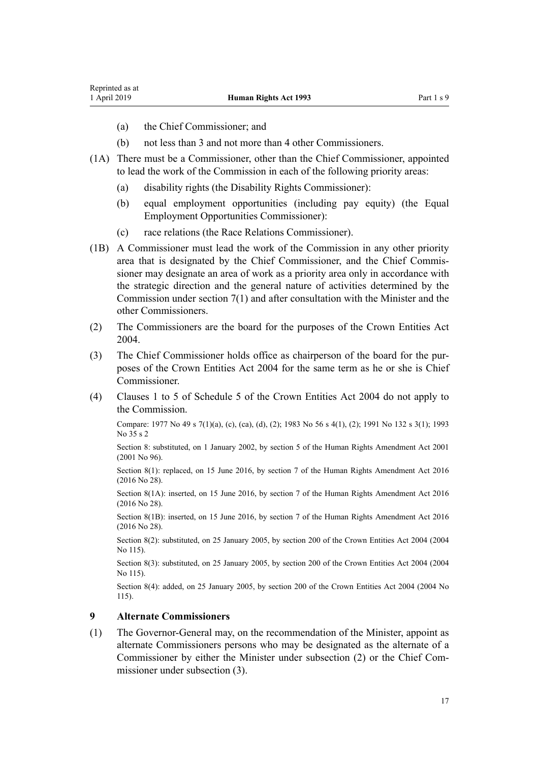(a) the Chief Commissioner; and

(b) not less than 3 and not more than 4 other Commissioners.

(1A) There must be a Commissioner, other than the Chief Commissioner, appointed to lead the work of the Commission in each of the following priority areas:

(a) disability rights (the Disability Rights Commissioner):

(b) equal employment opportunities (including pay equity) (the Equal Employment Opportunities Commissioner):

(c) race relations (the Race Relations Commissioner).

(1B) A Commissioner must lead the work of the Commission in any other priority area that is designated by the Chief Commissioner, and the Chief Commissioner may designate an area of work as a priority area only in accordance with the strategic direction and the general nature of activities determined by the Commission under section 7(1) and after consultation with the Minister and the other Commissioners.

(2) The Commissioners are the board for the purposes of the Crown Entities Act 2004.

(3) The Chief Commissioner holds office as chairperson of the board for the purposes of the Crown Entities Act 2004 for the same term as he or she is Chief Commissioner.

(4) Clauses 1 to 5 of Schedule 5 of the Crown Entities Act 2004 do not apply to the Commission.

Compare: 1977 No 49 s 7(1)(a), (c), (ca), (d), (2); 1983 No 56 s 4(1), (2); 1991 No 132 s 3(1); 1993 No 35 s 2

Section 8: substituted, on 1 January 2002, by section 5 of the Human Rights Amendment Act 2001 (2001 No 96).

Section 8(1): replaced, on 15 June 2016, by section 7 of the Human Rights Amendment Act 2016 (2016 No 28).

Section 8(1A): inserted, on 15 June 2016, by section 7 of the Human Rights Amendment Act 2016 (2016 No 28).

Section 8(1B): inserted, on 15 June 2016, by section 7 of the Human Rights Amendment Act 2016 (2016 No 28).

Section 8(2): substituted, on 25 January 2005, by section 200 of the Crown Entities Act 2004 (2004 No 115).

Section 8(3): substituted, on 25 January 2005, by section 200 of the Crown Entities Act 2004 (2004 No 115).

Section 8(4): added, on 25 January 2005, by section 200 of the Crown Entities Act 2004 (2004 No 115).

### 9 Alternate Commissioners

(1) The Governor-General may, on the recommendation of the Minister, appoint as alternate Commissioners persons who may be designated as the alternate of a Commissioner by either the Minister under subsection (2) or the Chief Commissioner under subsection (3).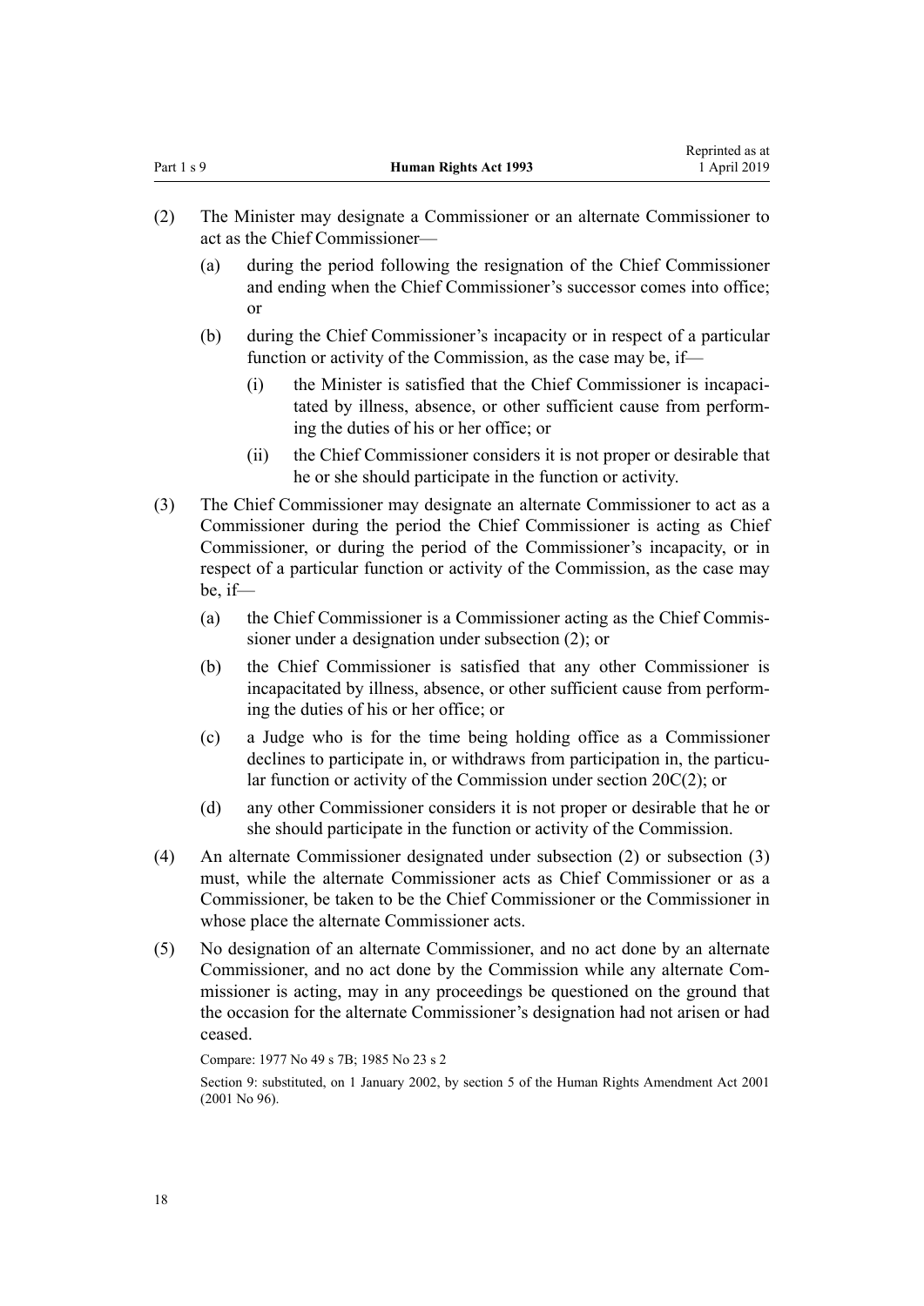(2) The Minister may designate a Commissioner or an alternate Commissioner to act as the Chief Commissioner—

  (a) during the period following the resignation of the Chief Commissioner and ending when the Chief Commissioner's successor comes into office; or

  (b) during the Chief Commissioner's incapacity or in respect of a particular function or activity of the Commission, as the case may be, if—

    (i) the Minister is satisfied that the Chief Commissioner is incapacitated by illness, absence, or other sufficient cause from performing the duties of his or her office; or

    (ii) the Chief Commissioner considers it is not proper or desirable that he or she should participate in the function or activity.

(3) The Chief Commissioner may designate an alternate Commissioner to act as a Commissioner during the period the Chief Commissioner is acting as Chief Commissioner, or during the period of the Commissioner's incapacity, or in respect of a particular function or activity of the Commission, as the case may be, if—

  (a) the Chief Commissioner is a Commissioner acting as the Chief Commissioner under a designation under subsection (2); or

  (b) the Chief Commissioner is satisfied that any other Commissioner is incapacitated by illness, absence, or other sufficient cause from performing the duties of his or her office; or

  (c) a Judge who is for the time being holding office as a Commissioner declines to participate in, or withdraws from participation in, the particular function or activity of the Commission under section 20C(2); or

  (d) any other Commissioner considers it is not proper or desirable that he or she should participate in the function or activity of the Commission.

(4) An alternate Commissioner designated under subsection (2) or subsection (3) must, while the alternate Commissioner acts as Chief Commissioner or as a Commissioner, be taken to be the Chief Commissioner or the Commissioner in whose place the alternate Commissioner acts.

(5) No designation of an alternate Commissioner, and no act done by an alternate Commissioner, and no act done by the Commission while any alternate Commissioner is acting, may in any proceedings be questioned on the ground that the occasion for the alternate Commissioner's designation had not arisen or had ceased.

Compare: 1977 No 49 s 7B; 1985 No 23 s 2

Section 9: substituted, on 1 January 2002, by section 5 of the Human Rights Amendment Act 2001 (2001 No 96).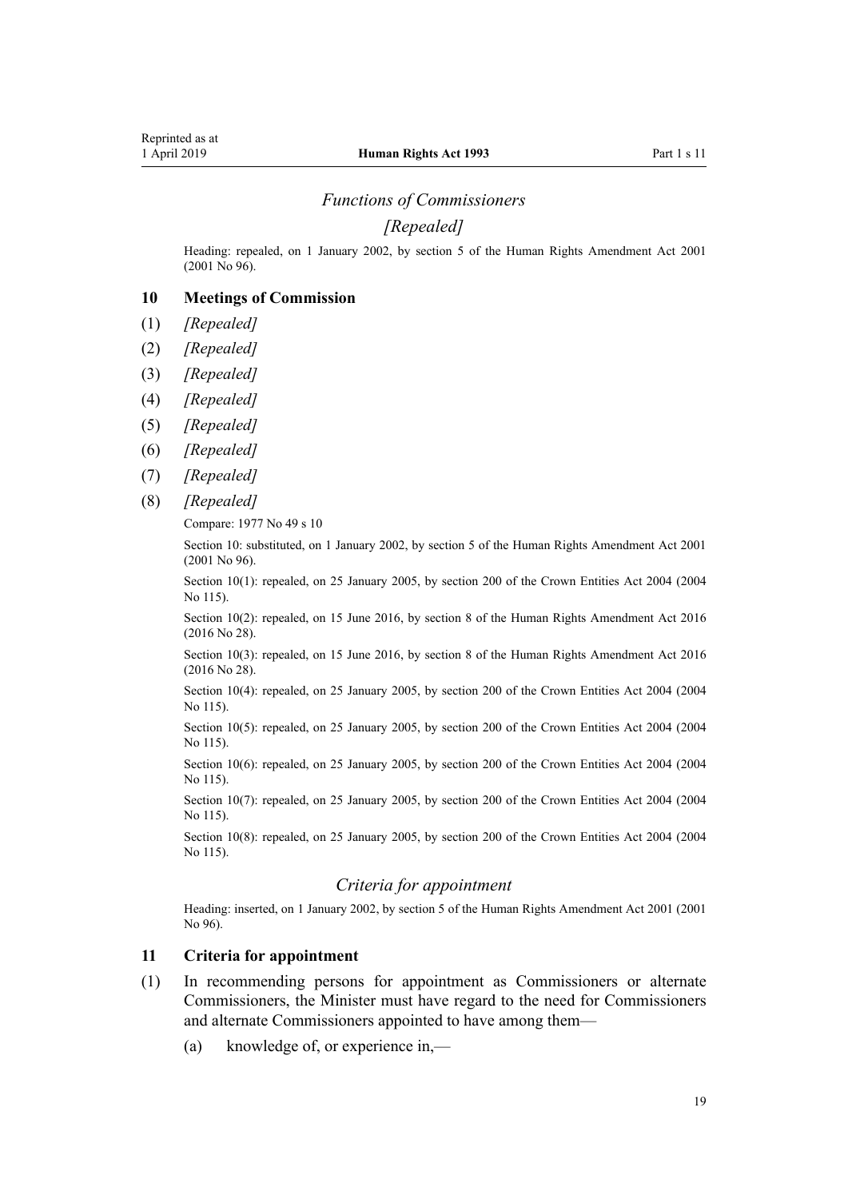### *Functions of Commissioners*

### *[Repealed]*

Heading: repealed, on 1 January 2002, by section 5 of the Human Rights Amendment Act 2001 (2001 No 96).

## 10 Meetings of Commission

(1) *[Repealed]*

(2) *[Repealed]*

(3) *[Repealed]*

(4) *[Repealed]*

(5) *[Repealed]*

(6) *[Repealed]*

(7) *[Repealed]*

(8) *[Repealed]*

Compare: 1977 No 49 s 10

Section 10: substituted, on 1 January 2002, by section 5 of the Human Rights Amendment Act 2001 (2001 No 96).

Section 10(1): repealed, on 25 January 2005, by section 200 of the Crown Entities Act 2004 (2004 No 115).

Section 10(2): repealed, on 15 June 2016, by section 8 of the Human Rights Amendment Act 2016 (2016 No 28).

Section 10(3): repealed, on 15 June 2016, by section 8 of the Human Rights Amendment Act 2016 (2016 No 28).

Section 10(4): repealed, on 25 January 2005, by section 200 of the Crown Entities Act 2004 (2004 No 115).

Section 10(5): repealed, on 25 January 2005, by section 200 of the Crown Entities Act 2004 (2004 No 115).

Section 10(6): repealed, on 25 January 2005, by section 200 of the Crown Entities Act 2004 (2004 No 115).

Section 10(7): repealed, on 25 January 2005, by section 200 of the Crown Entities Act 2004 (2004 No 115).

Section 10(8): repealed, on 25 January 2005, by section 200 of the Crown Entities Act 2004 (2004 No 115).

### *Criteria for appointment*

Heading: inserted, on 1 January 2002, by section 5 of the Human Rights Amendment Act 2001 (2001 No 96).

## 11 Criteria for appointment

(1) In recommending persons for appointment as Commissioners or alternate Commissioners, the Minister must have regard to the need for Commissioners and alternate Commissioners appointed to have among them—

(a) knowledge of, or experience in,—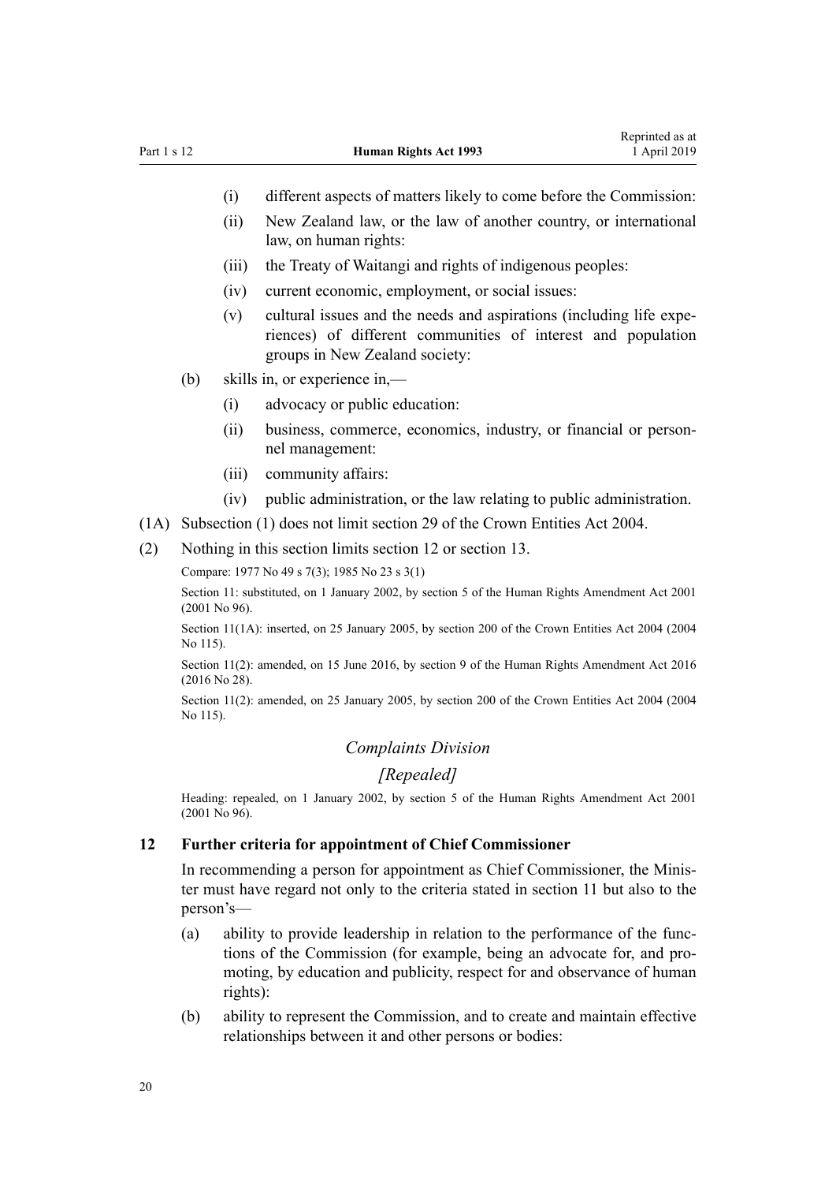- (i) different aspects of matters likely to come before the Commission:
- (ii) New Zealand law, or the law of another country, or international law, on human rights:
- (iii) the Treaty of Waitangi and rights of indigenous peoples:
- (iv) current economic, employment, or social issues:
- (v) cultural issues and the needs and aspirations (including life experiences) of different communities of interest and population groups in New Zealand society:

(b) skills in, or experience in,—

- (i) advocacy or public education:
- (ii) business, commerce, economics, industry, or financial or personnel management:
- (iii) community affairs:
- (iv) public administration, or the law relating to public administration.

(1A) Subsection (1) does not limit section 29 of the Crown Entities Act 2004.

(2) Nothing in this section limits section 12 or section 13.

Compare: 1977 No 49 s 7(3); 1985 No 23 s 3(1)

Section 11: substituted, on 1 January 2002, by section 5 of the Human Rights Amendment Act 2001 (2001 No 96).

Section 11(1A): inserted, on 25 January 2005, by section 200 of the Crown Entities Act 2004 (2004 No 115).

Section 11(2): amended, on 15 June 2016, by section 9 of the Human Rights Amendment Act 2016 (2016 No 28).

Section 11(2): amended, on 25 January 2005, by section 200 of the Crown Entities Act 2004 (2004 No 115).

*Complaints Division*

*[Repealed]*

Heading: repealed, on 1 January 2002, by section 5 of the Human Rights Amendment Act 2001 (2001 No 96).

**12 Further criteria for appointment of Chief Commissioner**

In recommending a person for appointment as Chief Commissioner, the Minister must have regard not only to the criteria stated in section 11 but also to the person's—

(a) ability to provide leadership in relation to the performance of the functions of the Commission (for example, being an advocate for, and promoting, by education and publicity, respect for and observance of human rights):

(b) ability to represent the Commission, and to create and maintain effective relationships between it and other persons or bodies: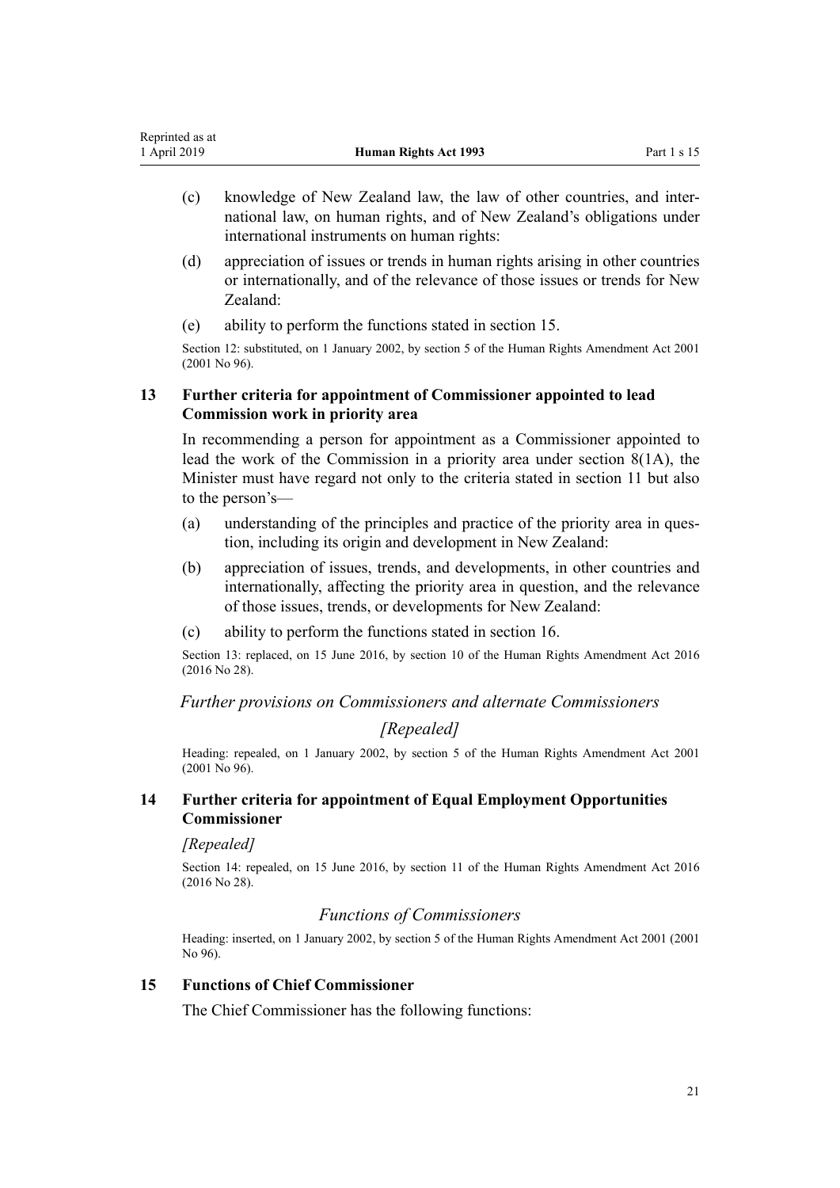(c) knowledge of New Zealand law, the law of other countries, and international law, on human rights, and of New Zealand's obligations under international instruments on human rights:

(d) appreciation of issues or trends in human rights arising in other countries or internationally, and of the relevance of those issues or trends for New Zealand:

(e) ability to perform the functions stated in section 15.

Section 12: substituted, on 1 January 2002, by section 5 of the Human Rights Amendment Act 2001 (2001 No 96).

### 13 Further criteria for appointment of Commissioner appointed to lead Commission work in priority area

In recommending a person for appointment as a Commissioner appointed to lead the work of the Commission in a priority area under section 8(1A), the Minister must have regard not only to the criteria stated in section 11 but also to the person's—

(a) understanding of the principles and practice of the priority area in question, including its origin and development in New Zealand:

(b) appreciation of issues, trends, and developments, in other countries and internationally, affecting the priority area in question, and the relevance of those issues, trends, or developments for New Zealand:

(c) ability to perform the functions stated in section 16.

Section 13: replaced, on 15 June 2016, by section 10 of the Human Rights Amendment Act 2016 (2016 No 28).

*Further provisions on Commissioners and alternate Commissioners*

*[Repealed]*

Heading: repealed, on 1 January 2002, by section 5 of the Human Rights Amendment Act 2001 (2001 No 96).

### 14 Further criteria for appointment of Equal Employment Opportunities Commissioner

*[Repealed]*

Section 14: repealed, on 15 June 2016, by section 11 of the Human Rights Amendment Act 2016 (2016 No 28).

*Functions of Commissioners*

Heading: inserted, on 1 January 2002, by section 5 of the Human Rights Amendment Act 2001 (2001 No 96).

### 15 Functions of Chief Commissioner

The Chief Commissioner has the following functions: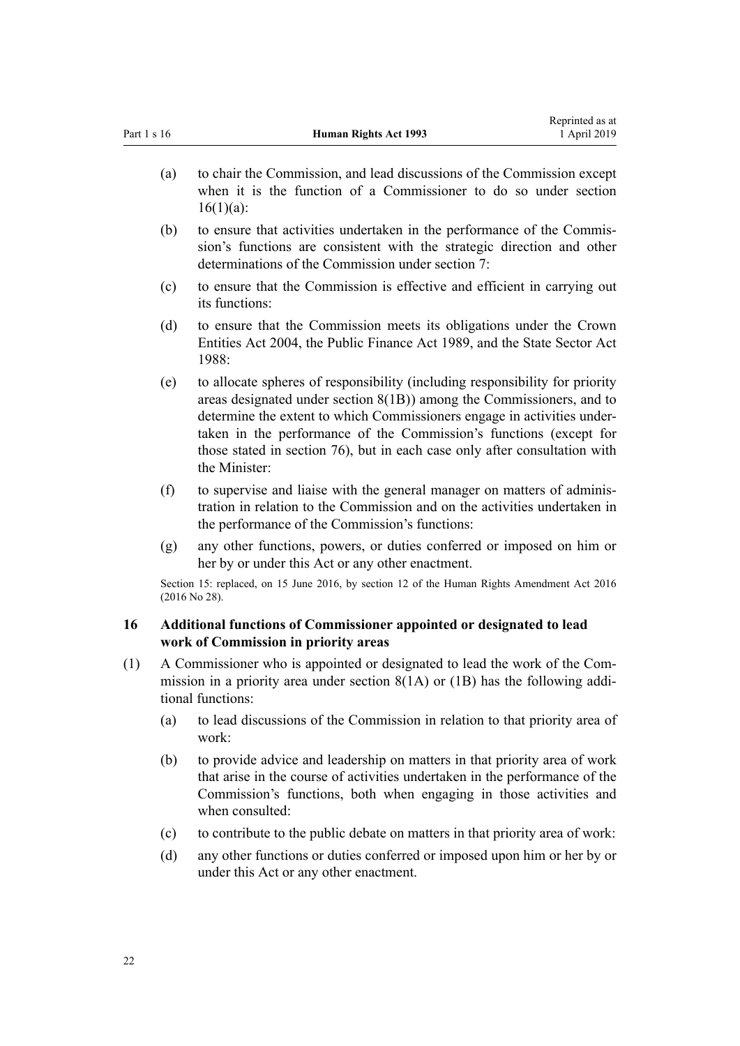(a) to chair the Commission, and lead discussions of the Commission except when it is the function of a Commissioner to do so under section 16(1)(a):

(b) to ensure that activities undertaken in the performance of the Commission's functions are consistent with the strategic direction and other determinations of the Commission under section 7:

(c) to ensure that the Commission is effective and efficient in carrying out its functions:

(d) to ensure that the Commission meets its obligations under the Crown Entities Act 2004, the Public Finance Act 1989, and the State Sector Act 1988:

(e) to allocate spheres of responsibility (including responsibility for priority areas designated under section 8(1B)) among the Commissioners, and to determine the extent to which Commissioners engage in activities undertaken in the performance of the Commission's functions (except for those stated in section 76), but in each case only after consultation with the Minister:

(f) to supervise and liaise with the general manager on matters of administration in relation to the Commission and on the activities undertaken in the performance of the Commission's functions:

(g) any other functions, powers, or duties conferred or imposed on him or her by or under this Act or any other enactment.

Section 15: replaced, on 15 June 2016, by section 12 of the Human Rights Amendment Act 2016 (2016 No 28).

### 16 Additional functions of Commissioner appointed or designated to lead work of Commission in priority areas

(1) A Commissioner who is appointed or designated to lead the work of the Commission in a priority area under section 8(1A) or (1B) has the following additional functions:

(a) to lead discussions of the Commission in relation to that priority area of work:

(b) to provide advice and leadership on matters in that priority area of work that arise in the course of activities undertaken in the performance of the Commission's functions, both when engaging in those activities and when consulted:

(c) to contribute to the public debate on matters in that priority area of work:

(d) any other functions or duties conferred or imposed upon him or her by or under this Act or any other enactment.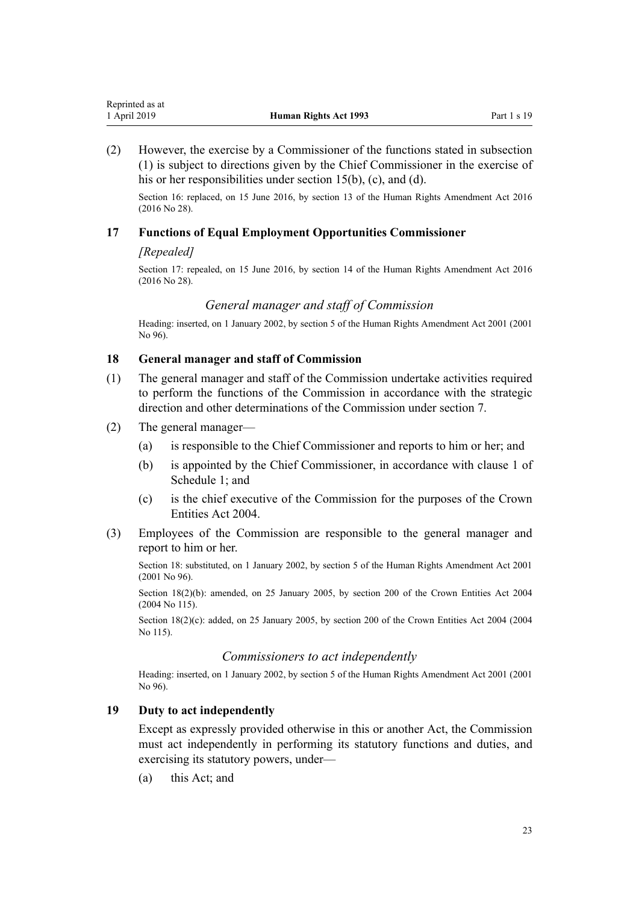(2) However, the exercise by a Commissioner of the functions stated in subsection (1) is subject to directions given by the Chief Commissioner in the exercise of his or her responsibilities under section 15(b), (c), and (d).

Section 16: replaced, on 15 June 2016, by section 13 of the Human Rights Amendment Act 2016 (2016 No 28).

### 17 Functions of Equal Employment Opportunities Commissioner

*[Repealed]*

Section 17: repealed, on 15 June 2016, by section 14 of the Human Rights Amendment Act 2016 (2016 No 28).

*General manager and staff of Commission*

Heading: inserted, on 1 January 2002, by section 5 of the Human Rights Amendment Act 2001 (2001 No 96).

### 18 General manager and staff of Commission

(1) The general manager and staff of the Commission undertake activities required to perform the functions of the Commission in accordance with the strategic direction and other determinations of the Commission under section 7.

(2) The general manager—

- (a) is responsible to the Chief Commissioner and reports to him or her; and
- (b) is appointed by the Chief Commissioner, in accordance with clause 1 of Schedule 1; and
- (c) is the chief executive of the Commission for the purposes of the Crown Entities Act 2004.

(3) Employees of the Commission are responsible to the general manager and report to him or her.

Section 18: substituted, on 1 January 2002, by section 5 of the Human Rights Amendment Act 2001 (2001 No 96).

Section 18(2)(b): amended, on 25 January 2005, by section 200 of the Crown Entities Act 2004 (2004 No 115).

Section 18(2)(c): added, on 25 January 2005, by section 200 of the Crown Entities Act 2004 (2004 No 115).

*Commissioners to act independently*

Heading: inserted, on 1 January 2002, by section 5 of the Human Rights Amendment Act 2001 (2001 No 96).

### 19 Duty to act independently

Except as expressly provided otherwise in this or another Act, the Commission must act independently in performing its statutory functions and duties, and exercising its statutory powers, under—

- (a) this Act; and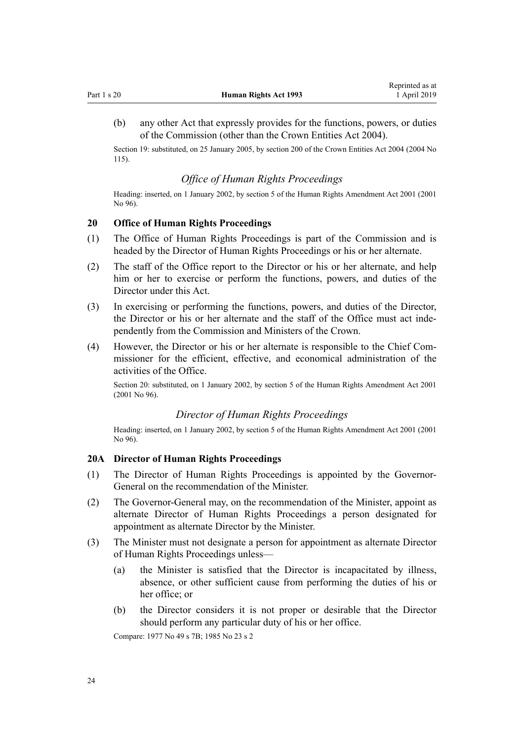(b) any other Act that expressly provides for the functions, powers, or duties of the Commission (other than the Crown Entities Act 2004).

Section 19: substituted, on 25 January 2005, by section 200 of the Crown Entities Act 2004 (2004 No 115).

### *Office of Human Rights Proceedings*

Heading: inserted, on 1 January 2002, by section 5 of the Human Rights Amendment Act 2001 (2001 No 96).

#### 20 Office of Human Rights Proceedings

(1) The Office of Human Rights Proceedings is part of the Commission and is headed by the Director of Human Rights Proceedings or his or her alternate.

(2) The staff of the Office report to the Director or his or her alternate, and help him or her to exercise or perform the functions, powers, and duties of the Director under this Act.

(3) In exercising or performing the functions, powers, and duties of the Director, the Director or his or her alternate and the staff of the Office must act independently from the Commission and Ministers of the Crown.

(4) However, the Director or his or her alternate is responsible to the Chief Commissioner for the efficient, effective, and economical administration of the activities of the Office.

Section 20: substituted, on 1 January 2002, by section 5 of the Human Rights Amendment Act 2001 (2001 No 96).

### *Director of Human Rights Proceedings*

Heading: inserted, on 1 January 2002, by section 5 of the Human Rights Amendment Act 2001 (2001 No 96).

#### 20A Director of Human Rights Proceedings

(1) The Director of Human Rights Proceedings is appointed by the Governor-General on the recommendation of the Minister.

(2) The Governor-General may, on the recommendation of the Minister, appoint as alternate Director of Human Rights Proceedings a person designated for appointment as alternate Director by the Minister.

(3) The Minister must not designate a person for appointment as alternate Director of Human Rights Proceedings unless—

  (a) the Minister is satisfied that the Director is incapacitated by illness, absence, or other sufficient cause from performing the duties of his or her office; or

  (b) the Director considers it is not proper or desirable that the Director should perform any particular duty of his or her office.

Compare: 1977 No 49 s 7B; 1985 No 23 s 2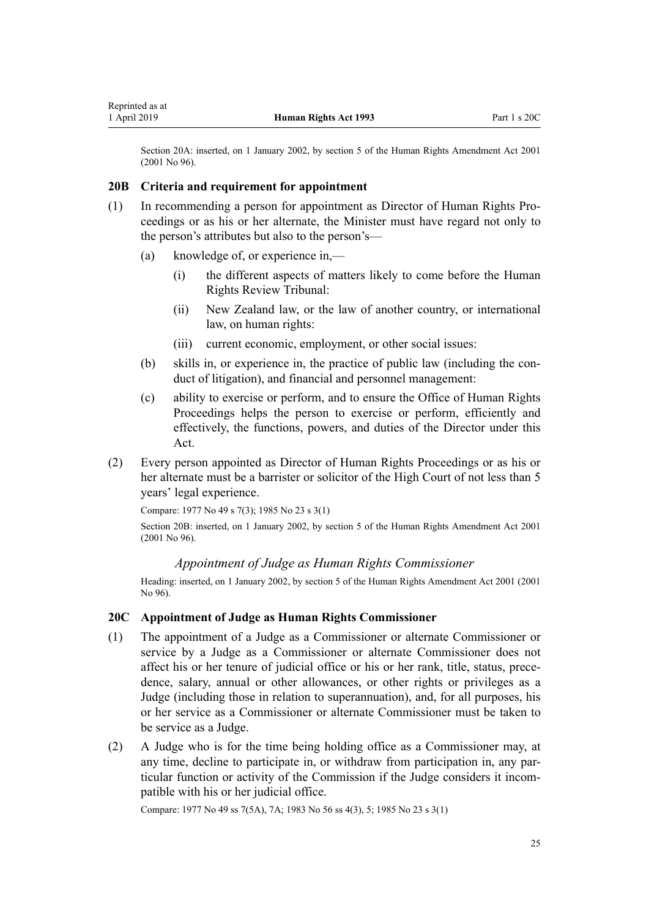Section 20A: inserted, on 1 January 2002, by section 5 of the Human Rights Amendment Act 2001 (2001 No 96).

### 20B Criteria and requirement for appointment

(1) In recommending a person for appointment as Director of Human Rights Proceedings or as his or her alternate, the Minister must have regard not only to the person's attributes but also to the person's—

   (a) knowledge of, or experience in,—

      (i) the different aspects of matters likely to come before the Human Rights Review Tribunal:

      (ii) New Zealand law, or the law of another country, or international law, on human rights:

      (iii) current economic, employment, or other social issues:

   (b) skills in, or experience in, the practice of public law (including the conduct of litigation), and financial and personnel management:

   (c) ability to exercise or perform, and to ensure the Office of Human Rights Proceedings helps the person to exercise or perform, efficiently and effectively, the functions, powers, and duties of the Director under this Act.

(2) Every person appointed as Director of Human Rights Proceedings or as his or her alternate must be a barrister or solicitor of the High Court of not less than 5 years' legal experience.

Compare: 1977 No 49 s 7(3); 1985 No 23 s 3(1)

Section 20B: inserted, on 1 January 2002, by section 5 of the Human Rights Amendment Act 2001 (2001 No 96).

*Appointment of Judge as Human Rights Commissioner*

Heading: inserted, on 1 January 2002, by section 5 of the Human Rights Amendment Act 2001 (2001 No 96).

### 20C Appointment of Judge as Human Rights Commissioner

(1) The appointment of a Judge as a Commissioner or alternate Commissioner or service by a Judge as a Commissioner or alternate Commissioner does not affect his or her tenure of judicial office or his or her rank, title, status, precedence, salary, annual or other allowances, or other rights or privileges as a Judge (including those in relation to superannuation), and, for all purposes, his or her service as a Commissioner or alternate Commissioner must be taken to be service as a Judge.

(2) A Judge who is for the time being holding office as a Commissioner may, at any time, decline to participate in, or withdraw from participation in, any particular function or activity of the Commission if the Judge considers it incompatible with his or her judicial office.

Compare: 1977 No 49 ss 7(5A), 7A; 1983 No 56 ss 4(3), 5; 1985 No 23 s 3(1)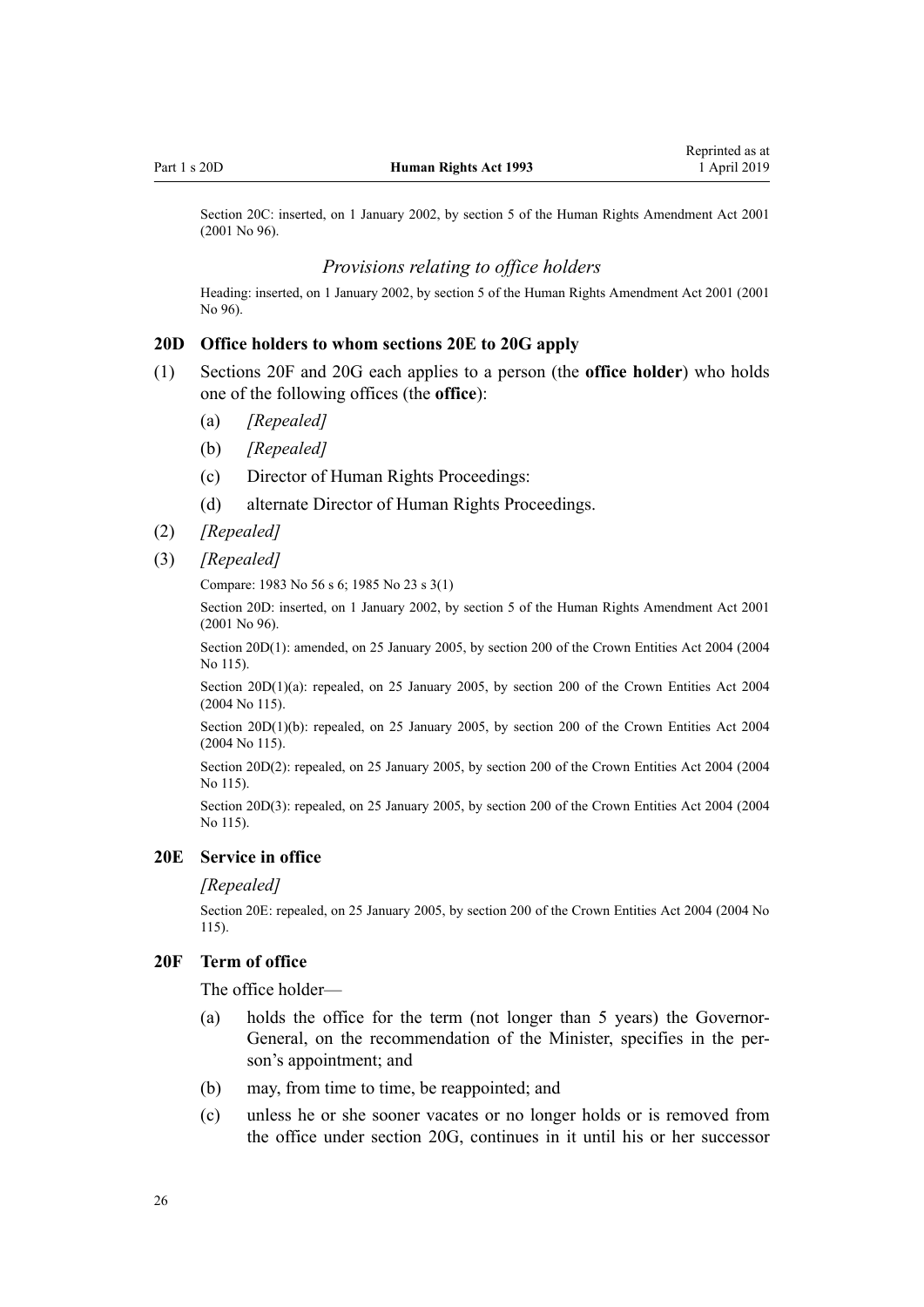Section 20C: inserted, on 1 January 2002, by section 5 of the Human Rights Amendment Act 2001 (2001 No 96).

### *Provisions relating to office holders*

Heading: inserted, on 1 January 2002, by section 5 of the Human Rights Amendment Act 2001 (2001 No 96).

### 20D Office holders to whom sections 20E to 20G apply

(1) Sections 20F and 20G each applies to a person (the **office holder**) who holds one of the following offices (the **office**):

- (a) *[Repealed]*
- (b) *[Repealed]*
- (c) Director of Human Rights Proceedings:
- (d) alternate Director of Human Rights Proceedings.

(2) *[Repealed]*

(3) *[Repealed]*

Compare: 1983 No 56 s 6; 1985 No 23 s 3(1)

Section 20D: inserted, on 1 January 2002, by section 5 of the Human Rights Amendment Act 2001 (2001 No 96).

Section 20D(1): amended, on 25 January 2005, by section 200 of the Crown Entities Act 2004 (2004 No 115).

Section 20D(1)(a): repealed, on 25 January 2005, by section 200 of the Crown Entities Act 2004 (2004 No 115).

Section 20D(1)(b): repealed, on 25 January 2005, by section 200 of the Crown Entities Act 2004 (2004 No 115).

Section 20D(2): repealed, on 25 January 2005, by section 200 of the Crown Entities Act 2004 (2004 No 115).

Section 20D(3): repealed, on 25 January 2005, by section 200 of the Crown Entities Act 2004 (2004 No 115).

### 20E Service in office

*[Repealed]*

Section 20E: repealed, on 25 January 2005, by section 200 of the Crown Entities Act 2004 (2004 No 115).

### 20F Term of office

The office holder—

- (a) holds the office for the term (not longer than 5 years) the Governor-General, on the recommendation of the Minister, specifies in the person's appointment; and
- (b) may, from time to time, be reappointed; and
- (c) unless he or she sooner vacates or no longer holds or is removed from the office under section 20G, continues in it until his or her successor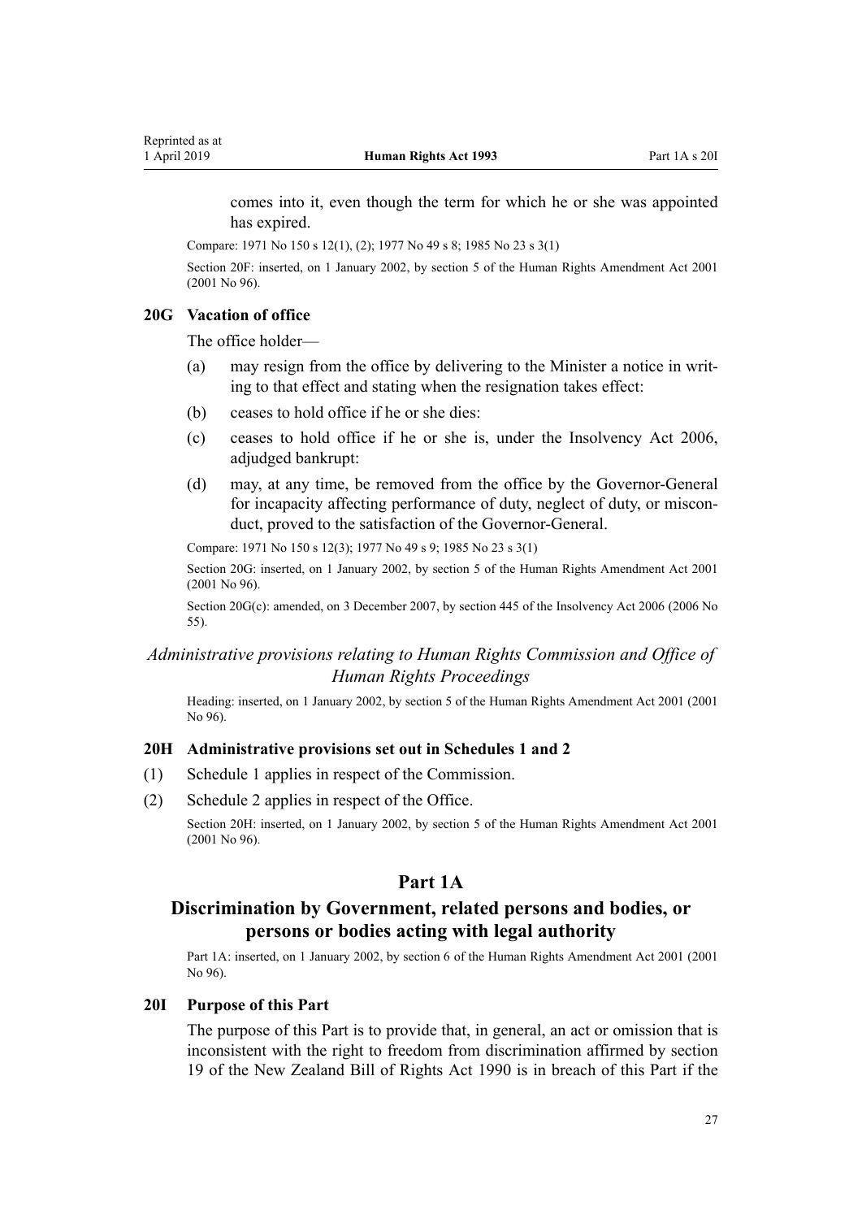comes into it, even though the term for which he or she was appointed has expired.

Compare: 1971 No 150 s 12(1), (2); 1977 No 49 s 8; 1985 No 23 s 3(1)

Section 20F: inserted, on 1 January 2002, by section 5 of the Human Rights Amendment Act 2001 (2001 No 96).

### 20G Vacation of office

The office holder—

(a) may resign from the office by delivering to the Minister a notice in writing to that effect and stating when the resignation takes effect:

(b) ceases to hold office if he or she dies:

(c) ceases to hold office if he or she is, under the Insolvency Act 2006, adjudged bankrupt:

(d) may, at any time, be removed from the office by the Governor-General for incapacity affecting performance of duty, neglect of duty, or misconduct, proved to the satisfaction of the Governor-General.

Compare: 1971 No 150 s 12(3); 1977 No 49 s 9; 1985 No 23 s 3(1)

Section 20G: inserted, on 1 January 2002, by section 5 of the Human Rights Amendment Act 2001 (2001 No 96).

Section 20G(c): amended, on 3 December 2007, by section 445 of the Insolvency Act 2006 (2006 No 55).

*Administrative provisions relating to Human Rights Commission and Office of Human Rights Proceedings*

Heading: inserted, on 1 January 2002, by section 5 of the Human Rights Amendment Act 2001 (2001 No 96).

### 20H Administrative provisions set out in Schedules 1 and 2

(1) Schedule 1 applies in respect of the Commission.

(2) Schedule 2 applies in respect of the Office.

Section 20H: inserted, on 1 January 2002, by section 5 of the Human Rights Amendment Act 2001 (2001 No 96).

## Part 1A

## Discrimination by Government, related persons and bodies, or persons or bodies acting with legal authority

Part 1A: inserted, on 1 January 2002, by section 6 of the Human Rights Amendment Act 2001 (2001 No 96).

### 20I Purpose of this Part

The purpose of this Part is to provide that, in general, an act or omission that is inconsistent with the right to freedom from discrimination affirmed by section 19 of the New Zealand Bill of Rights Act 1990 is in breach of this Part if the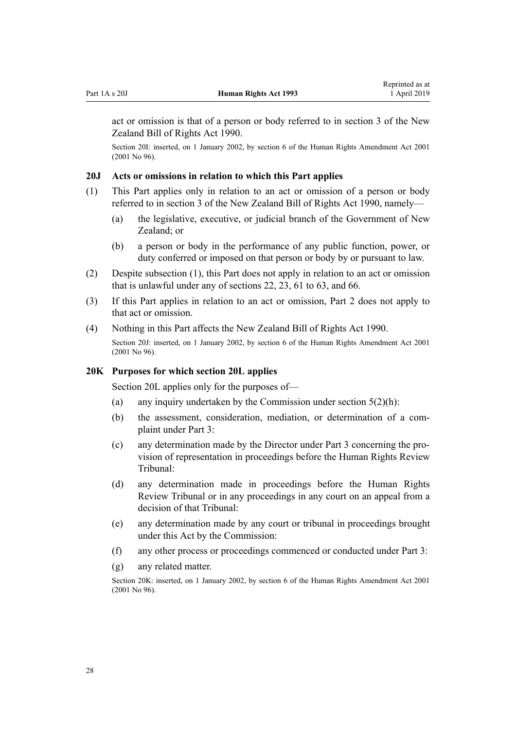act or omission is that of a person or body referred to in section 3 of the New Zealand Bill of Rights Act 1990.

Section 20I: inserted, on 1 January 2002, by section 6 of the Human Rights Amendment Act 2001 (2001 No 96).

### 20J Acts or omissions in relation to which this Part applies

(1) This Part applies only in relation to an act or omission of a person or body referred to in section 3 of the New Zealand Bill of Rights Act 1990, namely—

  (a) the legislative, executive, or judicial branch of the Government of New Zealand; or

  (b) a person or body in the performance of any public function, power, or duty conferred or imposed on that person or body by or pursuant to law.

(2) Despite subsection (1), this Part does not apply in relation to an act or omission that is unlawful under any of sections 22, 23, 61 to 63, and 66.

(3) If this Part applies in relation to an act or omission, Part 2 does not apply to that act or omission.

(4) Nothing in this Part affects the New Zealand Bill of Rights Act 1990.

Section 20J: inserted, on 1 January 2002, by section 6 of the Human Rights Amendment Act 2001 (2001 No 96).

### 20K Purposes for which section 20L applies

Section 20L applies only for the purposes of—

  (a) any inquiry undertaken by the Commission under section 5(2)(h):

  (b) the assessment, consideration, mediation, or determination of a complaint under Part 3:

  (c) any determination made by the Director under Part 3 concerning the provision of representation in proceedings before the Human Rights Review Tribunal:

  (d) any determination made in proceedings before the Human Rights Review Tribunal or in any proceedings in any court on an appeal from a decision of that Tribunal:

  (e) any determination made by any court or tribunal in proceedings brought under this Act by the Commission:

  (f) any other process or proceedings commenced or conducted under Part 3:

  (g) any related matter.

Section 20K: inserted, on 1 January 2002, by section 6 of the Human Rights Amendment Act 2001 (2001 No 96).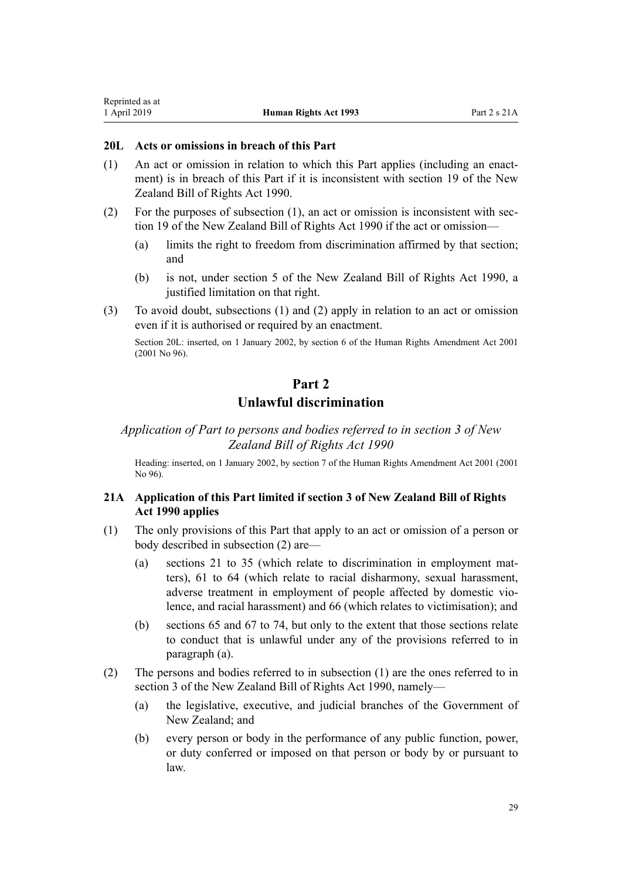### 20L Acts or omissions in breach of this Part

(1) An act or omission in relation to which this Part applies (including an enactment) is in breach of this Part if it is inconsistent with section 19 of the New Zealand Bill of Rights Act 1990.

(2) For the purposes of subsection (1), an act or omission is inconsistent with section 19 of the New Zealand Bill of Rights Act 1990 if the act or omission—

   (a) limits the right to freedom from discrimination affirmed by that section; and

   (b) is not, under section 5 of the New Zealand Bill of Rights Act 1990, a justified limitation on that right.

(3) To avoid doubt, subsections (1) and (2) apply in relation to an act or omission even if it is authorised or required by an enactment.

Section 20L: inserted, on 1 January 2002, by section 6 of the Human Rights Amendment Act 2001 (2001 No 96).

## Part 2
## Unlawful discrimination

*Application of Part to persons and bodies referred to in section 3 of New Zealand Bill of Rights Act 1990*

Heading: inserted, on 1 January 2002, by section 7 of the Human Rights Amendment Act 2001 (2001 No 96).

### 21A Application of this Part limited if section 3 of New Zealand Bill of Rights Act 1990 applies

(1) The only provisions of this Part that apply to an act or omission of a person or body described in subsection (2) are—

   (a) sections 21 to 35 (which relate to discrimination in employment matters), 61 to 64 (which relate to racial disharmony, sexual harassment, adverse treatment in employment of people affected by domestic violence, and racial harassment) and 66 (which relates to victimisation); and

   (b) sections 65 and 67 to 74, but only to the extent that those sections relate to conduct that is unlawful under any of the provisions referred to in paragraph (a).

(2) The persons and bodies referred to in subsection (1) are the ones referred to in section 3 of the New Zealand Bill of Rights Act 1990, namely—

   (a) the legislative, executive, and judicial branches of the Government of New Zealand; and

   (b) every person or body in the performance of any public function, power, or duty conferred or imposed on that person or body by or pursuant to law.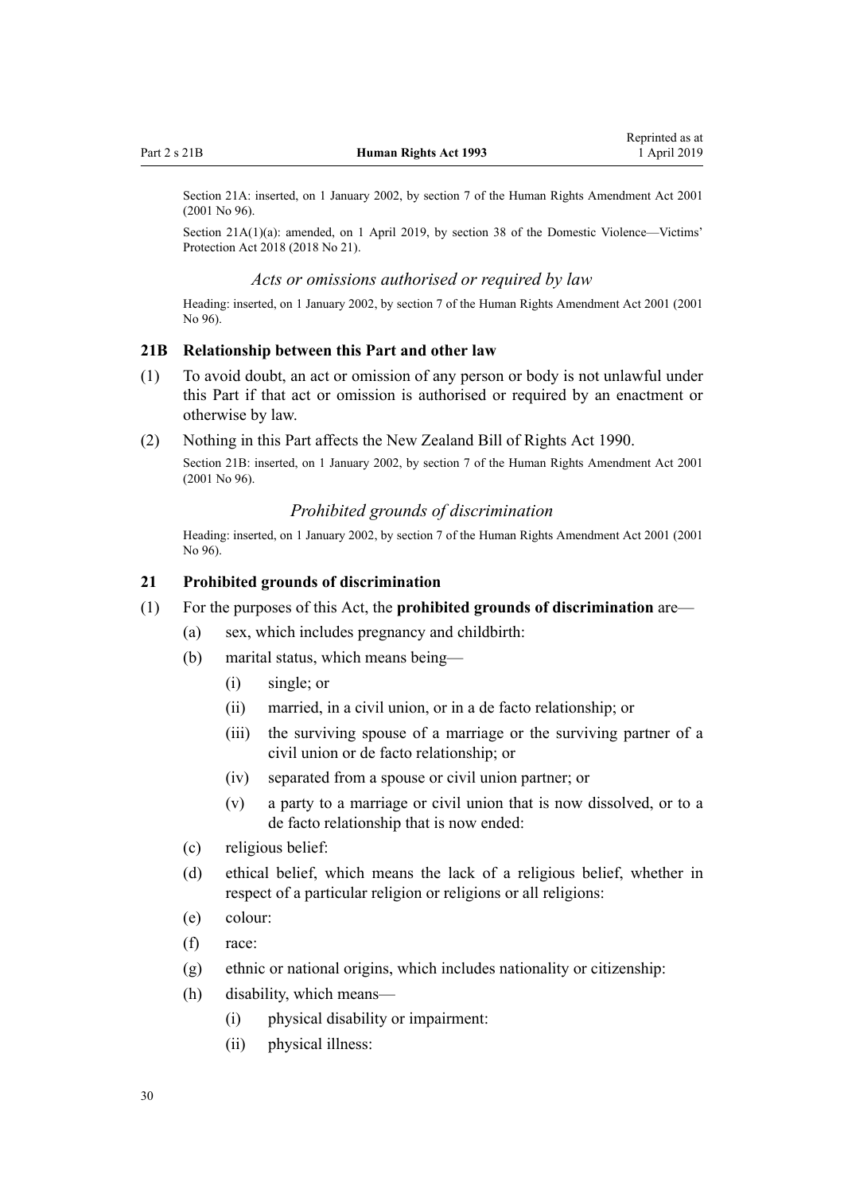Section 21A: inserted, on 1 January 2002, by section 7 of the Human Rights Amendment Act 2001 (2001 No 96).

Section 21A(1)(a): amended, on 1 April 2019, by section 38 of the Domestic Violence—Victims' Protection Act 2018 (2018 No 21).

### *Acts or omissions authorised or required by law*

Heading: inserted, on 1 January 2002, by section 7 of the Human Rights Amendment Act 2001 (2001 No 96).

### 21B Relationship between this Part and other law

(1) To avoid doubt, an act or omission of any person or body is not unlawful under this Part if that act or omission is authorised or required by an enactment or otherwise by law.

(2) Nothing in this Part affects the New Zealand Bill of Rights Act 1990.

Section 21B: inserted, on 1 January 2002, by section 7 of the Human Rights Amendment Act 2001 (2001 No 96).

### *Prohibited grounds of discrimination*

Heading: inserted, on 1 January 2002, by section 7 of the Human Rights Amendment Act 2001 (2001 No 96).

### 21 Prohibited grounds of discrimination

(1) For the purposes of this Act, the **prohibited grounds of discrimination** are—

- (a) sex, which includes pregnancy and childbirth:
- (b) marital status, which means being—
  - (i) single; or
  - (ii) married, in a civil union, or in a de facto relationship; or
  - (iii) the surviving spouse of a marriage or the surviving partner of a civil union or de facto relationship; or
  - (iv) separated from a spouse or civil union partner; or
  - (v) a party to a marriage or civil union that is now dissolved, or to a de facto relationship that is now ended:
- (c) religious belief:
- (d) ethical belief, which means the lack of a religious belief, whether in respect of a particular religion or religions or all religions:
- (e) colour:
- (f) race:
- (g) ethnic or national origins, which includes nationality or citizenship:
- (h) disability, which means—
  - (i) physical disability or impairment:
  - (ii) physical illness: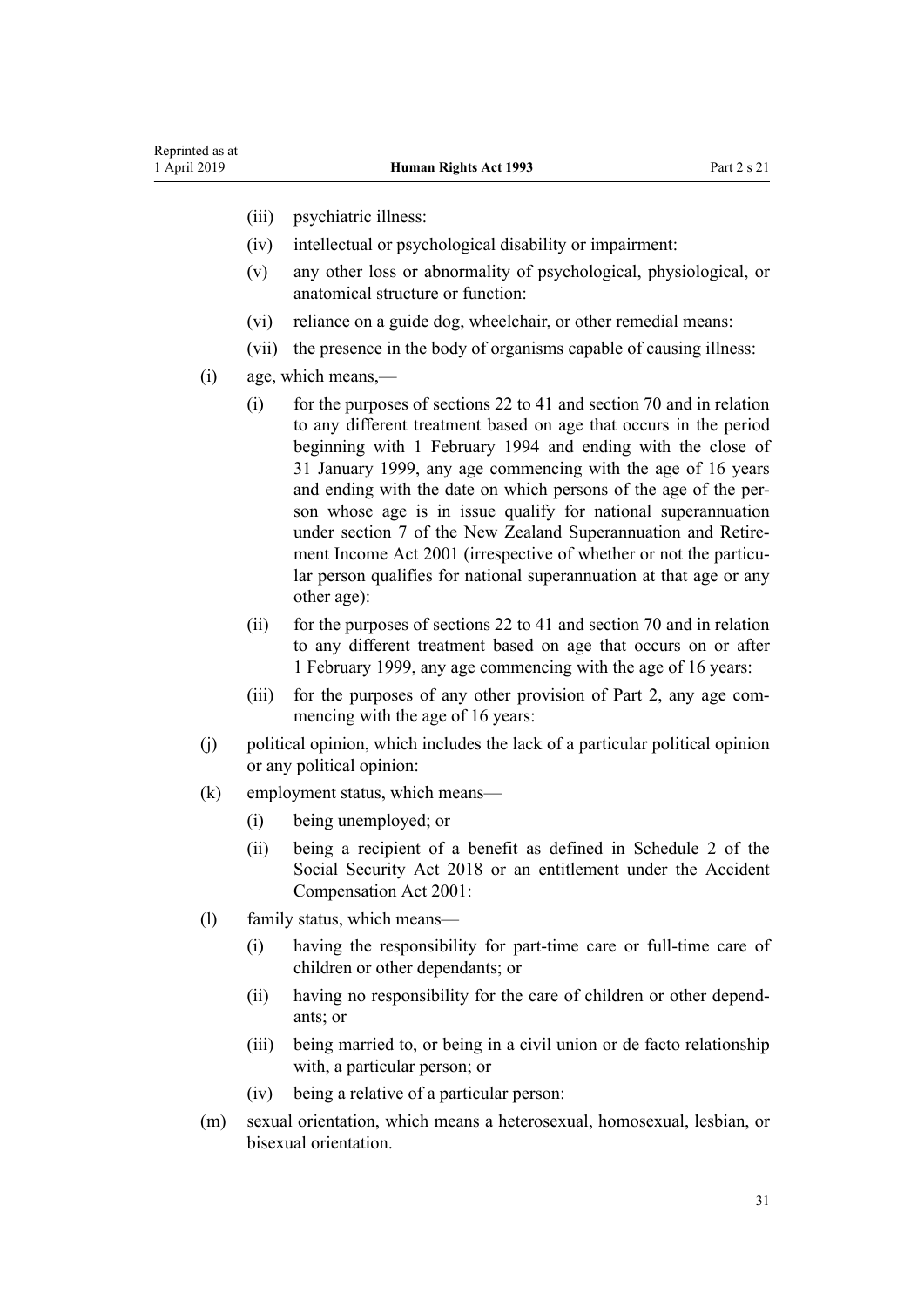- (iii) psychiatric illness:
- (iv) intellectual or psychological disability or impairment:
- (v) any other loss or abnormality of psychological, physiological, or anatomical structure or function:
- (vi) reliance on a guide dog, wheelchair, or other remedial means:
- (vii) the presence in the body of organisms capable of causing illness:

(i) age, which means,—

- (i) for the purposes of sections 22 to 41 and section 70 and in relation to any different treatment based on age that occurs in the period beginning with 1 February 1994 and ending with the close of 31 January 1999, any age commencing with the age of 16 years and ending with the date on which persons of the age of the person whose age is in issue qualify for national superannuation under section 7 of the New Zealand Superannuation and Retirement Income Act 2001 (irrespective of whether or not the particular person qualifies for national superannuation at that age or any other age):
- (ii) for the purposes of sections 22 to 41 and section 70 and in relation to any different treatment based on age that occurs on or after 1 February 1999, any age commencing with the age of 16 years:
- (iii) for the purposes of any other provision of Part 2, any age commencing with the age of 16 years:

(j) political opinion, which includes the lack of a particular political opinion or any political opinion:

(k) employment status, which means—

- (i) being unemployed; or
- (ii) being a recipient of a benefit as defined in Schedule 2 of the Social Security Act 2018 or an entitlement under the Accident Compensation Act 2001:

(l) family status, which means—

- (i) having the responsibility for part-time care or full-time care of children or other dependants; or
- (ii) having no responsibility for the care of children or other dependants; or
- (iii) being married to, or being in a civil union or de facto relationship with, a particular person; or
- (iv) being a relative of a particular person:

(m) sexual orientation, which means a heterosexual, homosexual, lesbian, or bisexual orientation.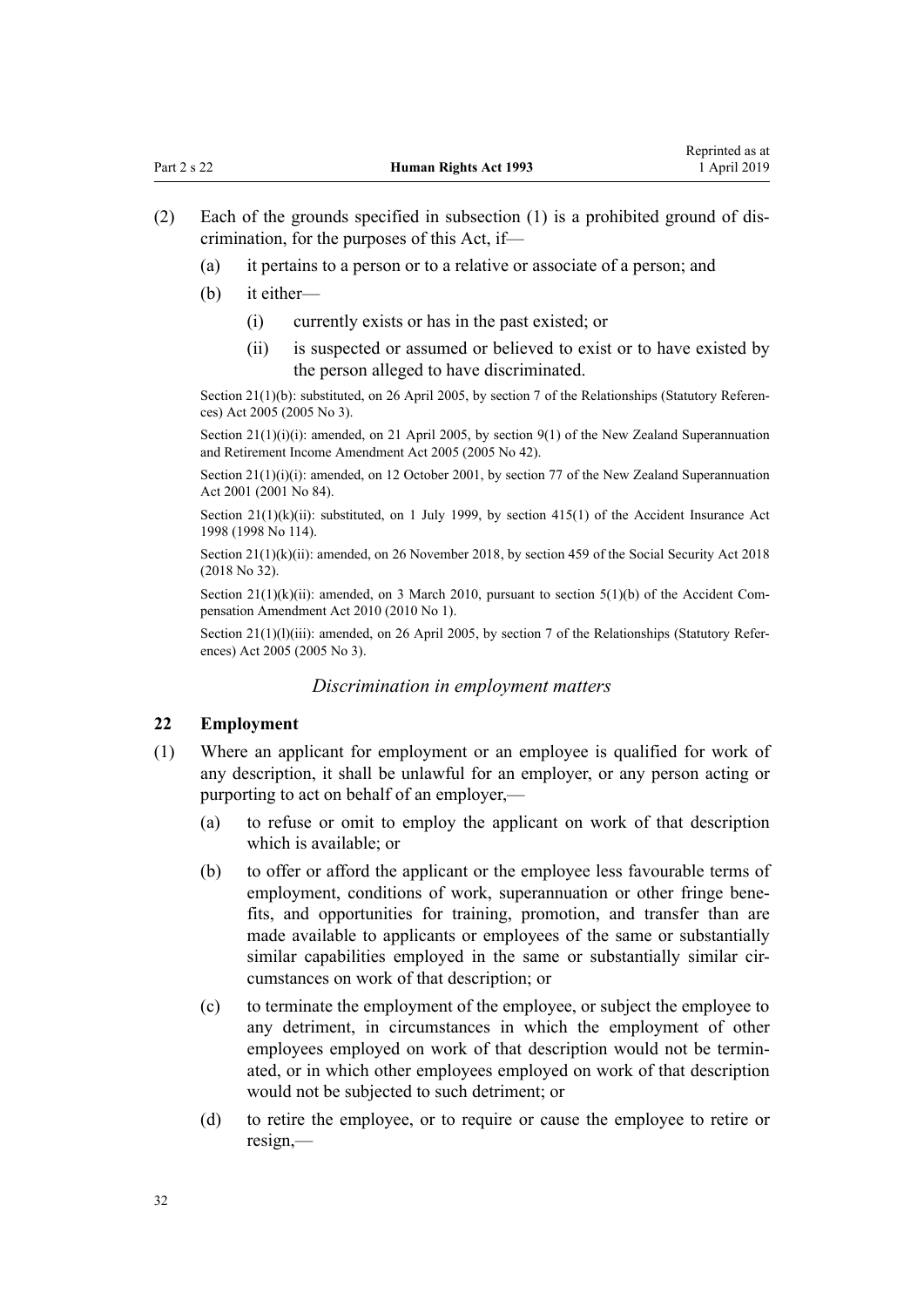(2) Each of the grounds specified in subsection (1) is a prohibited ground of discrimination, for the purposes of this Act, if—

(a) it pertains to a person or to a relative or associate of a person; and

(b) it either—

(i) currently exists or has in the past existed; or

(ii) is suspected or assumed or believed to exist or to have existed by the person alleged to have discriminated.

Section 21(1)(b): substituted, on 26 April 2005, by section 7 of the Relationships (Statutory References) Act 2005 (2005 No 3).

Section 21(1)(i)(i): amended, on 21 April 2005, by section 9(1) of the New Zealand Superannuation and Retirement Income Amendment Act 2005 (2005 No 42).

Section 21(1)(i)(i): amended, on 12 October 2001, by section 77 of the New Zealand Superannuation Act 2001 (2001 No 84).

Section 21(1)(k)(ii): substituted, on 1 July 1999, by section 415(1) of the Accident Insurance Act 1998 (1998 No 114).

Section 21(1)(k)(ii): amended, on 26 November 2018, by section 459 of the Social Security Act 2018 (2018 No 32).

Section 21(1)(k)(ii): amended, on 3 March 2010, pursuant to section 5(1)(b) of the Accident Compensation Amendment Act 2010 (2010 No 1).

Section 21(1)(l)(iii): amended, on 26 April 2005, by section 7 of the Relationships (Statutory References) Act 2005 (2005 No 3).

*Discrimination in employment matters*

### 22 Employment

(1) Where an applicant for employment or an employee is qualified for work of any description, it shall be unlawful for an employer, or any person acting or purporting to act on behalf of an employer,—

(a) to refuse or omit to employ the applicant on work of that description which is available; or

(b) to offer or afford the applicant or the employee less favourable terms of employment, conditions of work, superannuation or other fringe benefits, and opportunities for training, promotion, and transfer than are made available to applicants or employees of the same or substantially similar capabilities employed in the same or substantially similar circumstances on work of that description; or

(c) to terminate the employment of the employee, or subject the employee to any detriment, in circumstances in which the employment of other employees employed on work of that description would not be terminated, or in which other employees employed on work of that description would not be subjected to such detriment; or

(d) to retire the employee, or to require or cause the employee to retire or resign,—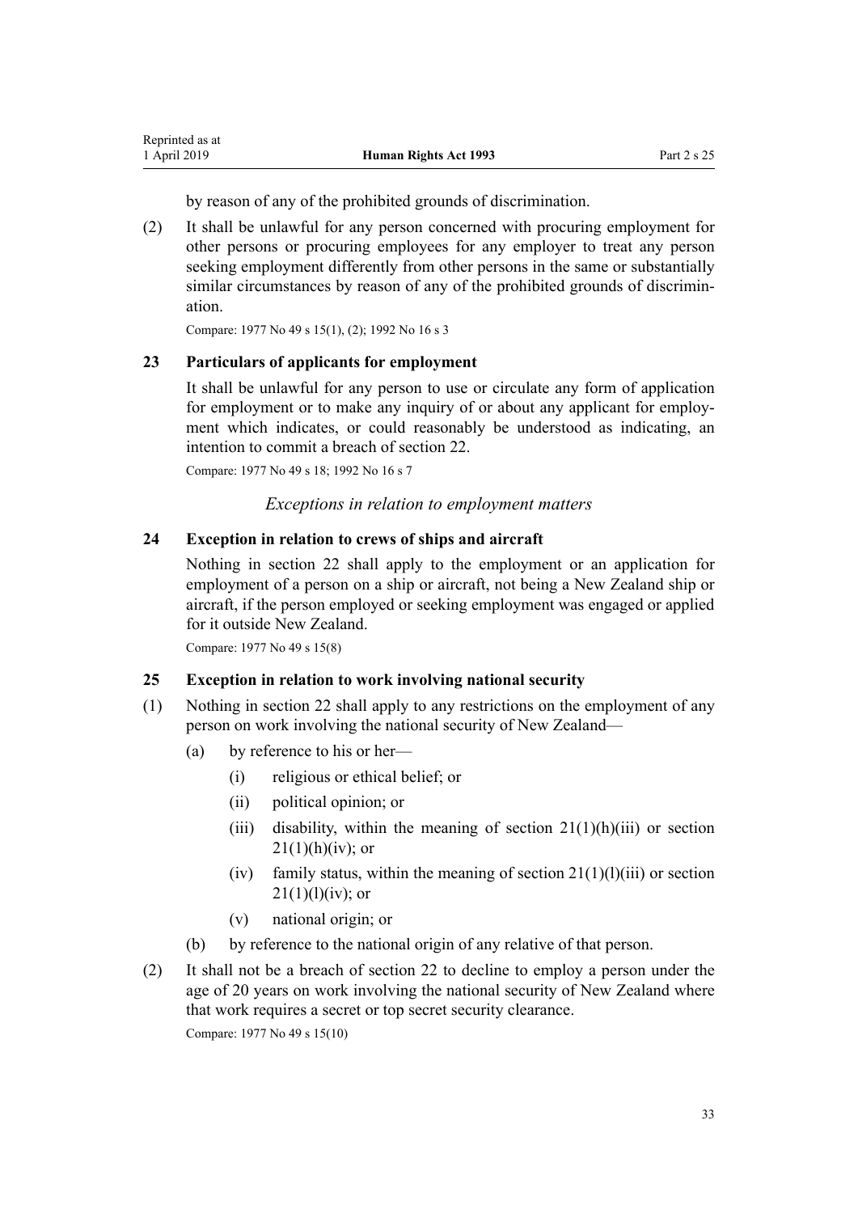by reason of any of the prohibited grounds of discrimination.

(2) It shall be unlawful for any person concerned with procuring employment for other persons or procuring employees for any employer to treat any person seeking employment differently from other persons in the same or substantially similar circumstances by reason of any of the prohibited grounds of discrimination.

Compare: 1977 No 49 s 15(1), (2); 1992 No 16 s 3

### 23 Particulars of applicants for employment

It shall be unlawful for any person to use or circulate any form of application for employment or to make any inquiry of or about any applicant for employment which indicates, or could reasonably be understood as indicating, an intention to commit a breach of section 22.

Compare: 1977 No 49 s 18; 1992 No 16 s 7

*Exceptions in relation to employment matters*

### 24 Exception in relation to crews of ships and aircraft

Nothing in section 22 shall apply to the employment or an application for employment of a person on a ship or aircraft, not being a New Zealand ship or aircraft, if the person employed or seeking employment was engaged or applied for it outside New Zealand.

Compare: 1977 No 49 s 15(8)

### 25 Exception in relation to work involving national security

(1) Nothing in section 22 shall apply to any restrictions on the employment of any person on work involving the national security of New Zealand—

- (a) by reference to his or her—
  - (i) religious or ethical belief; or
  - (ii) political opinion; or
  - (iii) disability, within the meaning of section 21(1)(h)(iii) or section 21(1)(h)(iv); or
  - (iv) family status, within the meaning of section 21(1)(l)(iii) or section 21(1)(l)(iv); or
  - (v) national origin; or
- (b) by reference to the national origin of any relative of that person.

(2) It shall not be a breach of section 22 to decline to employ a person under the age of 20 years on work involving the national security of New Zealand where that work requires a secret or top secret security clearance.

Compare: 1977 No 49 s 15(10)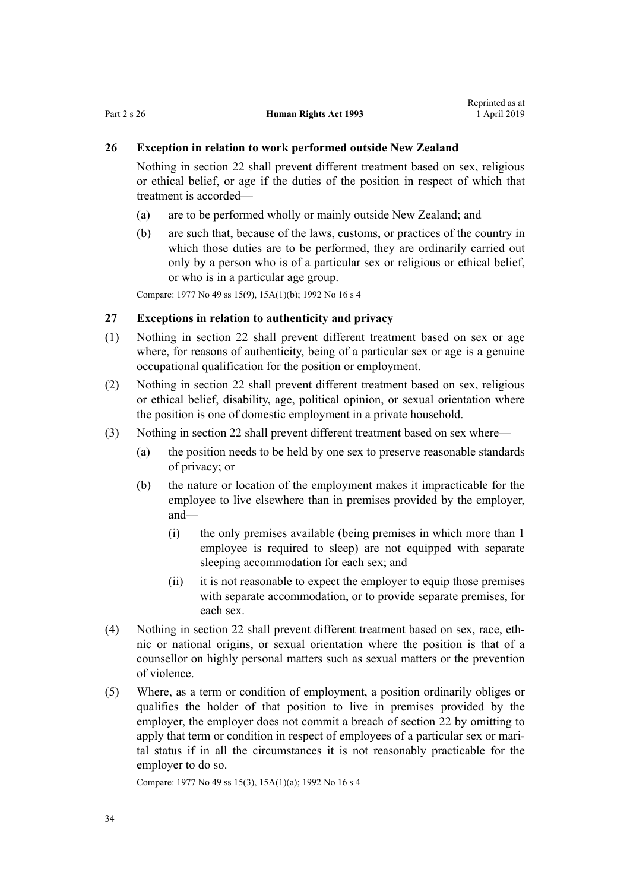### 26 Exception in relation to work performed outside New Zealand

Nothing in section 22 shall prevent different treatment based on sex, religious or ethical belief, or age if the duties of the position in respect of which that treatment is accorded—

(a) are to be performed wholly or mainly outside New Zealand; and

(b) are such that, because of the laws, customs, or practices of the country in which those duties are to be performed, they are ordinarily carried out only by a person who is of a particular sex or religious or ethical belief, or who is in a particular age group.

Compare: 1977 No 49 ss 15(9), 15A(1)(b); 1992 No 16 s 4

### 27 Exceptions in relation to authenticity and privacy

(1) Nothing in section 22 shall prevent different treatment based on sex or age where, for reasons of authenticity, being of a particular sex or age is a genuine occupational qualification for the position or employment.

(2) Nothing in section 22 shall prevent different treatment based on sex, religious or ethical belief, disability, age, political opinion, or sexual orientation where the position is one of domestic employment in a private household.

(3) Nothing in section 22 shall prevent different treatment based on sex where—

(a) the position needs to be held by one sex to preserve reasonable standards of privacy; or

(b) the nature or location of the employment makes it impracticable for the employee to live elsewhere than in premises provided by the employer, and—

(i) the only premises available (being premises in which more than 1 employee is required to sleep) are not equipped with separate sleeping accommodation for each sex; and

(ii) it is not reasonable to expect the employer to equip those premises with separate accommodation, or to provide separate premises, for each sex.

(4) Nothing in section 22 shall prevent different treatment based on sex, race, ethnic or national origins, or sexual orientation where the position is that of a counsellor on highly personal matters such as sexual matters or the prevention of violence.

(5) Where, as a term or condition of employment, a position ordinarily obliges or qualifies the holder of that position to live in premises provided by the employer, the employer does not commit a breach of section 22 by omitting to apply that term or condition in respect of employees of a particular sex or marital status if in all the circumstances it is not reasonably practicable for the employer to do so.

Compare: 1977 No 49 ss 15(3), 15A(1)(a); 1992 No 16 s 4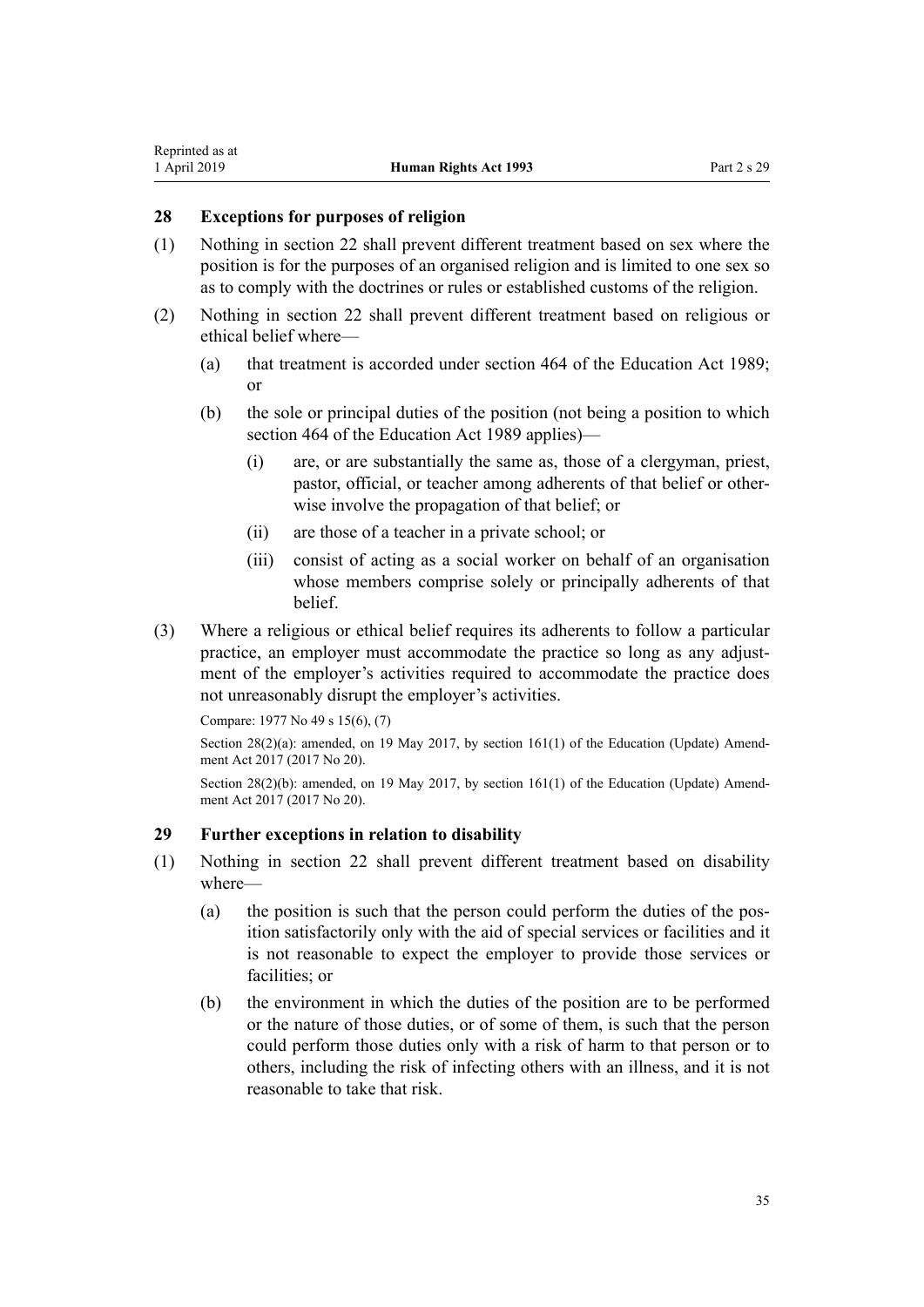### 28 Exceptions for purposes of religion

(1) Nothing in section 22 shall prevent different treatment based on sex where the position is for the purposes of an organised religion and is limited to one sex so as to comply with the doctrines or rules or established customs of the religion.

(2) Nothing in section 22 shall prevent different treatment based on religious or ethical belief where—

- (a) that treatment is accorded under section 464 of the Education Act 1989; or
- (b) the sole or principal duties of the position (not being a position to which section 464 of the Education Act 1989 applies)—
  - (i) are, or are substantially the same as, those of a clergyman, priest, pastor, official, or teacher among adherents of that belief or otherwise involve the propagation of that belief; or
  - (ii) are those of a teacher in a private school; or
  - (iii) consist of acting as a social worker on behalf of an organisation whose members comprise solely or principally adherents of that belief.

(3) Where a religious or ethical belief requires its adherents to follow a particular practice, an employer must accommodate the practice so long as any adjustment of the employer's activities required to accommodate the practice does not unreasonably disrupt the employer's activities.

Compare: 1977 No 49 s 15(6), (7)

Section 28(2)(a): amended, on 19 May 2017, by section 161(1) of the Education (Update) Amendment Act 2017 (2017 No 20).

Section 28(2)(b): amended, on 19 May 2017, by section 161(1) of the Education (Update) Amendment Act 2017 (2017 No 20).

### 29 Further exceptions in relation to disability

(1) Nothing in section 22 shall prevent different treatment based on disability where—

- (a) the position is such that the person could perform the duties of the position satisfactorily only with the aid of special services or facilities and it is not reasonable to expect the employer to provide those services or facilities; or
- (b) the environment in which the duties of the position are to be performed or the nature of those duties, or of some of them, is such that the person could perform those duties only with a risk of harm to that person or to others, including the risk of infecting others with an illness, and it is not reasonable to take that risk.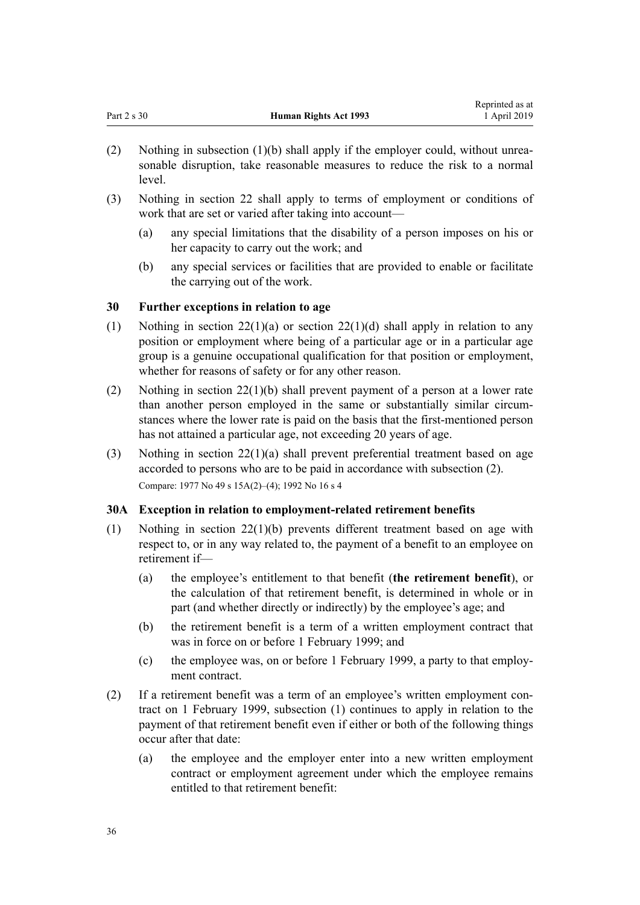(2) Nothing in subsection (1)(b) shall apply if the employer could, without unreasonable disruption, take reasonable measures to reduce the risk to a normal level.

(3) Nothing in section 22 shall apply to terms of employment or conditions of work that are set or varied after taking into account—

   (a) any special limitations that the disability of a person imposes on his or her capacity to carry out the work; and

   (b) any special services or facilities that are provided to enable or facilitate the carrying out of the work.

### 30 Further exceptions in relation to age

(1) Nothing in section 22(1)(a) or section 22(1)(d) shall apply in relation to any position or employment where being of a particular age or in a particular age group is a genuine occupational qualification for that position or employment, whether for reasons of safety or for any other reason.

(2) Nothing in section 22(1)(b) shall prevent payment of a person at a lower rate than another person employed in the same or substantially similar circumstances where the lower rate is paid on the basis that the first-mentioned person has not attained a particular age, not exceeding 20 years of age.

(3) Nothing in section 22(1)(a) shall prevent preferential treatment based on age accorded to persons who are to be paid in accordance with subsection (2).

Compare: 1977 No 49 s 15A(2)–(4); 1992 No 16 s 4

### 30A Exception in relation to employment-related retirement benefits

(1) Nothing in section 22(1)(b) prevents different treatment based on age with respect to, or in any way related to, the payment of a benefit to an employee on retirement if—

   (a) the employee's entitlement to that benefit (**the retirement benefit**), or the calculation of that retirement benefit, is determined in whole or in part (and whether directly or indirectly) by the employee's age; and

   (b) the retirement benefit is a term of a written employment contract that was in force on or before 1 February 1999; and

   (c) the employee was, on or before 1 February 1999, a party to that employment contract.

(2) If a retirement benefit was a term of an employee's written employment contract on 1 February 1999, subsection (1) continues to apply in relation to the payment of that retirement benefit even if either or both of the following things occur after that date:

   (a) the employee and the employer enter into a new written employment contract or employment agreement under which the employee remains entitled to that retirement benefit: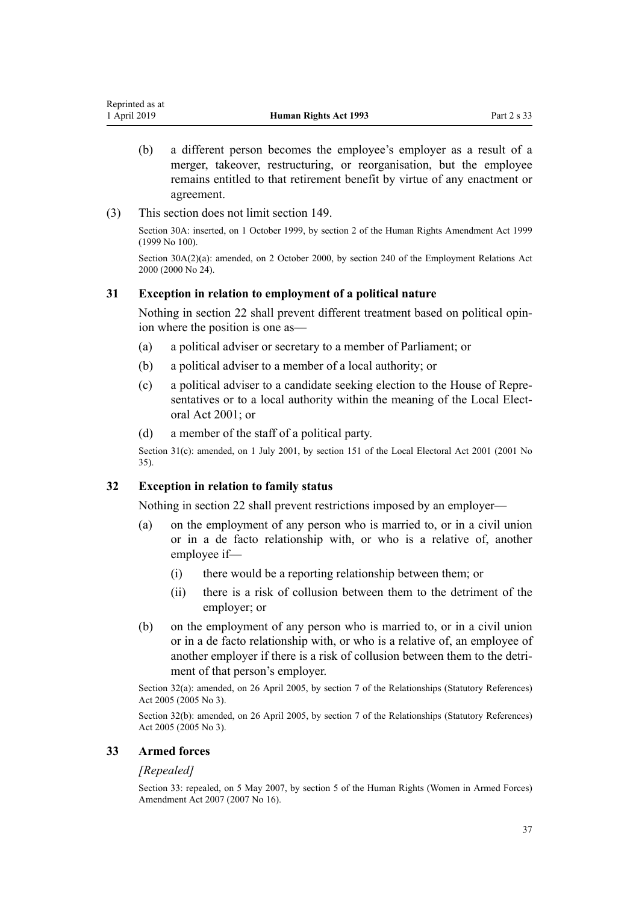(b) a different person becomes the employee's employer as a result of a merger, takeover, restructuring, or reorganisation, but the employee remains entitled to that retirement benefit by virtue of any enactment or agreement.

(3) This section does not limit section 149.

Section 30A: inserted, on 1 October 1999, by section 2 of the Human Rights Amendment Act 1999 (1999 No 100).

Section 30A(2)(a): amended, on 2 October 2000, by section 240 of the Employment Relations Act 2000 (2000 No 24).

### 31 Exception in relation to employment of a political nature

Nothing in section 22 shall prevent different treatment based on political opinion where the position is one as—

(a) a political adviser or secretary to a member of Parliament; or

(b) a political adviser to a member of a local authority; or

(c) a political adviser to a candidate seeking election to the House of Representatives or to a local authority within the meaning of the Local Electoral Act 2001; or

(d) a member of the staff of a political party.

Section 31(c): amended, on 1 July 2001, by section 151 of the Local Electoral Act 2001 (2001 No 35).

### 32 Exception in relation to family status

Nothing in section 22 shall prevent restrictions imposed by an employer—

(a) on the employment of any person who is married to, or in a civil union or in a de facto relationship with, or who is a relative of, another employee if—

  (i) there would be a reporting relationship between them; or

  (ii) there is a risk of collusion between them to the detriment of the employer; or

(b) on the employment of any person who is married to, or in a civil union or in a de facto relationship with, or who is a relative of, an employee of another employer if there is a risk of collusion between them to the detriment of that person's employer.

Section 32(a): amended, on 26 April 2005, by section 7 of the Relationships (Statutory References) Act 2005 (2005 No 3).

Section 32(b): amended, on 26 April 2005, by section 7 of the Relationships (Statutory References) Act 2005 (2005 No 3).

### 33 Armed forces

*[Repealed]*

Section 33: repealed, on 5 May 2007, by section 5 of the Human Rights (Women in Armed Forces) Amendment Act 2007 (2007 No 16).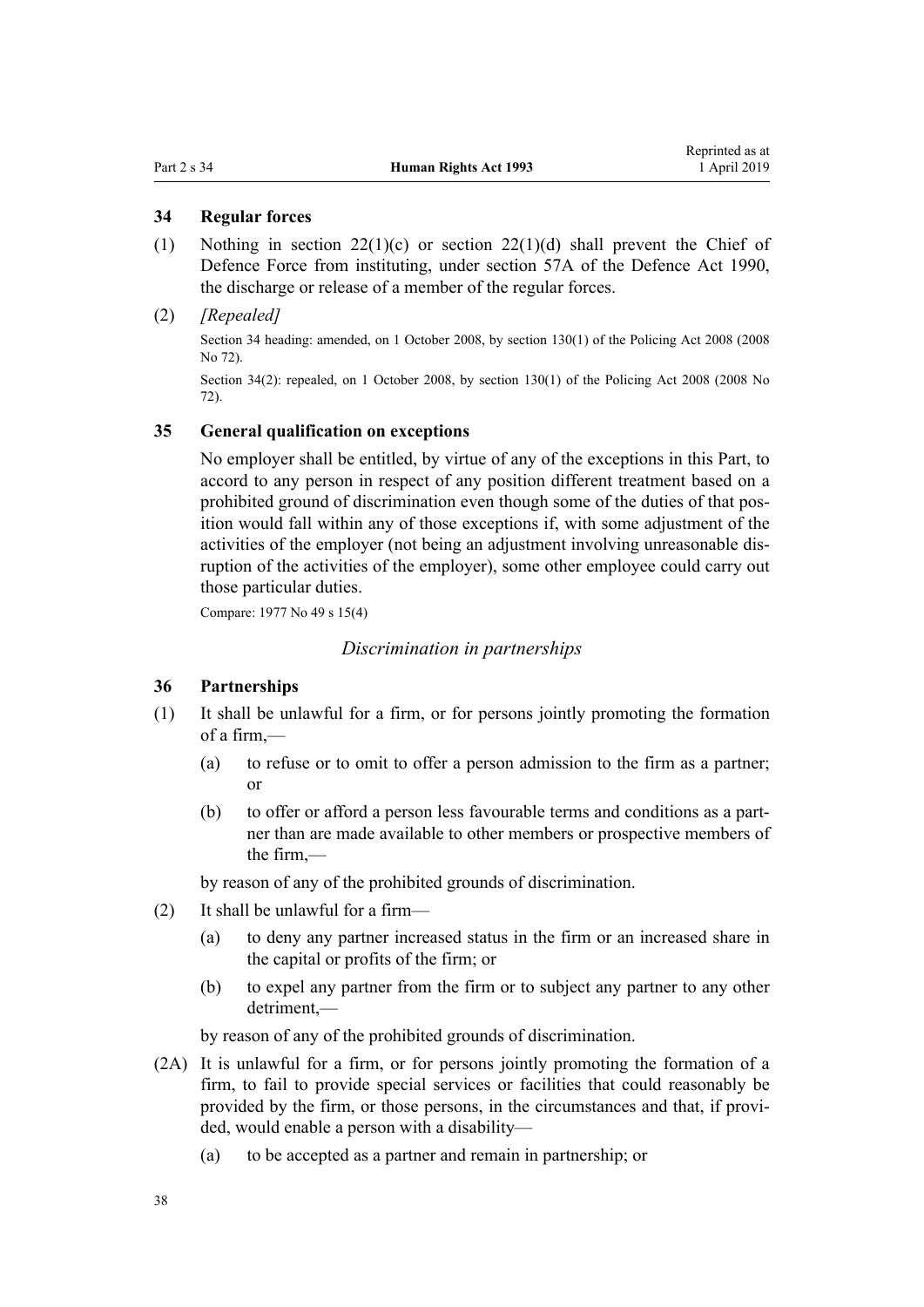### 34 Regular forces

(1) Nothing in section 22(1)(c) or section 22(1)(d) shall prevent the Chief of Defence Force from instituting, under section 57A of the Defence Act 1990, the discharge or release of a member of the regular forces.

(2) *[Repealed]*

Section 34 heading: amended, on 1 October 2008, by section 130(1) of the Policing Act 2008 (2008 No 72).

Section 34(2): repealed, on 1 October 2008, by section 130(1) of the Policing Act 2008 (2008 No 72).

### 35 General qualification on exceptions

No employer shall be entitled, by virtue of any of the exceptions in this Part, to accord to any person in respect of any position different treatment based on a prohibited ground of discrimination even though some of the duties of that position would fall within any of those exceptions if, with some adjustment of the activities of the employer (not being an adjustment involving unreasonable disruption of the activities of the employer), some other employee could carry out those particular duties.

Compare: 1977 No 49 s 15(4)

*Discrimination in partnerships*

### 36 Partnerships

(1) It shall be unlawful for a firm, or for persons jointly promoting the formation of a firm,—

- (a) to refuse or to omit to offer a person admission to the firm as a partner; or
- (b) to offer or afford a person less favourable terms and conditions as a partner than are made available to other members or prospective members of the firm,—

by reason of any of the prohibited grounds of discrimination.

(2) It shall be unlawful for a firm—

- (a) to deny any partner increased status in the firm or an increased share in the capital or profits of the firm; or
- (b) to expel any partner from the firm or to subject any partner to any other detriment,—

by reason of any of the prohibited grounds of discrimination.

(2A) It is unlawful for a firm, or for persons jointly promoting the formation of a firm, to fail to provide special services or facilities that could reasonably be provided by the firm, or those persons, in the circumstances and that, if provided, would enable a person with a disability—

- (a) to be accepted as a partner and remain in partnership; or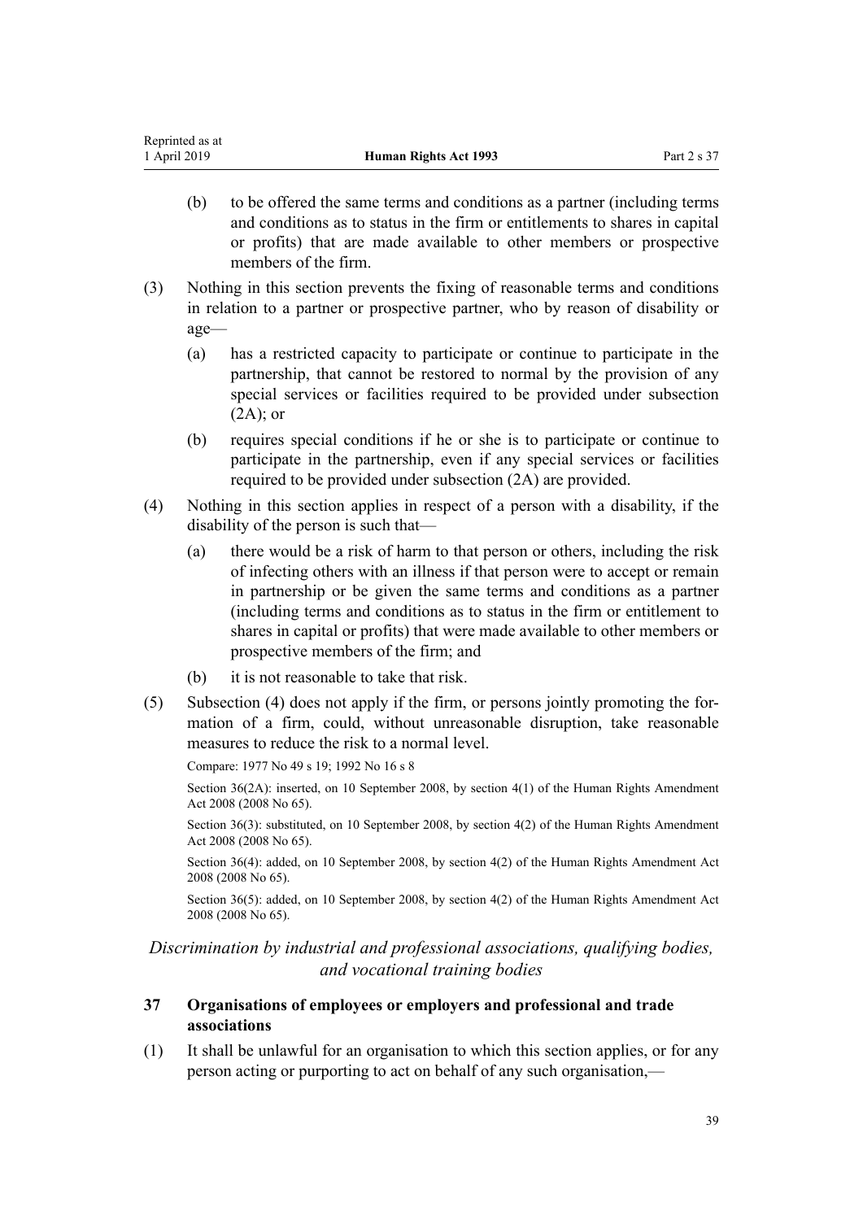(b) to be offered the same terms and conditions as a partner (including terms and conditions as to status in the firm or entitlements to shares in capital or profits) that are made available to other members or prospective members of the firm.

(3) Nothing in this section prevents the fixing of reasonable terms and conditions in relation to a partner or prospective partner, who by reason of disability or age—

(a) has a restricted capacity to participate or continue to participate in the partnership, that cannot be restored to normal by the provision of any special services or facilities required to be provided under subsection (2A); or

(b) requires special conditions if he or she is to participate or continue to participate in the partnership, even if any special services or facilities required to be provided under subsection (2A) are provided.

(4) Nothing in this section applies in respect of a person with a disability, if the disability of the person is such that—

(a) there would be a risk of harm to that person or others, including the risk of infecting others with an illness if that person were to accept or remain in partnership or be given the same terms and conditions as a partner (including terms and conditions as to status in the firm or entitlement to shares in capital or profits) that were made available to other members or prospective members of the firm; and

(b) it is not reasonable to take that risk.

(5) Subsection (4) does not apply if the firm, or persons jointly promoting the formation of a firm, could, without unreasonable disruption, take reasonable measures to reduce the risk to a normal level.

Compare: 1977 No 49 s 19; 1992 No 16 s 8

Section 36(2A): inserted, on 10 September 2008, by section 4(1) of the Human Rights Amendment Act 2008 (2008 No 65).

Section 36(3): substituted, on 10 September 2008, by section 4(2) of the Human Rights Amendment Act 2008 (2008 No 65).

Section 36(4): added, on 10 September 2008, by section 4(2) of the Human Rights Amendment Act 2008 (2008 No 65).

Section 36(5): added, on 10 September 2008, by section 4(2) of the Human Rights Amendment Act 2008 (2008 No 65).

*Discrimination by industrial and professional associations, qualifying bodies, and vocational training bodies*

### 37 Organisations of employees or employers and professional and trade associations

(1) It shall be unlawful for an organisation to which this section applies, or for any person acting or purporting to act on behalf of any such organisation,—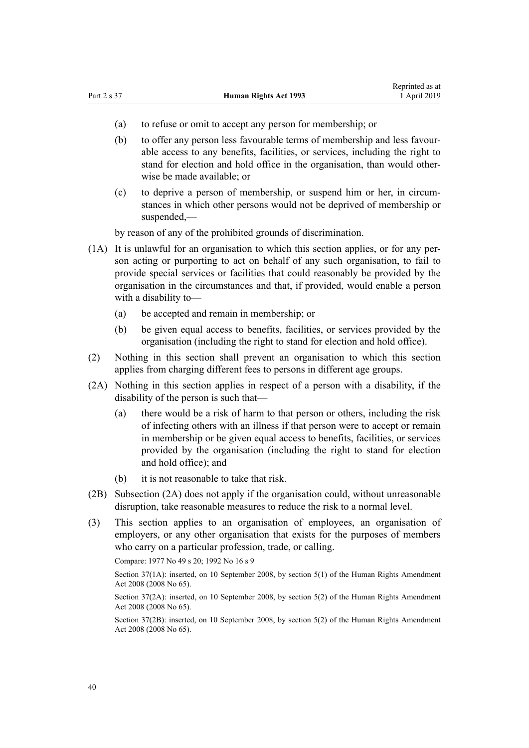(a) to refuse or omit to accept any person for membership; or

(b) to offer any person less favourable terms of membership and less favourable access to any benefits, facilities, or services, including the right to stand for election and hold office in the organisation, than would otherwise be made available; or

(c) to deprive a person of membership, or suspend him or her, in circumstances in which other persons would not be deprived of membership or suspended,—

by reason of any of the prohibited grounds of discrimination.

(1A) It is unlawful for an organisation to which this section applies, or for any person acting or purporting to act on behalf of any such organisation, to fail to provide special services or facilities that could reasonably be provided by the organisation in the circumstances and that, if provided, would enable a person with a disability to—

(a) be accepted and remain in membership; or

(b) be given equal access to benefits, facilities, or services provided by the organisation (including the right to stand for election and hold office).

(2) Nothing in this section shall prevent an organisation to which this section applies from charging different fees to persons in different age groups.

(2A) Nothing in this section applies in respect of a person with a disability, if the disability of the person is such that—

(a) there would be a risk of harm to that person or others, including the risk of infecting others with an illness if that person were to accept or remain in membership or be given equal access to benefits, facilities, or services provided by the organisation (including the right to stand for election and hold office); and

(b) it is not reasonable to take that risk.

(2B) Subsection (2A) does not apply if the organisation could, without unreasonable disruption, take reasonable measures to reduce the risk to a normal level.

(3) This section applies to an organisation of employees, an organisation of employers, or any other organisation that exists for the purposes of members who carry on a particular profession, trade, or calling.

Compare: 1977 No 49 s 20; 1992 No 16 s 9

Section 37(1A): inserted, on 10 September 2008, by section 5(1) of the Human Rights Amendment Act 2008 (2008 No 65).

Section 37(2A): inserted, on 10 September 2008, by section 5(2) of the Human Rights Amendment Act 2008 (2008 No 65).

Section 37(2B): inserted, on 10 September 2008, by section 5(2) of the Human Rights Amendment Act 2008 (2008 No 65).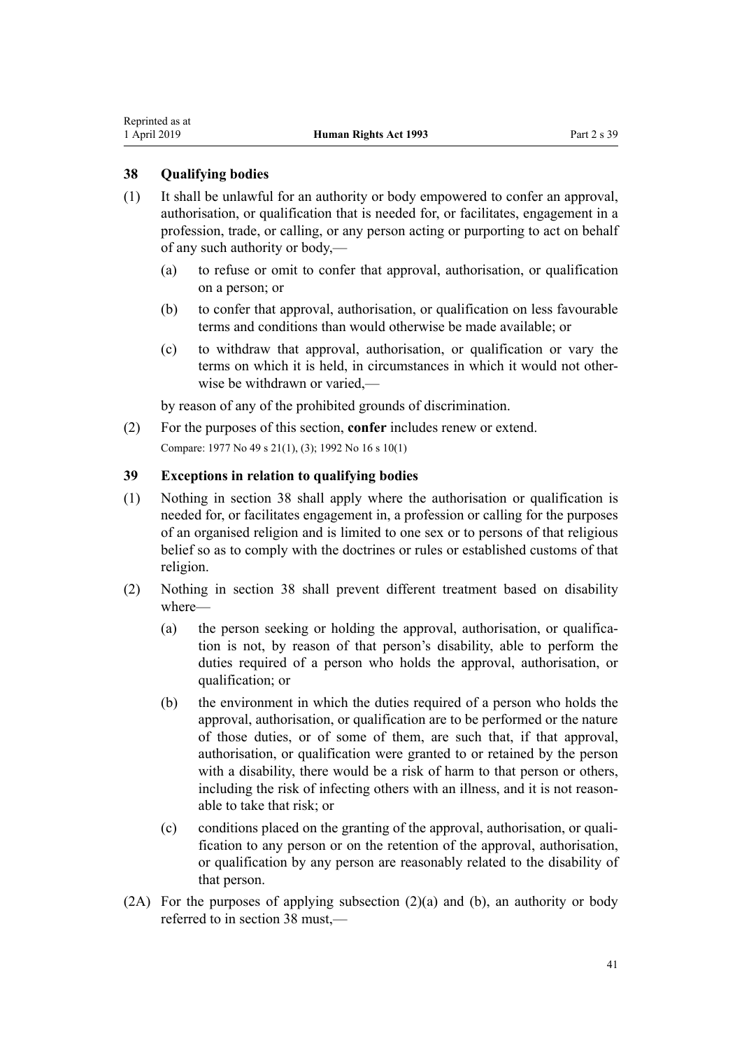## 38 Qualifying bodies

(1) It shall be unlawful for an authority or body empowered to confer an approval, authorisation, or qualification that is needed for, or facilitates, engagement in a profession, trade, or calling, or any person acting or purporting to act on behalf of any such authority or body,—

- (a) to refuse or omit to confer that approval, authorisation, or qualification on a person; or
- (b) to confer that approval, authorisation, or qualification on less favourable terms and conditions than would otherwise be made available; or
- (c) to withdraw that approval, authorisation, or qualification or vary the terms on which it is held, in circumstances in which it would not otherwise be withdrawn or varied,—

by reason of any of the prohibited grounds of discrimination.

(2) For the purposes of this section, **confer** includes renew or extend.

Compare: 1977 No 49 s 21(1), (3); 1992 No 16 s 10(1)

## 39 Exceptions in relation to qualifying bodies

(1) Nothing in section 38 shall apply where the authorisation or qualification is needed for, or facilitates engagement in, a profession or calling for the purposes of an organised religion and is limited to one sex or to persons of that religious belief so as to comply with the doctrines or rules or established customs of that religion.

(2) Nothing in section 38 shall prevent different treatment based on disability where—

- (a) the person seeking or holding the approval, authorisation, or qualification is not, by reason of that person's disability, able to perform the duties required of a person who holds the approval, authorisation, or qualification; or
- (b) the environment in which the duties required of a person who holds the approval, authorisation, or qualification are to be performed or the nature of those duties, or of some of them, are such that, if that approval, authorisation, or qualification were granted to or retained by the person with a disability, there would be a risk of harm to that person or others, including the risk of infecting others with an illness, and it is not reasonable to take that risk; or
- (c) conditions placed on the granting of the approval, authorisation, or qualification to any person or on the retention of the approval, authorisation, or qualification by any person are reasonably related to the disability of that person.

(2A) For the purposes of applying subsection (2)(a) and (b), an authority or body referred to in section 38 must,—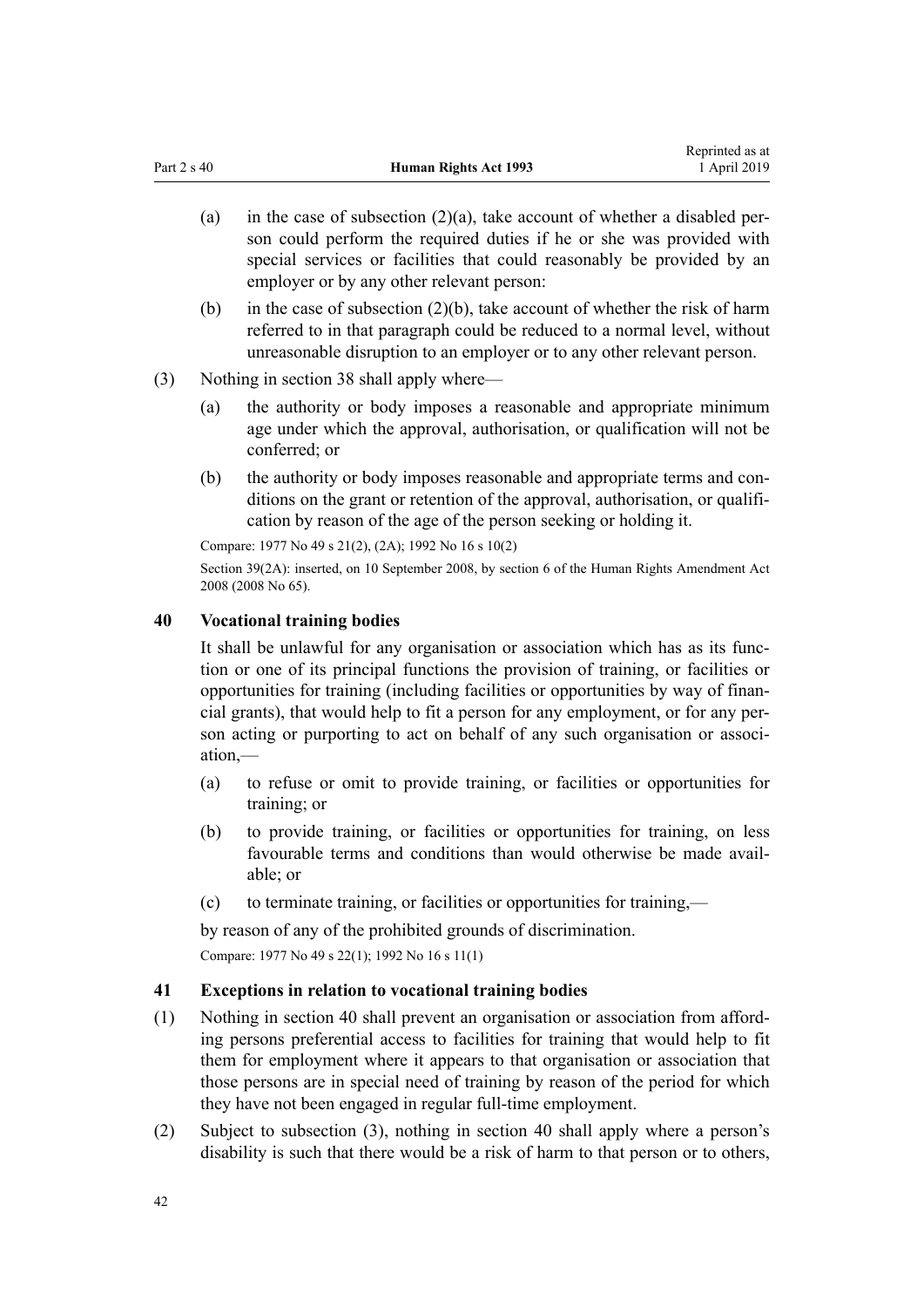(a) in the case of subsection (2)(a), take account of whether a disabled person could perform the required duties if he or she was provided with special services or facilities that could reasonably be provided by an employer or by any other relevant person:

(b) in the case of subsection (2)(b), take account of whether the risk of harm referred to in that paragraph could be reduced to a normal level, without unreasonable disruption to an employer or to any other relevant person.

(3) Nothing in section 38 shall apply where—

(a) the authority or body imposes a reasonable and appropriate minimum age under which the approval, authorisation, or qualification will not be conferred; or

(b) the authority or body imposes reasonable and appropriate terms and conditions on the grant or retention of the approval, authorisation, or qualification by reason of the age of the person seeking or holding it.

Compare: 1977 No 49 s 21(2), (2A); 1992 No 16 s 10(2)

Section 39(2A): inserted, on 10 September 2008, by section 6 of the Human Rights Amendment Act 2008 (2008 No 65).

### 40 Vocational training bodies

It shall be unlawful for any organisation or association which has as its function or one of its principal functions the provision of training, or facilities or opportunities for training (including facilities or opportunities by way of financial grants), that would help to fit a person for any employment, or for any person acting or purporting to act on behalf of any such organisation or association,—

(a) to refuse or omit to provide training, or facilities or opportunities for training; or

(b) to provide training, or facilities or opportunities for training, on less favourable terms and conditions than would otherwise be made available; or

(c) to terminate training, or facilities or opportunities for training,—

by reason of any of the prohibited grounds of discrimination.

Compare: 1977 No 49 s 22(1); 1992 No 16 s 11(1)

### 41 Exceptions in relation to vocational training bodies

(1) Nothing in section 40 shall prevent an organisation or association from affording persons preferential access to facilities for training that would help to fit them for employment where it appears to that organisation or association that those persons are in special need of training by reason of the period for which they have not been engaged in regular full-time employment.

(2) Subject to subsection (3), nothing in section 40 shall apply where a person's disability is such that there would be a risk of harm to that person or to others,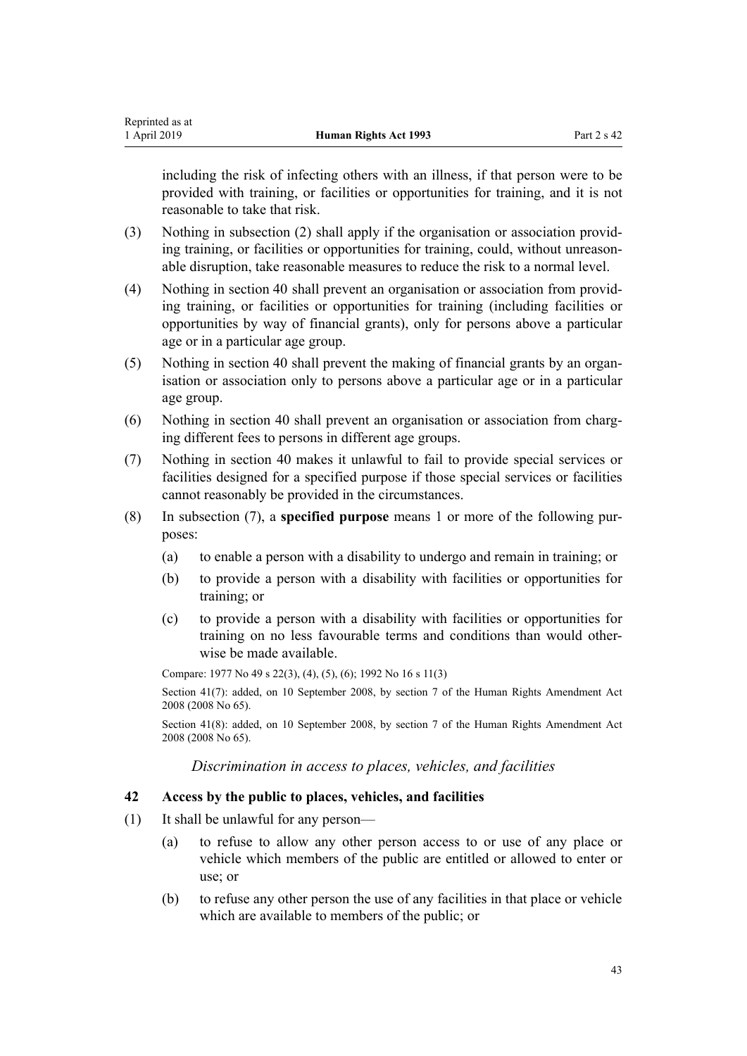including the risk of infecting others with an illness, if that person were to be provided with training, or facilities or opportunities for training, and it is not reasonable to take that risk.

(3) Nothing in subsection (2) shall apply if the organisation or association providing training, or facilities or opportunities for training, could, without unreasonable disruption, take reasonable measures to reduce the risk to a normal level.

(4) Nothing in section 40 shall prevent an organisation or association from providing training, or facilities or opportunities for training (including facilities or opportunities by way of financial grants), only for persons above a particular age or in a particular age group.

(5) Nothing in section 40 shall prevent the making of financial grants by an organisation or association only to persons above a particular age or in a particular age group.

(6) Nothing in section 40 shall prevent an organisation or association from charging different fees to persons in different age groups.

(7) Nothing in section 40 makes it unlawful to fail to provide special services or facilities designed for a specified purpose if those special services or facilities cannot reasonably be provided in the circumstances.

(8) In subsection (7), a **specified purpose** means 1 or more of the following purposes:

- (a) to enable a person with a disability to undergo and remain in training; or
- (b) to provide a person with a disability with facilities or opportunities for training; or
- (c) to provide a person with a disability with facilities or opportunities for training on no less favourable terms and conditions than would otherwise be made available.

Compare: 1977 No 49 s 22(3), (4), (5), (6); 1992 No 16 s 11(3)

Section 41(7): added, on 10 September 2008, by section 7 of the Human Rights Amendment Act 2008 (2008 No 65).

Section 41(8): added, on 10 September 2008, by section 7 of the Human Rights Amendment Act 2008 (2008 No 65).

### *Discrimination in access to places, vehicles, and facilities*

#### 42 Access by the public to places, vehicles, and facilities

(1) It shall be unlawful for any person—

- (a) to refuse to allow any other person access to or use of any place or vehicle which members of the public are entitled or allowed to enter or use; or
- (b) to refuse any other person the use of any facilities in that place or vehicle which are available to members of the public; or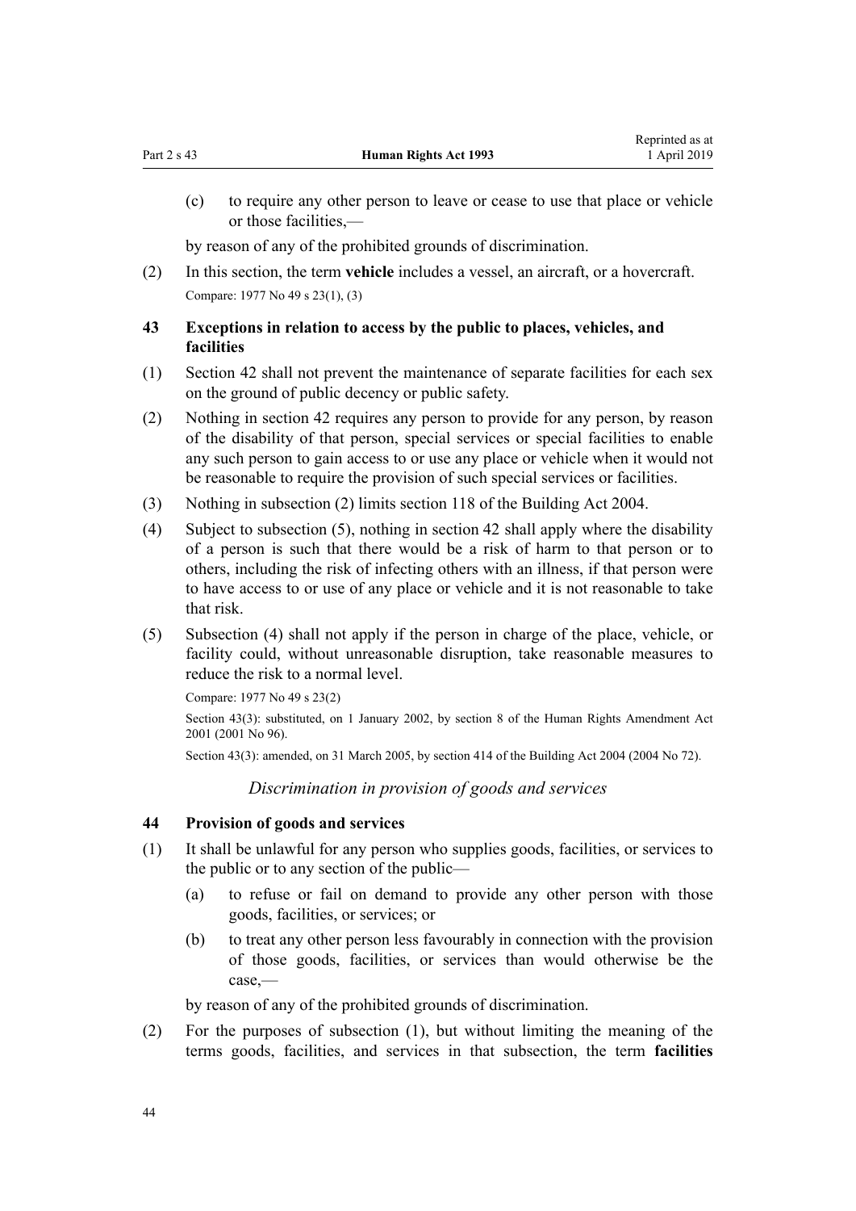(c) to require any other person to leave or cease to use that place or vehicle or those facilities,—

by reason of any of the prohibited grounds of discrimination.

(2) In this section, the term **vehicle** includes a vessel, an aircraft, or a hovercraft.

Compare: 1977 No 49 s 23(1), (3)

### 43 Exceptions in relation to access by the public to places, vehicles, and facilities

(1) Section 42 shall not prevent the maintenance of separate facilities for each sex on the ground of public decency or public safety.

(2) Nothing in section 42 requires any person to provide for any person, by reason of the disability of that person, special services or special facilities to enable any such person to gain access to or use any place or vehicle when it would not be reasonable to require the provision of such special services or facilities.

(3) Nothing in subsection (2) limits section 118 of the Building Act 2004.

(4) Subject to subsection (5), nothing in section 42 shall apply where the disability of a person is such that there would be a risk of harm to that person or to others, including the risk of infecting others with an illness, if that person were to have access to or use of any place or vehicle and it is not reasonable to take that risk.

(5) Subsection (4) shall not apply if the person in charge of the place, vehicle, or facility could, without unreasonable disruption, take reasonable measures to reduce the risk to a normal level.

Compare: 1977 No 49 s 23(2)

Section 43(3): substituted, on 1 January 2002, by section 8 of the Human Rights Amendment Act 2001 (2001 No 96).

Section 43(3): amended, on 31 March 2005, by section 414 of the Building Act 2004 (2004 No 72).

*Discrimination in provision of goods and services*

### 44 Provision of goods and services

(1) It shall be unlawful for any person who supplies goods, facilities, or services to the public or to any section of the public—

(a) to refuse or fail on demand to provide any other person with those goods, facilities, or services; or

(b) to treat any other person less favourably in connection with the provision of those goods, facilities, or services than would otherwise be the case,—

by reason of any of the prohibited grounds of discrimination.

(2) For the purposes of subsection (1), but without limiting the meaning of the terms goods, facilities, and services in that subsection, the term **facilities**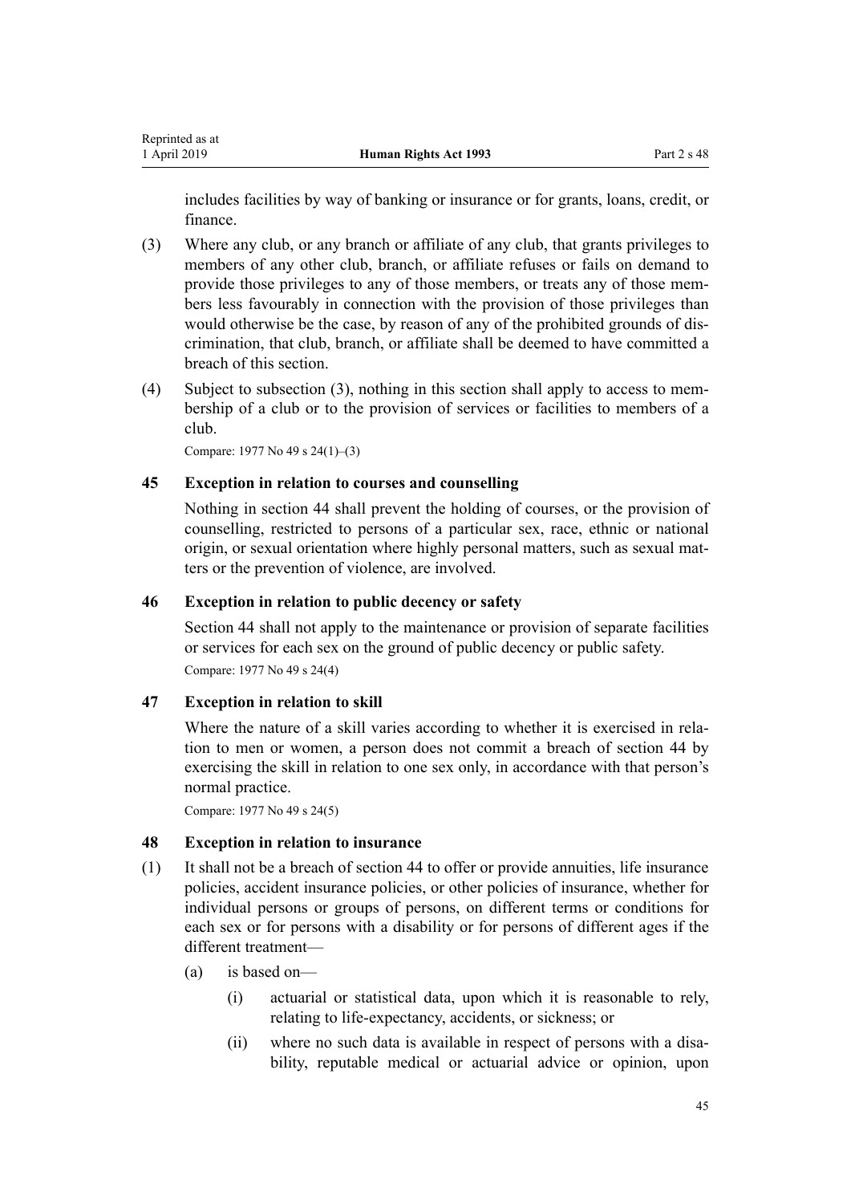includes facilities by way of banking or insurance or for grants, loans, credit, or finance.

(3) Where any club, or any branch or affiliate of any club, that grants privileges to members of any other club, branch, or affiliate refuses or fails on demand to provide those privileges to any of those members, or treats any of those members less favourably in connection with the provision of those privileges than would otherwise be the case, by reason of any of the prohibited grounds of discrimination, that club, branch, or affiliate shall be deemed to have committed a breach of this section.

(4) Subject to subsection (3), nothing in this section shall apply to access to membership of a club or to the provision of services or facilities to members of a club.

Compare: 1977 No 49 s 24(1)–(3)

### 45 Exception in relation to courses and counselling

Nothing in section 44 shall prevent the holding of courses, or the provision of counselling, restricted to persons of a particular sex, race, ethnic or national origin, or sexual orientation where highly personal matters, such as sexual matters or the prevention of violence, are involved.

### 46 Exception in relation to public decency or safety

Section 44 shall not apply to the maintenance or provision of separate facilities or services for each sex on the ground of public decency or public safety.

Compare: 1977 No 49 s 24(4)

### 47 Exception in relation to skill

Where the nature of a skill varies according to whether it is exercised in relation to men or women, a person does not commit a breach of section 44 by exercising the skill in relation to one sex only, in accordance with that person's normal practice.

Compare: 1977 No 49 s 24(5)

### 48 Exception in relation to insurance

(1) It shall not be a breach of section 44 to offer or provide annuities, life insurance policies, accident insurance policies, or other policies of insurance, whether for individual persons or groups of persons, on different terms or conditions for each sex or for persons with a disability or for persons of different ages if the different treatment—

- (a) is based on—
  - (i) actuarial or statistical data, upon which it is reasonable to rely, relating to life-expectancy, accidents, or sickness; or
  - (ii) where no such data is available in respect of persons with a disability, reputable medical or actuarial advice or opinion, upon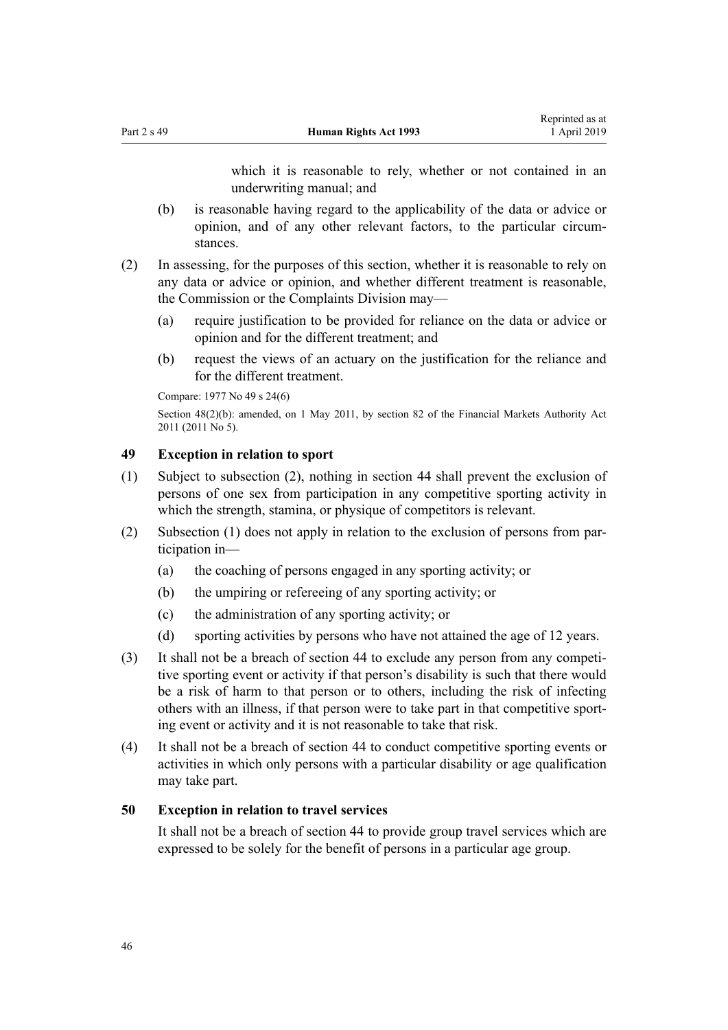which it is reasonable to rely, whether or not contained in an underwriting manual; and

(b) is reasonable having regard to the applicability of the data or advice or opinion, and of any other relevant factors, to the particular circumstances.

(2) In assessing, for the purposes of this section, whether it is reasonable to rely on any data or advice or opinion, and whether different treatment is reasonable, the Commission or the Complaints Division may—

(a) require justification to be provided for reliance on the data or advice or opinion and for the different treatment; and

(b) request the views of an actuary on the justification for the reliance and for the different treatment.

Compare: 1977 No 49 s 24(6)

Section 48(2)(b): amended, on 1 May 2011, by section 82 of the Financial Markets Authority Act 2011 (2011 No 5).

### 49 Exception in relation to sport

(1) Subject to subsection (2), nothing in section 44 shall prevent the exclusion of persons of one sex from participation in any competitive sporting activity in which the strength, stamina, or physique of competitors is relevant.

(2) Subsection (1) does not apply in relation to the exclusion of persons from participation in—

(a) the coaching of persons engaged in any sporting activity; or

(b) the umpiring or refereeing of any sporting activity; or

(c) the administration of any sporting activity; or

(d) sporting activities by persons who have not attained the age of 12 years.

(3) It shall not be a breach of section 44 to exclude any person from any competitive sporting event or activity if that person's disability is such that there would be a risk of harm to that person or to others, including the risk of infecting others with an illness, if that person were to take part in that competitive sporting event or activity and it is not reasonable to take that risk.

(4) It shall not be a breach of section 44 to conduct competitive sporting events or activities in which only persons with a particular disability or age qualification may take part.

### 50 Exception in relation to travel services

It shall not be a breach of section 44 to provide group travel services which are expressed to be solely for the benefit of persons in a particular age group.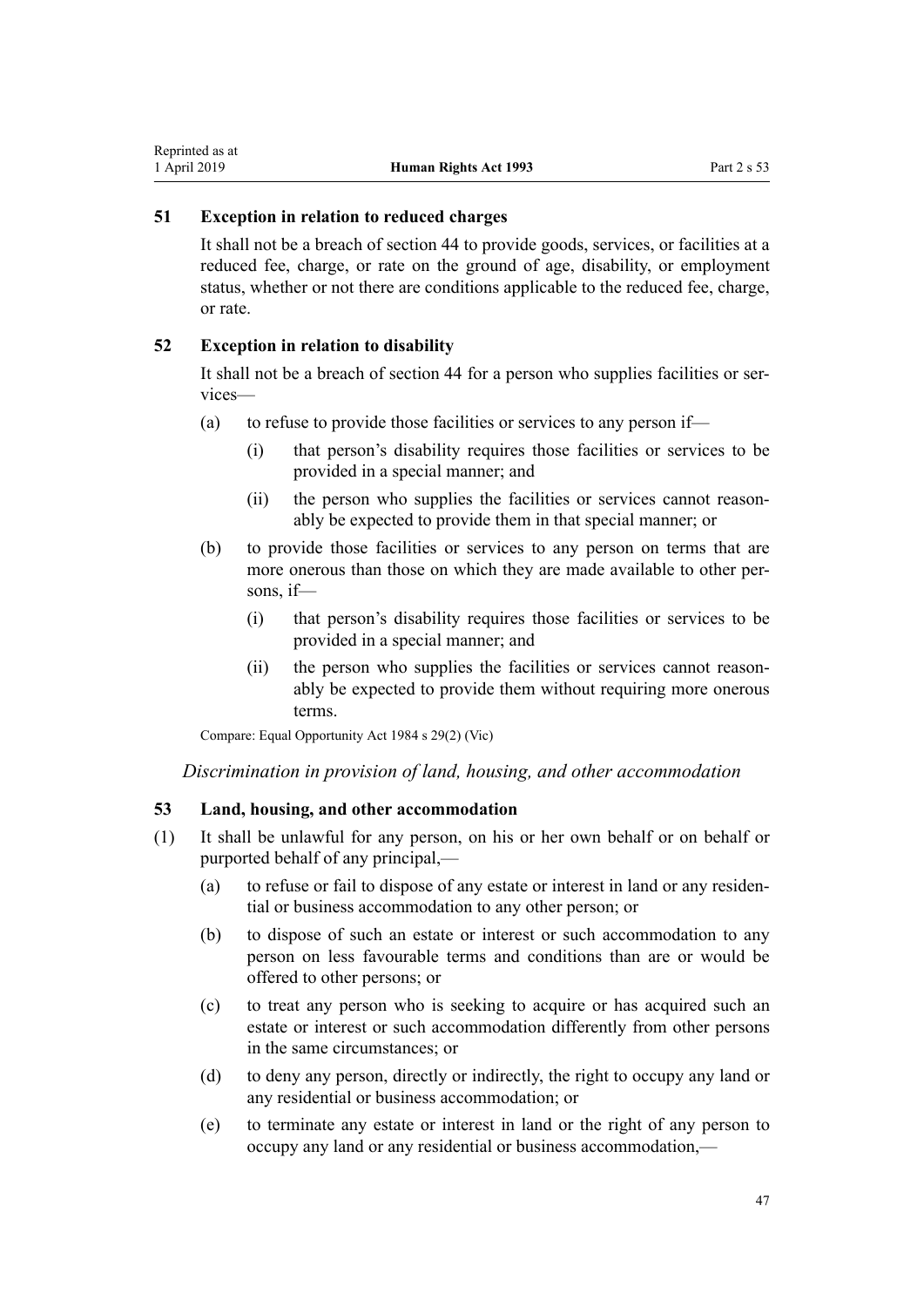### 51 Exception in relation to reduced charges

It shall not be a breach of section 44 to provide goods, services, or facilities at a reduced fee, charge, or rate on the ground of age, disability, or employment status, whether or not there are conditions applicable to the reduced fee, charge, or rate.

### 52 Exception in relation to disability

It shall not be a breach of section 44 for a person who supplies facilities or services—

- (a) to refuse to provide those facilities or services to any person if—
  - (i) that person's disability requires those facilities or services to be provided in a special manner; and
  - (ii) the person who supplies the facilities or services cannot reasonably be expected to provide them in that special manner; or
- (b) to provide those facilities or services to any person on terms that are more onerous than those on which they are made available to other persons, if—
  - (i) that person's disability requires those facilities or services to be provided in a special manner; and
  - (ii) the person who supplies the facilities or services cannot reasonably be expected to provide them without requiring more onerous terms.

Compare: Equal Opportunity Act 1984 s 29(2) (Vic)

*Discrimination in provision of land, housing, and other accommodation*

### 53 Land, housing, and other accommodation

(1) It shall be unlawful for any person, on his or her own behalf or on behalf or purported behalf of any principal,—

- (a) to refuse or fail to dispose of any estate or interest in land or any residential or business accommodation to any other person; or
- (b) to dispose of such an estate or interest or such accommodation to any person on less favourable terms and conditions than are or would be offered to other persons; or
- (c) to treat any person who is seeking to acquire or has acquired such an estate or interest or such accommodation differently from other persons in the same circumstances; or
- (d) to deny any person, directly or indirectly, the right to occupy any land or any residential or business accommodation; or
- (e) to terminate any estate or interest in land or the right of any person to occupy any land or any residential or business accommodation,—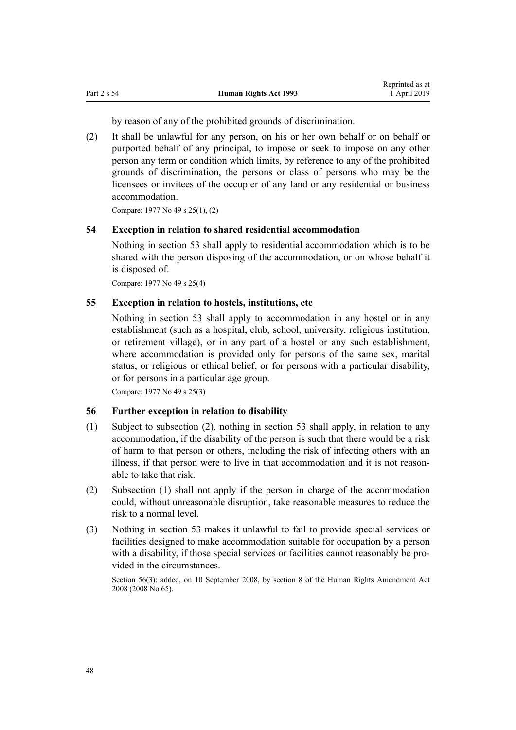by reason of any of the prohibited grounds of discrimination.

(2) It shall be unlawful for any person, on his or her own behalf or on behalf or purported behalf of any principal, to impose or seek to impose on any other person any term or condition which limits, by reference to any of the prohibited grounds of discrimination, the persons or class of persons who may be the licensees or invitees of the occupier of any land or any residential or business accommodation.

Compare: 1977 No 49 s 25(1), (2)

### 54 Exception in relation to shared residential accommodation

Nothing in section 53 shall apply to residential accommodation which is to be shared with the person disposing of the accommodation, or on whose behalf it is disposed of.

Compare: 1977 No 49 s 25(4)

### 55 Exception in relation to hostels, institutions, etc

Nothing in section 53 shall apply to accommodation in any hostel or in any establishment (such as a hospital, club, school, university, religious institution, or retirement village), or in any part of a hostel or any such establishment, where accommodation is provided only for persons of the same sex, marital status, or religious or ethical belief, or for persons with a particular disability, or for persons in a particular age group.

Compare: 1977 No 49 s 25(3)

### 56 Further exception in relation to disability

(1) Subject to subsection (2), nothing in section 53 shall apply, in relation to any accommodation, if the disability of the person is such that there would be a risk of harm to that person or others, including the risk of infecting others with an illness, if that person were to live in that accommodation and it is not reasonable to take that risk.

(2) Subsection (1) shall not apply if the person in charge of the accommodation could, without unreasonable disruption, take reasonable measures to reduce the risk to a normal level.

(3) Nothing in section 53 makes it unlawful to fail to provide special services or facilities designed to make accommodation suitable for occupation by a person with a disability, if those special services or facilities cannot reasonably be provided in the circumstances.

Section 56(3): added, on 10 September 2008, by section 8 of the Human Rights Amendment Act 2008 (2008 No 65).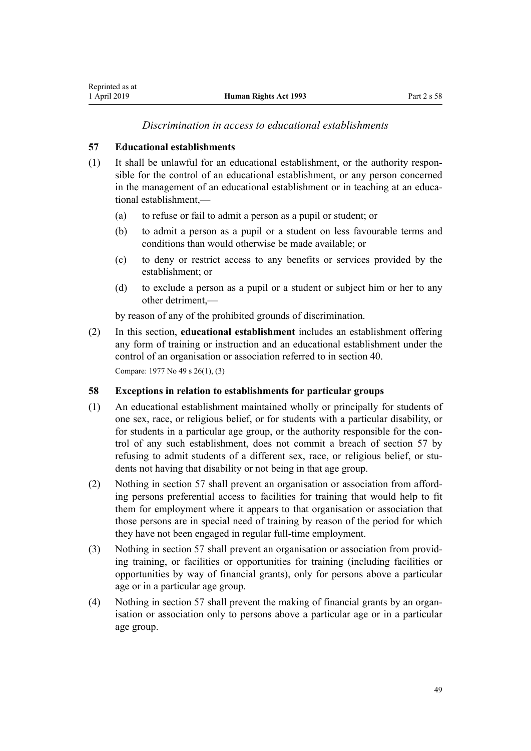*Discrimination in access to educational establishments*

### 57 Educational establishments

(1) It shall be unlawful for an educational establishment, or the authority responsible for the control of an educational establishment, or any person concerned in the management of an educational establishment or in teaching at an educational establishment,—

  (a) to refuse or fail to admit a person as a pupil or student; or

  (b) to admit a person as a pupil or a student on less favourable terms and conditions than would otherwise be made available; or

  (c) to deny or restrict access to any benefits or services provided by the establishment; or

  (d) to exclude a person as a pupil or a student or subject him or her to any other detriment,—

by reason of any of the prohibited grounds of discrimination.

(2) In this section, **educational establishment** includes an establishment offering any form of training or instruction and an educational establishment under the control of an organisation or association referred to in section 40.

Compare: 1977 No 49 s 26(1), (3)

### 58 Exceptions in relation to establishments for particular groups

(1) An educational establishment maintained wholly or principally for students of one sex, race, or religious belief, or for students with a particular disability, or for students in a particular age group, or the authority responsible for the control of any such establishment, does not commit a breach of section 57 by refusing to admit students of a different sex, race, or religious belief, or students not having that disability or not being in that age group.

(2) Nothing in section 57 shall prevent an organisation or association from affording persons preferential access to facilities for training that would help to fit them for employment where it appears to that organisation or association that those persons are in special need of training by reason of the period for which they have not been engaged in regular full-time employment.

(3) Nothing in section 57 shall prevent an organisation or association from providing training, or facilities or opportunities for training (including facilities or opportunities by way of financial grants), only for persons above a particular age or in a particular age group.

(4) Nothing in section 57 shall prevent the making of financial grants by an organisation or association only to persons above a particular age or in a particular age group.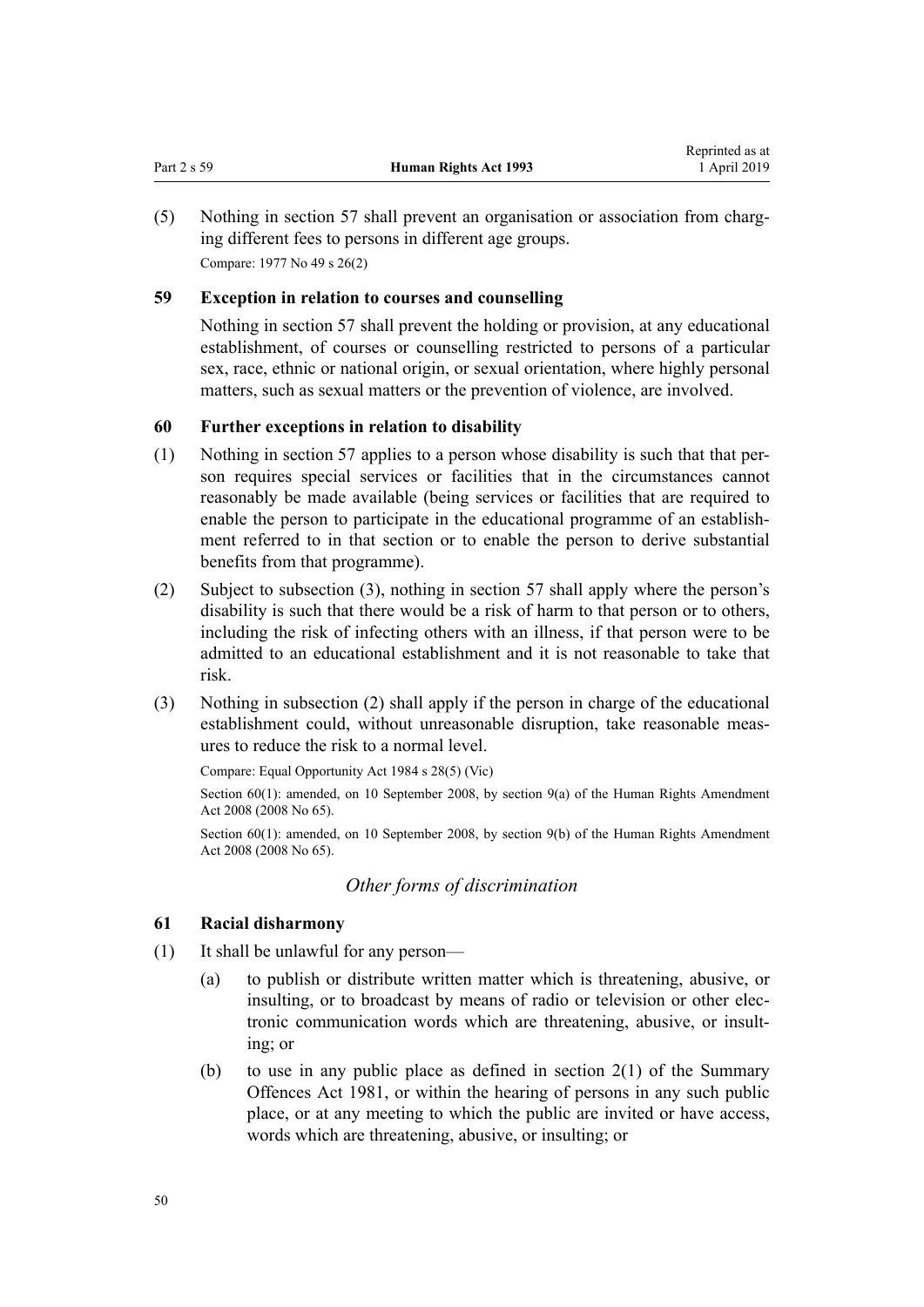(5) Nothing in section 57 shall prevent an organisation or association from charging different fees to persons in different age groups.

Compare: 1977 No 49 s 26(2)

### 59 Exception in relation to courses and counselling

Nothing in section 57 shall prevent the holding or provision, at any educational establishment, of courses or counselling restricted to persons of a particular sex, race, ethnic or national origin, or sexual orientation, where highly personal matters, such as sexual matters or the prevention of violence, are involved.

### 60 Further exceptions in relation to disability

(1) Nothing in section 57 applies to a person whose disability is such that that person requires special services or facilities that in the circumstances cannot reasonably be made available (being services or facilities that are required to enable the person to participate in the educational programme of an establishment referred to in that section or to enable the person to derive substantial benefits from that programme).

(2) Subject to subsection (3), nothing in section 57 shall apply where the person's disability is such that there would be a risk of harm to that person or to others, including the risk of infecting others with an illness, if that person were to be admitted to an educational establishment and it is not reasonable to take that risk.

(3) Nothing in subsection (2) shall apply if the person in charge of the educational establishment could, without unreasonable disruption, take reasonable measures to reduce the risk to a normal level.

Compare: Equal Opportunity Act 1984 s 28(5) (Vic)

Section 60(1): amended, on 10 September 2008, by section 9(a) of the Human Rights Amendment Act 2008 (2008 No 65).

Section 60(1): amended, on 10 September 2008, by section 9(b) of the Human Rights Amendment Act 2008 (2008 No 65).

## *Other forms of discrimination*

### 61 Racial disharmony

(1) It shall be unlawful for any person—

(a) to publish or distribute written matter which is threatening, abusive, or insulting, or to broadcast by means of radio or television or other electronic communication words which are threatening, abusive, or insulting; or

(b) to use in any public place as defined in section 2(1) of the Summary Offences Act 1981, or within the hearing of persons in any such public place, or at any meeting to which the public are invited or have access, words which are threatening, abusive, or insulting; or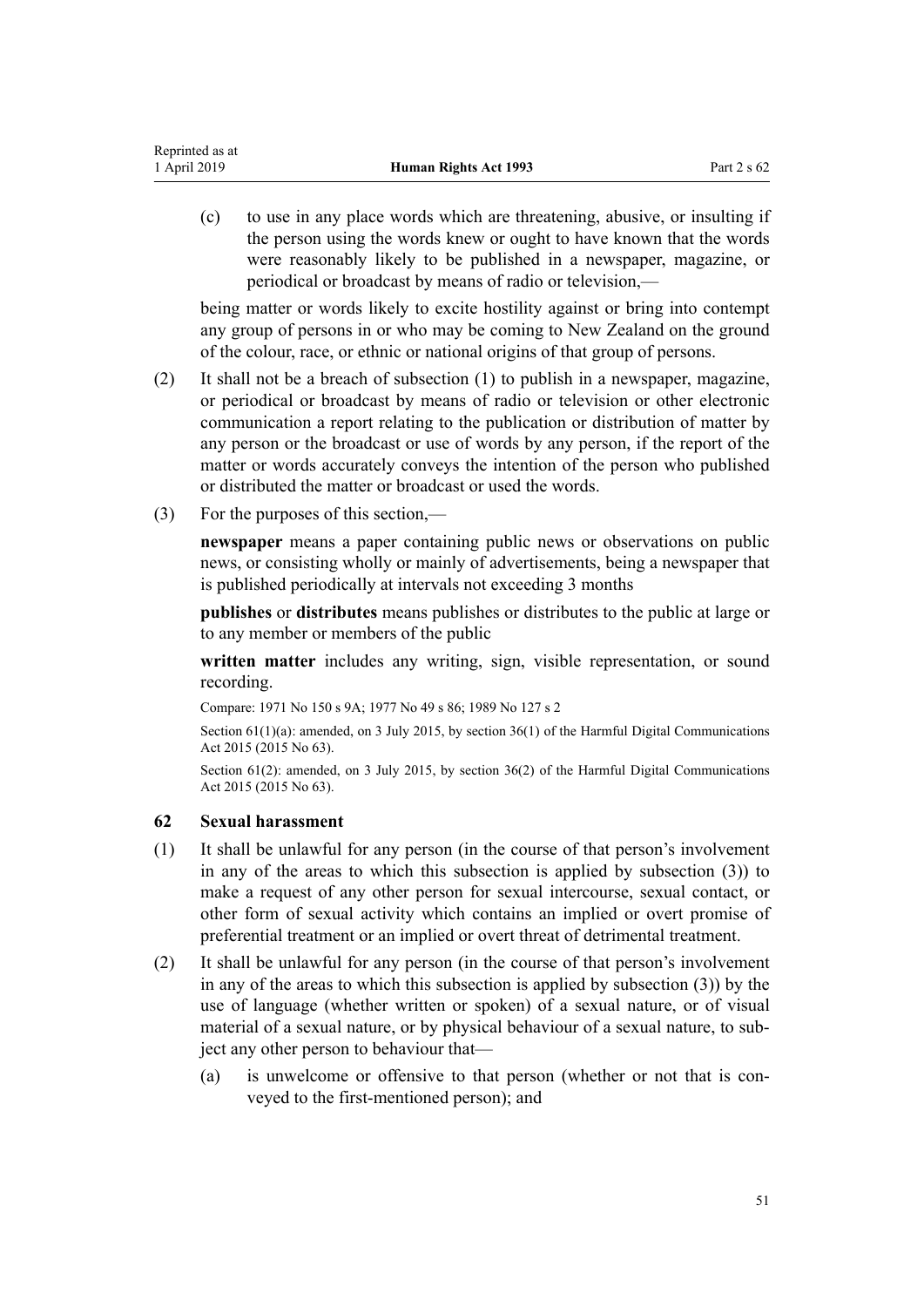(c) to use in any place words which are threatening, abusive, or insulting if the person using the words knew or ought to have known that the words were reasonably likely to be published in a newspaper, magazine, or periodical or broadcast by means of radio or television,—

being matter or words likely to excite hostility against or bring into contempt any group of persons in or who may be coming to New Zealand on the ground of the colour, race, or ethnic or national origins of that group of persons.

(2) It shall not be a breach of subsection (1) to publish in a newspaper, magazine, or periodical or broadcast by means of radio or television or other electronic communication a report relating to the publication or distribution of matter by any person or the broadcast or use of words by any person, if the report of the matter or words accurately conveys the intention of the person who published or distributed the matter or broadcast or used the words.

(3) For the purposes of this section,—

**newspaper** means a paper containing public news or observations on public news, or consisting wholly or mainly of advertisements, being a newspaper that is published periodically at intervals not exceeding 3 months

**publishes** or **distributes** means publishes or distributes to the public at large or to any member or members of the public

**written matter** includes any writing, sign, visible representation, or sound recording.

Compare: 1971 No 150 s 9A; 1977 No 49 s 86; 1989 No 127 s 2

Section 61(1)(a): amended, on 3 July 2015, by section 36(1) of the Harmful Digital Communications Act 2015 (2015 No 63).

Section 61(2): amended, on 3 July 2015, by section 36(2) of the Harmful Digital Communications Act 2015 (2015 No 63).

### 62 Sexual harassment

(1) It shall be unlawful for any person (in the course of that person's involvement in any of the areas to which this subsection is applied by subsection (3)) to make a request of any other person for sexual intercourse, sexual contact, or other form of sexual activity which contains an implied or overt promise of preferential treatment or an implied or overt threat of detrimental treatment.

(2) It shall be unlawful for any person (in the course of that person's involvement in any of the areas to which this subsection is applied by subsection (3)) by the use of language (whether written or spoken) of a sexual nature, or of visual material of a sexual nature, or by physical behaviour of a sexual nature, to subject any other person to behaviour that—

(a) is unwelcome or offensive to that person (whether or not that is conveyed to the first-mentioned person); and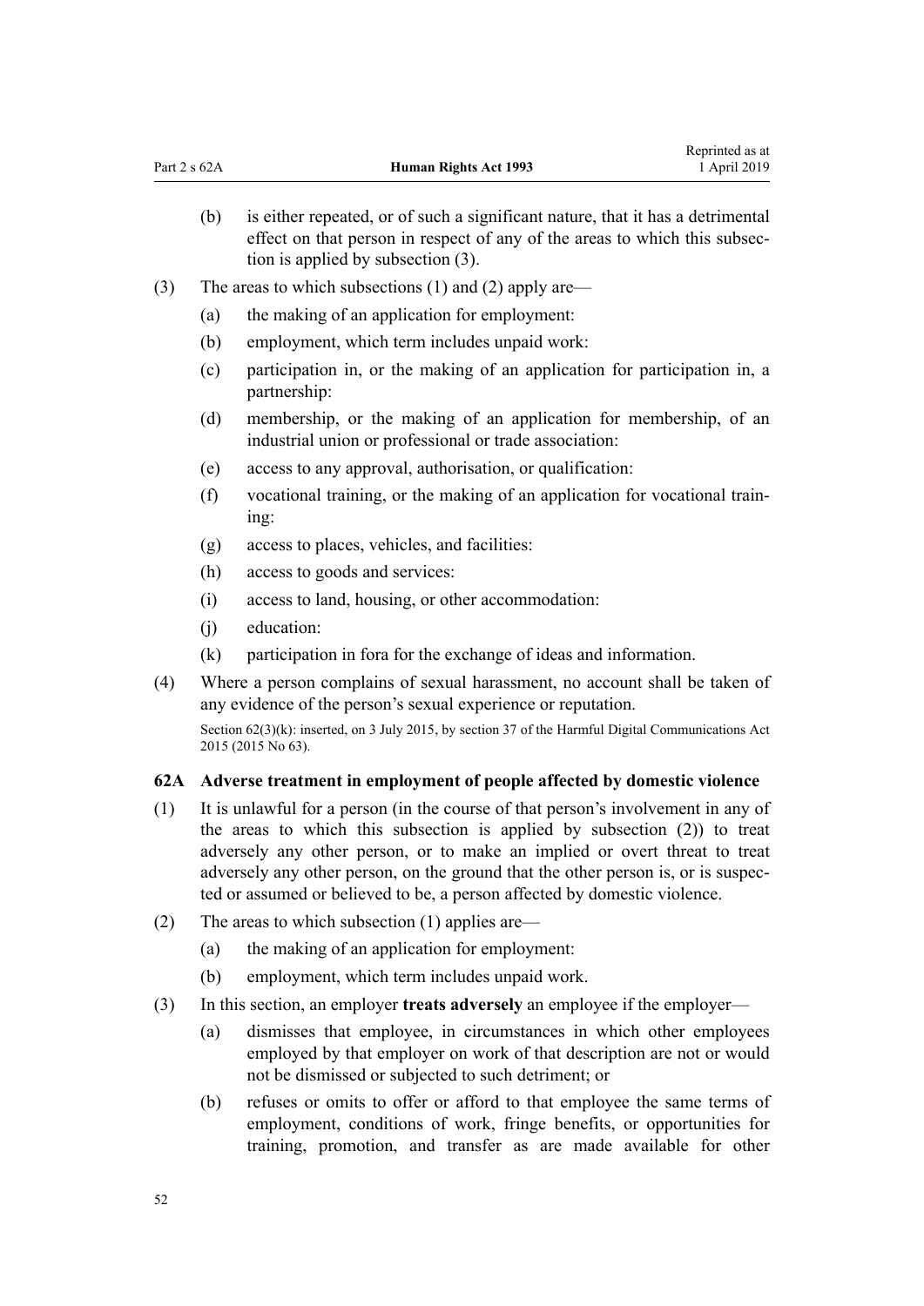(b) is either repeated, or of such a significant nature, that it has a detrimental effect on that person in respect of any of the areas to which this subsection is applied by subsection (3).

(3) The areas to which subsections (1) and (2) apply are—

(a) the making of an application for employment:

(b) employment, which term includes unpaid work:

(c) participation in, or the making of an application for participation in, a partnership:

(d) membership, or the making of an application for membership, of an industrial union or professional or trade association:

(e) access to any approval, authorisation, or qualification:

(f) vocational training, or the making of an application for vocational training:

(g) access to places, vehicles, and facilities:

(h) access to goods and services:

(i) access to land, housing, or other accommodation:

(j) education:

(k) participation in fora for the exchange of ideas and information.

(4) Where a person complains of sexual harassment, no account shall be taken of any evidence of the person's sexual experience or reputation.

Section 62(3)(k): inserted, on 3 July 2015, by section 37 of the Harmful Digital Communications Act 2015 (2015 No 63).

### 62A Adverse treatment in employment of people affected by domestic violence

(1) It is unlawful for a person (in the course of that person's involvement in any of the areas to which this subsection is applied by subsection (2)) to treat adversely any other person, or to make an implied or overt threat to treat adversely any other person, on the ground that the other person is, or is suspected or assumed or believed to be, a person affected by domestic violence.

(2) The areas to which subsection (1) applies are—

(a) the making of an application for employment:

(b) employment, which term includes unpaid work.

(3) In this section, an employer **treats adversely** an employee if the employer—

(a) dismisses that employee, in circumstances in which other employees employed by that employer on work of that description are not or would not be dismissed or subjected to such detriment; or

(b) refuses or omits to offer or afford to that employee the same terms of employment, conditions of work, fringe benefits, or opportunities for training, promotion, and transfer as are made available for other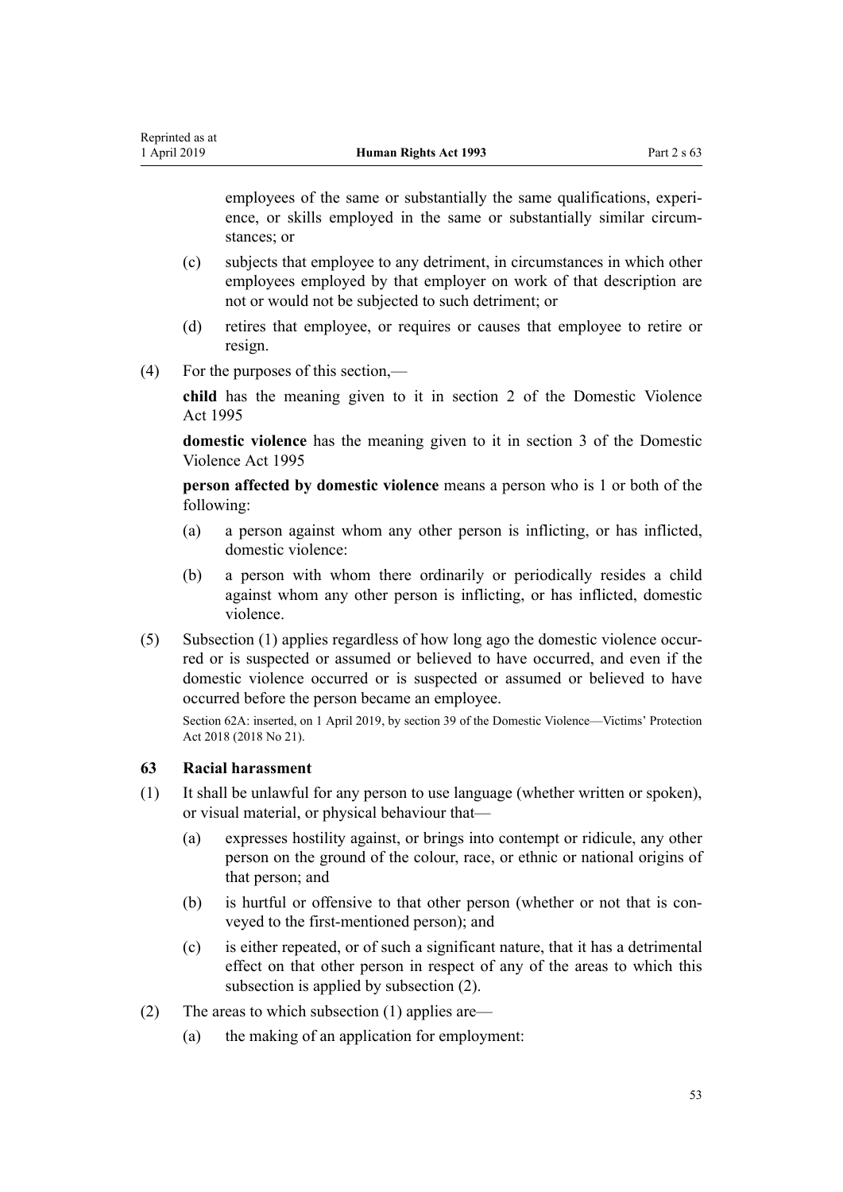employees of the same or substantially the same qualifications, experience, or skills employed in the same or substantially similar circumstances; or

(c) subjects that employee to any detriment, in circumstances in which other employees employed by that employer on work of that description are not or would not be subjected to such detriment; or

(d) retires that employee, or requires or causes that employee to retire or resign.

(4) For the purposes of this section,—

**child** has the meaning given to it in section 2 of the Domestic Violence Act 1995

**domestic violence** has the meaning given to it in section 3 of the Domestic Violence Act 1995

**person affected by domestic violence** means a person who is 1 or both of the following:

(a) a person against whom any other person is inflicting, or has inflicted, domestic violence:

(b) a person with whom there ordinarily or periodically resides a child against whom any other person is inflicting, or has inflicted, domestic violence.

(5) Subsection (1) applies regardless of how long ago the domestic violence occurred or is suspected or assumed or believed to have occurred, and even if the domestic violence occurred or is suspected or assumed or believed to have occurred before the person became an employee.

Section 62A: inserted, on 1 April 2019, by section 39 of the Domestic Violence—Victims' Protection Act 2018 (2018 No 21).

### 63 Racial harassment

(1) It shall be unlawful for any person to use language (whether written or spoken), or visual material, or physical behaviour that—

(a) expresses hostility against, or brings into contempt or ridicule, any other person on the ground of the colour, race, or ethnic or national origins of that person; and

(b) is hurtful or offensive to that other person (whether or not that is conveyed to the first-mentioned person); and

(c) is either repeated, or of such a significant nature, that it has a detrimental effect on that other person in respect of any of the areas to which this subsection is applied by subsection (2).

(2) The areas to which subsection (1) applies are—

(a) the making of an application for employment: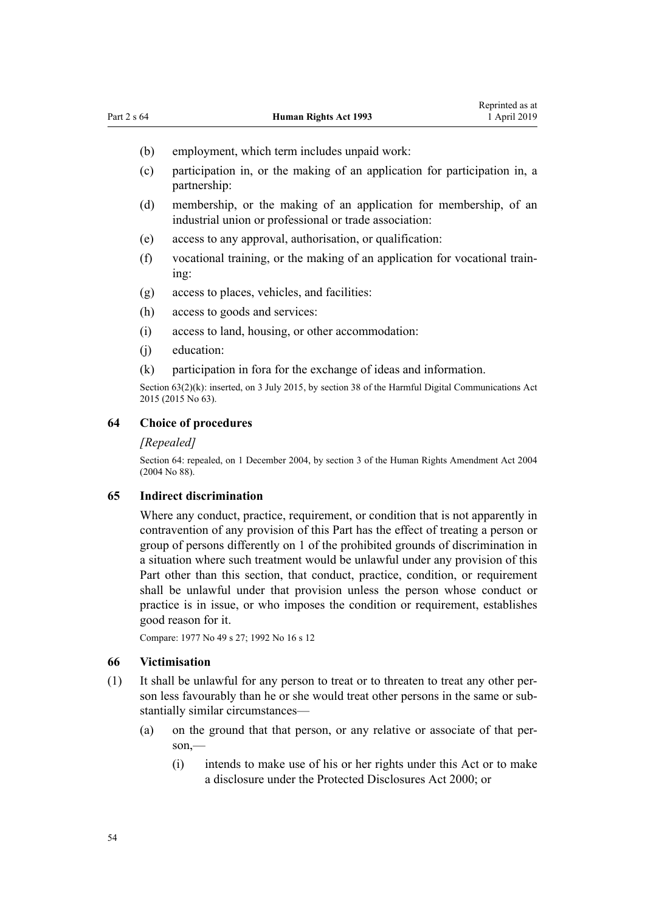(b) employment, which term includes unpaid work:

(c) participation in, or the making of an application for participation in, a partnership:

(d) membership, or the making of an application for membership, of an industrial union or professional or trade association:

(e) access to any approval, authorisation, or qualification:

(f) vocational training, or the making of an application for vocational training:

(g) access to places, vehicles, and facilities:

(h) access to goods and services:

(i) access to land, housing, or other accommodation:

(j) education:

(k) participation in fora for the exchange of ideas and information.

Section 63(2)(k): inserted, on 3 July 2015, by section 38 of the Harmful Digital Communications Act 2015 (2015 No 63).

### 64 Choice of procedures

*[Repealed]*

Section 64: repealed, on 1 December 2004, by section 3 of the Human Rights Amendment Act 2004 (2004 No 88).

### 65 Indirect discrimination

Where any conduct, practice, requirement, or condition that is not apparently in contravention of any provision of this Part has the effect of treating a person or group of persons differently on 1 of the prohibited grounds of discrimination in a situation where such treatment would be unlawful under any provision of this Part other than this section, that conduct, practice, condition, or requirement shall be unlawful under that provision unless the person whose conduct or practice is in issue, or who imposes the condition or requirement, establishes good reason for it.

Compare: 1977 No 49 s 27; 1992 No 16 s 12

### 66 Victimisation

(1) It shall be unlawful for any person to treat or to threaten to treat any other person less favourably than he or she would treat other persons in the same or substantially similar circumstances—

(a) on the ground that that person, or any relative or associate of that person,—

(i) intends to make use of his or her rights under this Act or to make a disclosure under the Protected Disclosures Act 2000; or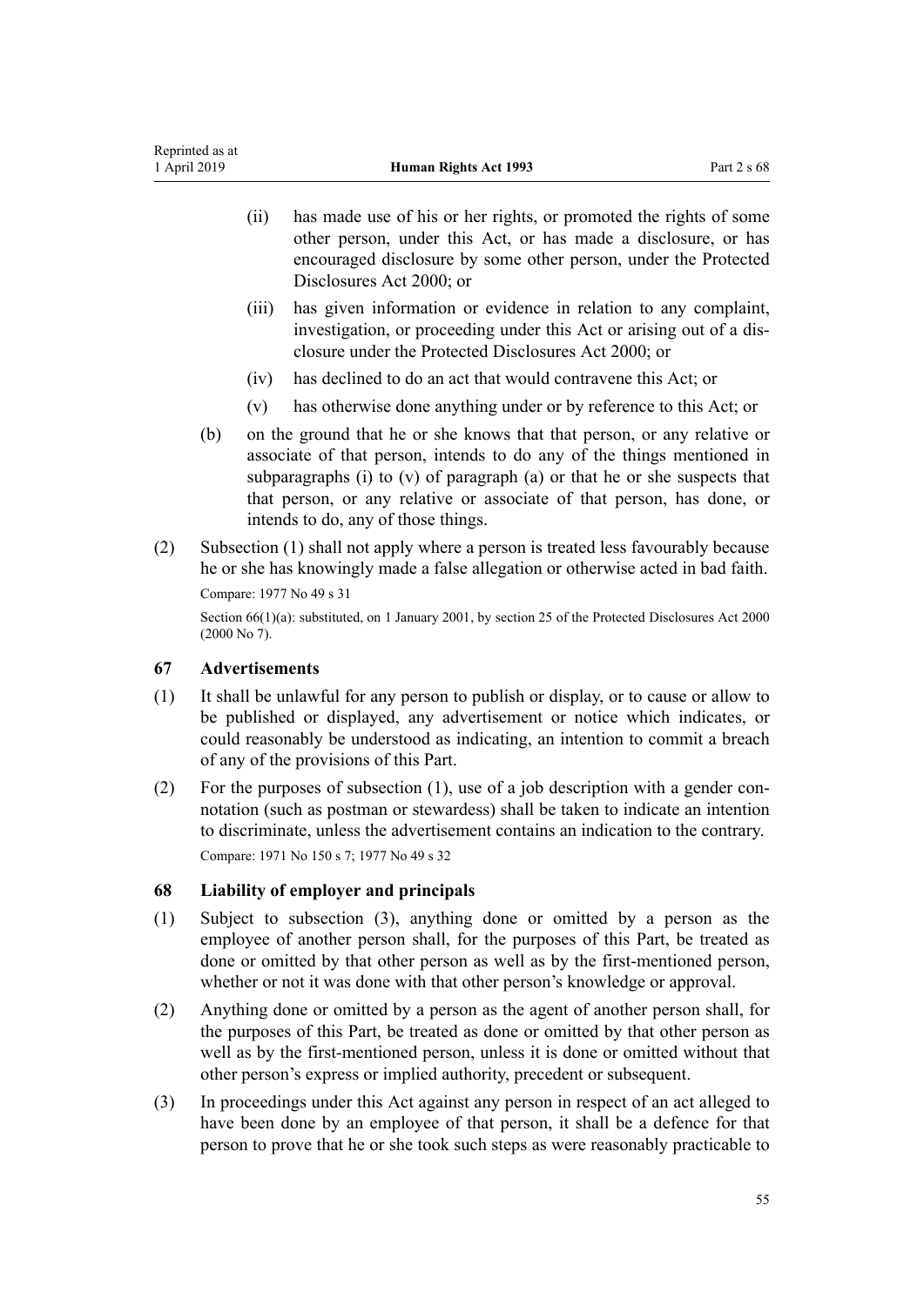(ii) has made use of his or her rights, or promoted the rights of some other person, under this Act, or has made a disclosure, or has encouraged disclosure by some other person, under the Protected Disclosures Act 2000; or

(iii) has given information or evidence in relation to any complaint, investigation, or proceeding under this Act or arising out of a disclosure under the Protected Disclosures Act 2000; or

(iv) has declined to do an act that would contravene this Act; or

(v) has otherwise done anything under or by reference to this Act; or

(b) on the ground that he or she knows that that person, or any relative or associate of that person, intends to do any of the things mentioned in subparagraphs (i) to (v) of paragraph (a) or that he or she suspects that that person, or any relative or associate of that person, has done, or intends to do, any of those things.

(2) Subsection (1) shall not apply where a person is treated less favourably because he or she has knowingly made a false allegation or otherwise acted in bad faith.

Compare: 1977 No 49 s 31

Section 66(1)(a): substituted, on 1 January 2001, by section 25 of the Protected Disclosures Act 2000 (2000 No 7).

### 67 Advertisements

(1) It shall be unlawful for any person to publish or display, or to cause or allow to be published or displayed, any advertisement or notice which indicates, or could reasonably be understood as indicating, an intention to commit a breach of any of the provisions of this Part.

(2) For the purposes of subsection (1), use of a job description with a gender connotation (such as postman or stewardess) shall be taken to indicate an intention to discriminate, unless the advertisement contains an indication to the contrary.

Compare: 1971 No 150 s 7; 1977 No 49 s 32

### 68 Liability of employer and principals

(1) Subject to subsection (3), anything done or omitted by a person as the employee of another person shall, for the purposes of this Part, be treated as done or omitted by that other person as well as by the first-mentioned person, whether or not it was done with that other person's knowledge or approval.

(2) Anything done or omitted by a person as the agent of another person shall, for the purposes of this Part, be treated as done or omitted by that other person as well as by the first-mentioned person, unless it is done or omitted without that other person's express or implied authority, precedent or subsequent.

(3) In proceedings under this Act against any person in respect of an act alleged to have been done by an employee of that person, it shall be a defence for that person to prove that he or she took such steps as were reasonably practicable to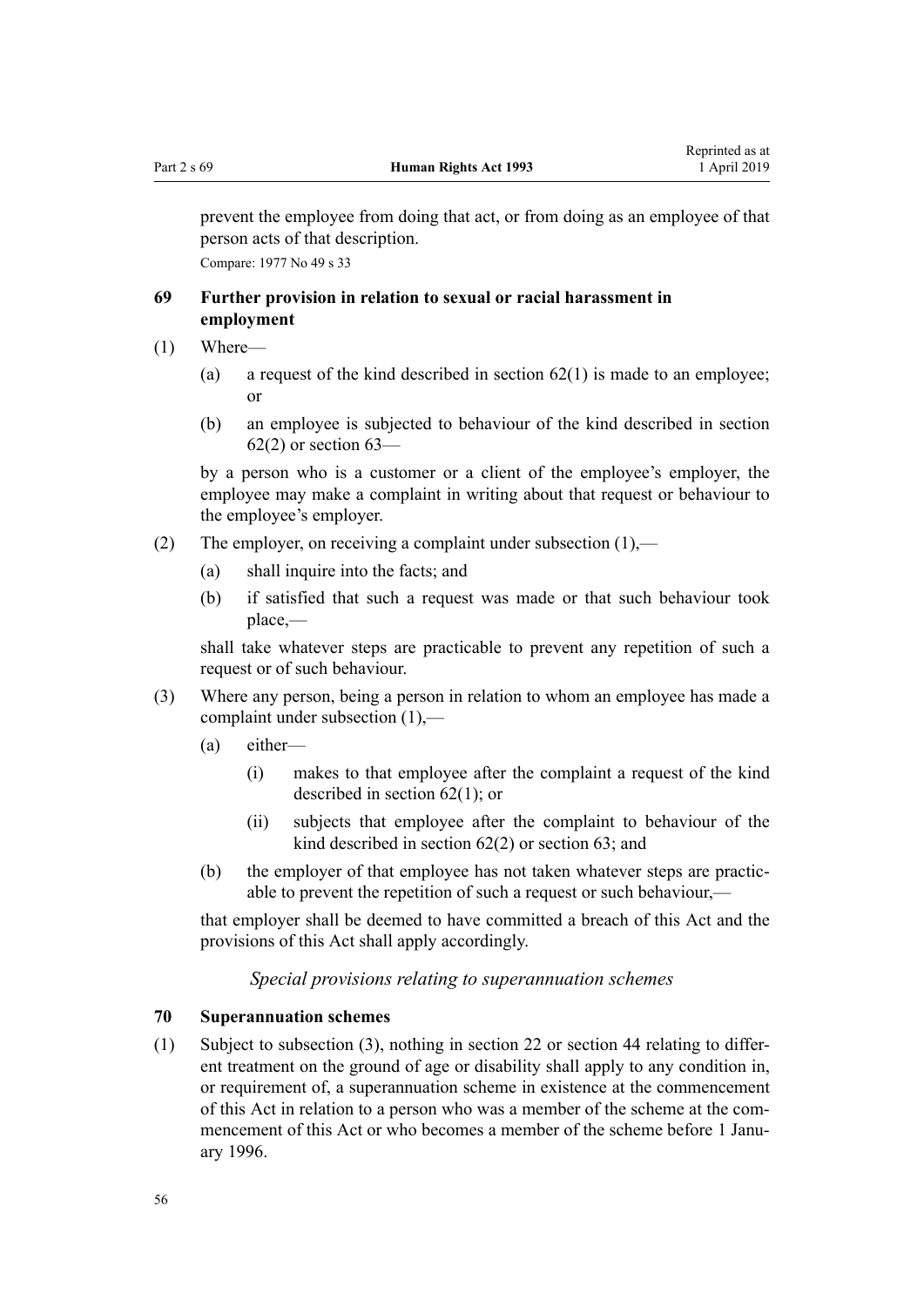prevent the employee from doing that act, or from doing as an employee of that person acts of that description.

Compare: 1977 No 49 s 33

### 69 Further provision in relation to sexual or racial harassment in employment

(1) Where—

(a) a request of the kind described in section 62(1) is made to an employee; or

(b) an employee is subjected to behaviour of the kind described in section 62(2) or section 63—

by a person who is a customer or a client of the employee's employer, the employee may make a complaint in writing about that request or behaviour to the employee's employer.

(2) The employer, on receiving a complaint under subsection (1),—

(a) shall inquire into the facts; and

(b) if satisfied that such a request was made or that such behaviour took place,—

shall take whatever steps are practicable to prevent any repetition of such a request or of such behaviour.

(3) Where any person, being a person in relation to whom an employee has made a complaint under subsection (1),—

(a) either—

(i) makes to that employee after the complaint a request of the kind described in section 62(1); or

(ii) subjects that employee after the complaint to behaviour of the kind described in section 62(2) or section 63; and

(b) the employer of that employee has not taken whatever steps are practicable to prevent the repetition of such a request or such behaviour,—

that employer shall be deemed to have committed a breach of this Act and the provisions of this Act shall apply accordingly.

*Special provisions relating to superannuation schemes*

### 70 Superannuation schemes

(1) Subject to subsection (3), nothing in section 22 or section 44 relating to different treatment on the ground of age or disability shall apply to any condition in, or requirement of, a superannuation scheme in existence at the commencement of this Act in relation to a person who was a member of the scheme at the commencement of this Act or who becomes a member of the scheme before 1 January 1996.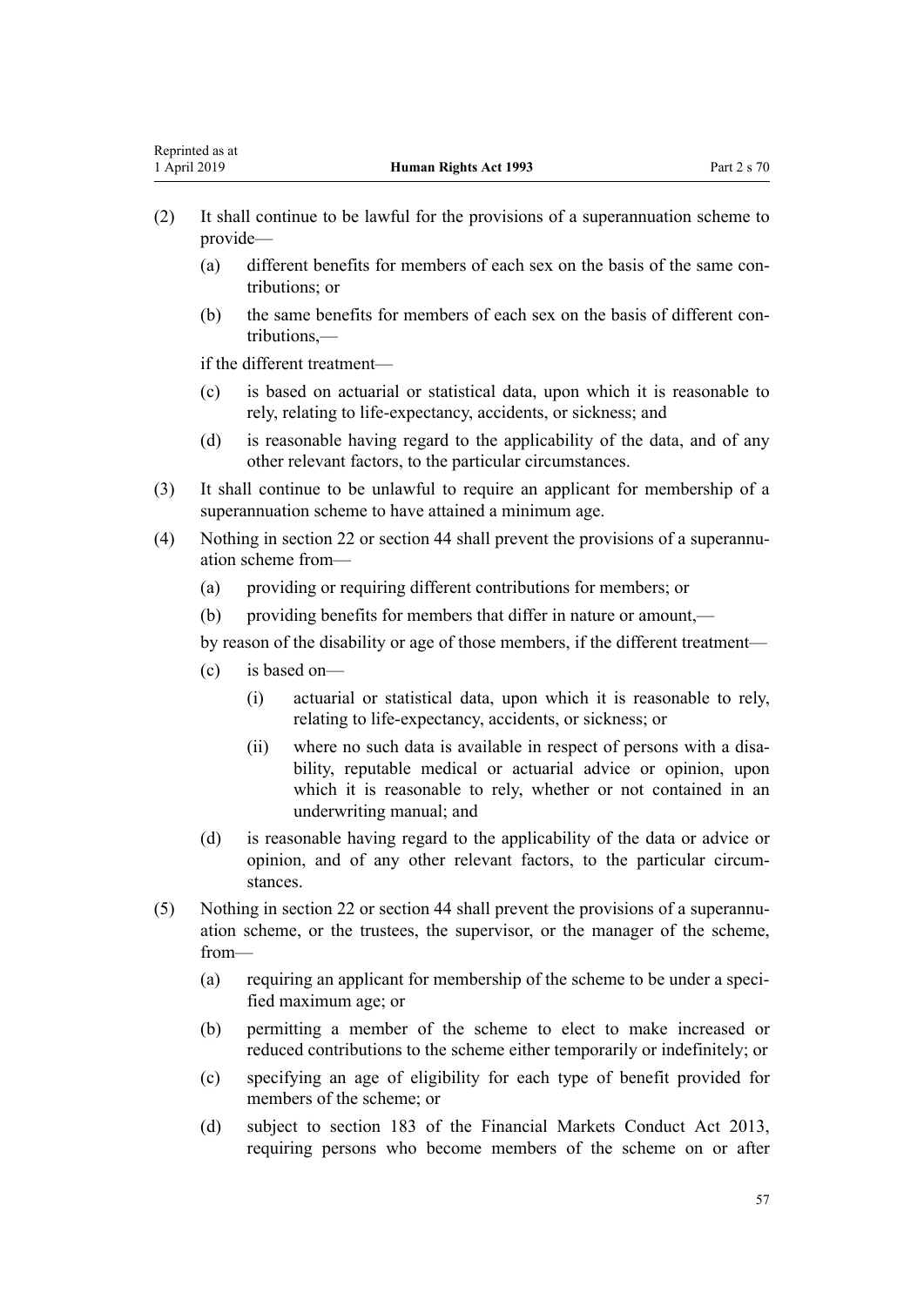(2) It shall continue to be lawful for the provisions of a superannuation scheme to provide—

 (a) different benefits for members of each sex on the basis of the same contributions; or

 (b) the same benefits for members of each sex on the basis of different contributions,—

 if the different treatment—

 (c) is based on actuarial or statistical data, upon which it is reasonable to rely, relating to life-expectancy, accidents, or sickness; and

 (d) is reasonable having regard to the applicability of the data, and of any other relevant factors, to the particular circumstances.

(3) It shall continue to be unlawful to require an applicant for membership of a superannuation scheme to have attained a minimum age.

(4) Nothing in section 22 or section 44 shall prevent the provisions of a superannuation scheme from—

 (a) providing or requiring different contributions for members; or

 (b) providing benefits for members that differ in nature or amount,—

 by reason of the disability or age of those members, if the different treatment—

 (c) is based on—

  (i) actuarial or statistical data, upon which it is reasonable to rely, relating to life-expectancy, accidents, or sickness; or

  (ii) where no such data is available in respect of persons with a disability, reputable medical or actuarial advice or opinion, upon which it is reasonable to rely, whether or not contained in an underwriting manual; and

 (d) is reasonable having regard to the applicability of the data or advice or opinion, and of any other relevant factors, to the particular circumstances.

(5) Nothing in section 22 or section 44 shall prevent the provisions of a superannuation scheme, or the trustees, the supervisor, or the manager of the scheme, from—

 (a) requiring an applicant for membership of the scheme to be under a specified maximum age; or

 (b) permitting a member of the scheme to elect to make increased or reduced contributions to the scheme either temporarily or indefinitely; or

 (c) specifying an age of eligibility for each type of benefit provided for members of the scheme; or

 (d) subject to section 183 of the Financial Markets Conduct Act 2013, requiring persons who become members of the scheme on or after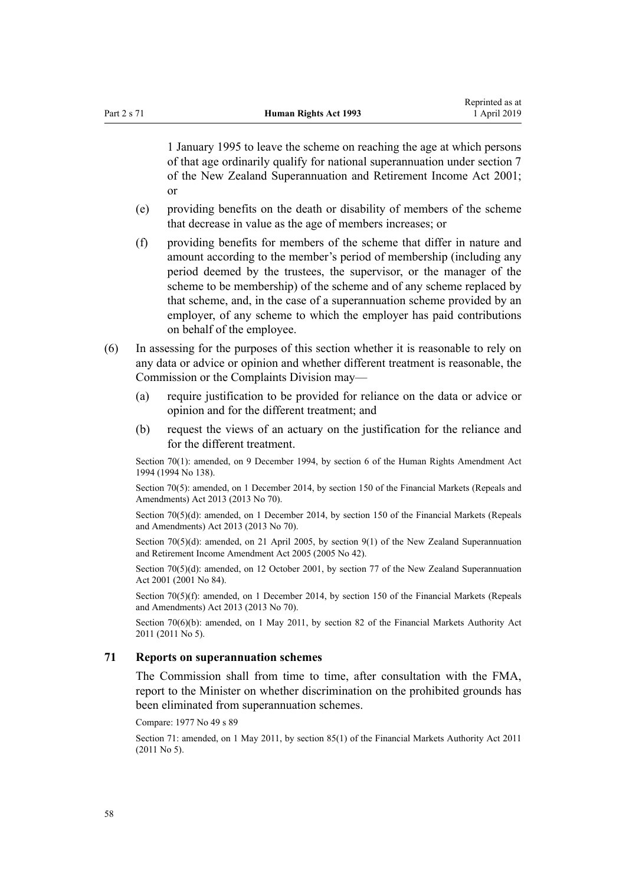1 January 1995 to leave the scheme on reaching the age at which persons of that age ordinarily qualify for national superannuation under section 7 of the New Zealand Superannuation and Retirement Income Act 2001; or

(e) providing benefits on the death or disability of members of the scheme that decrease in value as the age of members increases; or

(f) providing benefits for members of the scheme that differ in nature and amount according to the member's period of membership (including any period deemed by the trustees, the supervisor, or the manager of the scheme to be membership) of the scheme and of any scheme replaced by that scheme, and, in the case of a superannuation scheme provided by an employer, of any scheme to which the employer has paid contributions on behalf of the employee.

(6) In assessing for the purposes of this section whether it is reasonable to rely on any data or advice or opinion and whether different treatment is reasonable, the Commission or the Complaints Division may—

(a) require justification to be provided for reliance on the data or advice or opinion and for the different treatment; and

(b) request the views of an actuary on the justification for the reliance and for the different treatment.

Section 70(1): amended, on 9 December 1994, by section 6 of the Human Rights Amendment Act 1994 (1994 No 138).

Section 70(5): amended, on 1 December 2014, by section 150 of the Financial Markets (Repeals and Amendments) Act 2013 (2013 No 70).

Section 70(5)(d): amended, on 1 December 2014, by section 150 of the Financial Markets (Repeals and Amendments) Act 2013 (2013 No 70).

Section 70(5)(d): amended, on 21 April 2005, by section 9(1) of the New Zealand Superannuation and Retirement Income Amendment Act 2005 (2005 No 42).

Section 70(5)(d): amended, on 12 October 2001, by section 77 of the New Zealand Superannuation Act 2001 (2001 No 84).

Section 70(5)(f): amended, on 1 December 2014, by section 150 of the Financial Markets (Repeals and Amendments) Act 2013 (2013 No 70).

Section 70(6)(b): amended, on 1 May 2011, by section 82 of the Financial Markets Authority Act 2011 (2011 No 5).

### 71 Reports on superannuation schemes

The Commission shall from time to time, after consultation with the FMA, report to the Minister on whether discrimination on the prohibited grounds has been eliminated from superannuation schemes.

Compare: 1977 No 49 s 89

Section 71: amended, on 1 May 2011, by section 85(1) of the Financial Markets Authority Act 2011 (2011 No 5).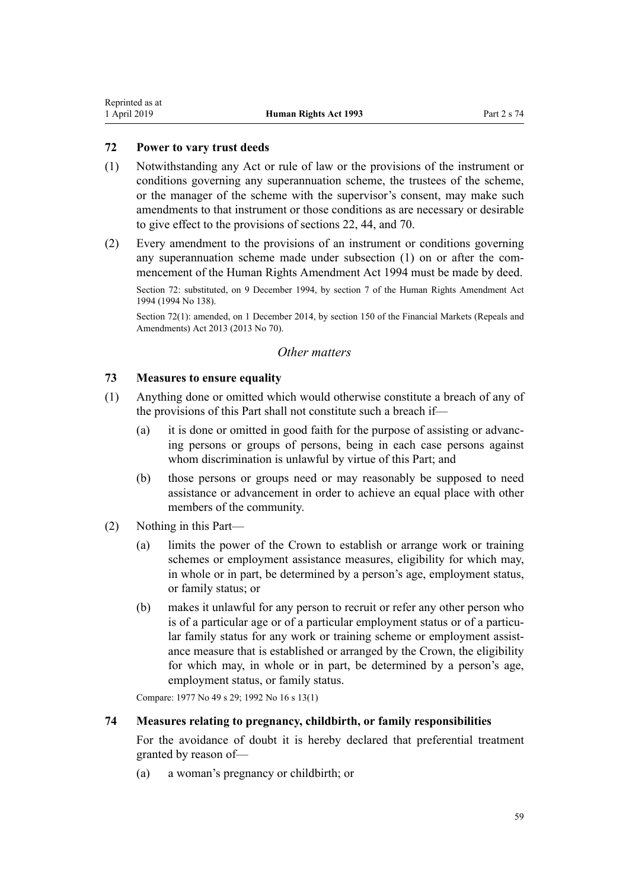### 72 Power to vary trust deeds

(1) Notwithstanding any Act or rule of law or the provisions of the instrument or conditions governing any superannuation scheme, the trustees of the scheme, or the manager of the scheme with the supervisor's consent, may make such amendments to that instrument or those conditions as are necessary or desirable to give effect to the provisions of sections 22, 44, and 70.

(2) Every amendment to the provisions of an instrument or conditions governing any superannuation scheme made under subsection (1) on or after the commencement of the Human Rights Amendment Act 1994 must be made by deed.

Section 72: substituted, on 9 December 1994, by section 7 of the Human Rights Amendment Act 1994 (1994 No 138).

Section 72(1): amended, on 1 December 2014, by section 150 of the Financial Markets (Repeals and Amendments) Act 2013 (2013 No 70).

*Other matters*

### 73 Measures to ensure equality

(1) Anything done or omitted which would otherwise constitute a breach of any of the provisions of this Part shall not constitute such a breach if—

(a) it is done or omitted in good faith for the purpose of assisting or advancing persons or groups of persons, being in each case persons against whom discrimination is unlawful by virtue of this Part; and

(b) those persons or groups need or may reasonably be supposed to need assistance or advancement in order to achieve an equal place with other members of the community.

(2) Nothing in this Part—

(a) limits the power of the Crown to establish or arrange work or training schemes or employment assistance measures, eligibility for which may, in whole or in part, be determined by a person's age, employment status, or family status; or

(b) makes it unlawful for any person to recruit or refer any other person who is of a particular age or of a particular employment status or of a particular family status for any work or training scheme or employment assistance measure that is established or arranged by the Crown, the eligibility for which may, in whole or in part, be determined by a person's age, employment status, or family status.

Compare: 1977 No 49 s 29; 1992 No 16 s 13(1)

### 74 Measures relating to pregnancy, childbirth, or family responsibilities

For the avoidance of doubt it is hereby declared that preferential treatment granted by reason of—

(a) a woman's pregnancy or childbirth; or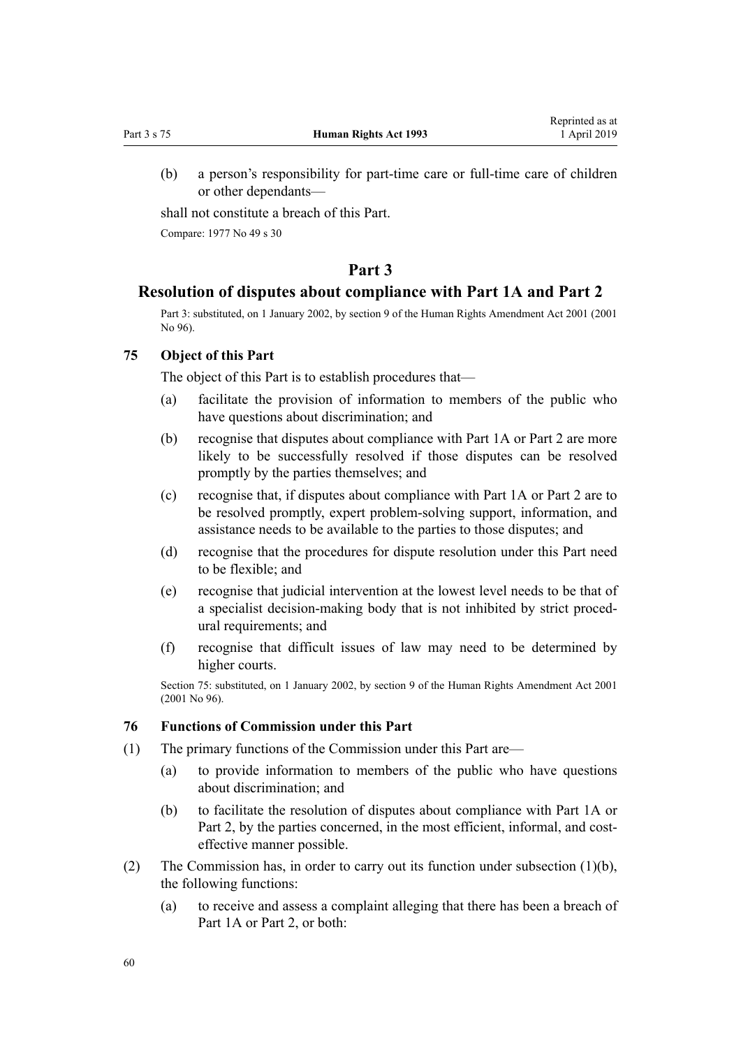(b) a person's responsibility for part-time care or full-time care of children or other dependants—

shall not constitute a breach of this Part.

Compare: 1977 No 49 s 30

# Part 3

## Resolution of disputes about compliance with Part 1A and Part 2

Part 3: substituted, on 1 January 2002, by section 9 of the Human Rights Amendment Act 2001 (2001 No 96).

### 75 Object of this Part

The object of this Part is to establish procedures that—

(a) facilitate the provision of information to members of the public who have questions about discrimination; and

(b) recognise that disputes about compliance with Part 1A or Part 2 are more likely to be successfully resolved if those disputes can be resolved promptly by the parties themselves; and

(c) recognise that, if disputes about compliance with Part 1A or Part 2 are to be resolved promptly, expert problem-solving support, information, and assistance needs to be available to the parties to those disputes; and

(d) recognise that the procedures for dispute resolution under this Part need to be flexible; and

(e) recognise that judicial intervention at the lowest level needs to be that of a specialist decision-making body that is not inhibited by strict procedural requirements; and

(f) recognise that difficult issues of law may need to be determined by higher courts.

Section 75: substituted, on 1 January 2002, by section 9 of the Human Rights Amendment Act 2001 (2001 No 96).

### 76 Functions of Commission under this Part

(1) The primary functions of the Commission under this Part are—

(a) to provide information to members of the public who have questions about discrimination; and

(b) to facilitate the resolution of disputes about compliance with Part 1A or Part 2, by the parties concerned, in the most efficient, informal, and cost-effective manner possible.

(2) The Commission has, in order to carry out its function under subsection (1)(b), the following functions:

(a) to receive and assess a complaint alleging that there has been a breach of Part 1A or Part 2, or both: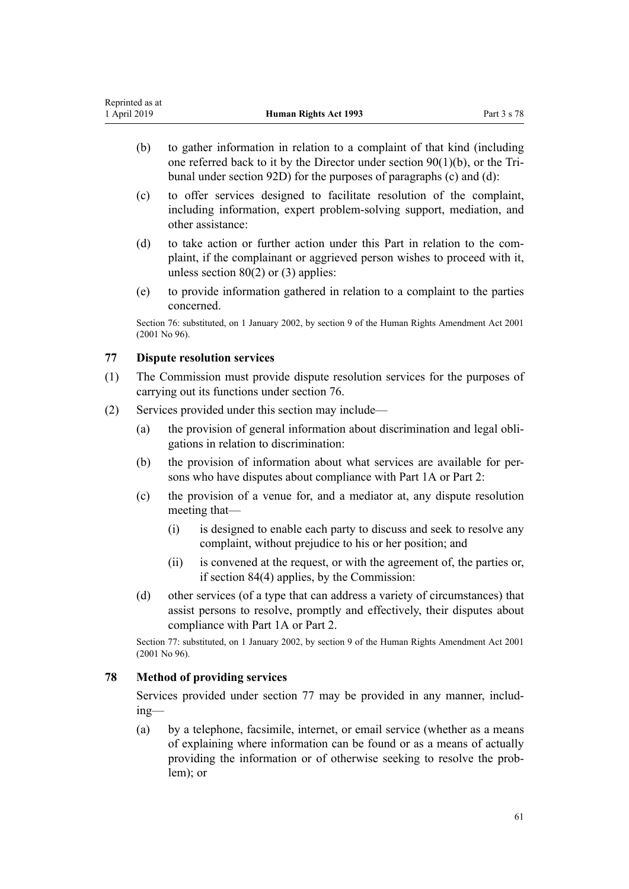- (b) to gather information in relation to a complaint of that kind (including one referred back to it by the Director under section 90(1)(b), or the Tribunal under section 92D) for the purposes of paragraphs (c) and (d):
- (c) to offer services designed to facilitate resolution of the complaint, including information, expert problem-solving support, mediation, and other assistance:
- (d) to take action or further action under this Part in relation to the complaint, if the complainant or aggrieved person wishes to proceed with it, unless section 80(2) or (3) applies:
- (e) to provide information gathered in relation to a complaint to the parties concerned.

Section 76: substituted, on 1 January 2002, by section 9 of the Human Rights Amendment Act 2001 (2001 No 96).

### 77 Dispute resolution services

(1) The Commission must provide dispute resolution services for the purposes of carrying out its functions under section 76.

(2) Services provided under this section may include—

- (a) the provision of general information about discrimination and legal obligations in relation to discrimination:
- (b) the provision of information about what services are available for persons who have disputes about compliance with Part 1A or Part 2:
- (c) the provision of a venue for, and a mediator at, any dispute resolution meeting that—
  - (i) is designed to enable each party to discuss and seek to resolve any complaint, without prejudice to his or her position; and
  - (ii) is convened at the request, or with the agreement of, the parties or, if section 84(4) applies, by the Commission:
- (d) other services (of a type that can address a variety of circumstances) that assist persons to resolve, promptly and effectively, their disputes about compliance with Part 1A or Part 2.

Section 77: substituted, on 1 January 2002, by section 9 of the Human Rights Amendment Act 2001 (2001 No 96).

### 78 Method of providing services

Services provided under section 77 may be provided in any manner, including—

- (a) by a telephone, facsimile, internet, or email service (whether as a means of explaining where information can be found or as a means of actually providing the information or of otherwise seeking to resolve the problem); or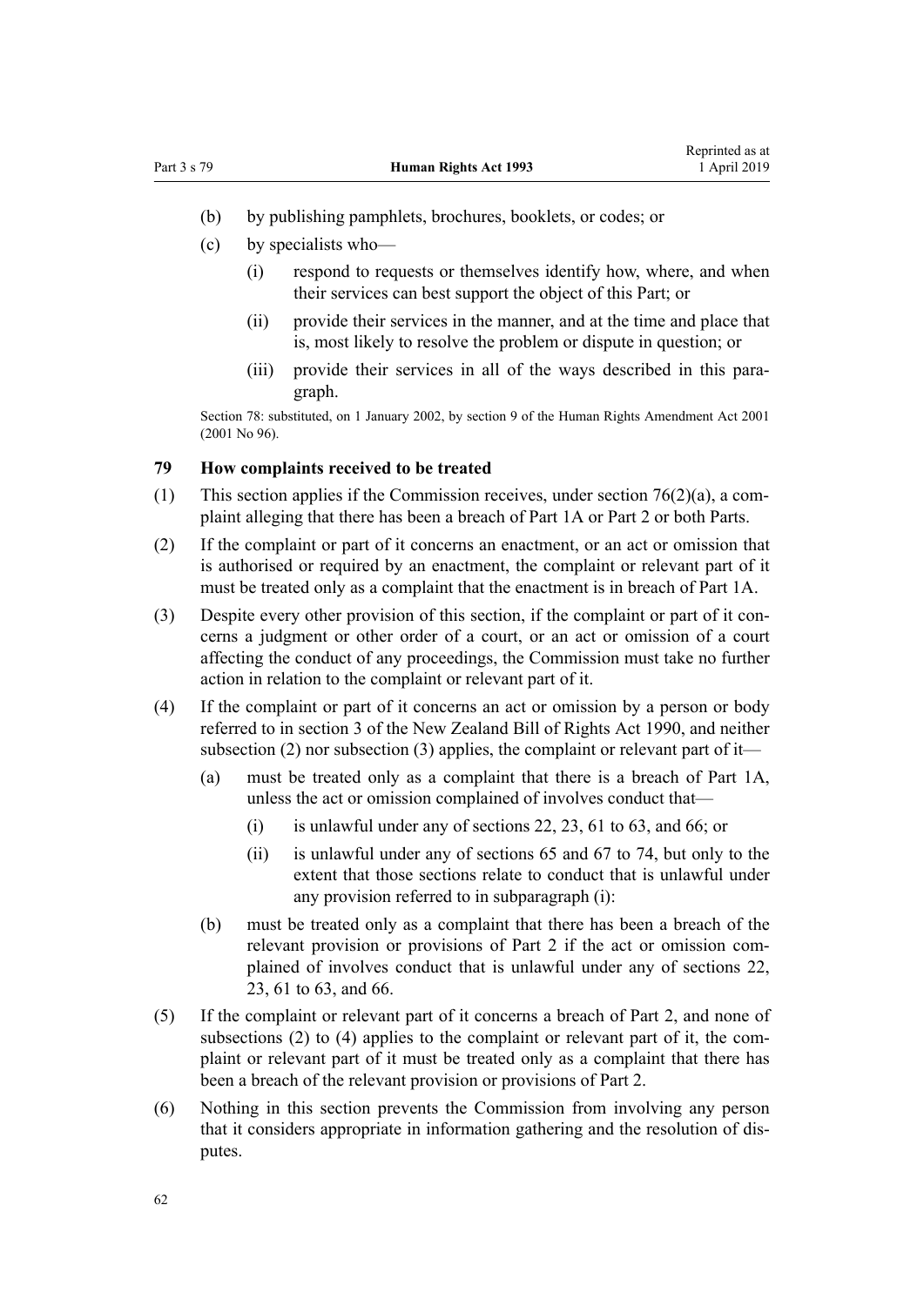(b) by publishing pamphlets, brochures, booklets, or codes; or

(c) by specialists who—

(i) respond to requests or themselves identify how, where, and when their services can best support the object of this Part; or

(ii) provide their services in the manner, and at the time and place that is, most likely to resolve the problem or dispute in question; or

(iii) provide their services in all of the ways described in this paragraph.

Section 78: substituted, on 1 January 2002, by section 9 of the Human Rights Amendment Act 2001 (2001 No 96).

### 79 How complaints received to be treated

(1) This section applies if the Commission receives, under section 76(2)(a), a complaint alleging that there has been a breach of Part 1A or Part 2 or both Parts.

(2) If the complaint or part of it concerns an enactment, or an act or omission that is authorised or required by an enactment, the complaint or relevant part of it must be treated only as a complaint that the enactment is in breach of Part 1A.

(3) Despite every other provision of this section, if the complaint or part of it concerns a judgment or other order of a court, or an act or omission of a court affecting the conduct of any proceedings, the Commission must take no further action in relation to the complaint or relevant part of it.

(4) If the complaint or part of it concerns an act or omission by a person or body referred to in section 3 of the New Zealand Bill of Rights Act 1990, and neither subsection (2) nor subsection (3) applies, the complaint or relevant part of it—

(a) must be treated only as a complaint that there is a breach of Part 1A, unless the act or omission complained of involves conduct that—

(i) is unlawful under any of sections 22, 23, 61 to 63, and 66; or

(ii) is unlawful under any of sections 65 and 67 to 74, but only to the extent that those sections relate to conduct that is unlawful under any provision referred to in subparagraph (i):

(b) must be treated only as a complaint that there has been a breach of the relevant provision or provisions of Part 2 if the act or omission complained of involves conduct that is unlawful under any of sections 22, 23, 61 to 63, and 66.

(5) If the complaint or relevant part of it concerns a breach of Part 2, and none of subsections (2) to (4) applies to the complaint or relevant part of it, the complaint or relevant part of it must be treated only as a complaint that there has been a breach of the relevant provision or provisions of Part 2.

(6) Nothing in this section prevents the Commission from involving any person that it considers appropriate in information gathering and the resolution of disputes.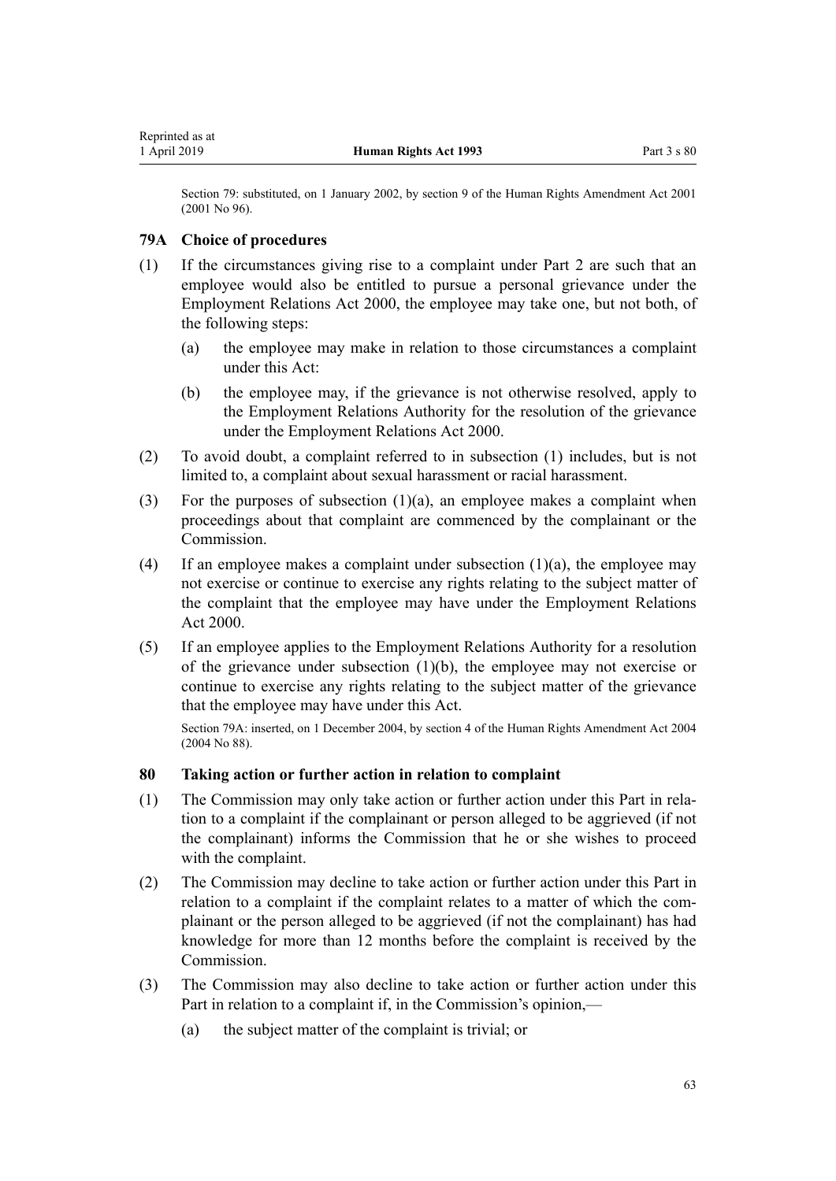Section 79: substituted, on 1 January 2002, by section 9 of the Human Rights Amendment Act 2001 (2001 No 96).

### 79A Choice of procedures

(1) If the circumstances giving rise to a complaint under Part 2 are such that an employee would also be entitled to pursue a personal grievance under the Employment Relations Act 2000, the employee may take one, but not both, of the following steps:

(a) the employee may make in relation to those circumstances a complaint under this Act:

(b) the employee may, if the grievance is not otherwise resolved, apply to the Employment Relations Authority for the resolution of the grievance under the Employment Relations Act 2000.

(2) To avoid doubt, a complaint referred to in subsection (1) includes, but is not limited to, a complaint about sexual harassment or racial harassment.

(3) For the purposes of subsection (1)(a), an employee makes a complaint when proceedings about that complaint are commenced by the complainant or the Commission.

(4) If an employee makes a complaint under subsection (1)(a), the employee may not exercise or continue to exercise any rights relating to the subject matter of the complaint that the employee may have under the Employment Relations Act 2000.

(5) If an employee applies to the Employment Relations Authority for a resolution of the grievance under subsection (1)(b), the employee may not exercise or continue to exercise any rights relating to the subject matter of the grievance that the employee may have under this Act.

Section 79A: inserted, on 1 December 2004, by section 4 of the Human Rights Amendment Act 2004 (2004 No 88).

### 80 Taking action or further action in relation to complaint

(1) The Commission may only take action or further action under this Part in relation to a complaint if the complainant or person alleged to be aggrieved (if not the complainant) informs the Commission that he or she wishes to proceed with the complaint.

(2) The Commission may decline to take action or further action under this Part in relation to a complaint if the complaint relates to a matter of which the complainant or the person alleged to be aggrieved (if not the complainant) has had knowledge for more than 12 months before the complaint is received by the Commission.

(3) The Commission may also decline to take action or further action under this Part in relation to a complaint if, in the Commission's opinion,—

(a) the subject matter of the complaint is trivial; or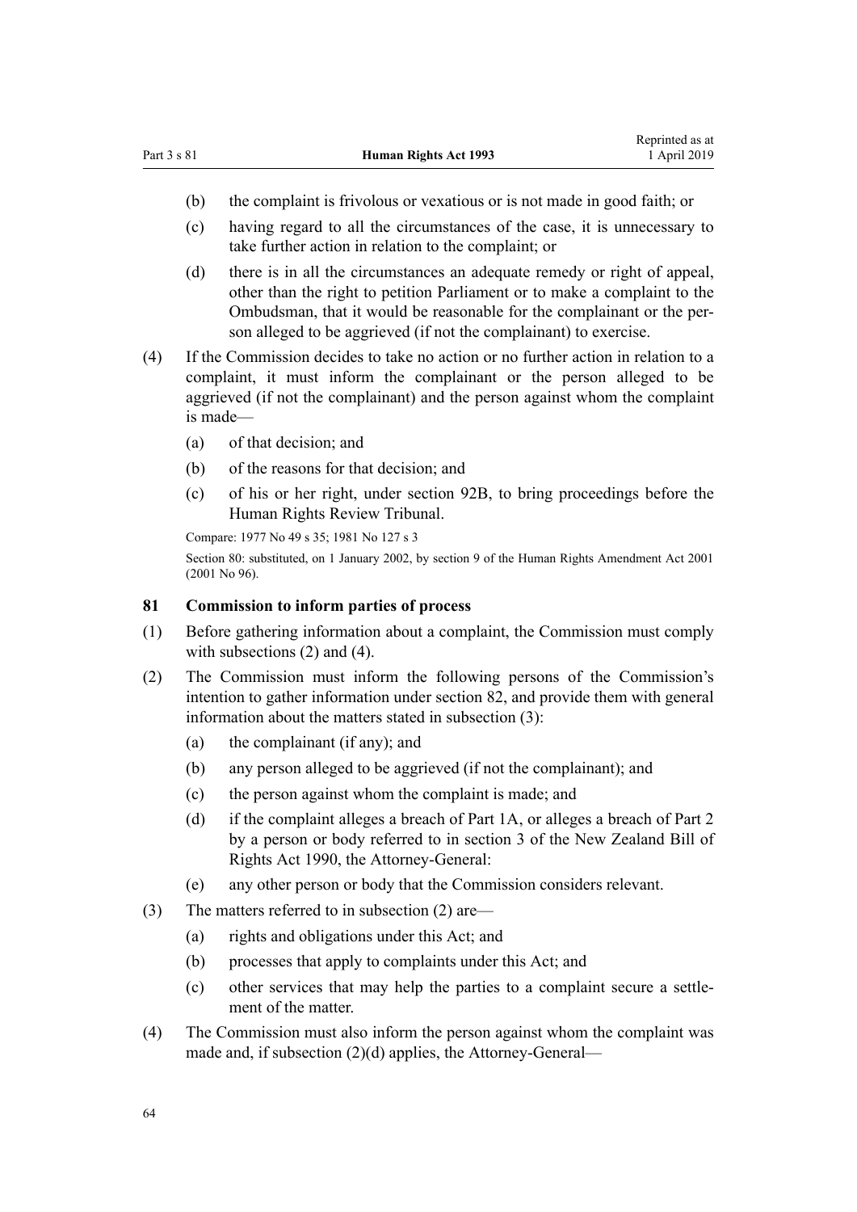- (b) the complaint is frivolous or vexatious or is not made in good faith; or
- (c) having regard to all the circumstances of the case, it is unnecessary to take further action in relation to the complaint; or
- (d) there is in all the circumstances an adequate remedy or right of appeal, other than the right to petition Parliament or to make a complaint to the Ombudsman, that it would be reasonable for the complainant or the person alleged to be aggrieved (if not the complainant) to exercise.

(4) If the Commission decides to take no action or no further action in relation to a complaint, it must inform the complainant or the person alleged to be aggrieved (if not the complainant) and the person against whom the complaint is made—

- (a) of that decision; and
- (b) of the reasons for that decision; and
- (c) of his or her right, under section 92B, to bring proceedings before the Human Rights Review Tribunal.

Compare: 1977 No 49 s 35; 1981 No 127 s 3

Section 80: substituted, on 1 January 2002, by section 9 of the Human Rights Amendment Act 2001 (2001 No 96).

### 81 Commission to inform parties of process

(1) Before gathering information about a complaint, the Commission must comply with subsections (2) and (4).

(2) The Commission must inform the following persons of the Commission's intention to gather information under section 82, and provide them with general information about the matters stated in subsection (3):

- (a) the complainant (if any); and
- (b) any person alleged to be aggrieved (if not the complainant); and
- (c) the person against whom the complaint is made; and
- (d) if the complaint alleges a breach of Part 1A, or alleges a breach of Part 2 by a person or body referred to in section 3 of the New Zealand Bill of Rights Act 1990, the Attorney-General:
- (e) any other person or body that the Commission considers relevant.

(3) The matters referred to in subsection (2) are—

- (a) rights and obligations under this Act; and
- (b) processes that apply to complaints under this Act; and
- (c) other services that may help the parties to a complaint secure a settlement of the matter.

(4) The Commission must also inform the person against whom the complaint was made and, if subsection (2)(d) applies, the Attorney-General—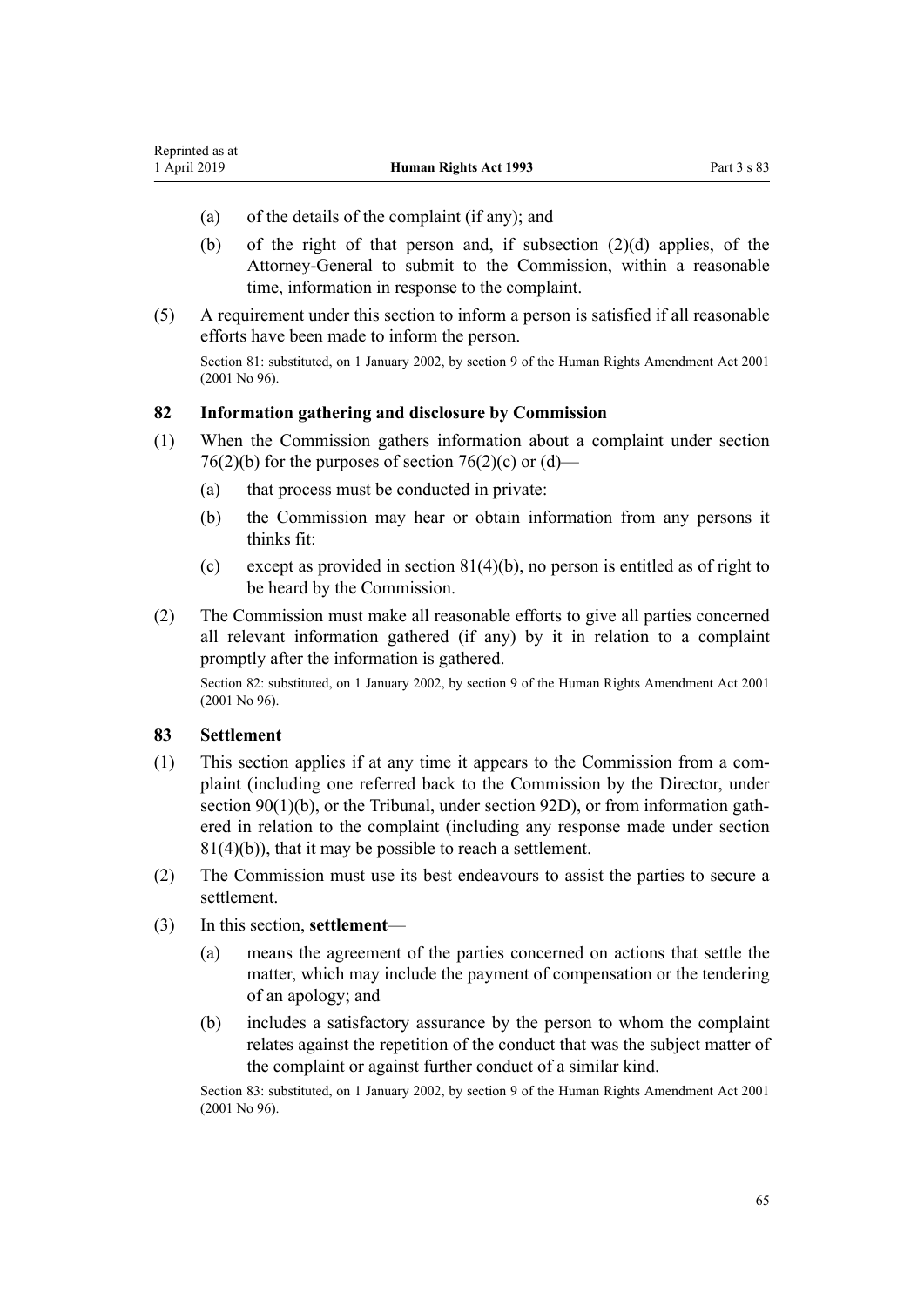(a) of the details of the complaint (if any); and

(b) of the right of that person and, if subsection (2)(d) applies, of the Attorney-General to submit to the Commission, within a reasonable time, information in response to the complaint.

(5) A requirement under this section to inform a person is satisfied if all reasonable efforts have been made to inform the person.

Section 81: substituted, on 1 January 2002, by section 9 of the Human Rights Amendment Act 2001 (2001 No 96).

### 82 Information gathering and disclosure by Commission

(1) When the Commission gathers information about a complaint under section 76(2)(b) for the purposes of section 76(2)(c) or (d)—

(a) that process must be conducted in private:

(b) the Commission may hear or obtain information from any persons it thinks fit:

(c) except as provided in section 81(4)(b), no person is entitled as of right to be heard by the Commission.

(2) The Commission must make all reasonable efforts to give all parties concerned all relevant information gathered (if any) by it in relation to a complaint promptly after the information is gathered.

Section 82: substituted, on 1 January 2002, by section 9 of the Human Rights Amendment Act 2001 (2001 No 96).

### 83 Settlement

(1) This section applies if at any time it appears to the Commission from a complaint (including one referred back to the Commission by the Director, under section 90(1)(b), or the Tribunal, under section 92D), or from information gathered in relation to the complaint (including any response made under section 81(4)(b)), that it may be possible to reach a settlement.

(2) The Commission must use its best endeavours to assist the parties to secure a settlement.

(3) In this section, **settlement**—

(a) means the agreement of the parties concerned on actions that settle the matter, which may include the payment of compensation or the tendering of an apology; and

(b) includes a satisfactory assurance by the person to whom the complaint relates against the repetition of the conduct that was the subject matter of the complaint or against further conduct of a similar kind.

Section 83: substituted, on 1 January 2002, by section 9 of the Human Rights Amendment Act 2001 (2001 No 96).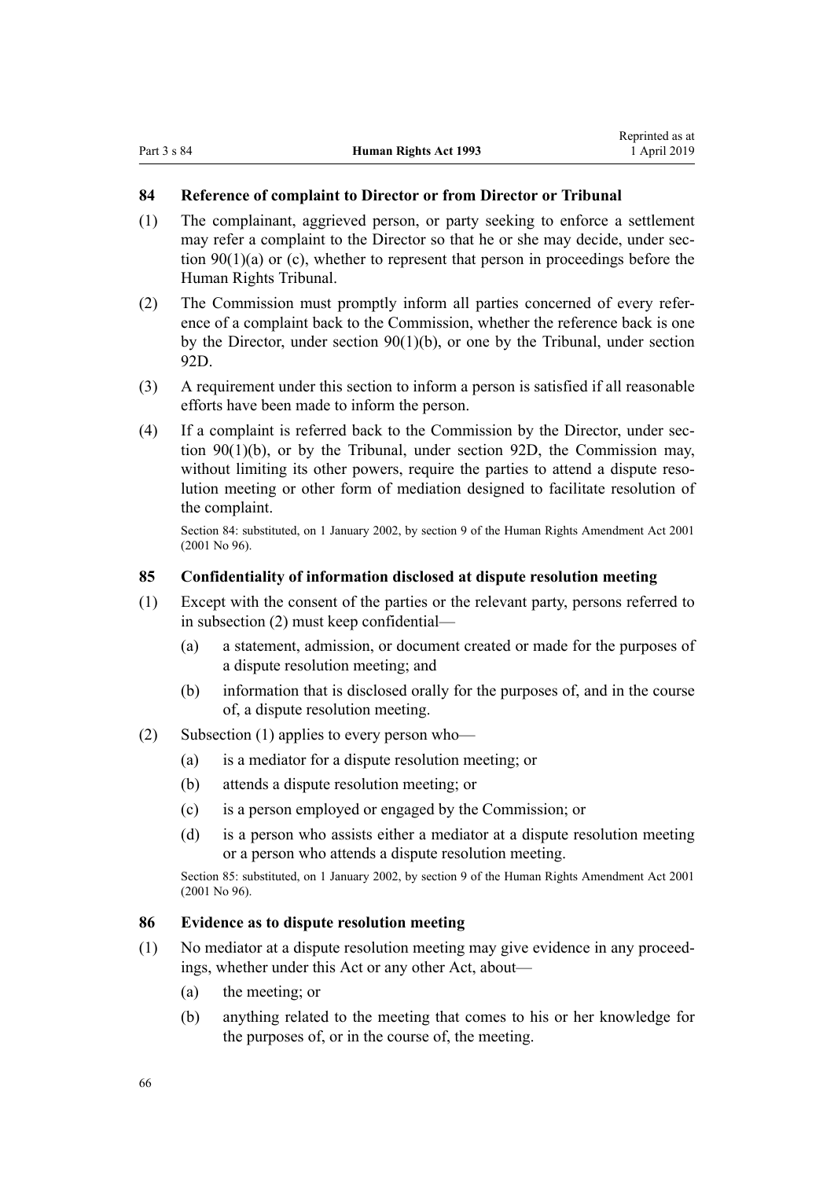### 84 Reference of complaint to Director or from Director or Tribunal

(1) The complainant, aggrieved person, or party seeking to enforce a settlement may refer a complaint to the Director so that he or she may decide, under section 90(1)(a) or (c), whether to represent that person in proceedings before the Human Rights Tribunal.

(2) The Commission must promptly inform all parties concerned of every reference of a complaint back to the Commission, whether the reference back is one by the Director, under section 90(1)(b), or one by the Tribunal, under section 92D.

(3) A requirement under this section to inform a person is satisfied if all reasonable efforts have been made to inform the person.

(4) If a complaint is referred back to the Commission by the Director, under section 90(1)(b), or by the Tribunal, under section 92D, the Commission may, without limiting its other powers, require the parties to attend a dispute resolution meeting or other form of mediation designed to facilitate resolution of the complaint.

Section 84: substituted, on 1 January 2002, by section 9 of the Human Rights Amendment Act 2001 (2001 No 96).

### 85 Confidentiality of information disclosed at dispute resolution meeting

(1) Except with the consent of the parties or the relevant party, persons referred to in subsection (2) must keep confidential—

- (a) a statement, admission, or document created or made for the purposes of a dispute resolution meeting; and
- (b) information that is disclosed orally for the purposes of, and in the course of, a dispute resolution meeting.

(2) Subsection (1) applies to every person who—

- (a) is a mediator for a dispute resolution meeting; or
- (b) attends a dispute resolution meeting; or
- (c) is a person employed or engaged by the Commission; or
- (d) is a person who assists either a mediator at a dispute resolution meeting or a person who attends a dispute resolution meeting.

Section 85: substituted, on 1 January 2002, by section 9 of the Human Rights Amendment Act 2001 (2001 No 96).

### 86 Evidence as to dispute resolution meeting

(1) No mediator at a dispute resolution meeting may give evidence in any proceedings, whether under this Act or any other Act, about—

- (a) the meeting; or
- (b) anything related to the meeting that comes to his or her knowledge for the purposes of, or in the course of, the meeting.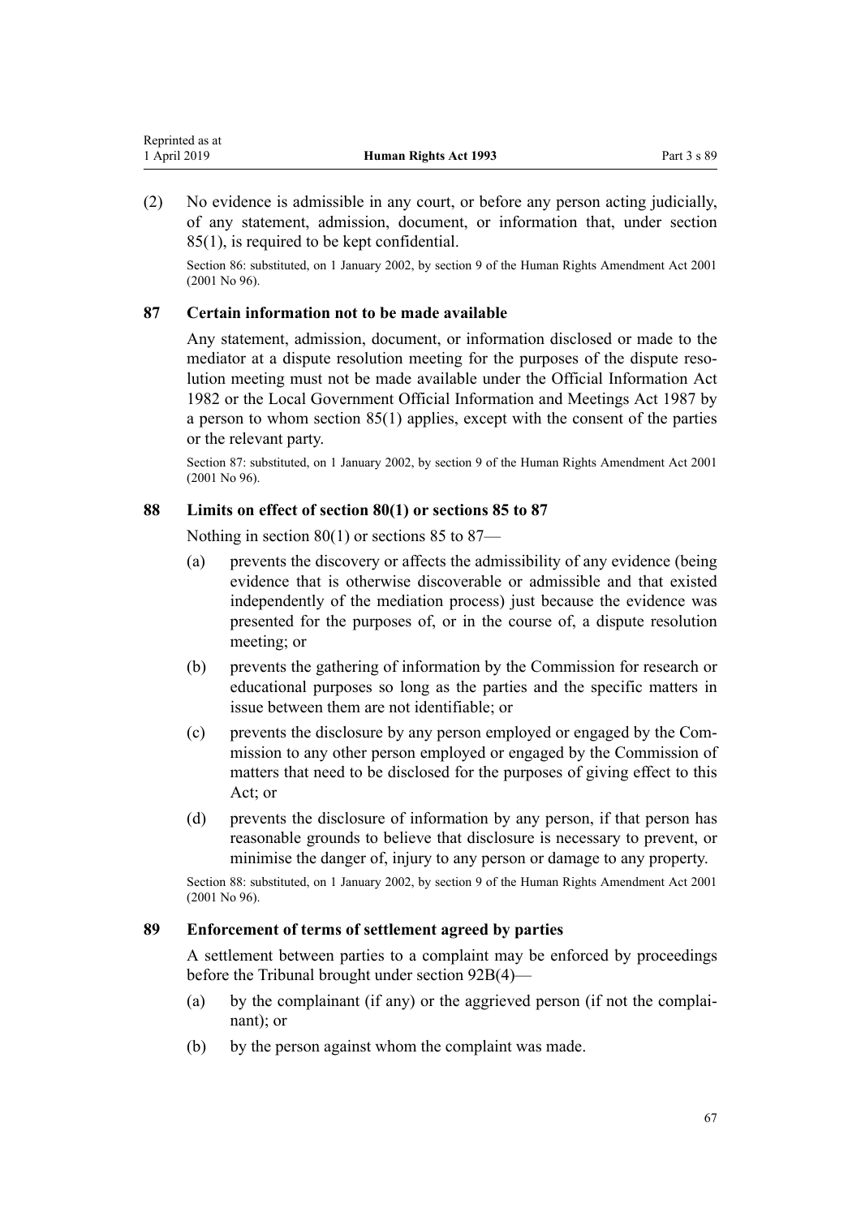(2) No evidence is admissible in any court, or before any person acting judicially, of any statement, admission, document, or information that, under section 85(1), is required to be kept confidential.

Section 86: substituted, on 1 January 2002, by section 9 of the Human Rights Amendment Act 2001 (2001 No 96).

### 87 Certain information not to be made available

Any statement, admission, document, or information disclosed or made to the mediator at a dispute resolution meeting for the purposes of the dispute resolution meeting must not be made available under the Official Information Act 1982 or the Local Government Official Information and Meetings Act 1987 by a person to whom section 85(1) applies, except with the consent of the parties or the relevant party.

Section 87: substituted, on 1 January 2002, by section 9 of the Human Rights Amendment Act 2001 (2001 No 96).

### 88 Limits on effect of section 80(1) or sections 85 to 87

Nothing in section 80(1) or sections 85 to 87—

(a) prevents the discovery or affects the admissibility of any evidence (being evidence that is otherwise discoverable or admissible and that existed independently of the mediation process) just because the evidence was presented for the purposes of, or in the course of, a dispute resolution meeting; or

(b) prevents the gathering of information by the Commission for research or educational purposes so long as the parties and the specific matters in issue between them are not identifiable; or

(c) prevents the disclosure by any person employed or engaged by the Commission to any other person employed or engaged by the Commission of matters that need to be disclosed for the purposes of giving effect to this Act; or

(d) prevents the disclosure of information by any person, if that person has reasonable grounds to believe that disclosure is necessary to prevent, or minimise the danger of, injury to any person or damage to any property.

Section 88: substituted, on 1 January 2002, by section 9 of the Human Rights Amendment Act 2001 (2001 No 96).

### 89 Enforcement of terms of settlement agreed by parties

A settlement between parties to a complaint may be enforced by proceedings before the Tribunal brought under section 92B(4)—

(a) by the complainant (if any) or the aggrieved person (if not the complainant); or

(b) by the person against whom the complaint was made.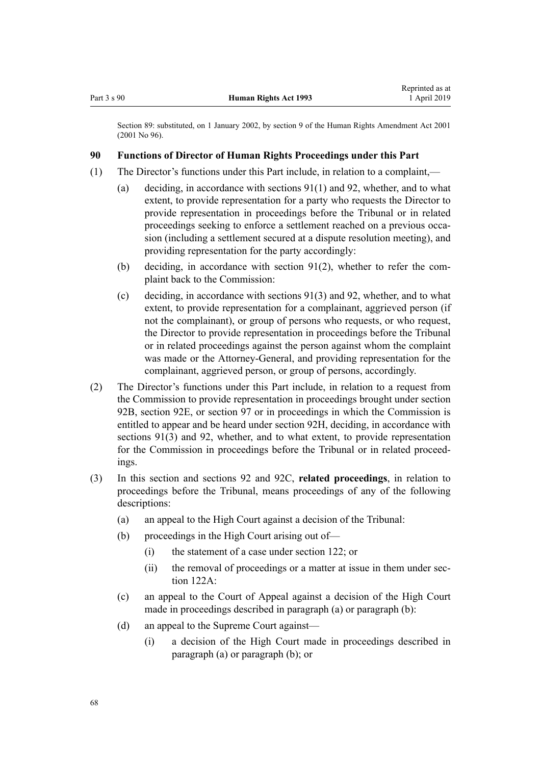Section 89: substituted, on 1 January 2002, by section 9 of the Human Rights Amendment Act 2001 (2001 No 96).

### 90 Functions of Director of Human Rights Proceedings under this Part

(1) The Director's functions under this Part include, in relation to a complaint,—

- (a) deciding, in accordance with sections 91(1) and 92, whether, and to what extent, to provide representation for a party who requests the Director to provide representation in proceedings before the Tribunal or in related proceedings seeking to enforce a settlement reached on a previous occasion (including a settlement secured at a dispute resolution meeting), and providing representation for the party accordingly:
- (b) deciding, in accordance with section 91(2), whether to refer the complaint back to the Commission:
- (c) deciding, in accordance with sections 91(3) and 92, whether, and to what extent, to provide representation for a complainant, aggrieved person (if not the complainant), or group of persons who requests, or who request, the Director to provide representation in proceedings before the Tribunal or in related proceedings against the person against whom the complaint was made or the Attorney-General, and providing representation for the complainant, aggrieved person, or group of persons, accordingly.

(2) The Director's functions under this Part include, in relation to a request from the Commission to provide representation in proceedings brought under section 92B, section 92E, or section 97 or in proceedings in which the Commission is entitled to appear and be heard under section 92H, deciding, in accordance with sections 91(3) and 92, whether, and to what extent, to provide representation for the Commission in proceedings before the Tribunal or in related proceedings.

(3) In this section and sections 92 and 92C, **related proceedings**, in relation to proceedings before the Tribunal, means proceedings of any of the following descriptions:

- (a) an appeal to the High Court against a decision of the Tribunal:
- (b) proceedings in the High Court arising out of—
  - (i) the statement of a case under section 122; or
  - (ii) the removal of proceedings or a matter at issue in them under section 122A:
- (c) an appeal to the Court of Appeal against a decision of the High Court made in proceedings described in paragraph (a) or paragraph (b):
- (d) an appeal to the Supreme Court against—
  - (i) a decision of the High Court made in proceedings described in paragraph (a) or paragraph (b); or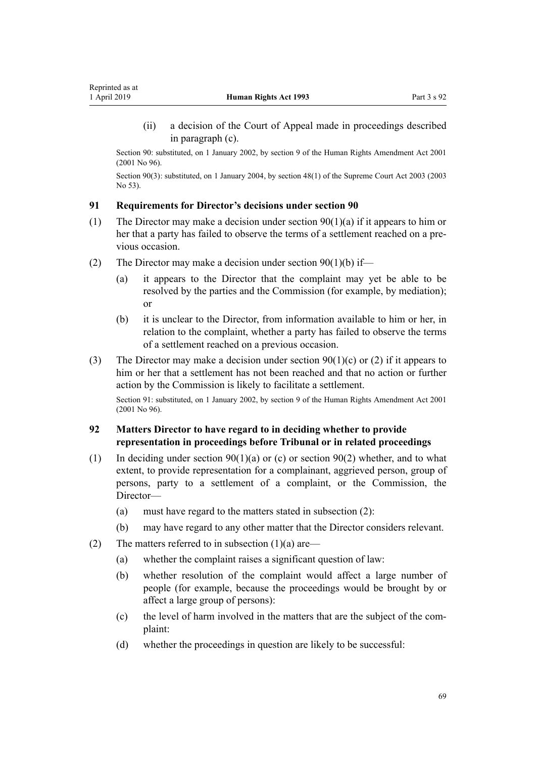(ii) a decision of the Court of Appeal made in proceedings described in paragraph (c).

Section 90: substituted, on 1 January 2002, by section 9 of the Human Rights Amendment Act 2001 (2001 No 96).

Section 90(3): substituted, on 1 January 2004, by section 48(1) of the Supreme Court Act 2003 (2003 No 53).

### 91 Requirements for Director's decisions under section 90

(1) The Director may make a decision under section 90(1)(a) if it appears to him or her that a party has failed to observe the terms of a settlement reached on a previous occasion.

(2) The Director may make a decision under section 90(1)(b) if—

- (a) it appears to the Director that the complaint may yet be able to be resolved by the parties and the Commission (for example, by mediation); or
- (b) it is unclear to the Director, from information available to him or her, in relation to the complaint, whether a party has failed to observe the terms of a settlement reached on a previous occasion.

(3) The Director may make a decision under section 90(1)(c) or (2) if it appears to him or her that a settlement has not been reached and that no action or further action by the Commission is likely to facilitate a settlement.

Section 91: substituted, on 1 January 2002, by section 9 of the Human Rights Amendment Act 2001 (2001 No 96).

### 92 Matters Director to have regard to in deciding whether to provide representation in proceedings before Tribunal or in related proceedings

(1) In deciding under section 90(1)(a) or (c) or section 90(2) whether, and to what extent, to provide representation for a complainant, aggrieved person, group of persons, party to a settlement of a complaint, or the Commission, the Director—

- (a) must have regard to the matters stated in subsection (2):
- (b) may have regard to any other matter that the Director considers relevant.

(2) The matters referred to in subsection (1)(a) are—

- (a) whether the complaint raises a significant question of law:
- (b) whether resolution of the complaint would affect a large number of people (for example, because the proceedings would be brought by or affect a large group of persons):
- (c) the level of harm involved in the matters that are the subject of the complaint:
- (d) whether the proceedings in question are likely to be successful: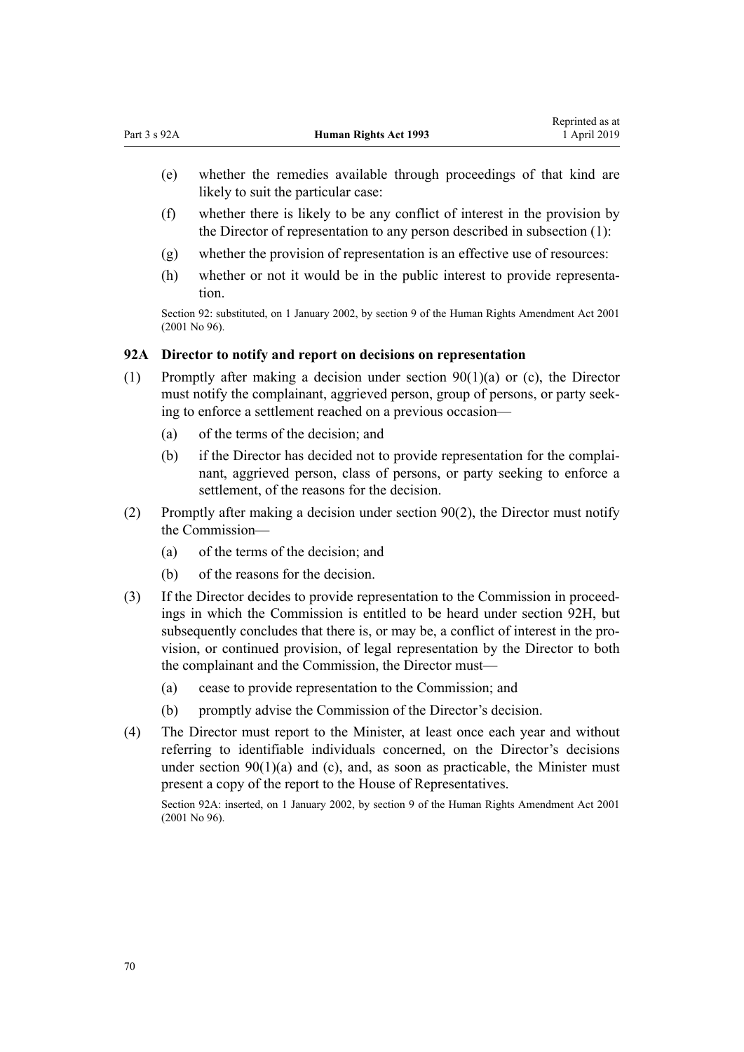(e) whether the remedies available through proceedings of that kind are likely to suit the particular case:

(f) whether there is likely to be any conflict of interest in the provision by the Director of representation to any person described in subsection (1):

(g) whether the provision of representation is an effective use of resources:

(h) whether or not it would be in the public interest to provide representation.

Section 92: substituted, on 1 January 2002, by section 9 of the Human Rights Amendment Act 2001 (2001 No 96).

### 92A Director to notify and report on decisions on representation

(1) Promptly after making a decision under section 90(1)(a) or (c), the Director must notify the complainant, aggrieved person, group of persons, or party seeking to enforce a settlement reached on a previous occasion—

(a) of the terms of the decision; and

(b) if the Director has decided not to provide representation for the complainant, aggrieved person, class of persons, or party seeking to enforce a settlement, of the reasons for the decision.

(2) Promptly after making a decision under section 90(2), the Director must notify the Commission—

(a) of the terms of the decision; and

(b) of the reasons for the decision.

(3) If the Director decides to provide representation to the Commission in proceedings in which the Commission is entitled to be heard under section 92H, but subsequently concludes that there is, or may be, a conflict of interest in the provision, or continued provision, of legal representation by the Director to both the complainant and the Commission, the Director must—

(a) cease to provide representation to the Commission; and

(b) promptly advise the Commission of the Director's decision.

(4) The Director must report to the Minister, at least once each year and without referring to identifiable individuals concerned, on the Director's decisions under section 90(1)(a) and (c), and, as soon as practicable, the Minister must present a copy of the report to the House of Representatives.

Section 92A: inserted, on 1 January 2002, by section 9 of the Human Rights Amendment Act 2001 (2001 No 96).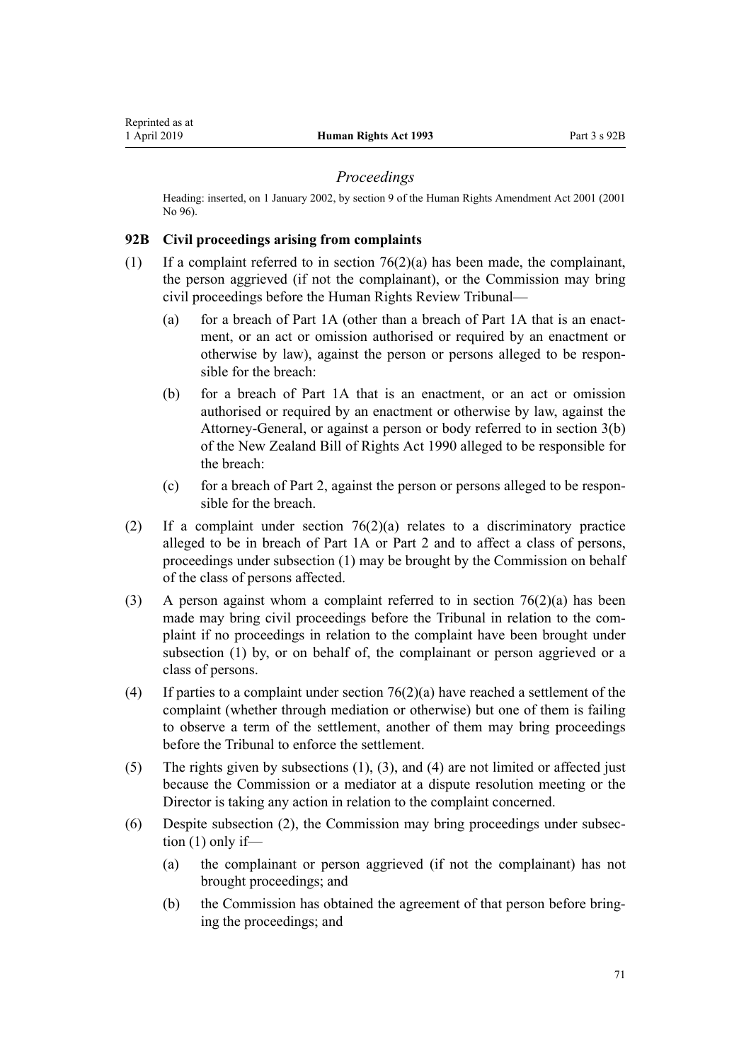## *Proceedings*

Heading: inserted, on 1 January 2002, by section 9 of the Human Rights Amendment Act 2001 (2001 No 96).

### 92B Civil proceedings arising from complaints

(1) If a complaint referred to in section 76(2)(a) has been made, the complainant, the person aggrieved (if not the complainant), or the Commission may bring civil proceedings before the Human Rights Review Tribunal—

(a) for a breach of Part 1A (other than a breach of Part 1A that is an enactment, or an act or omission authorised or required by an enactment or otherwise by law), against the person or persons alleged to be responsible for the breach:

(b) for a breach of Part 1A that is an enactment, or an act or omission authorised or required by an enactment or otherwise by law, against the Attorney-General, or against a person or body referred to in section 3(b) of the New Zealand Bill of Rights Act 1990 alleged to be responsible for the breach:

(c) for a breach of Part 2, against the person or persons alleged to be responsible for the breach.

(2) If a complaint under section 76(2)(a) relates to a discriminatory practice alleged to be in breach of Part 1A or Part 2 and to affect a class of persons, proceedings under subsection (1) may be brought by the Commission on behalf of the class of persons affected.

(3) A person against whom a complaint referred to in section 76(2)(a) has been made may bring civil proceedings before the Tribunal in relation to the complaint if no proceedings in relation to the complaint have been brought under subsection (1) by, or on behalf of, the complainant or person aggrieved or a class of persons.

(4) If parties to a complaint under section 76(2)(a) have reached a settlement of the complaint (whether through mediation or otherwise) but one of them is failing to observe a term of the settlement, another of them may bring proceedings before the Tribunal to enforce the settlement.

(5) The rights given by subsections (1), (3), and (4) are not limited or affected just because the Commission or a mediator at a dispute resolution meeting or the Director is taking any action in relation to the complaint concerned.

(6) Despite subsection (2), the Commission may bring proceedings under subsection (1) only if—

(a) the complainant or person aggrieved (if not the complainant) has not brought proceedings; and

(b) the Commission has obtained the agreement of that person before bringing the proceedings; and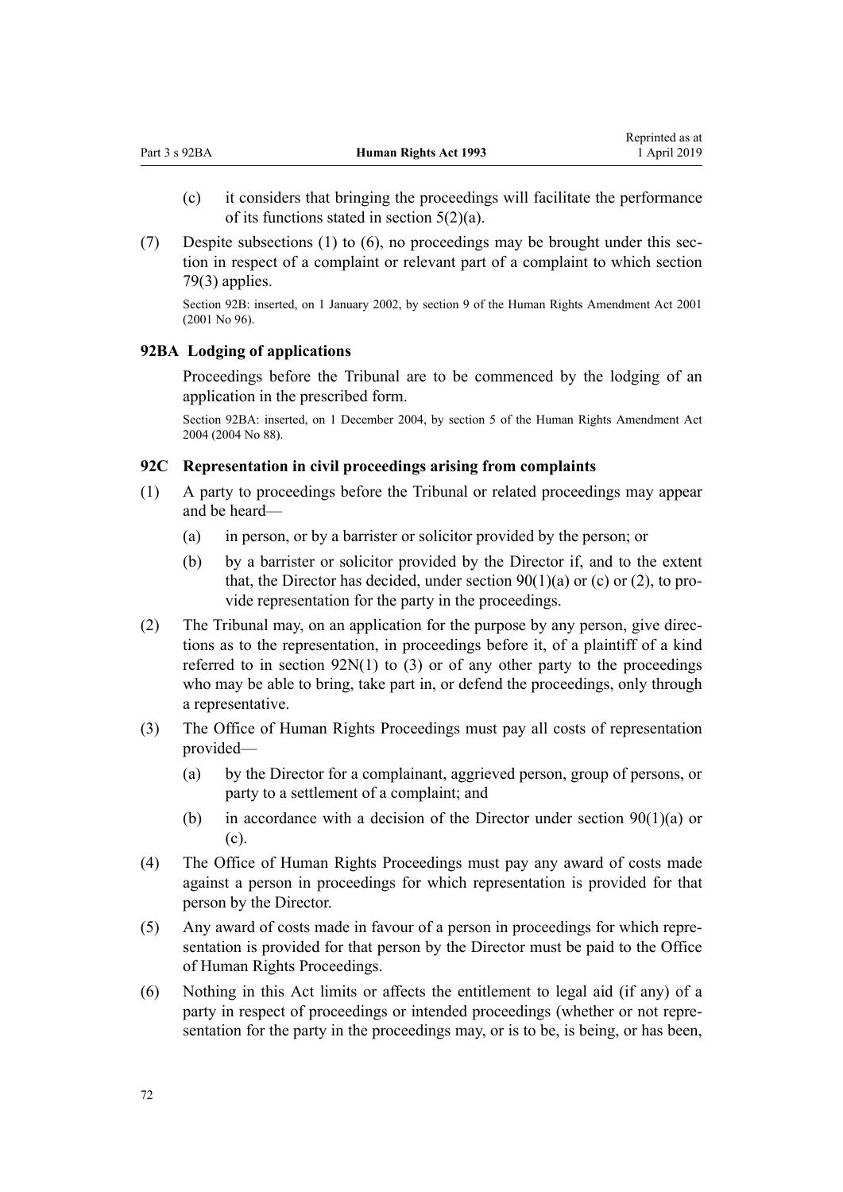(c) it considers that bringing the proceedings will facilitate the performance of its functions stated in section 5(2)(a).

(7) Despite subsections (1) to (6), no proceedings may be brought under this section in respect of a complaint or relevant part of a complaint to which section 79(3) applies.

Section 92B: inserted, on 1 January 2002, by section 9 of the Human Rights Amendment Act 2001 (2001 No 96).

### 92BA Lodging of applications

Proceedings before the Tribunal are to be commenced by the lodging of an application in the prescribed form.

Section 92BA: inserted, on 1 December 2004, by section 5 of the Human Rights Amendment Act 2004 (2004 No 88).

### 92C Representation in civil proceedings arising from complaints

(1) A party to proceedings before the Tribunal or related proceedings may appear and be heard—

(a) in person, or by a barrister or solicitor provided by the person; or

(b) by a barrister or solicitor provided by the Director if, and to the extent that, the Director has decided, under section 90(1)(a) or (c) or (2), to provide representation for the party in the proceedings.

(2) The Tribunal may, on an application for the purpose by any person, give directions as to the representation, in proceedings before it, of a plaintiff of a kind referred to in section 92N(1) to (3) or of any other party to the proceedings who may be able to bring, take part in, or defend the proceedings, only through a representative.

(3) The Office of Human Rights Proceedings must pay all costs of representation provided—

(a) by the Director for a complainant, aggrieved person, group of persons, or party to a settlement of a complaint; and

(b) in accordance with a decision of the Director under section 90(1)(a) or (c).

(4) The Office of Human Rights Proceedings must pay any award of costs made against a person in proceedings for which representation is provided for that person by the Director.

(5) Any award of costs made in favour of a person in proceedings for which representation is provided for that person by the Director must be paid to the Office of Human Rights Proceedings.

(6) Nothing in this Act limits or affects the entitlement to legal aid (if any) of a party in respect of proceedings or intended proceedings (whether or not representation for the party in the proceedings may, or is to be, is being, or has been,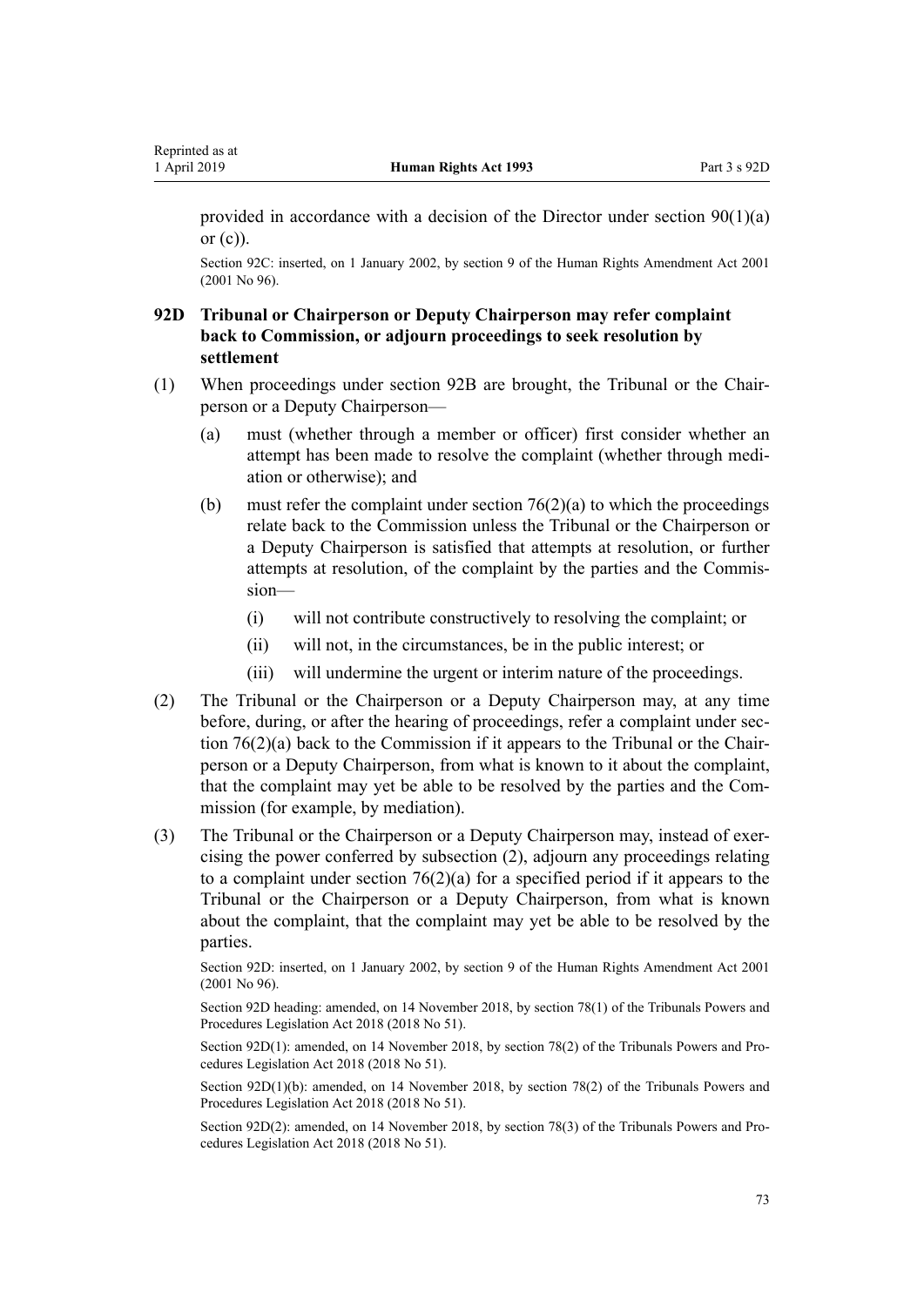provided in accordance with a decision of the Director under section 90(1)(a) or (c)).

Section 92C: inserted, on 1 January 2002, by section 9 of the Human Rights Amendment Act 2001 (2001 No 96).

### 92D Tribunal or Chairperson or Deputy Chairperson may refer complaint back to Commission, or adjourn proceedings to seek resolution by settlement

(1) When proceedings under section 92B are brought, the Tribunal or the Chairperson or a Deputy Chairperson—

- (a) must (whether through a member or officer) first consider whether an attempt has been made to resolve the complaint (whether through mediation or otherwise); and
- (b) must refer the complaint under section 76(2)(a) to which the proceedings relate back to the Commission unless the Tribunal or the Chairperson or a Deputy Chairperson is satisfied that attempts at resolution, or further attempts at resolution, of the complaint by the parties and the Commission—
  - (i) will not contribute constructively to resolving the complaint; or
  - (ii) will not, in the circumstances, be in the public interest; or
  - (iii) will undermine the urgent or interim nature of the proceedings.

(2) The Tribunal or the Chairperson or a Deputy Chairperson may, at any time before, during, or after the hearing of proceedings, refer a complaint under section 76(2)(a) back to the Commission if it appears to the Tribunal or the Chairperson or a Deputy Chairperson, from what is known to it about the complaint, that the complaint may yet be able to be resolved by the parties and the Commission (for example, by mediation).

(3) The Tribunal or the Chairperson or a Deputy Chairperson may, instead of exercising the power conferred by subsection (2), adjourn any proceedings relating to a complaint under section 76(2)(a) for a specified period if it appears to the Tribunal or the Chairperson or a Deputy Chairperson, from what is known about the complaint, that the complaint may yet be able to be resolved by the parties.

Section 92D: inserted, on 1 January 2002, by section 9 of the Human Rights Amendment Act 2001 (2001 No 96).

Section 92D heading: amended, on 14 November 2018, by section 78(1) of the Tribunals Powers and Procedures Legislation Act 2018 (2018 No 51).

Section 92D(1): amended, on 14 November 2018, by section 78(2) of the Tribunals Powers and Procedures Legislation Act 2018 (2018 No 51).

Section 92D(1)(b): amended, on 14 November 2018, by section 78(2) of the Tribunals Powers and Procedures Legislation Act 2018 (2018 No 51).

Section 92D(2): amended, on 14 November 2018, by section 78(3) of the Tribunals Powers and Procedures Legislation Act 2018 (2018 No 51).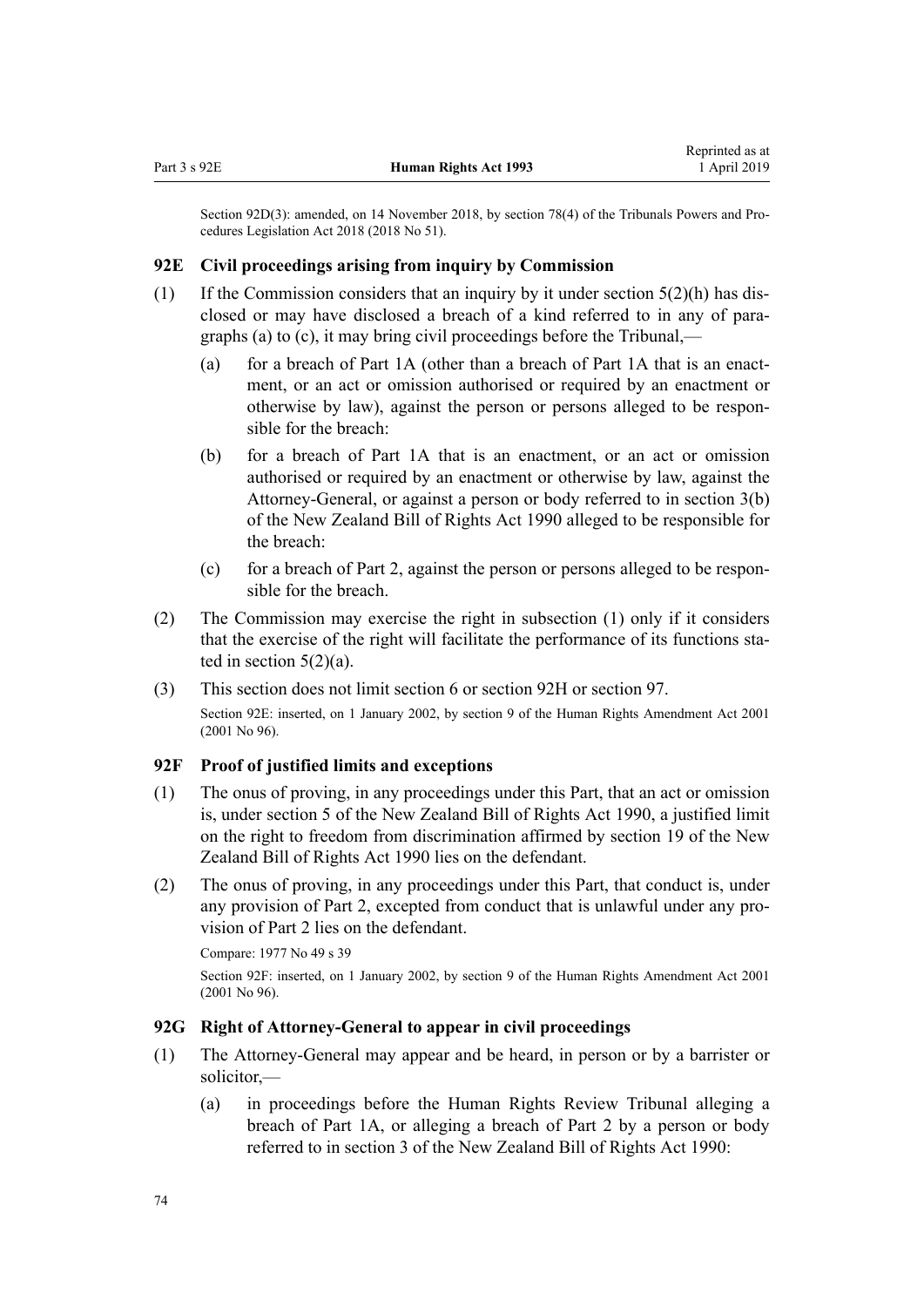Section 92D(3): amended, on 14 November 2018, by section 78(4) of the Tribunals Powers and Procedures Legislation Act 2018 (2018 No 51).

### 92E Civil proceedings arising from inquiry by Commission

(1) If the Commission considers that an inquiry by it under section 5(2)(h) has disclosed or may have disclosed a breach of a kind referred to in any of paragraphs (a) to (c), it may bring civil proceedings before the Tribunal,—

(a) for a breach of Part 1A (other than a breach of Part 1A that is an enactment, or an act or omission authorised or required by an enactment or otherwise by law), against the person or persons alleged to be responsible for the breach:

(b) for a breach of Part 1A that is an enactment, or an act or omission authorised or required by an enactment or otherwise by law, against the Attorney-General, or against a person or body referred to in section 3(b) of the New Zealand Bill of Rights Act 1990 alleged to be responsible for the breach:

(c) for a breach of Part 2, against the person or persons alleged to be responsible for the breach.

(2) The Commission may exercise the right in subsection (1) only if it considers that the exercise of the right will facilitate the performance of its functions stated in section 5(2)(a).

(3) This section does not limit section 6 or section 92H or section 97.

Section 92E: inserted, on 1 January 2002, by section 9 of the Human Rights Amendment Act 2001 (2001 No 96).

### 92F Proof of justified limits and exceptions

(1) The onus of proving, in any proceedings under this Part, that an act or omission is, under section 5 of the New Zealand Bill of Rights Act 1990, a justified limit on the right to freedom from discrimination affirmed by section 19 of the New Zealand Bill of Rights Act 1990 lies on the defendant.

(2) The onus of proving, in any proceedings under this Part, that conduct is, under any provision of Part 2, excepted from conduct that is unlawful under any provision of Part 2 lies on the defendant.

Compare: 1977 No 49 s 39

Section 92F: inserted, on 1 January 2002, by section 9 of the Human Rights Amendment Act 2001 (2001 No 96).

### 92G Right of Attorney-General to appear in civil proceedings

(1) The Attorney-General may appear and be heard, in person or by a barrister or solicitor,—

(a) in proceedings before the Human Rights Review Tribunal alleging a breach of Part 1A, or alleging a breach of Part 2 by a person or body referred to in section 3 of the New Zealand Bill of Rights Act 1990: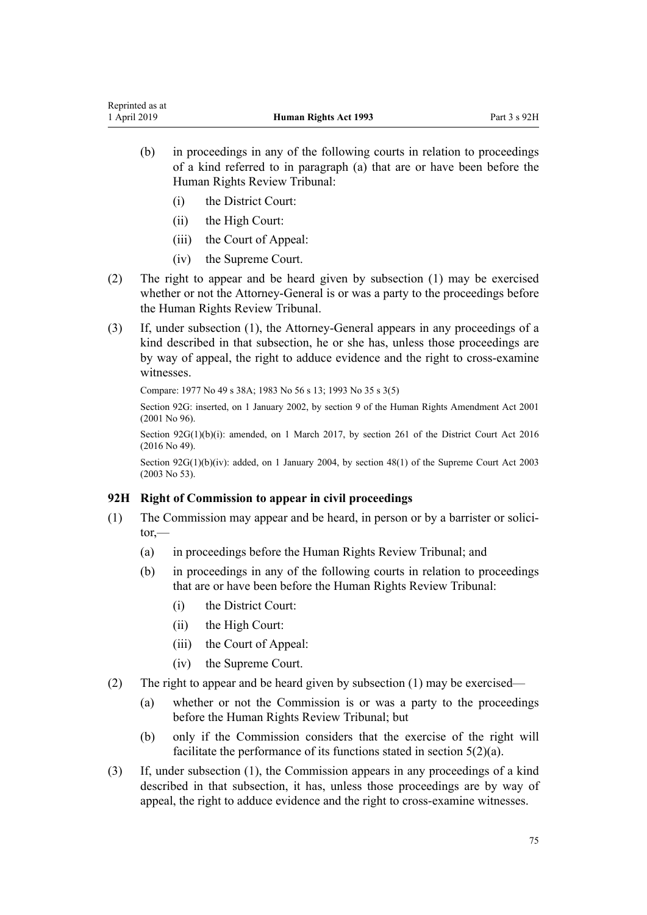(b) in proceedings in any of the following courts in relation to proceedings of a kind referred to in paragraph (a) that are or have been before the Human Rights Review Tribunal:

   (i) the District Court:

   (ii) the High Court:

   (iii) the Court of Appeal:

   (iv) the Supreme Court.

(2) The right to appear and be heard given by subsection (1) may be exercised whether or not the Attorney-General is or was a party to the proceedings before the Human Rights Review Tribunal.

(3) If, under subsection (1), the Attorney-General appears in any proceedings of a kind described in that subsection, he or she has, unless those proceedings are by way of appeal, the right to adduce evidence and the right to cross-examine witnesses.

Compare: 1977 No 49 s 38A; 1983 No 56 s 13; 1993 No 35 s 3(5)

Section 92G: inserted, on 1 January 2002, by section 9 of the Human Rights Amendment Act 2001 (2001 No 96).

Section 92G(1)(b)(i): amended, on 1 March 2017, by section 261 of the District Court Act 2016 (2016 No 49).

Section 92G(1)(b)(iv): added, on 1 January 2004, by section 48(1) of the Supreme Court Act 2003 (2003 No 53).

### 92H Right of Commission to appear in civil proceedings

(1) The Commission may appear and be heard, in person or by a barrister or solicitor,—

(a) in proceedings before the Human Rights Review Tribunal; and

(b) in proceedings in any of the following courts in relation to proceedings that are or have been before the Human Rights Review Tribunal:

   (i) the District Court:

   (ii) the High Court:

   (iii) the Court of Appeal:

   (iv) the Supreme Court.

(2) The right to appear and be heard given by subsection (1) may be exercised—

(a) whether or not the Commission is or was a party to the proceedings before the Human Rights Review Tribunal; but

(b) only if the Commission considers that the exercise of the right will facilitate the performance of its functions stated in section 5(2)(a).

(3) If, under subsection (1), the Commission appears in any proceedings of a kind described in that subsection, it has, unless those proceedings are by way of appeal, the right to adduce evidence and the right to cross-examine witnesses.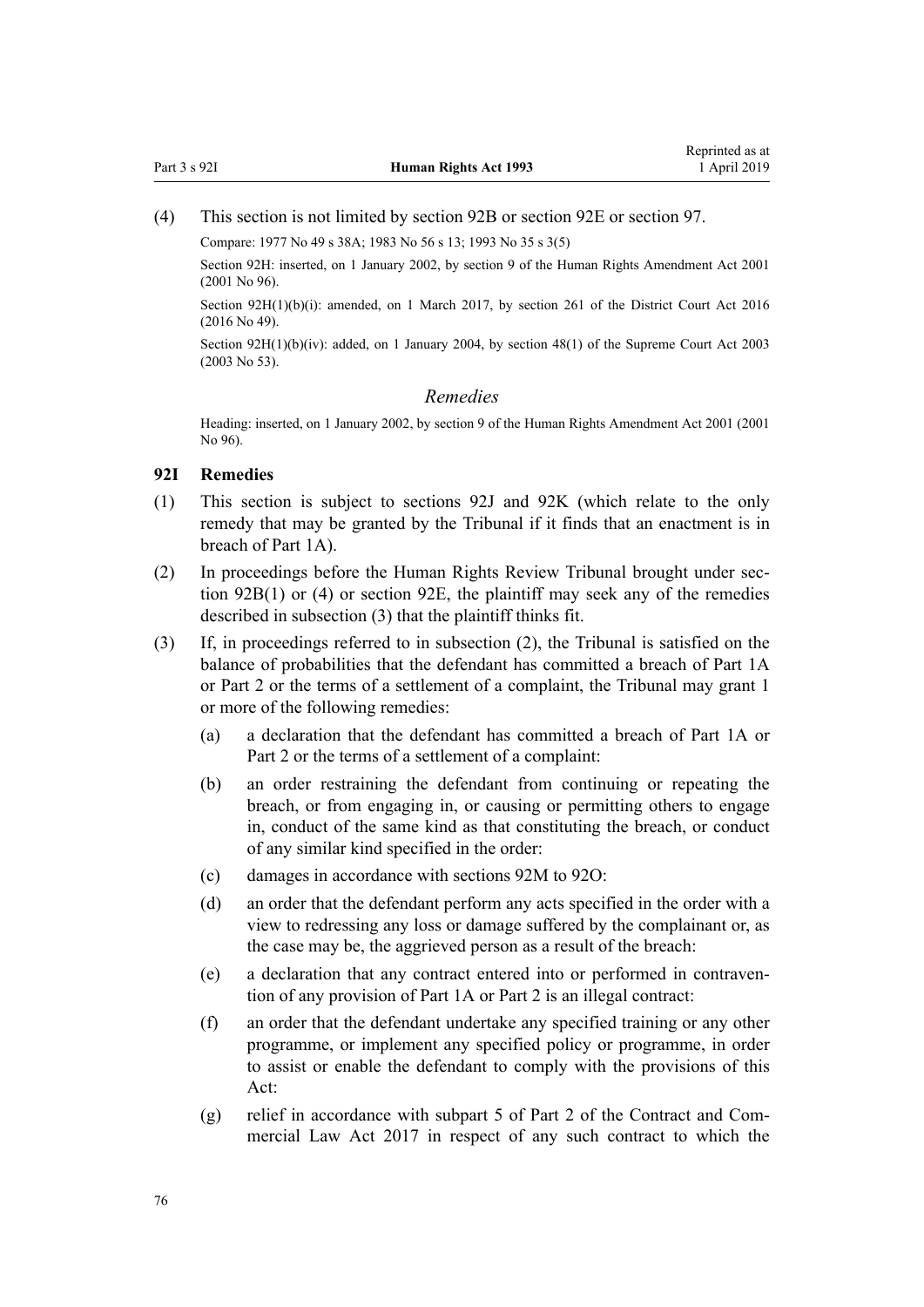(4) This section is not limited by section 92B or section 92E or section 97.

Compare: 1977 No 49 s 38A; 1983 No 56 s 13; 1993 No 35 s 3(5)

Section 92H: inserted, on 1 January 2002, by section 9 of the Human Rights Amendment Act 2001 (2001 No 96).

Section 92H(1)(b)(i): amended, on 1 March 2017, by section 261 of the District Court Act 2016 (2016 No 49).

Section 92H(1)(b)(iv): added, on 1 January 2004, by section 48(1) of the Supreme Court Act 2003 (2003 No 53).

*Remedies*

Heading: inserted, on 1 January 2002, by section 9 of the Human Rights Amendment Act 2001 (2001 No 96).

### 92I Remedies

(1) This section is subject to sections 92J and 92K (which relate to the only remedy that may be granted by the Tribunal if it finds that an enactment is in breach of Part 1A).

(2) In proceedings before the Human Rights Review Tribunal brought under section 92B(1) or (4) or section 92E, the plaintiff may seek any of the remedies described in subsection (3) that the plaintiff thinks fit.

(3) If, in proceedings referred to in subsection (2), the Tribunal is satisfied on the balance of probabilities that the defendant has committed a breach of Part 1A or Part 2 or the terms of a settlement of a complaint, the Tribunal may grant 1 or more of the following remedies:

(a) a declaration that the defendant has committed a breach of Part 1A or Part 2 or the terms of a settlement of a complaint:

(b) an order restraining the defendant from continuing or repeating the breach, or from engaging in, or causing or permitting others to engage in, conduct of the same kind as that constituting the breach, or conduct of any similar kind specified in the order:

(c) damages in accordance with sections 92M to 92O:

(d) an order that the defendant perform any acts specified in the order with a view to redressing any loss or damage suffered by the complainant or, as the case may be, the aggrieved person as a result of the breach:

(e) a declaration that any contract entered into or performed in contravention of any provision of Part 1A or Part 2 is an illegal contract:

(f) an order that the defendant undertake any specified training or any other programme, or implement any specified policy or programme, in order to assist or enable the defendant to comply with the provisions of this Act:

(g) relief in accordance with subpart 5 of Part 2 of the Contract and Commercial Law Act 2017 in respect of any such contract to which the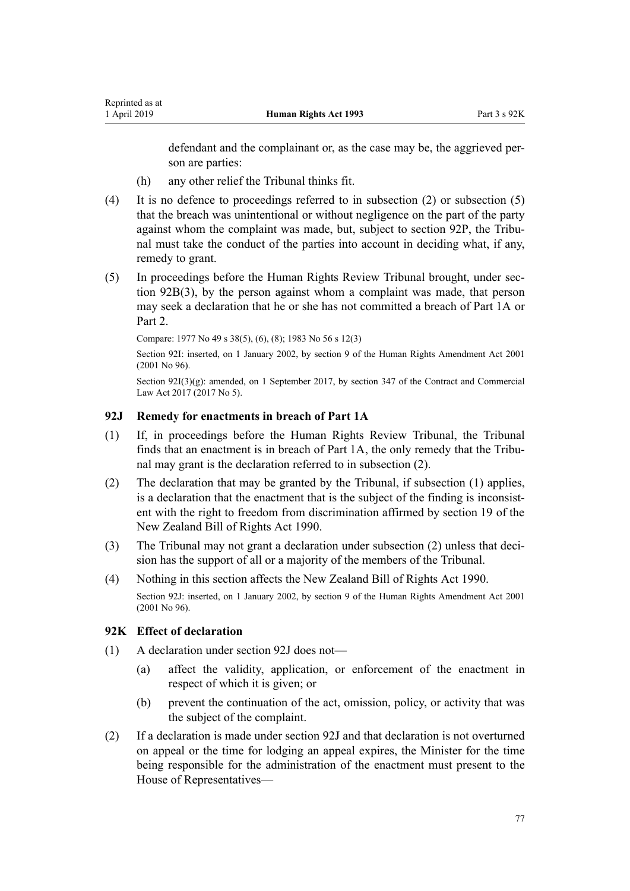defendant and the complainant or, as the case may be, the aggrieved person are parties:

(h) any other relief the Tribunal thinks fit.

(4) It is no defence to proceedings referred to in subsection (2) or subsection (5) that the breach was unintentional or without negligence on the part of the party against whom the complaint was made, but, subject to section 92P, the Tribunal must take the conduct of the parties into account in deciding what, if any, remedy to grant.

(5) In proceedings before the Human Rights Review Tribunal brought, under section 92B(3), by the person against whom a complaint was made, that person may seek a declaration that he or she has not committed a breach of Part 1A or Part 2.

Compare: 1977 No 49 s 38(5), (6), (8); 1983 No 56 s 12(3)

Section 92I: inserted, on 1 January 2002, by section 9 of the Human Rights Amendment Act 2001 (2001 No 96).

Section 92I(3)(g): amended, on 1 September 2017, by section 347 of the Contract and Commercial Law Act 2017 (2017 No 5).

### 92J Remedy for enactments in breach of Part 1A

(1) If, in proceedings before the Human Rights Review Tribunal, the Tribunal finds that an enactment is in breach of Part 1A, the only remedy that the Tribunal may grant is the declaration referred to in subsection (2).

(2) The declaration that may be granted by the Tribunal, if subsection (1) applies, is a declaration that the enactment that is the subject of the finding is inconsistent with the right to freedom from discrimination affirmed by section 19 of the New Zealand Bill of Rights Act 1990.

(3) The Tribunal may not grant a declaration under subsection (2) unless that decision has the support of all or a majority of the members of the Tribunal.

(4) Nothing in this section affects the New Zealand Bill of Rights Act 1990.

Section 92J: inserted, on 1 January 2002, by section 9 of the Human Rights Amendment Act 2001 (2001 No 96).

### 92K Effect of declaration

(1) A declaration under section 92J does not—

(a) affect the validity, application, or enforcement of the enactment in respect of which it is given; or

(b) prevent the continuation of the act, omission, policy, or activity that was the subject of the complaint.

(2) If a declaration is made under section 92J and that declaration is not overturned on appeal or the time for lodging an appeal expires, the Minister for the time being responsible for the administration of the enactment must present to the House of Representatives—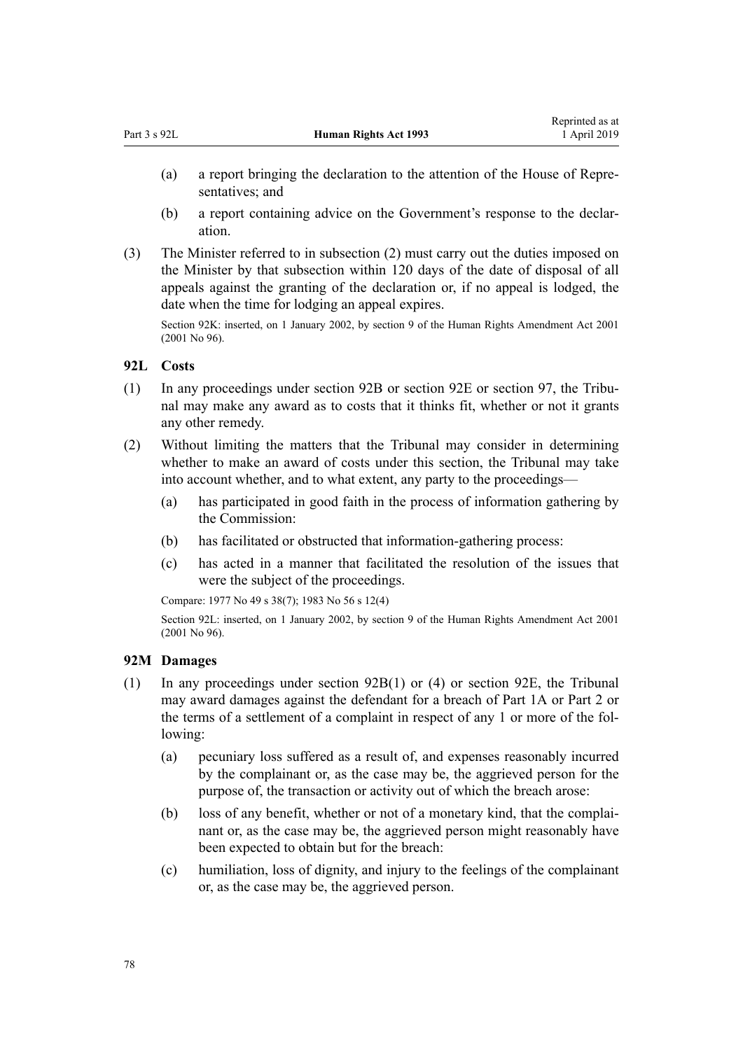(a) a report bringing the declaration to the attention of the House of Representatives; and

(b) a report containing advice on the Government's response to the declaration.

(3) The Minister referred to in subsection (2) must carry out the duties imposed on the Minister by that subsection within 120 days of the date of disposal of all appeals against the granting of the declaration or, if no appeal is lodged, the date when the time for lodging an appeal expires.

Section 92K: inserted, on 1 January 2002, by section 9 of the Human Rights Amendment Act 2001 (2001 No 96).

### 92L Costs

(1) In any proceedings under section 92B or section 92E or section 97, the Tribunal may make any award as to costs that it thinks fit, whether or not it grants any other remedy.

(2) Without limiting the matters that the Tribunal may consider in determining whether to make an award of costs under this section, the Tribunal may take into account whether, and to what extent, any party to the proceedings—

(a) has participated in good faith in the process of information gathering by the Commission:

(b) has facilitated or obstructed that information-gathering process:

(c) has acted in a manner that facilitated the resolution of the issues that were the subject of the proceedings.

Compare: 1977 No 49 s 38(7); 1983 No 56 s 12(4)

Section 92L: inserted, on 1 January 2002, by section 9 of the Human Rights Amendment Act 2001 (2001 No 96).

### 92M Damages

(1) In any proceedings under section 92B(1) or (4) or section 92E, the Tribunal may award damages against the defendant for a breach of Part 1A or Part 2 or the terms of a settlement of a complaint in respect of any 1 or more of the following:

(a) pecuniary loss suffered as a result of, and expenses reasonably incurred by the complainant or, as the case may be, the aggrieved person for the purpose of, the transaction or activity out of which the breach arose:

(b) loss of any benefit, whether or not of a monetary kind, that the complainant or, as the case may be, the aggrieved person might reasonably have been expected to obtain but for the breach:

(c) humiliation, loss of dignity, and injury to the feelings of the complainant or, as the case may be, the aggrieved person.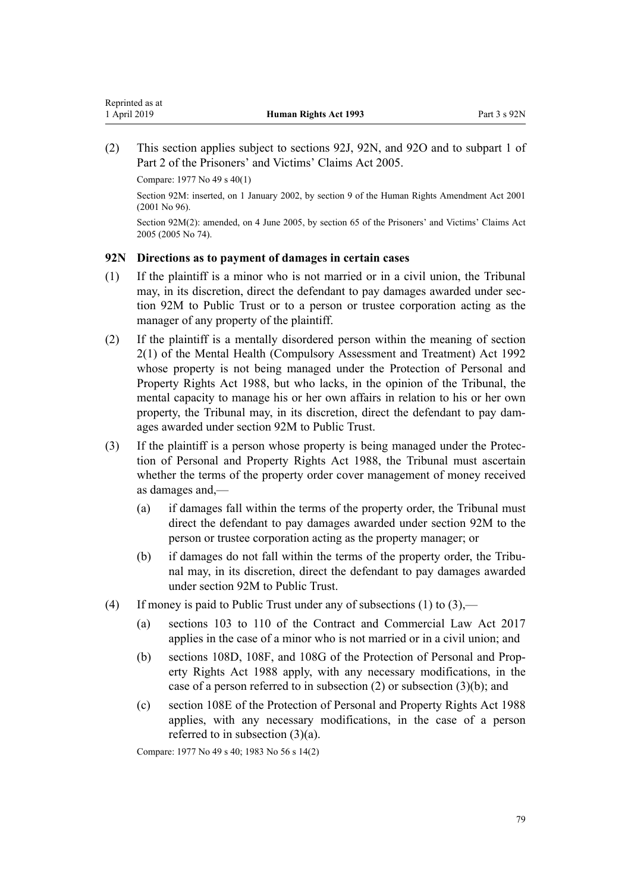(2) This section applies subject to sections 92J, 92N, and 92O and to subpart 1 of Part 2 of the Prisoners' and Victims' Claims Act 2005.

Compare: 1977 No 49 s 40(1)

Section 92M: inserted, on 1 January 2002, by section 9 of the Human Rights Amendment Act 2001 (2001 No 96).

Section 92M(2): amended, on 4 June 2005, by section 65 of the Prisoners' and Victims' Claims Act 2005 (2005 No 74).

### 92N Directions as to payment of damages in certain cases

(1) If the plaintiff is a minor who is not married or in a civil union, the Tribunal may, in its discretion, direct the defendant to pay damages awarded under section 92M to Public Trust or to a person or trustee corporation acting as the manager of any property of the plaintiff.

(2) If the plaintiff is a mentally disordered person within the meaning of section 2(1) of the Mental Health (Compulsory Assessment and Treatment) Act 1992 whose property is not being managed under the Protection of Personal and Property Rights Act 1988, but who lacks, in the opinion of the Tribunal, the mental capacity to manage his or her own affairs in relation to his or her own property, the Tribunal may, in its discretion, direct the defendant to pay damages awarded under section 92M to Public Trust.

(3) If the plaintiff is a person whose property is being managed under the Protection of Personal and Property Rights Act 1988, the Tribunal must ascertain whether the terms of the property order cover management of money received as damages and,—

  (a) if damages fall within the terms of the property order, the Tribunal must direct the defendant to pay damages awarded under section 92M to the person or trustee corporation acting as the property manager; or

  (b) if damages do not fall within the terms of the property order, the Tribunal may, in its discretion, direct the defendant to pay damages awarded under section 92M to Public Trust.

(4) If money is paid to Public Trust under any of subsections (1) to (3),—

  (a) sections 103 to 110 of the Contract and Commercial Law Act 2017 applies in the case of a minor who is not married or in a civil union; and

  (b) sections 108D, 108F, and 108G of the Protection of Personal and Property Rights Act 1988 apply, with any necessary modifications, in the case of a person referred to in subsection (2) or subsection (3)(b); and

  (c) section 108E of the Protection of Personal and Property Rights Act 1988 applies, with any necessary modifications, in the case of a person referred to in subsection (3)(a).

Compare: 1977 No 49 s 40; 1983 No 56 s 14(2)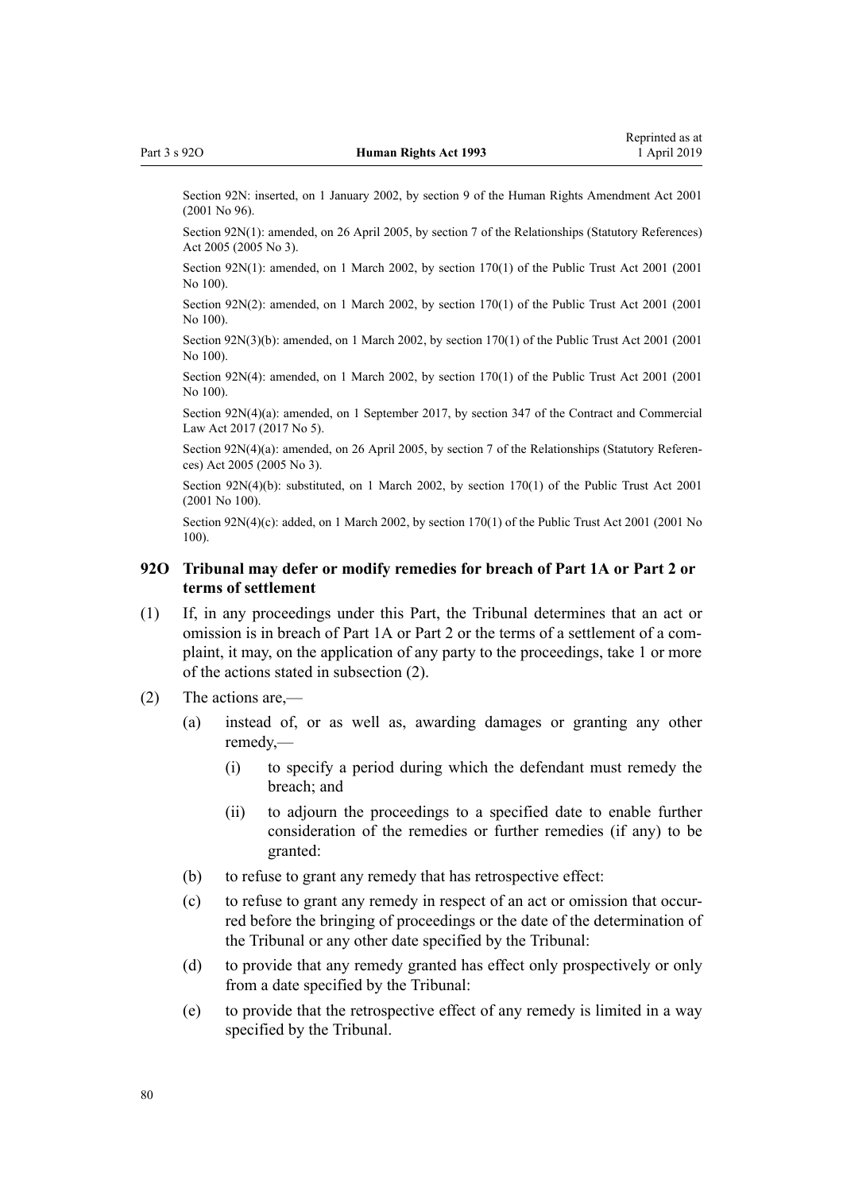Section 92N: inserted, on 1 January 2002, by section 9 of the Human Rights Amendment Act 2001 (2001 No 96).

Section 92N(1): amended, on 26 April 2005, by section 7 of the Relationships (Statutory References) Act 2005 (2005 No 3).

Section 92N(1): amended, on 1 March 2002, by section 170(1) of the Public Trust Act 2001 (2001 No 100).

Section 92N(2): amended, on 1 March 2002, by section 170(1) of the Public Trust Act 2001 (2001 No 100).

Section 92N(3)(b): amended, on 1 March 2002, by section 170(1) of the Public Trust Act 2001 (2001 No 100).

Section 92N(4): amended, on 1 March 2002, by section 170(1) of the Public Trust Act 2001 (2001 No 100).

Section 92N(4)(a): amended, on 1 September 2017, by section 347 of the Contract and Commercial Law Act 2017 (2017 No 5).

Section 92N(4)(a): amended, on 26 April 2005, by section 7 of the Relationships (Statutory References) Act 2005 (2005 No 3).

Section 92N(4)(b): substituted, on 1 March 2002, by section 170(1) of the Public Trust Act 2001 (2001 No 100).

Section 92N(4)(c): added, on 1 March 2002, by section 170(1) of the Public Trust Act 2001 (2001 No 100).

### 92O Tribunal may defer or modify remedies for breach of Part 1A or Part 2 or terms of settlement

(1) If, in any proceedings under this Part, the Tribunal determines that an act or omission is in breach of Part 1A or Part 2 or the terms of a settlement of a complaint, it may, on the application of any party to the proceedings, take 1 or more of the actions stated in subsection (2).

(2) The actions are,—

  (a) instead of, or as well as, awarding damages or granting any other remedy,—

    (i) to specify a period during which the defendant must remedy the breach; and

    (ii) to adjourn the proceedings to a specified date to enable further consideration of the remedies or further remedies (if any) to be granted:

  (b) to refuse to grant any remedy that has retrospective effect:

  (c) to refuse to grant any remedy in respect of an act or omission that occurred before the bringing of proceedings or the date of the determination of the Tribunal or any other date specified by the Tribunal:

  (d) to provide that any remedy granted has effect only prospectively or only from a date specified by the Tribunal:

  (e) to provide that the retrospective effect of any remedy is limited in a way specified by the Tribunal.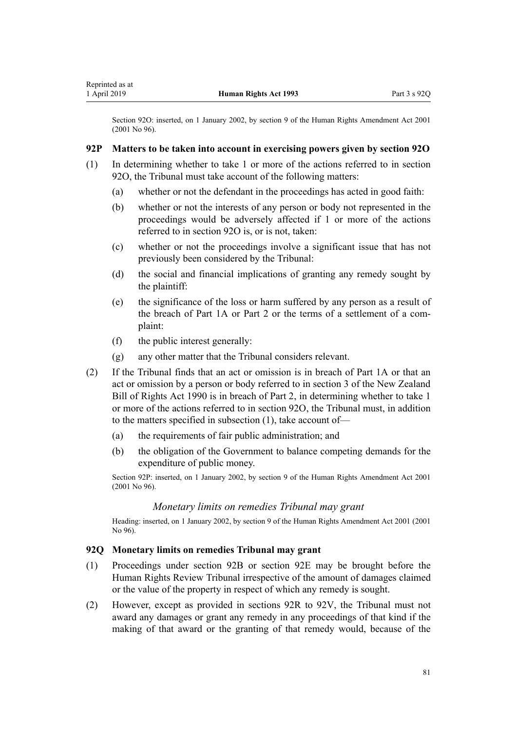Section 92O: inserted, on 1 January 2002, by section 9 of the Human Rights Amendment Act 2001 (2001 No 96).

### 92P Matters to be taken into account in exercising powers given by section 92O

(1) In determining whether to take 1 or more of the actions referred to in section 92O, the Tribunal must take account of the following matters:

- (a) whether or not the defendant in the proceedings has acted in good faith:
- (b) whether or not the interests of any person or body not represented in the proceedings would be adversely affected if 1 or more of the actions referred to in section 92O is, or is not, taken:
- (c) whether or not the proceedings involve a significant issue that has not previously been considered by the Tribunal:
- (d) the social and financial implications of granting any remedy sought by the plaintiff:
- (e) the significance of the loss or harm suffered by any person as a result of the breach of Part 1A or Part 2 or the terms of a settlement of a complaint:
- (f) the public interest generally:
- (g) any other matter that the Tribunal considers relevant.

(2) If the Tribunal finds that an act or omission is in breach of Part 1A or that an act or omission by a person or body referred to in section 3 of the New Zealand Bill of Rights Act 1990 is in breach of Part 2, in determining whether to take 1 or more of the actions referred to in section 92O, the Tribunal must, in addition to the matters specified in subsection (1), take account of—

- (a) the requirements of fair public administration; and
- (b) the obligation of the Government to balance competing demands for the expenditure of public money.

Section 92P: inserted, on 1 January 2002, by section 9 of the Human Rights Amendment Act 2001 (2001 No 96).

#### *Monetary limits on remedies Tribunal may grant*

Heading: inserted, on 1 January 2002, by section 9 of the Human Rights Amendment Act 2001 (2001 No 96).

### 92Q Monetary limits on remedies Tribunal may grant

(1) Proceedings under section 92B or section 92E may be brought before the Human Rights Review Tribunal irrespective of the amount of damages claimed or the value of the property in respect of which any remedy is sought.

(2) However, except as provided in sections 92R to 92V, the Tribunal must not award any damages or grant any remedy in any proceedings of that kind if the making of that award or the granting of that remedy would, because of the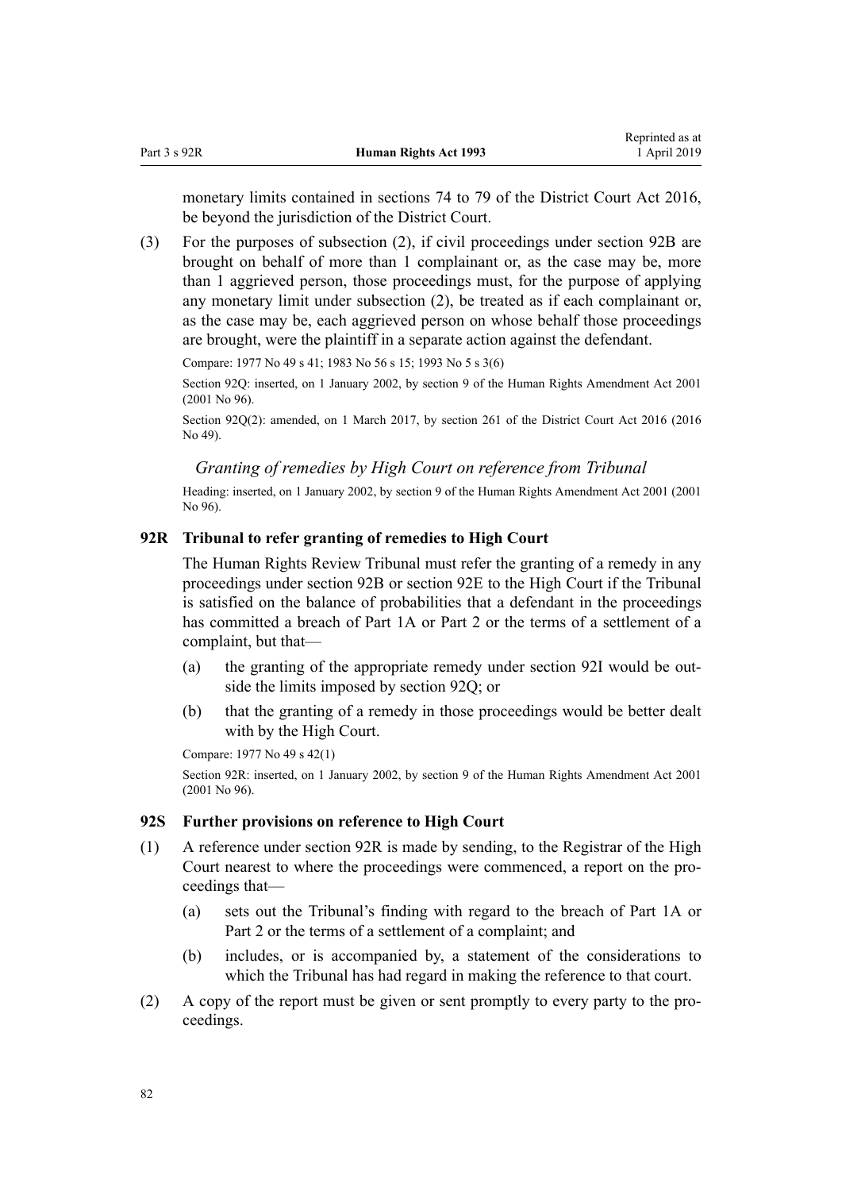monetary limits contained in sections 74 to 79 of the District Court Act 2016, be beyond the jurisdiction of the District Court.

(3) For the purposes of subsection (2), if civil proceedings under section 92B are brought on behalf of more than 1 complainant or, as the case may be, more than 1 aggrieved person, those proceedings must, for the purpose of applying any monetary limit under subsection (2), be treated as if each complainant or, as the case may be, each aggrieved person on whose behalf those proceedings are brought, were the plaintiff in a separate action against the defendant.

Compare: 1977 No 49 s 41; 1983 No 56 s 15; 1993 No 5 s 3(6)

Section 92Q: inserted, on 1 January 2002, by section 9 of the Human Rights Amendment Act 2001 (2001 No 96).

Section 92Q(2): amended, on 1 March 2017, by section 261 of the District Court Act 2016 (2016 No 49).

*Granting of remedies by High Court on reference from Tribunal*

Heading: inserted, on 1 January 2002, by section 9 of the Human Rights Amendment Act 2001 (2001 No 96).

**92R Tribunal to refer granting of remedies to High Court**

The Human Rights Review Tribunal must refer the granting of a remedy in any proceedings under section 92B or section 92E to the High Court if the Tribunal is satisfied on the balance of probabilities that a defendant in the proceedings has committed a breach of Part 1A or Part 2 or the terms of a settlement of a complaint, but that—

(a) the granting of the appropriate remedy under section 92I would be outside the limits imposed by section 92Q; or

(b) that the granting of a remedy in those proceedings would be better dealt with by the High Court.

Compare: 1977 No 49 s 42(1)

Section 92R: inserted, on 1 January 2002, by section 9 of the Human Rights Amendment Act 2001 (2001 No 96).

**92S Further provisions on reference to High Court**

(1) A reference under section 92R is made by sending, to the Registrar of the High Court nearest to where the proceedings were commenced, a report on the proceedings that—

(a) sets out the Tribunal's finding with regard to the breach of Part 1A or Part 2 or the terms of a settlement of a complaint; and

(b) includes, or is accompanied by, a statement of the considerations to which the Tribunal has had regard in making the reference to that court.

(2) A copy of the report must be given or sent promptly to every party to the proceedings.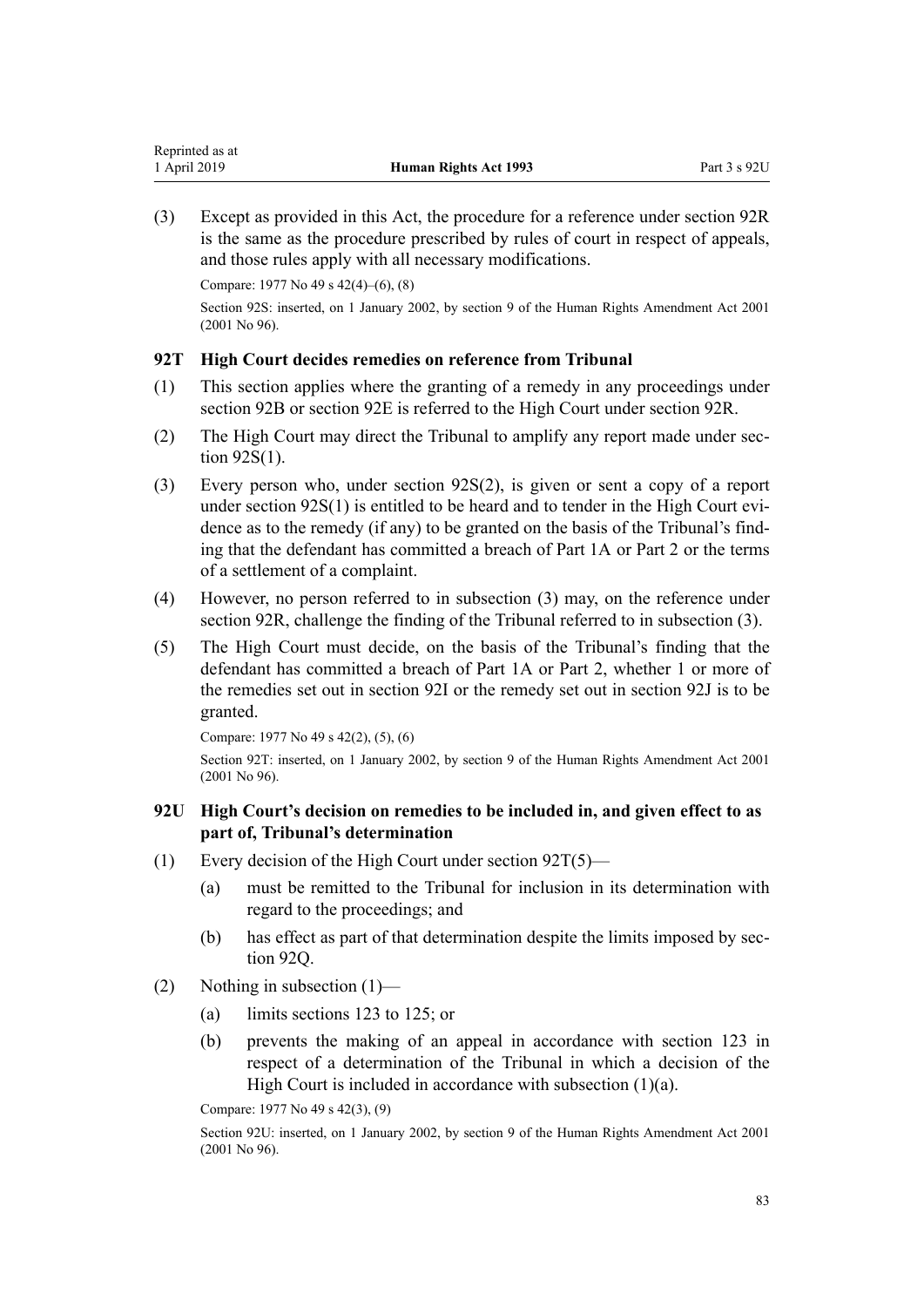(3) Except as provided in this Act, the procedure for a reference under section 92R is the same as the procedure prescribed by rules of court in respect of appeals, and those rules apply with all necessary modifications.

Compare: 1977 No 49 s 42(4)–(6), (8)

Section 92S: inserted, on 1 January 2002, by section 9 of the Human Rights Amendment Act 2001 (2001 No 96).

### 92T High Court decides remedies on reference from Tribunal

(1) This section applies where the granting of a remedy in any proceedings under section 92B or section 92E is referred to the High Court under section 92R.

(2) The High Court may direct the Tribunal to amplify any report made under section 92S(1).

(3) Every person who, under section 92S(2), is given or sent a copy of a report under section 92S(1) is entitled to be heard and to tender in the High Court evidence as to the remedy (if any) to be granted on the basis of the Tribunal's finding that the defendant has committed a breach of Part 1A or Part 2 or the terms of a settlement of a complaint.

(4) However, no person referred to in subsection (3) may, on the reference under section 92R, challenge the finding of the Tribunal referred to in subsection (3).

(5) The High Court must decide, on the basis of the Tribunal's finding that the defendant has committed a breach of Part 1A or Part 2, whether 1 or more of the remedies set out in section 92I or the remedy set out in section 92J is to be granted.

Compare: 1977 No 49 s 42(2), (5), (6)

Section 92T: inserted, on 1 January 2002, by section 9 of the Human Rights Amendment Act 2001 (2001 No 96).

### 92U High Court's decision on remedies to be included in, and given effect to as part of, Tribunal's determination

(1) Every decision of the High Court under section 92T(5)—

  (a) must be remitted to the Tribunal for inclusion in its determination with regard to the proceedings; and

  (b) has effect as part of that determination despite the limits imposed by section 92Q.

(2) Nothing in subsection (1)—

  (a) limits sections 123 to 125; or

  (b) prevents the making of an appeal in accordance with section 123 in respect of a determination of the Tribunal in which a decision of the High Court is included in accordance with subsection (1)(a).

Compare: 1977 No 49 s 42(3), (9)

Section 92U: inserted, on 1 January 2002, by section 9 of the Human Rights Amendment Act 2001 (2001 No 96).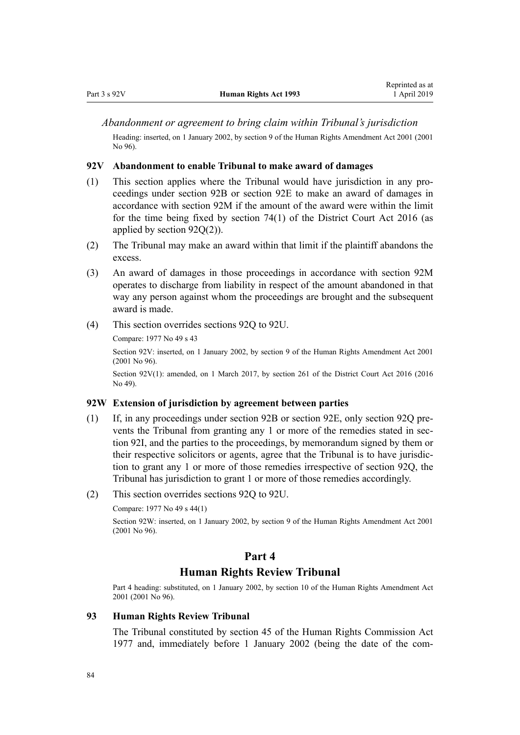*Abandonment or agreement to bring claim within Tribunal's jurisdiction*

Heading: inserted, on 1 January 2002, by section 9 of the Human Rights Amendment Act 2001 (2001 No 96).

### 92V Abandonment to enable Tribunal to make award of damages

(1) This section applies where the Tribunal would have jurisdiction in any proceedings under section 92B or section 92E to make an award of damages in accordance with section 92M if the amount of the award were within the limit for the time being fixed by section 74(1) of the District Court Act 2016 (as applied by section 92Q(2)).

(2) The Tribunal may make an award within that limit if the plaintiff abandons the excess.

(3) An award of damages in those proceedings in accordance with section 92M operates to discharge from liability in respect of the amount abandoned in that way any person against whom the proceedings are brought and the subsequent award is made.

(4) This section overrides sections 92Q to 92U.

Compare: 1977 No 49 s 43

Section 92V: inserted, on 1 January 2002, by section 9 of the Human Rights Amendment Act 2001 (2001 No 96).

Section 92V(1): amended, on 1 March 2017, by section 261 of the District Court Act 2016 (2016 No 49).

### 92W Extension of jurisdiction by agreement between parties

(1) If, in any proceedings under section 92B or section 92E, only section 92Q prevents the Tribunal from granting any 1 or more of the remedies stated in section 92I, and the parties to the proceedings, by memorandum signed by them or their respective solicitors or agents, agree that the Tribunal is to have jurisdiction to grant any 1 or more of those remedies irrespective of section 92Q, the Tribunal has jurisdiction to grant 1 or more of those remedies accordingly.

(2) This section overrides sections 92Q to 92U.

Compare: 1977 No 49 s 44(1)

Section 92W: inserted, on 1 January 2002, by section 9 of the Human Rights Amendment Act 2001 (2001 No 96).

# Part 4
# Human Rights Review Tribunal

Part 4 heading: substituted, on 1 January 2002, by section 10 of the Human Rights Amendment Act 2001 (2001 No 96).

### 93 Human Rights Review Tribunal

The Tribunal constituted by section 45 of the Human Rights Commission Act 1977 and, immediately before 1 January 2002 (being the date of the com-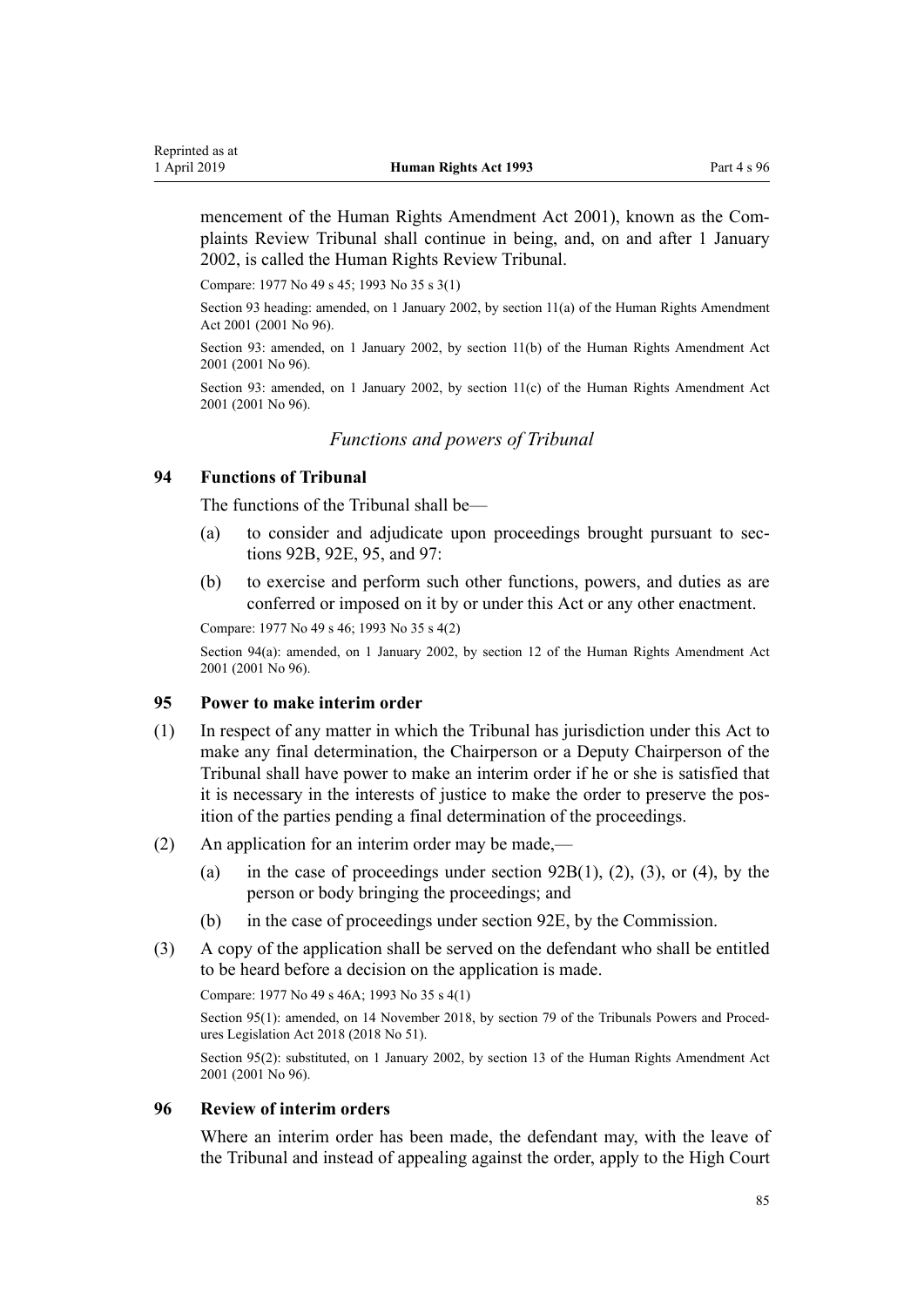mencement of the Human Rights Amendment Act 2001), known as the Complaints Review Tribunal shall continue in being, and, on and after 1 January 2002, is called the Human Rights Review Tribunal.

Compare: 1977 No 49 s 45; 1993 No 35 s 3(1)

Section 93 heading: amended, on 1 January 2002, by section 11(a) of the Human Rights Amendment Act 2001 (2001 No 96).

Section 93: amended, on 1 January 2002, by section 11(b) of the Human Rights Amendment Act 2001 (2001 No 96).

Section 93: amended, on 1 January 2002, by section 11(c) of the Human Rights Amendment Act 2001 (2001 No 96).

### *Functions and powers of Tribunal*

### 94 Functions of Tribunal

The functions of the Tribunal shall be—

- (a) to consider and adjudicate upon proceedings brought pursuant to sections 92B, 92E, 95, and 97:
- (b) to exercise and perform such other functions, powers, and duties as are conferred or imposed on it by or under this Act or any other enactment.

Compare: 1977 No 49 s 46; 1993 No 35 s 4(2)

Section 94(a): amended, on 1 January 2002, by section 12 of the Human Rights Amendment Act 2001 (2001 No 96).

### 95 Power to make interim order

(1) In respect of any matter in which the Tribunal has jurisdiction under this Act to make any final determination, the Chairperson or a Deputy Chairperson of the Tribunal shall have power to make an interim order if he or she is satisfied that it is necessary in the interests of justice to make the order to preserve the position of the parties pending a final determination of the proceedings.

(2) An application for an interim order may be made,—

- (a) in the case of proceedings under section 92B(1), (2), (3), or (4), by the person or body bringing the proceedings; and
- (b) in the case of proceedings under section 92E, by the Commission.

(3) A copy of the application shall be served on the defendant who shall be entitled to be heard before a decision on the application is made.

Compare: 1977 No 49 s 46A; 1993 No 35 s 4(1)

Section 95(1): amended, on 14 November 2018, by section 79 of the Tribunals Powers and Procedures Legislation Act 2018 (2018 No 51).

Section 95(2): substituted, on 1 January 2002, by section 13 of the Human Rights Amendment Act 2001 (2001 No 96).

### 96 Review of interim orders

Where an interim order has been made, the defendant may, with the leave of the Tribunal and instead of appealing against the order, apply to the High Court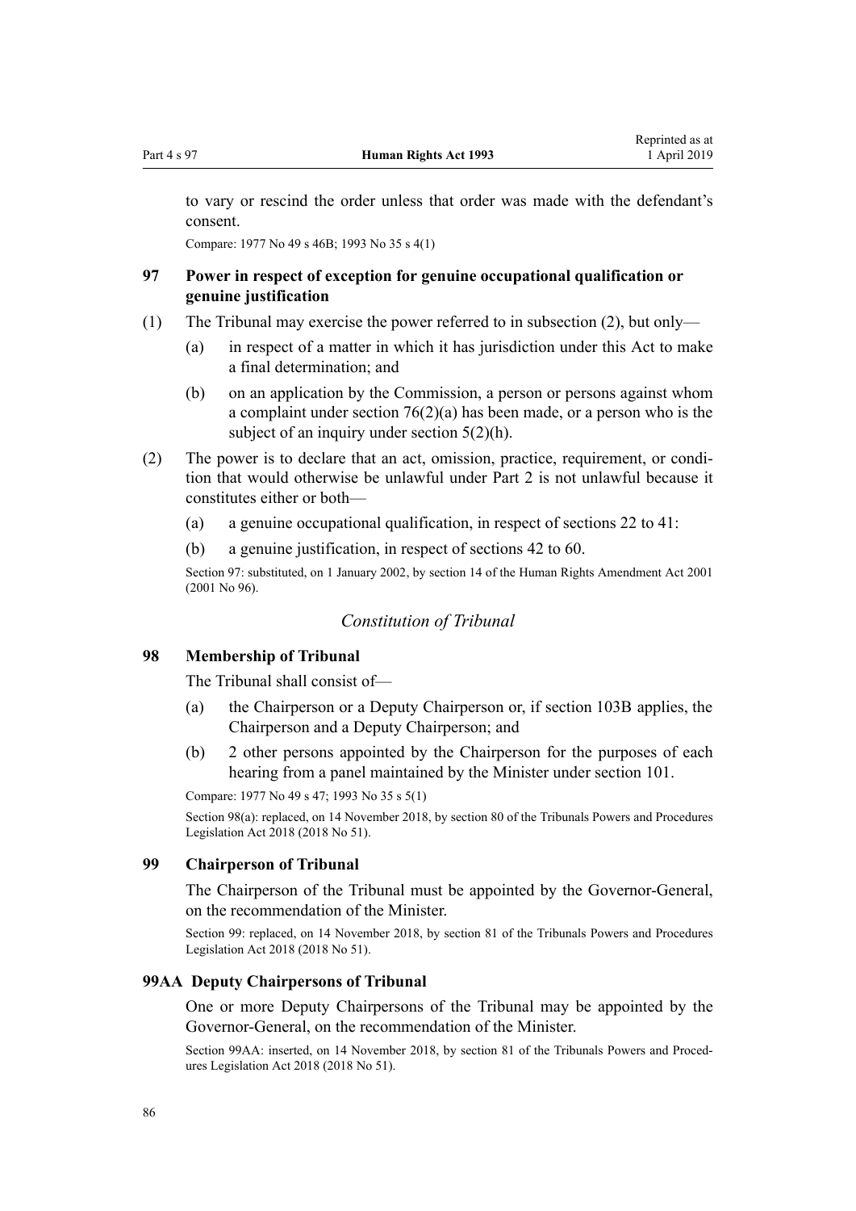to vary or rescind the order unless that order was made with the defendant's consent.

Compare: 1977 No 49 s 46B; 1993 No 35 s 4(1)

### 97 Power in respect of exception for genuine occupational qualification or genuine justification

(1) The Tribunal may exercise the power referred to in subsection (2), but only—

(a) in respect of a matter in which it has jurisdiction under this Act to make a final determination; and

(b) on an application by the Commission, a person or persons against whom a complaint under section 76(2)(a) has been made, or a person who is the subject of an inquiry under section 5(2)(h).

(2) The power is to declare that an act, omission, practice, requirement, or condition that would otherwise be unlawful under Part 2 is not unlawful because it constitutes either or both—

(a) a genuine occupational qualification, in respect of sections 22 to 41:

(b) a genuine justification, in respect of sections 42 to 60.

Section 97: substituted, on 1 January 2002, by section 14 of the Human Rights Amendment Act 2001 (2001 No 96).

## *Constitution of Tribunal*

### 98 Membership of Tribunal

The Tribunal shall consist of—

(a) the Chairperson or a Deputy Chairperson or, if section 103B applies, the Chairperson and a Deputy Chairperson; and

(b) 2 other persons appointed by the Chairperson for the purposes of each hearing from a panel maintained by the Minister under section 101.

Compare: 1977 No 49 s 47; 1993 No 35 s 5(1)

Section 98(a): replaced, on 14 November 2018, by section 80 of the Tribunals Powers and Procedures Legislation Act 2018 (2018 No 51).

### 99 Chairperson of Tribunal

The Chairperson of the Tribunal must be appointed by the Governor-General, on the recommendation of the Minister.

Section 99: replaced, on 14 November 2018, by section 81 of the Tribunals Powers and Procedures Legislation Act 2018 (2018 No 51).

### 99AA Deputy Chairpersons of Tribunal

One or more Deputy Chairpersons of the Tribunal may be appointed by the Governor-General, on the recommendation of the Minister.

Section 99AA: inserted, on 14 November 2018, by section 81 of the Tribunals Powers and Procedures Legislation Act 2018 (2018 No 51).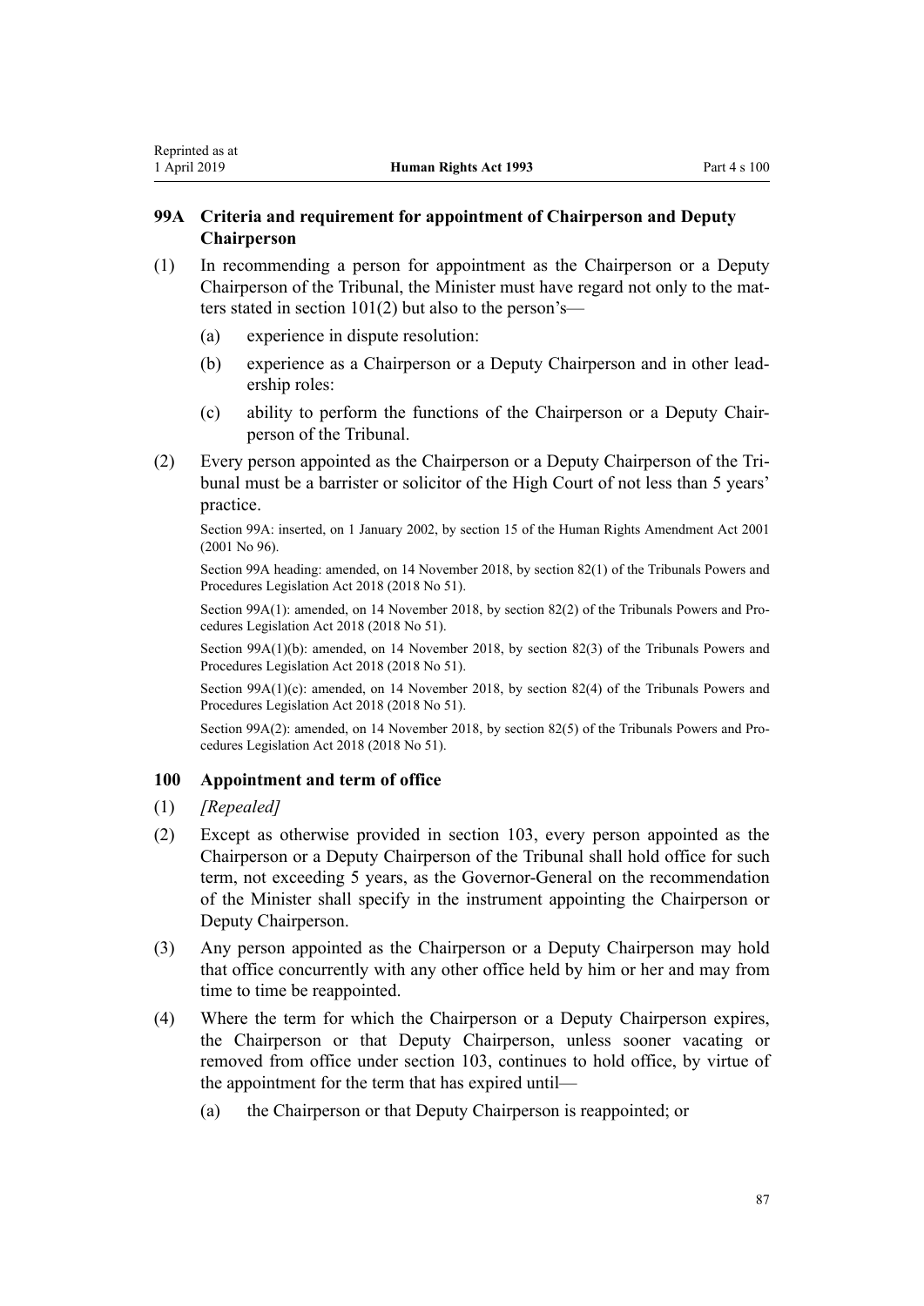### 99A Criteria and requirement for appointment of Chairperson and Deputy Chairperson

(1) In recommending a person for appointment as the Chairperson or a Deputy Chairperson of the Tribunal, the Minister must have regard not only to the matters stated in section 101(2) but also to the person's—

(a) experience in dispute resolution:

(b) experience as a Chairperson or a Deputy Chairperson and in other leadership roles:

(c) ability to perform the functions of the Chairperson or a Deputy Chairperson of the Tribunal.

(2) Every person appointed as the Chairperson or a Deputy Chairperson of the Tribunal must be a barrister or solicitor of the High Court of not less than 5 years' practice.

Section 99A: inserted, on 1 January 2002, by section 15 of the Human Rights Amendment Act 2001 (2001 No 96).

Section 99A heading: amended, on 14 November 2018, by section 82(1) of the Tribunals Powers and Procedures Legislation Act 2018 (2018 No 51).

Section 99A(1): amended, on 14 November 2018, by section 82(2) of the Tribunals Powers and Procedures Legislation Act 2018 (2018 No 51).

Section 99A(1)(b): amended, on 14 November 2018, by section 82(3) of the Tribunals Powers and Procedures Legislation Act 2018 (2018 No 51).

Section 99A(1)(c): amended, on 14 November 2018, by section 82(4) of the Tribunals Powers and Procedures Legislation Act 2018 (2018 No 51).

Section 99A(2): amended, on 14 November 2018, by section 82(5) of the Tribunals Powers and Procedures Legislation Act 2018 (2018 No 51).

### 100 Appointment and term of office

(1) *[Repealed]*

(2) Except as otherwise provided in section 103, every person appointed as the Chairperson or a Deputy Chairperson of the Tribunal shall hold office for such term, not exceeding 5 years, as the Governor-General on the recommendation of the Minister shall specify in the instrument appointing the Chairperson or Deputy Chairperson.

(3) Any person appointed as the Chairperson or a Deputy Chairperson may hold that office concurrently with any other office held by him or her and may from time to time be reappointed.

(4) Where the term for which the Chairperson or a Deputy Chairperson expires, the Chairperson or that Deputy Chairperson, unless sooner vacating or removed from office under section 103, continues to hold office, by virtue of the appointment for the term that has expired until—

(a) the Chairperson or that Deputy Chairperson is reappointed; or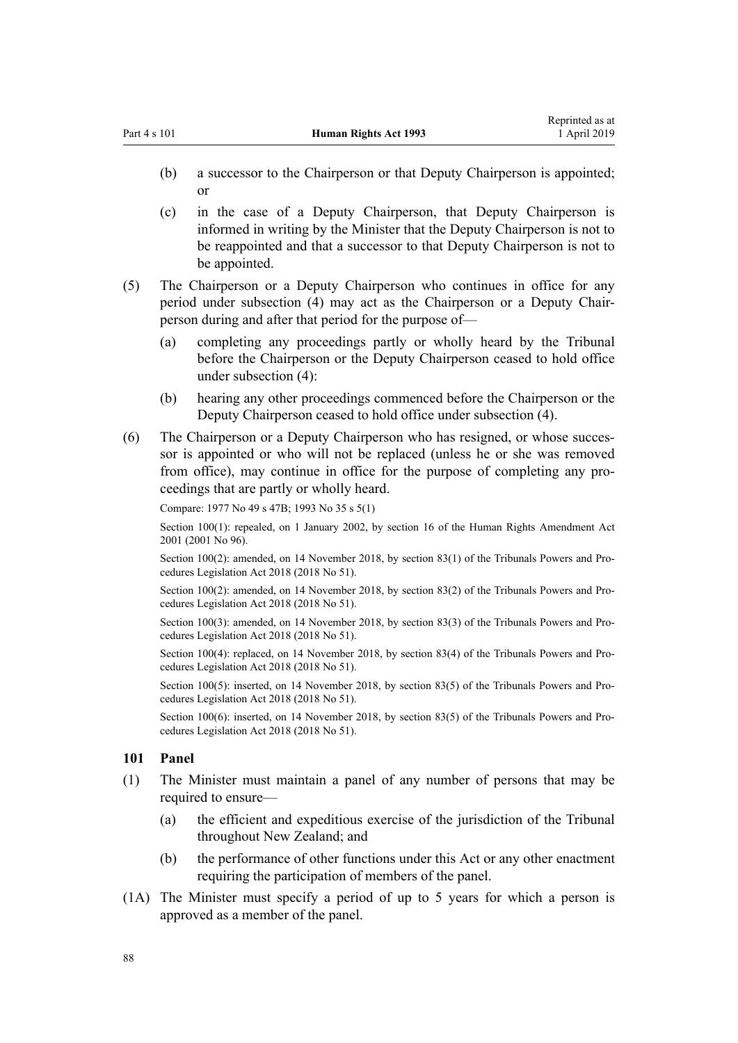(b) a successor to the Chairperson or that Deputy Chairperson is appointed; or

(c) in the case of a Deputy Chairperson, that Deputy Chairperson is informed in writing by the Minister that the Deputy Chairperson is not to be reappointed and that a successor to that Deputy Chairperson is not to be appointed.

(5) The Chairperson or a Deputy Chairperson who continues in office for any period under subsection (4) may act as the Chairperson or a Deputy Chairperson during and after that period for the purpose of—

(a) completing any proceedings partly or wholly heard by the Tribunal before the Chairperson or the Deputy Chairperson ceased to hold office under subsection (4):

(b) hearing any other proceedings commenced before the Chairperson or the Deputy Chairperson ceased to hold office under subsection (4).

(6) The Chairperson or a Deputy Chairperson who has resigned, or whose successor is appointed or who will not be replaced (unless he or she was removed from office), may continue in office for the purpose of completing any proceedings that are partly or wholly heard.

Compare: 1977 No 49 s 47B; 1993 No 35 s 5(1)

Section 100(1): repealed, on 1 January 2002, by section 16 of the Human Rights Amendment Act 2001 (2001 No 96).

Section 100(2): amended, on 14 November 2018, by section 83(1) of the Tribunals Powers and Procedures Legislation Act 2018 (2018 No 51).

Section 100(2): amended, on 14 November 2018, by section 83(2) of the Tribunals Powers and Procedures Legislation Act 2018 (2018 No 51).

Section 100(3): amended, on 14 November 2018, by section 83(3) of the Tribunals Powers and Procedures Legislation Act 2018 (2018 No 51).

Section 100(4): replaced, on 14 November 2018, by section 83(4) of the Tribunals Powers and Procedures Legislation Act 2018 (2018 No 51).

Section 100(5): inserted, on 14 November 2018, by section 83(5) of the Tribunals Powers and Procedures Legislation Act 2018 (2018 No 51).

Section 100(6): inserted, on 14 November 2018, by section 83(5) of the Tribunals Powers and Procedures Legislation Act 2018 (2018 No 51).

### 101 Panel

(1) The Minister must maintain a panel of any number of persons that may be required to ensure—

(a) the efficient and expeditious exercise of the jurisdiction of the Tribunal throughout New Zealand; and

(b) the performance of other functions under this Act or any other enactment requiring the participation of members of the panel.

(1A) The Minister must specify a period of up to 5 years for which a person is approved as a member of the panel.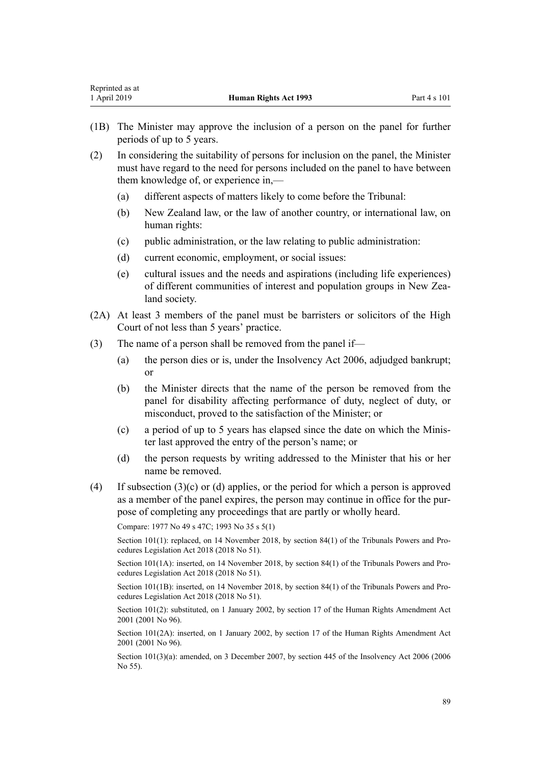(1B) The Minister may approve the inclusion of a person on the panel for further periods of up to 5 years.

(2) In considering the suitability of persons for inclusion on the panel, the Minister must have regard to the need for persons included on the panel to have between them knowledge of, or experience in,—

- (a) different aspects of matters likely to come before the Tribunal:
- (b) New Zealand law, or the law of another country, or international law, on human rights:
- (c) public administration, or the law relating to public administration:
- (d) current economic, employment, or social issues:
- (e) cultural issues and the needs and aspirations (including life experiences) of different communities of interest and population groups in New Zealand society.

(2A) At least 3 members of the panel must be barristers or solicitors of the High Court of not less than 5 years' practice.

(3) The name of a person shall be removed from the panel if—

- (a) the person dies or is, under the Insolvency Act 2006, adjudged bankrupt; or
- (b) the Minister directs that the name of the person be removed from the panel for disability affecting performance of duty, neglect of duty, or misconduct, proved to the satisfaction of the Minister; or
- (c) a period of up to 5 years has elapsed since the date on which the Minister last approved the entry of the person's name; or
- (d) the person requests by writing addressed to the Minister that his or her name be removed.

(4) If subsection (3)(c) or (d) applies, or the period for which a person is approved as a member of the panel expires, the person may continue in office for the purpose of completing any proceedings that are partly or wholly heard.

Compare: 1977 No 49 s 47C; 1993 No 35 s 5(1)

Section 101(1): replaced, on 14 November 2018, by section 84(1) of the Tribunals Powers and Procedures Legislation Act 2018 (2018 No 51).

Section 101(1A): inserted, on 14 November 2018, by section 84(1) of the Tribunals Powers and Procedures Legislation Act 2018 (2018 No 51).

Section 101(1B): inserted, on 14 November 2018, by section 84(1) of the Tribunals Powers and Procedures Legislation Act 2018 (2018 No 51).

Section 101(2): substituted, on 1 January 2002, by section 17 of the Human Rights Amendment Act 2001 (2001 No 96).

Section 101(2A): inserted, on 1 January 2002, by section 17 of the Human Rights Amendment Act 2001 (2001 No 96).

Section 101(3)(a): amended, on 3 December 2007, by section 445 of the Insolvency Act 2006 (2006 No 55).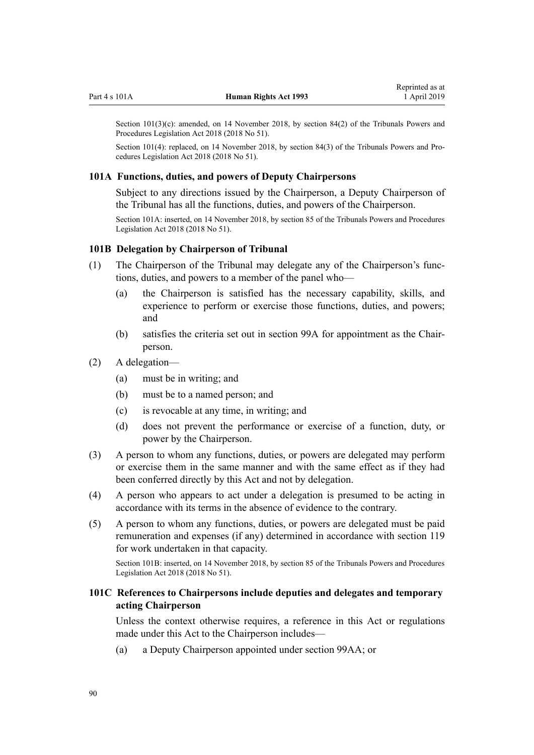Section 101(3)(c): amended, on 14 November 2018, by section 84(2) of the Tribunals Powers and Procedures Legislation Act 2018 (2018 No 51).

Section 101(4): replaced, on 14 November 2018, by section 84(3) of the Tribunals Powers and Procedures Legislation Act 2018 (2018 No 51).

### 101A Functions, duties, and powers of Deputy Chairpersons

Subject to any directions issued by the Chairperson, a Deputy Chairperson of the Tribunal has all the functions, duties, and powers of the Chairperson.

Section 101A: inserted, on 14 November 2018, by section 85 of the Tribunals Powers and Procedures Legislation Act 2018 (2018 No 51).

### 101B Delegation by Chairperson of Tribunal

(1) The Chairperson of the Tribunal may delegate any of the Chairperson's functions, duties, and powers to a member of the panel who—

- (a) the Chairperson is satisfied has the necessary capability, skills, and experience to perform or exercise those functions, duties, and powers; and
- (b) satisfies the criteria set out in section 99A for appointment as the Chairperson.

(2) A delegation—

- (a) must be in writing; and
- (b) must be to a named person; and
- (c) is revocable at any time, in writing; and
- (d) does not prevent the performance or exercise of a function, duty, or power by the Chairperson.

(3) A person to whom any functions, duties, or powers are delegated may perform or exercise them in the same manner and with the same effect as if they had been conferred directly by this Act and not by delegation.

(4) A person who appears to act under a delegation is presumed to be acting in accordance with its terms in the absence of evidence to the contrary.

(5) A person to whom any functions, duties, or powers are delegated must be paid remuneration and expenses (if any) determined in accordance with section 119 for work undertaken in that capacity.

Section 101B: inserted, on 14 November 2018, by section 85 of the Tribunals Powers and Procedures Legislation Act 2018 (2018 No 51).

### 101C References to Chairpersons include deputies and delegates and temporary acting Chairperson

Unless the context otherwise requires, a reference in this Act or regulations made under this Act to the Chairperson includes—

- (a) a Deputy Chairperson appointed under section 99AA; or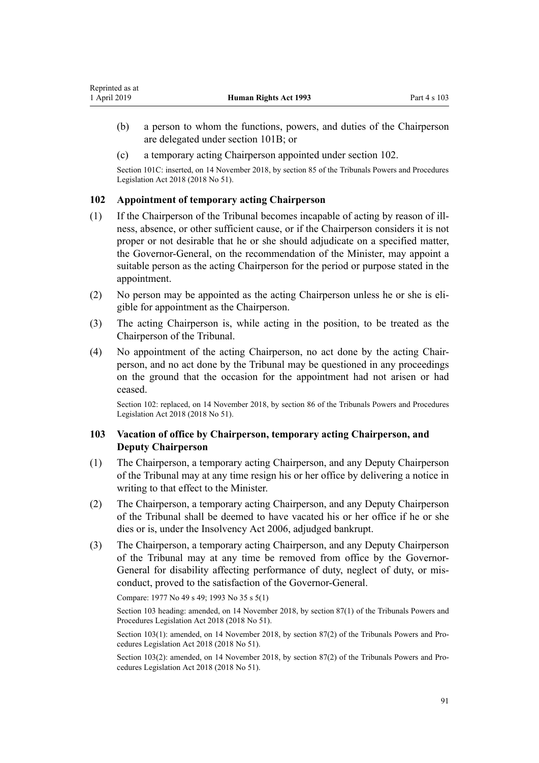(b) a person to whom the functions, powers, and duties of the Chairperson are delegated under section 101B; or

(c) a temporary acting Chairperson appointed under section 102.

Section 101C: inserted, on 14 November 2018, by section 85 of the Tribunals Powers and Procedures Legislation Act 2018 (2018 No 51).

### 102 Appointment of temporary acting Chairperson

(1) If the Chairperson of the Tribunal becomes incapable of acting by reason of illness, absence, or other sufficient cause, or if the Chairperson considers it is not proper or not desirable that he or she should adjudicate on a specified matter, the Governor-General, on the recommendation of the Minister, may appoint a suitable person as the acting Chairperson for the period or purpose stated in the appointment.

(2) No person may be appointed as the acting Chairperson unless he or she is eligible for appointment as the Chairperson.

(3) The acting Chairperson is, while acting in the position, to be treated as the Chairperson of the Tribunal.

(4) No appointment of the acting Chairperson, no act done by the acting Chairperson, and no act done by the Tribunal may be questioned in any proceedings on the ground that the occasion for the appointment had not arisen or had ceased.

Section 102: replaced, on 14 November 2018, by section 86 of the Tribunals Powers and Procedures Legislation Act 2018 (2018 No 51).

### 103 Vacation of office by Chairperson, temporary acting Chairperson, and Deputy Chairperson

(1) The Chairperson, a temporary acting Chairperson, and any Deputy Chairperson of the Tribunal may at any time resign his or her office by delivering a notice in writing to that effect to the Minister.

(2) The Chairperson, a temporary acting Chairperson, and any Deputy Chairperson of the Tribunal shall be deemed to have vacated his or her office if he or she dies or is, under the Insolvency Act 2006, adjudged bankrupt.

(3) The Chairperson, a temporary acting Chairperson, and any Deputy Chairperson of the Tribunal may at any time be removed from office by the Governor-General for disability affecting performance of duty, neglect of duty, or misconduct, proved to the satisfaction of the Governor-General.

Compare: 1977 No 49 s 49; 1993 No 35 s 5(1)

Section 103 heading: amended, on 14 November 2018, by section 87(1) of the Tribunals Powers and Procedures Legislation Act 2018 (2018 No 51).

Section 103(1): amended, on 14 November 2018, by section 87(2) of the Tribunals Powers and Procedures Legislation Act 2018 (2018 No 51).

Section 103(2): amended, on 14 November 2018, by section 87(2) of the Tribunals Powers and Procedures Legislation Act 2018 (2018 No 51).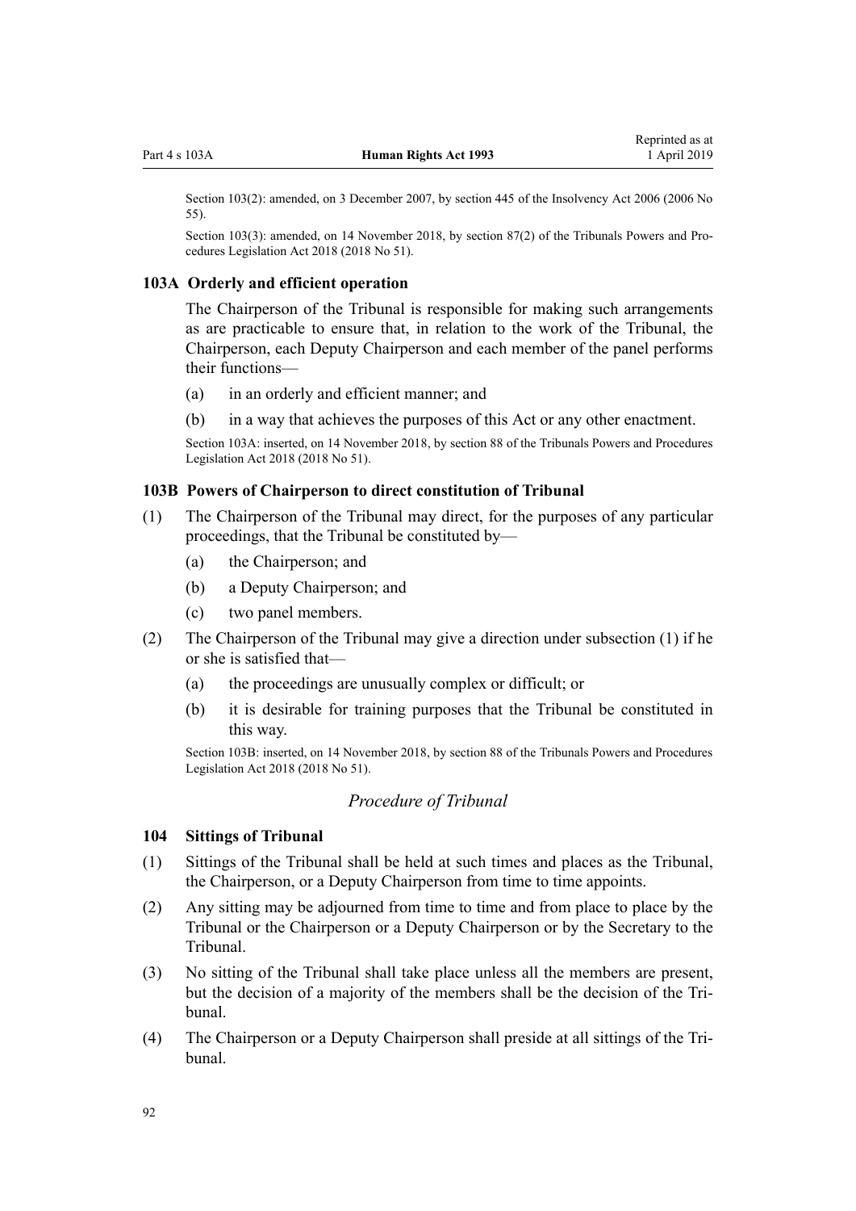Section 103(2): amended, on 3 December 2007, by section 445 of the Insolvency Act 2006 (2006 No 55).

Section 103(3): amended, on 14 November 2018, by section 87(2) of the Tribunals Powers and Procedures Legislation Act 2018 (2018 No 51).

### 103A Orderly and efficient operation

The Chairperson of the Tribunal is responsible for making such arrangements as are practicable to ensure that, in relation to the work of the Tribunal, the Chairperson, each Deputy Chairperson and each member of the panel performs their functions—

(a) in an orderly and efficient manner; and

(b) in a way that achieves the purposes of this Act or any other enactment.

Section 103A: inserted, on 14 November 2018, by section 88 of the Tribunals Powers and Procedures Legislation Act 2018 (2018 No 51).

### 103B Powers of Chairperson to direct constitution of Tribunal

(1) The Chairperson of the Tribunal may direct, for the purposes of any particular proceedings, that the Tribunal be constituted by—

(a) the Chairperson; and

(b) a Deputy Chairperson; and

(c) two panel members.

(2) The Chairperson of the Tribunal may give a direction under subsection (1) if he or she is satisfied that—

(a) the proceedings are unusually complex or difficult; or

(b) it is desirable for training purposes that the Tribunal be constituted in this way.

Section 103B: inserted, on 14 November 2018, by section 88 of the Tribunals Powers and Procedures Legislation Act 2018 (2018 No 51).

## *Procedure of Tribunal*

### 104 Sittings of Tribunal

(1) Sittings of the Tribunal shall be held at such times and places as the Tribunal, the Chairperson, or a Deputy Chairperson from time to time appoints.

(2) Any sitting may be adjourned from time to time and from place to place by the Tribunal or the Chairperson or a Deputy Chairperson or by the Secretary to the Tribunal.

(3) No sitting of the Tribunal shall take place unless all the members are present, but the decision of a majority of the members shall be the decision of the Tribunal.

(4) The Chairperson or a Deputy Chairperson shall preside at all sittings of the Tribunal.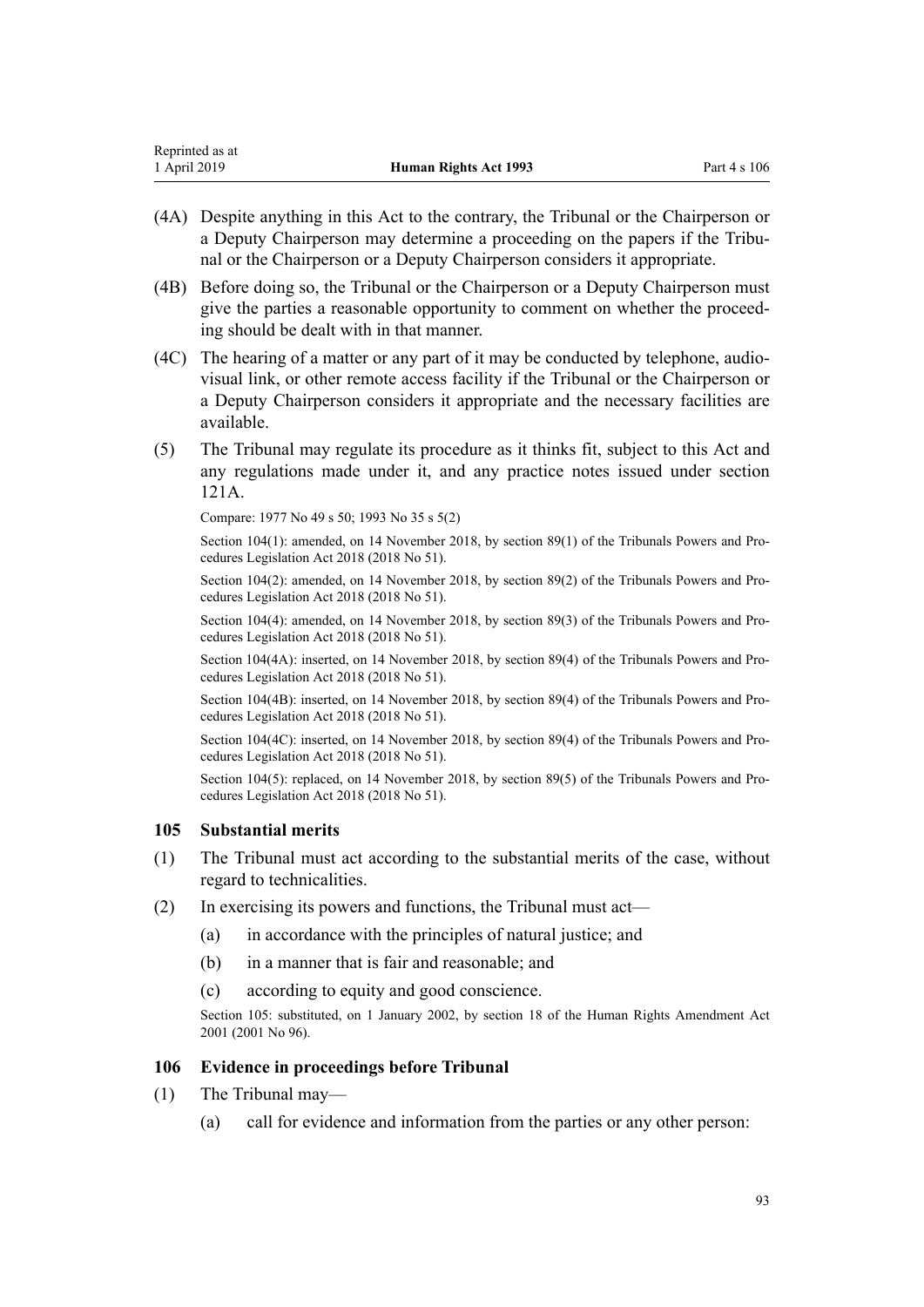(4A) Despite anything in this Act to the contrary, the Tribunal or the Chairperson or a Deputy Chairperson may determine a proceeding on the papers if the Tribunal or the Chairperson or a Deputy Chairperson considers it appropriate.

(4B) Before doing so, the Tribunal or the Chairperson or a Deputy Chairperson must give the parties a reasonable opportunity to comment on whether the proceeding should be dealt with in that manner.

(4C) The hearing of a matter or any part of it may be conducted by telephone, audiovisual link, or other remote access facility if the Tribunal or the Chairperson or a Deputy Chairperson considers it appropriate and the necessary facilities are available.

(5) The Tribunal may regulate its procedure as it thinks fit, subject to this Act and any regulations made under it, and any practice notes issued under section 121A.

Compare: 1977 No 49 s 50; 1993 No 35 s 5(2)

Section 104(1): amended, on 14 November 2018, by section 89(1) of the Tribunals Powers and Procedures Legislation Act 2018 (2018 No 51).

Section 104(2): amended, on 14 November 2018, by section 89(2) of the Tribunals Powers and Procedures Legislation Act 2018 (2018 No 51).

Section 104(4): amended, on 14 November 2018, by section 89(3) of the Tribunals Powers and Procedures Legislation Act 2018 (2018 No 51).

Section 104(4A): inserted, on 14 November 2018, by section 89(4) of the Tribunals Powers and Procedures Legislation Act 2018 (2018 No 51).

Section 104(4B): inserted, on 14 November 2018, by section 89(4) of the Tribunals Powers and Procedures Legislation Act 2018 (2018 No 51).

Section 104(4C): inserted, on 14 November 2018, by section 89(4) of the Tribunals Powers and Procedures Legislation Act 2018 (2018 No 51).

Section 104(5): replaced, on 14 November 2018, by section 89(5) of the Tribunals Powers and Procedures Legislation Act 2018 (2018 No 51).

### 105 Substantial merits

(1) The Tribunal must act according to the substantial merits of the case, without regard to technicalities.

(2) In exercising its powers and functions, the Tribunal must act—

- (a) in accordance with the principles of natural justice; and
- (b) in a manner that is fair and reasonable; and
- (c) according to equity and good conscience.

Section 105: substituted, on 1 January 2002, by section 18 of the Human Rights Amendment Act 2001 (2001 No 96).

### 106 Evidence in proceedings before Tribunal

(1) The Tribunal may—

- (a) call for evidence and information from the parties or any other person: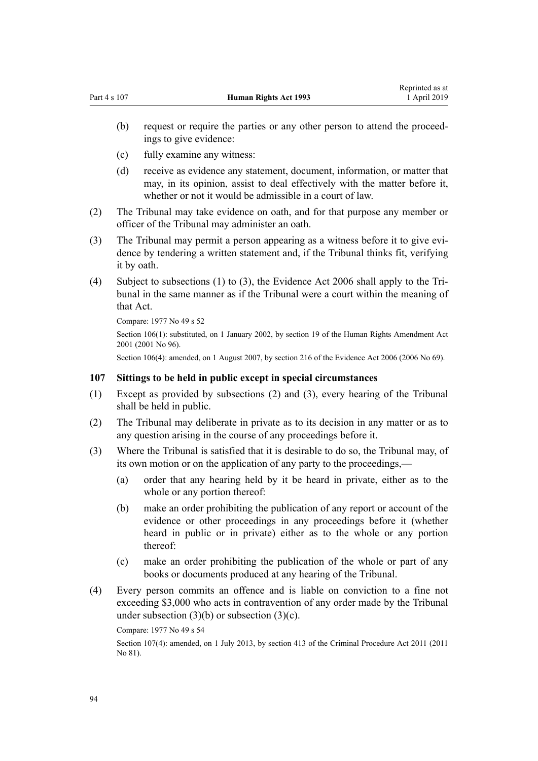(b) request or require the parties or any other person to attend the proceedings to give evidence:

(c) fully examine any witness:

(d) receive as evidence any statement, document, information, or matter that may, in its opinion, assist to deal effectively with the matter before it, whether or not it would be admissible in a court of law.

(2) The Tribunal may take evidence on oath, and for that purpose any member or officer of the Tribunal may administer an oath.

(3) The Tribunal may permit a person appearing as a witness before it to give evidence by tendering a written statement and, if the Tribunal thinks fit, verifying it by oath.

(4) Subject to subsections (1) to (3), the Evidence Act 2006 shall apply to the Tribunal in the same manner as if the Tribunal were a court within the meaning of that Act.

Compare: 1977 No 49 s 52

Section 106(1): substituted, on 1 January 2002, by section 19 of the Human Rights Amendment Act 2001 (2001 No 96).

Section 106(4): amended, on 1 August 2007, by section 216 of the Evidence Act 2006 (2006 No 69).

### 107 Sittings to be held in public except in special circumstances

(1) Except as provided by subsections (2) and (3), every hearing of the Tribunal shall be held in public.

(2) The Tribunal may deliberate in private as to its decision in any matter or as to any question arising in the course of any proceedings before it.

(3) Where the Tribunal is satisfied that it is desirable to do so, the Tribunal may, of its own motion or on the application of any party to the proceedings,—

(a) order that any hearing held by it be heard in private, either as to the whole or any portion thereof:

(b) make an order prohibiting the publication of any report or account of the evidence or other proceedings in any proceedings before it (whether heard in public or in private) either as to the whole or any portion thereof:

(c) make an order prohibiting the publication of the whole or part of any books or documents produced at any hearing of the Tribunal.

(4) Every person commits an offence and is liable on conviction to a fine not exceeding $3,000 who acts in contravention of any order made by the Tribunal under subsection (3)(b) or subsection (3)(c).

Compare: 1977 No 49 s 54

Section 107(4): amended, on 1 July 2013, by section 413 of the Criminal Procedure Act 2011 (2011 No 81).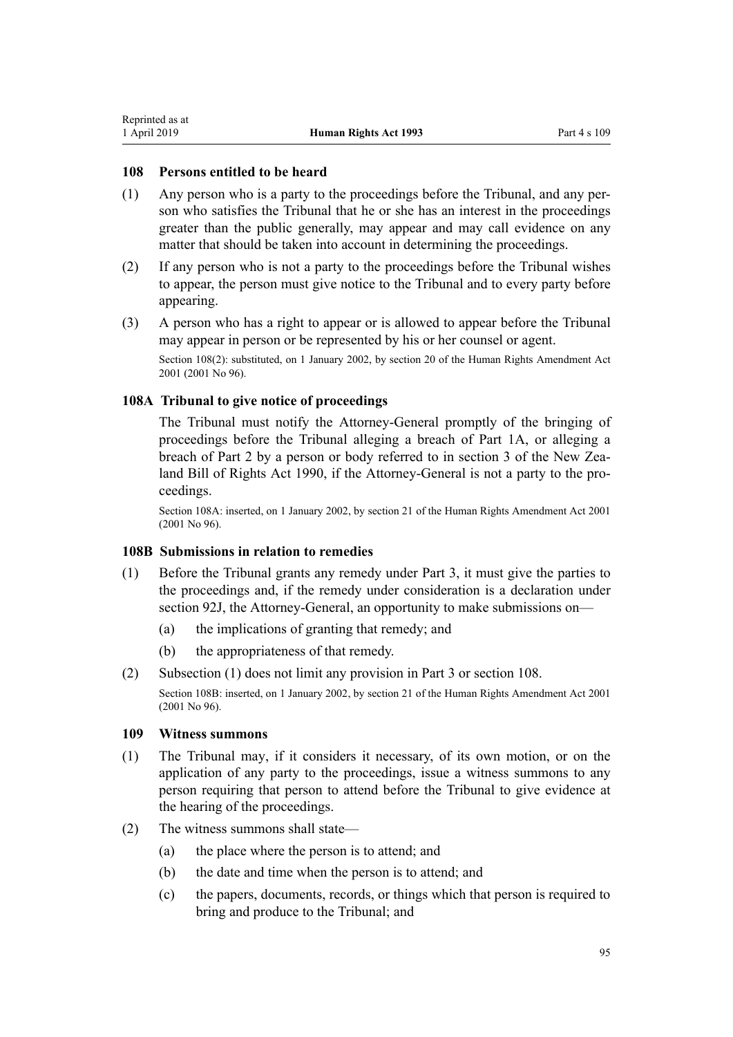### 108 Persons entitled to be heard

(1) Any person who is a party to the proceedings before the Tribunal, and any person who satisfies the Tribunal that he or she has an interest in the proceedings greater than the public generally, may appear and may call evidence on any matter that should be taken into account in determining the proceedings.

(2) If any person who is not a party to the proceedings before the Tribunal wishes to appear, the person must give notice to the Tribunal and to every party before appearing.

(3) A person who has a right to appear or is allowed to appear before the Tribunal may appear in person or be represented by his or her counsel or agent.

Section 108(2): substituted, on 1 January 2002, by section 20 of the Human Rights Amendment Act 2001 (2001 No 96).

### 108A Tribunal to give notice of proceedings

The Tribunal must notify the Attorney-General promptly of the bringing of proceedings before the Tribunal alleging a breach of Part 1A, or alleging a breach of Part 2 by a person or body referred to in section 3 of the New Zealand Bill of Rights Act 1990, if the Attorney-General is not a party to the proceedings.

Section 108A: inserted, on 1 January 2002, by section 21 of the Human Rights Amendment Act 2001 (2001 No 96).

### 108B Submissions in relation to remedies

(1) Before the Tribunal grants any remedy under Part 3, it must give the parties to the proceedings and, if the remedy under consideration is a declaration under section 92J, the Attorney-General, an opportunity to make submissions on—

  (a) the implications of granting that remedy; and

  (b) the appropriateness of that remedy.

(2) Subsection (1) does not limit any provision in Part 3 or section 108.

Section 108B: inserted, on 1 January 2002, by section 21 of the Human Rights Amendment Act 2001 (2001 No 96).

### 109 Witness summons

(1) The Tribunal may, if it considers it necessary, of its own motion, or on the application of any party to the proceedings, issue a witness summons to any person requiring that person to attend before the Tribunal to give evidence at the hearing of the proceedings.

(2) The witness summons shall state—

  (a) the place where the person is to attend; and

  (b) the date and time when the person is to attend; and

  (c) the papers, documents, records, or things which that person is required to bring and produce to the Tribunal; and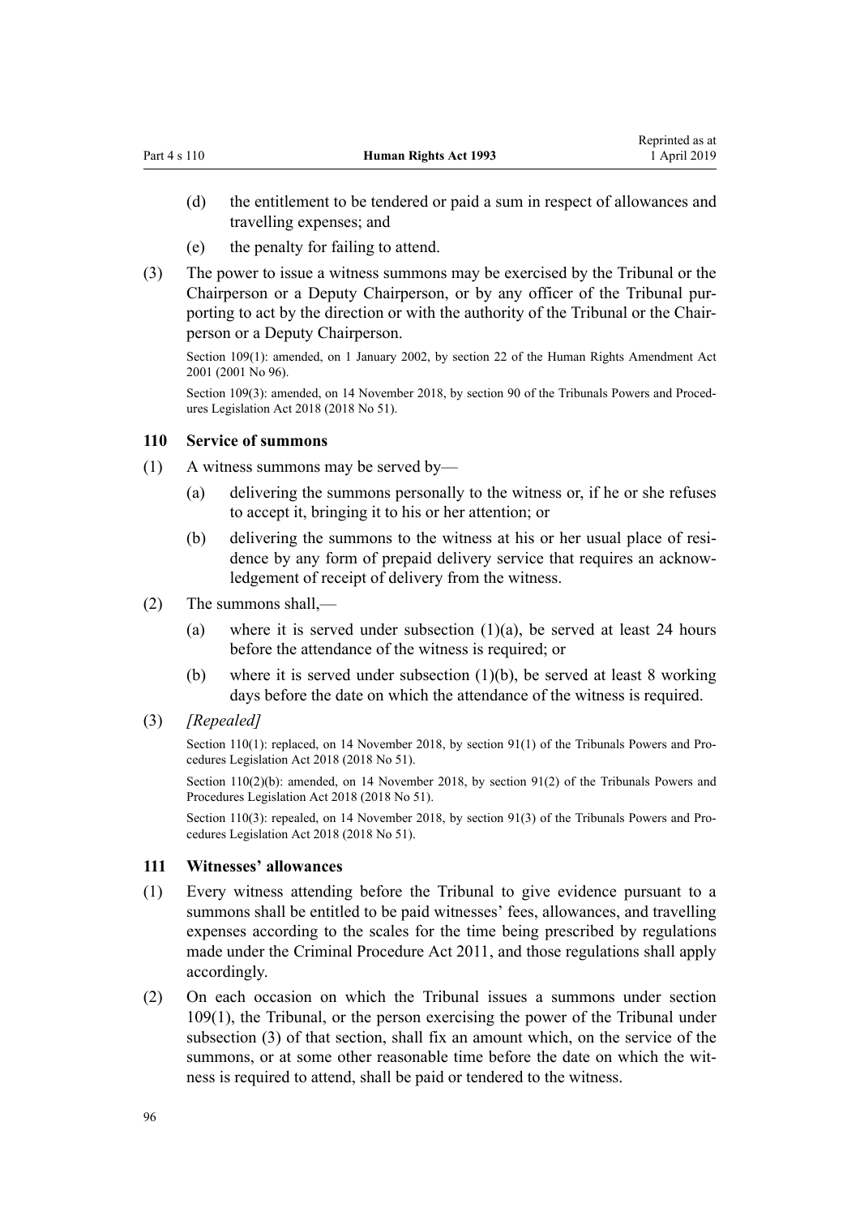(d) the entitlement to be tendered or paid a sum in respect of allowances and travelling expenses; and

(e) the penalty for failing to attend.

(3) The power to issue a witness summons may be exercised by the Tribunal or the Chairperson or a Deputy Chairperson, or by any officer of the Tribunal purporting to act by the direction or with the authority of the Tribunal or the Chairperson or a Deputy Chairperson.

Section 109(1): amended, on 1 January 2002, by section 22 of the Human Rights Amendment Act 2001 (2001 No 96).

Section 109(3): amended, on 14 November 2018, by section 90 of the Tribunals Powers and Procedures Legislation Act 2018 (2018 No 51).

### 110 Service of summons

(1) A witness summons may be served by—

(a) delivering the summons personally to the witness or, if he or she refuses to accept it, bringing it to his or her attention; or

(b) delivering the summons to the witness at his or her usual place of residence by any form of prepaid delivery service that requires an acknowledgement of receipt of delivery from the witness.

(2) The summons shall,—

(a) where it is served under subsection (1)(a), be served at least 24 hours before the attendance of the witness is required; or

(b) where it is served under subsection (1)(b), be served at least 8 working days before the date on which the attendance of the witness is required.

(3) *[Repealed]*

Section 110(1): replaced, on 14 November 2018, by section 91(1) of the Tribunals Powers and Procedures Legislation Act 2018 (2018 No 51).

Section 110(2)(b): amended, on 14 November 2018, by section 91(2) of the Tribunals Powers and Procedures Legislation Act 2018 (2018 No 51).

Section 110(3): repealed, on 14 November 2018, by section 91(3) of the Tribunals Powers and Procedures Legislation Act 2018 (2018 No 51).

### 111 Witnesses' allowances

(1) Every witness attending before the Tribunal to give evidence pursuant to a summons shall be entitled to be paid witnesses' fees, allowances, and travelling expenses according to the scales for the time being prescribed by regulations made under the Criminal Procedure Act 2011, and those regulations shall apply accordingly.

(2) On each occasion on which the Tribunal issues a summons under section 109(1), the Tribunal, or the person exercising the power of the Tribunal under subsection (3) of that section, shall fix an amount which, on the service of the summons, or at some other reasonable time before the date on which the witness is required to attend, shall be paid or tendered to the witness.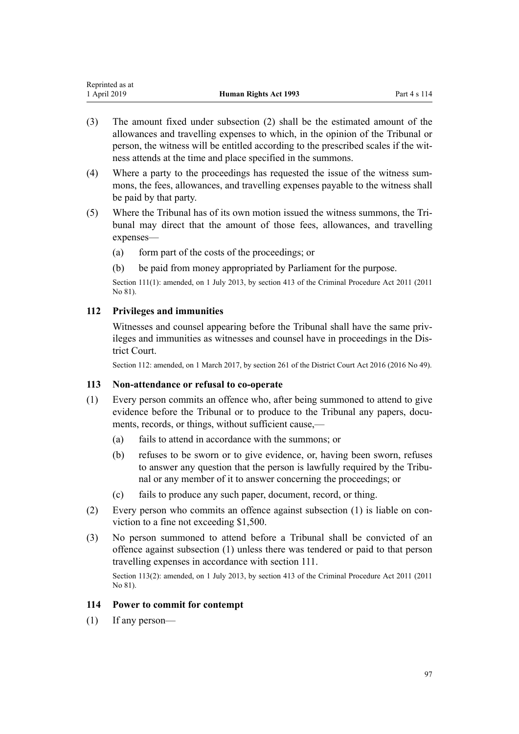(3) The amount fixed under subsection (2) shall be the estimated amount of the allowances and travelling expenses to which, in the opinion of the Tribunal or person, the witness will be entitled according to the prescribed scales if the witness attends at the time and place specified in the summons.

(4) Where a party to the proceedings has requested the issue of the witness summons, the fees, allowances, and travelling expenses payable to the witness shall be paid by that party.

(5) Where the Tribunal has of its own motion issued the witness summons, the Tribunal may direct that the amount of those fees, allowances, and travelling expenses—

(a) form part of the costs of the proceedings; or

(b) be paid from money appropriated by Parliament for the purpose.

Section 111(1): amended, on 1 July 2013, by section 413 of the Criminal Procedure Act 2011 (2011 No 81).

### 112 Privileges and immunities

Witnesses and counsel appearing before the Tribunal shall have the same privileges and immunities as witnesses and counsel have in proceedings in the District Court.

Section 112: amended, on 1 March 2017, by section 261 of the District Court Act 2016 (2016 No 49).

### 113 Non-attendance or refusal to co-operate

(1) Every person commits an offence who, after being summoned to attend to give evidence before the Tribunal or to produce to the Tribunal any papers, documents, records, or things, without sufficient cause,—

(a) fails to attend in accordance with the summons; or

(b) refuses to be sworn or to give evidence, or, having been sworn, refuses to answer any question that the person is lawfully required by the Tribunal or any member of it to answer concerning the proceedings; or

(c) fails to produce any such paper, document, record, or thing.

(2) Every person who commits an offence against subsection (1) is liable on conviction to a fine not exceeding $1,500.

(3) No person summoned to attend before a Tribunal shall be convicted of an offence against subsection (1) unless there was tendered or paid to that person travelling expenses in accordance with section 111.

Section 113(2): amended, on 1 July 2013, by section 413 of the Criminal Procedure Act 2011 (2011 No 81).

### 114 Power to commit for contempt

(1) If any person—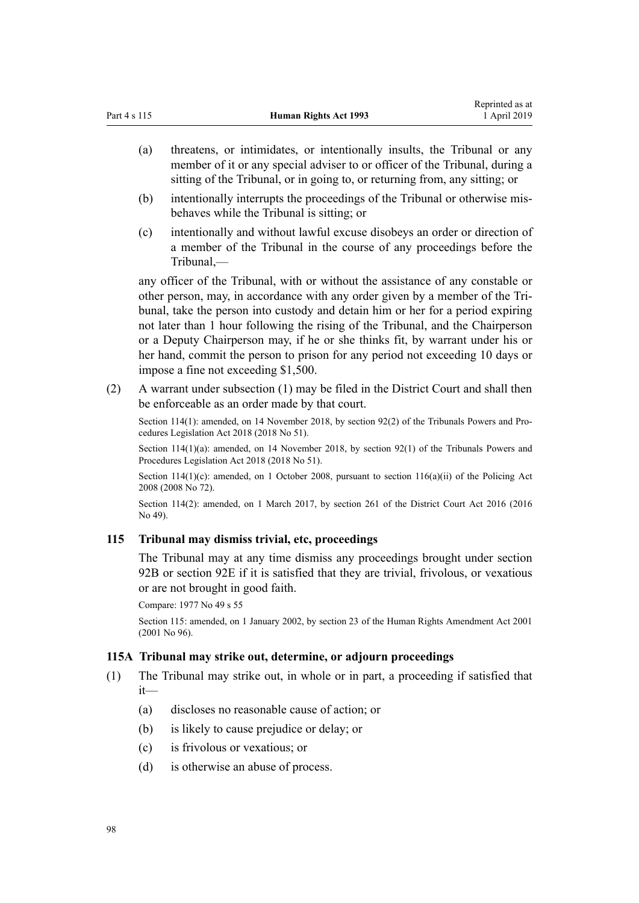(a) threatens, or intimidates, or intentionally insults, the Tribunal or any member of it or any special adviser to or officer of the Tribunal, during a sitting of the Tribunal, or in going to, or returning from, any sitting; or

(b) intentionally interrupts the proceedings of the Tribunal or otherwise misbehaves while the Tribunal is sitting; or

(c) intentionally and without lawful excuse disobeys an order or direction of a member of the Tribunal in the course of any proceedings before the Tribunal,—

any officer of the Tribunal, with or without the assistance of any constable or other person, may, in accordance with any order given by a member of the Tribunal, take the person into custody and detain him or her for a period expiring not later than 1 hour following the rising of the Tribunal, and the Chairperson or a Deputy Chairperson may, if he or she thinks fit, by warrant under his or her hand, commit the person to prison for any period not exceeding 10 days or impose a fine not exceeding $1,500.

(2) A warrant under subsection (1) may be filed in the District Court and shall then be enforceable as an order made by that court.

Section 114(1): amended, on 14 November 2018, by section 92(2) of the Tribunals Powers and Procedures Legislation Act 2018 (2018 No 51).

Section 114(1)(a): amended, on 14 November 2018, by section 92(1) of the Tribunals Powers and Procedures Legislation Act 2018 (2018 No 51).

Section 114(1)(c): amended, on 1 October 2008, pursuant to section 116(a)(ii) of the Policing Act 2008 (2008 No 72).

Section 114(2): amended, on 1 March 2017, by section 261 of the District Court Act 2016 (2016 No 49).

### 115 Tribunal may dismiss trivial, etc, proceedings

The Tribunal may at any time dismiss any proceedings brought under section 92B or section 92E if it is satisfied that they are trivial, frivolous, or vexatious or are not brought in good faith.

Compare: 1977 No 49 s 55

Section 115: amended, on 1 January 2002, by section 23 of the Human Rights Amendment Act 2001 (2001 No 96).

### 115A Tribunal may strike out, determine, or adjourn proceedings

(1) The Tribunal may strike out, in whole or in part, a proceeding if satisfied that it—

(a) discloses no reasonable cause of action; or

(b) is likely to cause prejudice or delay; or

(c) is frivolous or vexatious; or

(d) is otherwise an abuse of process.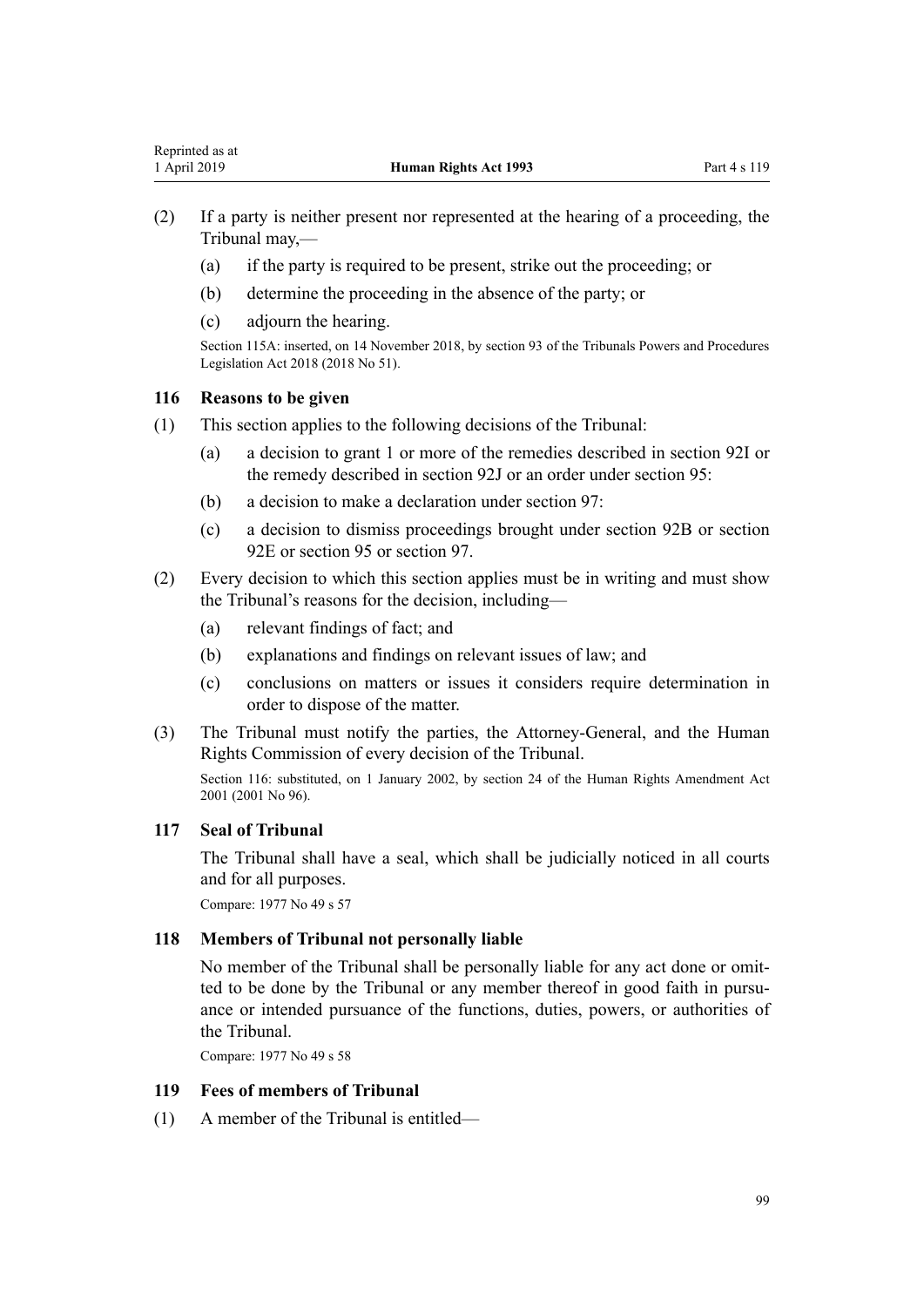(2) If a party is neither present nor represented at the hearing of a proceeding, the Tribunal may,—

(a) if the party is required to be present, strike out the proceeding; or

(b) determine the proceeding in the absence of the party; or

(c) adjourn the hearing.

Section 115A: inserted, on 14 November 2018, by section 93 of the Tribunals Powers and Procedures Legislation Act 2018 (2018 No 51).

### 116 Reasons to be given

(1) This section applies to the following decisions of the Tribunal:

(a) a decision to grant 1 or more of the remedies described in section 92I or the remedy described in section 92J or an order under section 95:

(b) a decision to make a declaration under section 97:

(c) a decision to dismiss proceedings brought under section 92B or section 92E or section 95 or section 97.

(2) Every decision to which this section applies must be in writing and must show the Tribunal's reasons for the decision, including—

(a) relevant findings of fact; and

(b) explanations and findings on relevant issues of law; and

(c) conclusions on matters or issues it considers require determination in order to dispose of the matter.

(3) The Tribunal must notify the parties, the Attorney-General, and the Human Rights Commission of every decision of the Tribunal.

Section 116: substituted, on 1 January 2002, by section 24 of the Human Rights Amendment Act 2001 (2001 No 96).

### 117 Seal of Tribunal

The Tribunal shall have a seal, which shall be judicially noticed in all courts and for all purposes.

Compare: 1977 No 49 s 57

### 118 Members of Tribunal not personally liable

No member of the Tribunal shall be personally liable for any act done or omitted to be done by the Tribunal or any member thereof in good faith in pursuance or intended pursuance of the functions, duties, powers, or authorities of the Tribunal.

Compare: 1977 No 49 s 58

### 119 Fees of members of Tribunal

(1) A member of the Tribunal is entitled—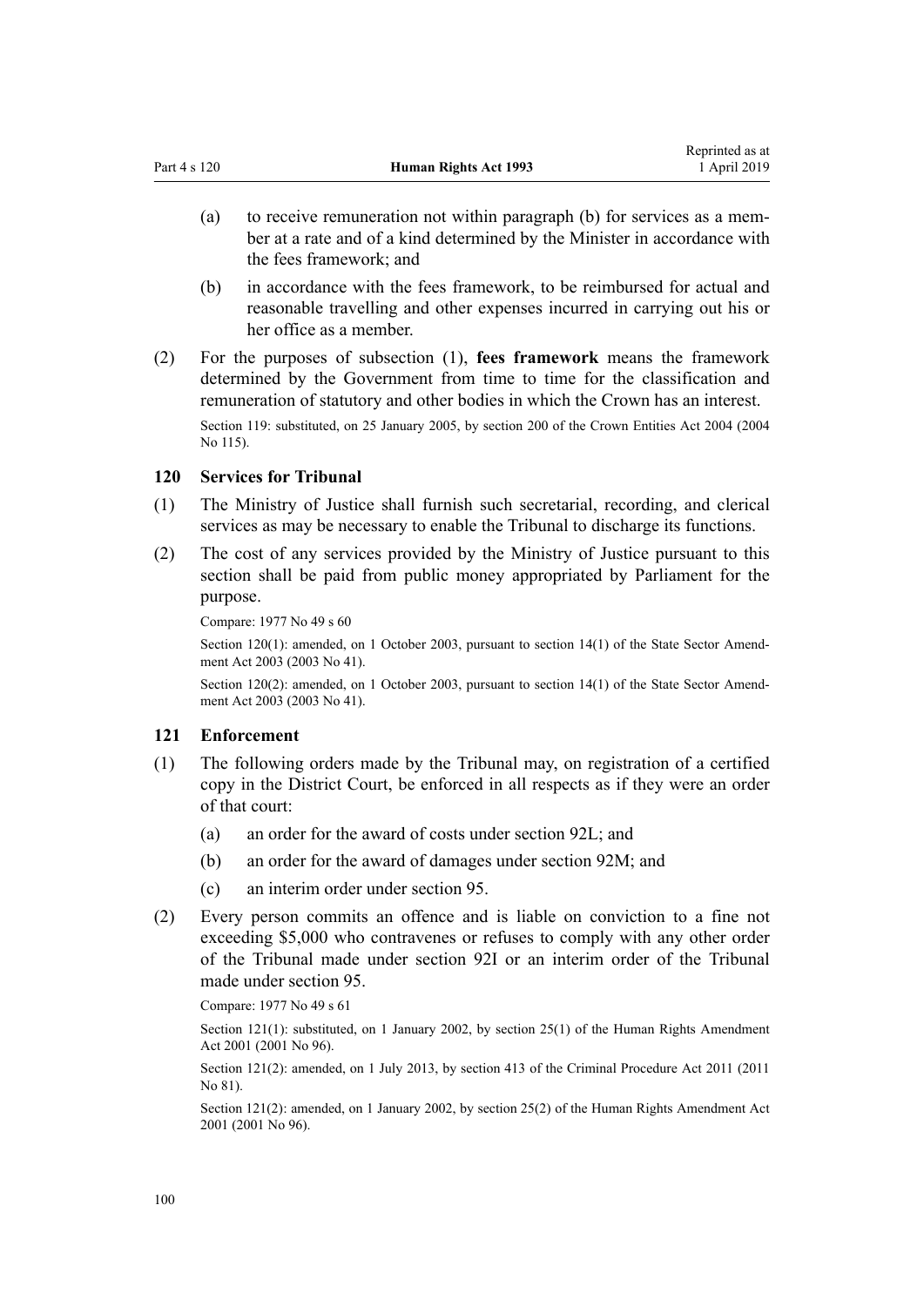(a) to receive remuneration not within paragraph (b) for services as a member at a rate and of a kind determined by the Minister in accordance with the fees framework; and

(b) in accordance with the fees framework, to be reimbursed for actual and reasonable travelling and other expenses incurred in carrying out his or her office as a member.

(2) For the purposes of subsection (1), **fees framework** means the framework determined by the Government from time to time for the classification and remuneration of statutory and other bodies in which the Crown has an interest.

Section 119: substituted, on 25 January 2005, by section 200 of the Crown Entities Act 2004 (2004 No 115).

### 120 Services for Tribunal

(1) The Ministry of Justice shall furnish such secretarial, recording, and clerical services as may be necessary to enable the Tribunal to discharge its functions.

(2) The cost of any services provided by the Ministry of Justice pursuant to this section shall be paid from public money appropriated by Parliament for the purpose.

Compare: 1977 No 49 s 60

Section 120(1): amended, on 1 October 2003, pursuant to section 14(1) of the State Sector Amendment Act 2003 (2003 No 41).

Section 120(2): amended, on 1 October 2003, pursuant to section 14(1) of the State Sector Amendment Act 2003 (2003 No 41).

### 121 Enforcement

(1) The following orders made by the Tribunal may, on registration of a certified copy in the District Court, be enforced in all respects as if they were an order of that court:

(a) an order for the award of costs under section 92L; and

(b) an order for the award of damages under section 92M; and

(c) an interim order under section 95.

(2) Every person commits an offence and is liable on conviction to a fine not exceeding $5,000 who contravenes or refuses to comply with any other order of the Tribunal made under section 92I or an interim order of the Tribunal made under section 95.

Compare: 1977 No 49 s 61

Section 121(1): substituted, on 1 January 2002, by section 25(1) of the Human Rights Amendment Act 2001 (2001 No 96).

Section 121(2): amended, on 1 July 2013, by section 413 of the Criminal Procedure Act 2011 (2011 No 81).

Section 121(2): amended, on 1 January 2002, by section 25(2) of the Human Rights Amendment Act 2001 (2001 No 96).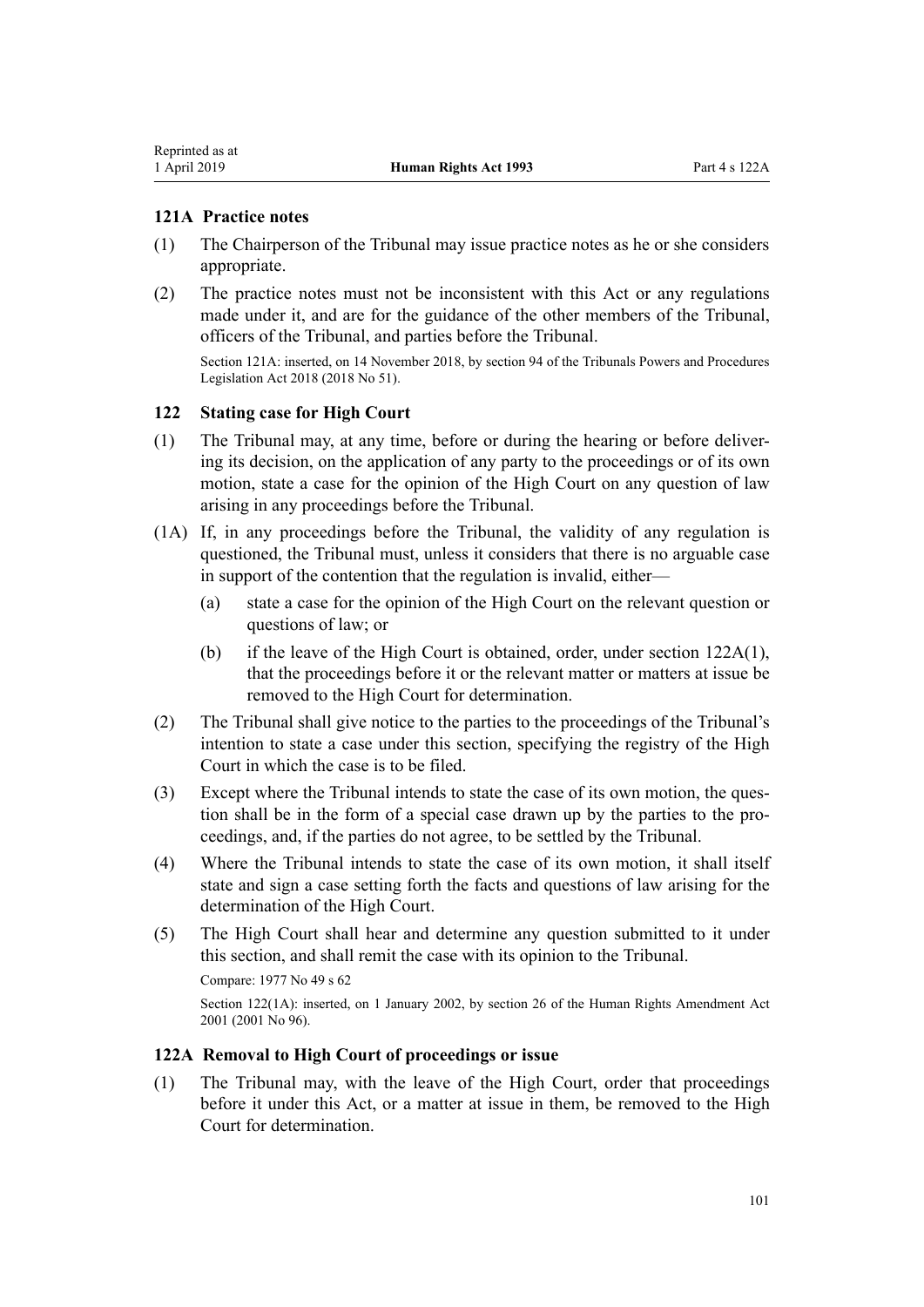### 121A Practice notes

(1) The Chairperson of the Tribunal may issue practice notes as he or she considers appropriate.

(2) The practice notes must not be inconsistent with this Act or any regulations made under it, and are for the guidance of the other members of the Tribunal, officers of the Tribunal, and parties before the Tribunal.

Section 121A: inserted, on 14 November 2018, by section 94 of the Tribunals Powers and Procedures Legislation Act 2018 (2018 No 51).

### 122 Stating case for High Court

(1) The Tribunal may, at any time, before or during the hearing or before delivering its decision, on the application of any party to the proceedings or of its own motion, state a case for the opinion of the High Court on any question of law arising in any proceedings before the Tribunal.

(1A) If, in any proceedings before the Tribunal, the validity of any regulation is questioned, the Tribunal must, unless it considers that there is no arguable case in support of the contention that the regulation is invalid, either—

- (a) state a case for the opinion of the High Court on the relevant question or questions of law; or
- (b) if the leave of the High Court is obtained, order, under section 122A(1), that the proceedings before it or the relevant matter or matters at issue be removed to the High Court for determination.

(2) The Tribunal shall give notice to the parties to the proceedings of the Tribunal's intention to state a case under this section, specifying the registry of the High Court in which the case is to be filed.

(3) Except where the Tribunal intends to state the case of its own motion, the question shall be in the form of a special case drawn up by the parties to the proceedings, and, if the parties do not agree, to be settled by the Tribunal.

(4) Where the Tribunal intends to state the case of its own motion, it shall itself state and sign a case setting forth the facts and questions of law arising for the determination of the High Court.

(5) The High Court shall hear and determine any question submitted to it under this section, and shall remit the case with its opinion to the Tribunal.

Compare: 1977 No 49 s 62

Section 122(1A): inserted, on 1 January 2002, by section 26 of the Human Rights Amendment Act 2001 (2001 No 96).

### 122A Removal to High Court of proceedings or issue

(1) The Tribunal may, with the leave of the High Court, order that proceedings before it under this Act, or a matter at issue in them, be removed to the High Court for determination.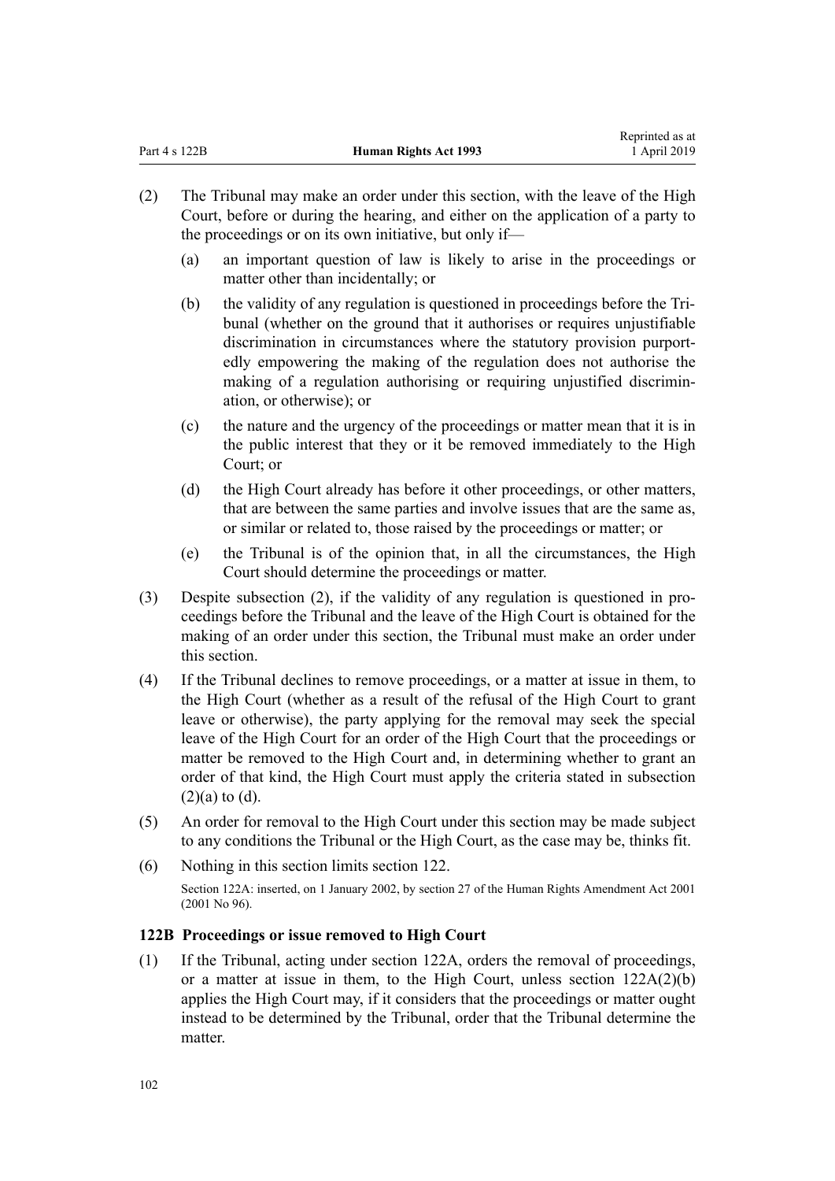(2) The Tribunal may make an order under this section, with the leave of the High Court, before or during the hearing, and either on the application of a party to the proceedings or on its own initiative, but only if—

(a) an important question of law is likely to arise in the proceedings or matter other than incidentally; or

(b) the validity of any regulation is questioned in proceedings before the Tribunal (whether on the ground that it authorises or requires unjustifiable discrimination in circumstances where the statutory provision purportedly empowering the making of the regulation does not authorise the making of a regulation authorising or requiring unjustified discrimination, or otherwise); or

(c) the nature and the urgency of the proceedings or matter mean that it is in the public interest that they or it be removed immediately to the High Court; or

(d) the High Court already has before it other proceedings, or other matters, that are between the same parties and involve issues that are the same as, or similar or related to, those raised by the proceedings or matter; or

(e) the Tribunal is of the opinion that, in all the circumstances, the High Court should determine the proceedings or matter.

(3) Despite subsection (2), if the validity of any regulation is questioned in proceedings before the Tribunal and the leave of the High Court is obtained for the making of an order under this section, the Tribunal must make an order under this section.

(4) If the Tribunal declines to remove proceedings, or a matter at issue in them, to the High Court (whether as a result of the refusal of the High Court to grant leave or otherwise), the party applying for the removal may seek the special leave of the High Court for an order of the High Court that the proceedings or matter be removed to the High Court and, in determining whether to grant an order of that kind, the High Court must apply the criteria stated in subsection (2)(a) to (d).

(5) An order for removal to the High Court under this section may be made subject to any conditions the Tribunal or the High Court, as the case may be, thinks fit.

(6) Nothing in this section limits section 122.

Section 122A: inserted, on 1 January 2002, by section 27 of the Human Rights Amendment Act 2001 (2001 No 96).

### 122B Proceedings or issue removed to High Court

(1) If the Tribunal, acting under section 122A, orders the removal of proceedings, or a matter at issue in them, to the High Court, unless section 122A(2)(b) applies the High Court may, if it considers that the proceedings or matter ought instead to be determined by the Tribunal, order that the Tribunal determine the matter.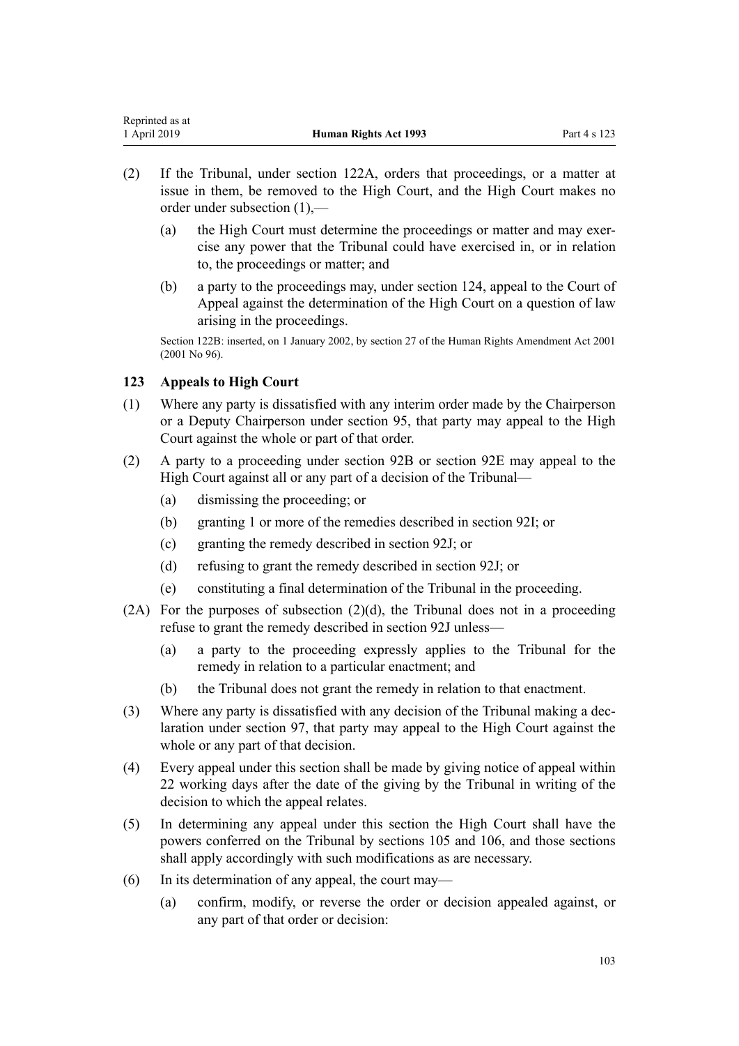(2) If the Tribunal, under section 122A, orders that proceedings, or a matter at issue in them, be removed to the High Court, and the High Court makes no order under subsection (1),—

  (a) the High Court must determine the proceedings or matter and may exercise any power that the Tribunal could have exercised in, or in relation to, the proceedings or matter; and

  (b) a party to the proceedings may, under section 124, appeal to the Court of Appeal against the determination of the High Court on a question of law arising in the proceedings.

Section 122B: inserted, on 1 January 2002, by section 27 of the Human Rights Amendment Act 2001 (2001 No 96).

### 123 Appeals to High Court

(1) Where any party is dissatisfied with any interim order made by the Chairperson or a Deputy Chairperson under section 95, that party may appeal to the High Court against the whole or part of that order.

(2) A party to a proceeding under section 92B or section 92E may appeal to the High Court against all or any part of a decision of the Tribunal—

  (a) dismissing the proceeding; or

  (b) granting 1 or more of the remedies described in section 92I; or

  (c) granting the remedy described in section 92J; or

  (d) refusing to grant the remedy described in section 92J; or

  (e) constituting a final determination of the Tribunal in the proceeding.

(2A) For the purposes of subsection (2)(d), the Tribunal does not in a proceeding refuse to grant the remedy described in section 92J unless—

  (a) a party to the proceeding expressly applies to the Tribunal for the remedy in relation to a particular enactment; and

  (b) the Tribunal does not grant the remedy in relation to that enactment.

(3) Where any party is dissatisfied with any decision of the Tribunal making a declaration under section 97, that party may appeal to the High Court against the whole or any part of that decision.

(4) Every appeal under this section shall be made by giving notice of appeal within 22 working days after the date of the giving by the Tribunal in writing of the decision to which the appeal relates.

(5) In determining any appeal under this section the High Court shall have the powers conferred on the Tribunal by sections 105 and 106, and those sections shall apply accordingly with such modifications as are necessary.

(6) In its determination of any appeal, the court may—

  (a) confirm, modify, or reverse the order or decision appealed against, or any part of that order or decision: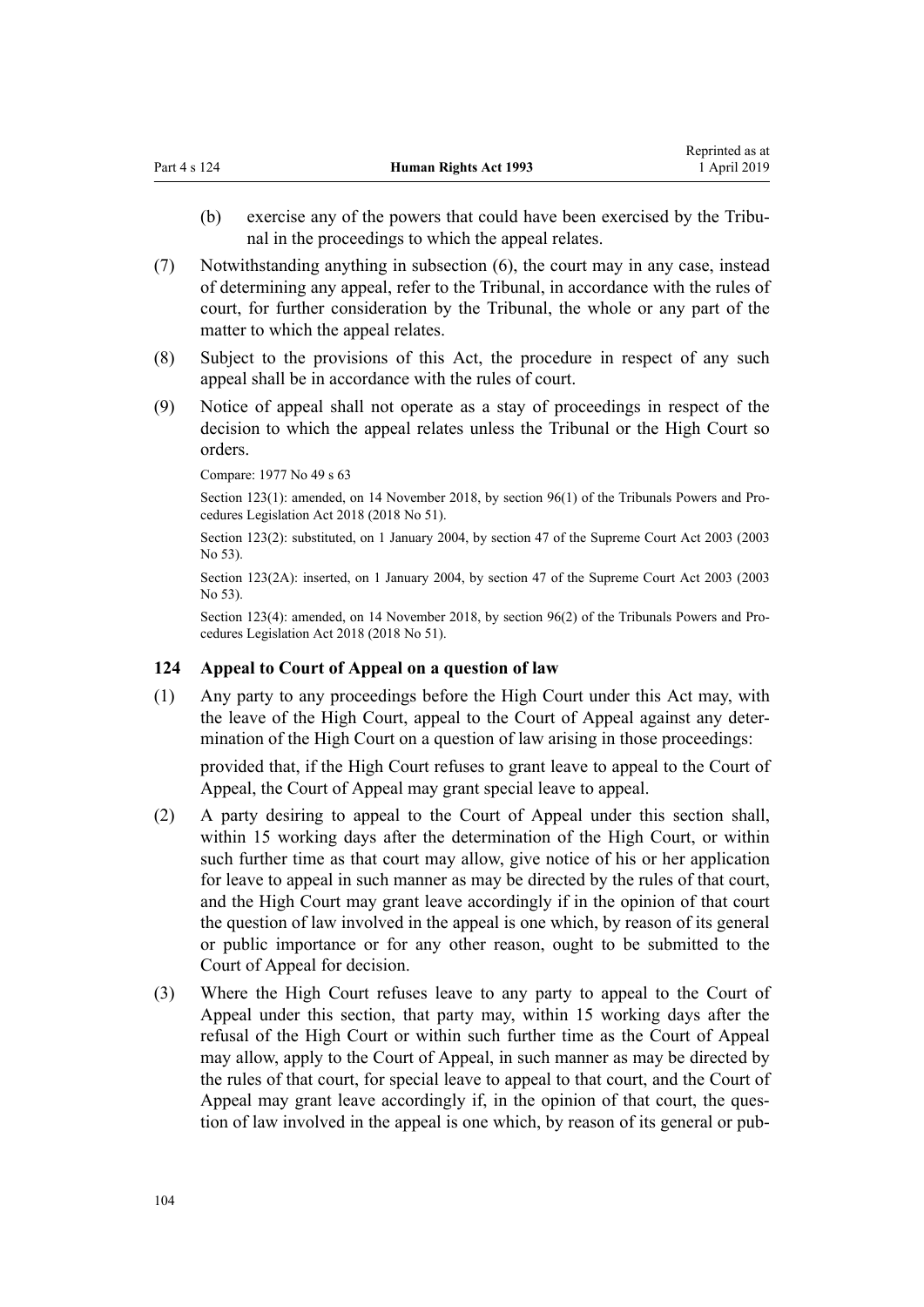(b) exercise any of the powers that could have been exercised by the Tribunal in the proceedings to which the appeal relates.

(7) Notwithstanding anything in subsection (6), the court may in any case, instead of determining any appeal, refer to the Tribunal, in accordance with the rules of court, for further consideration by the Tribunal, the whole or any part of the matter to which the appeal relates.

(8) Subject to the provisions of this Act, the procedure in respect of any such appeal shall be in accordance with the rules of court.

(9) Notice of appeal shall not operate as a stay of proceedings in respect of the decision to which the appeal relates unless the Tribunal or the High Court so orders.

Compare: 1977 No 49 s 63

Section 123(1): amended, on 14 November 2018, by section 96(1) of the Tribunals Powers and Procedures Legislation Act 2018 (2018 No 51).

Section 123(2): substituted, on 1 January 2004, by section 47 of the Supreme Court Act 2003 (2003 No 53).

Section 123(2A): inserted, on 1 January 2004, by section 47 of the Supreme Court Act 2003 (2003 No 53).

Section 123(4): amended, on 14 November 2018, by section 96(2) of the Tribunals Powers and Procedures Legislation Act 2018 (2018 No 51).

### 124 Appeal to Court of Appeal on a question of law

(1) Any party to any proceedings before the High Court under this Act may, with the leave of the High Court, appeal to the Court of Appeal against any determination of the High Court on a question of law arising in those proceedings:

provided that, if the High Court refuses to grant leave to appeal to the Court of Appeal, the Court of Appeal may grant special leave to appeal.

(2) A party desiring to appeal to the Court of Appeal under this section shall, within 15 working days after the determination of the High Court, or within such further time as that court may allow, give notice of his or her application for leave to appeal in such manner as may be directed by the rules of that court, and the High Court may grant leave accordingly if in the opinion of that court the question of law involved in the appeal is one which, by reason of its general or public importance or for any other reason, ought to be submitted to the Court of Appeal for decision.

(3) Where the High Court refuses leave to any party to appeal to the Court of Appeal under this section, that party may, within 15 working days after the refusal of the High Court or within such further time as the Court of Appeal may allow, apply to the Court of Appeal, in such manner as may be directed by the rules of that court, for special leave to appeal to that court, and the Court of Appeal may grant leave accordingly if, in the opinion of that court, the question of law involved in the appeal is one which, by reason of its general or pub-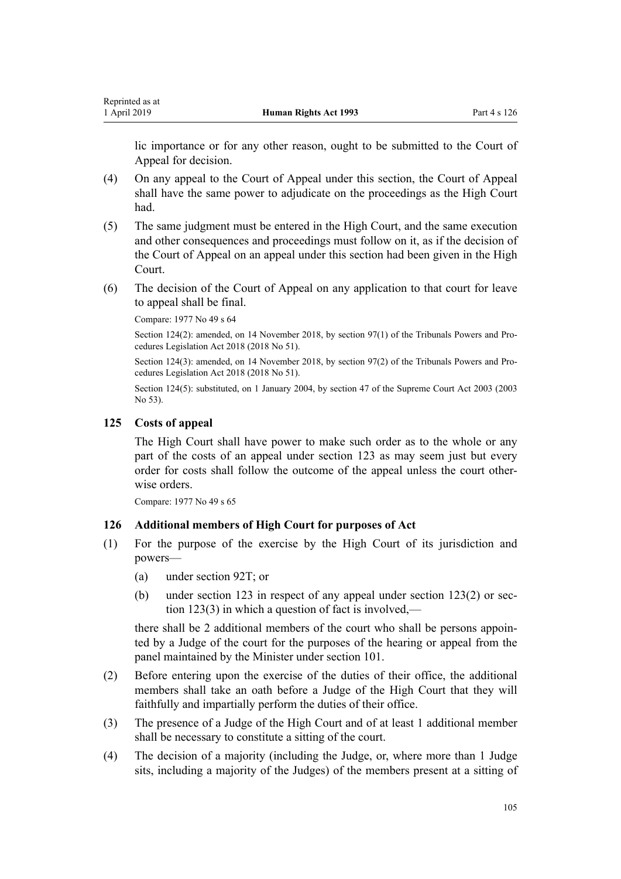lic importance or for any other reason, ought to be submitted to the Court of Appeal for decision.

(4) On any appeal to the Court of Appeal under this section, the Court of Appeal shall have the same power to adjudicate on the proceedings as the High Court had.

(5) The same judgment must be entered in the High Court, and the same execution and other consequences and proceedings must follow on it, as if the decision of the Court of Appeal on an appeal under this section had been given in the High Court.

(6) The decision of the Court of Appeal on any application to that court for leave to appeal shall be final.

Compare: 1977 No 49 s 64

Section 124(2): amended, on 14 November 2018, by section 97(1) of the Tribunals Powers and Procedures Legislation Act 2018 (2018 No 51).

Section 124(3): amended, on 14 November 2018, by section 97(2) of the Tribunals Powers and Procedures Legislation Act 2018 (2018 No 51).

Section 124(5): substituted, on 1 January 2004, by section 47 of the Supreme Court Act 2003 (2003 No 53).

### 125 Costs of appeal

The High Court shall have power to make such order as to the whole or any part of the costs of an appeal under section 123 as may seem just but every order for costs shall follow the outcome of the appeal unless the court otherwise orders.

Compare: 1977 No 49 s 65

### 126 Additional members of High Court for purposes of Act

(1) For the purpose of the exercise by the High Court of its jurisdiction and powers—

(a) under section 92T; or

(b) under section 123 in respect of any appeal under section 123(2) or section 123(3) in which a question of fact is involved,—

there shall be 2 additional members of the court who shall be persons appointed by a Judge of the court for the purposes of the hearing or appeal from the panel maintained by the Minister under section 101.

(2) Before entering upon the exercise of the duties of their office, the additional members shall take an oath before a Judge of the High Court that they will faithfully and impartially perform the duties of their office.

(3) The presence of a Judge of the High Court and of at least 1 additional member shall be necessary to constitute a sitting of the court.

(4) The decision of a majority (including the Judge, or, where more than 1 Judge sits, including a majority of the Judges) of the members present at a sitting of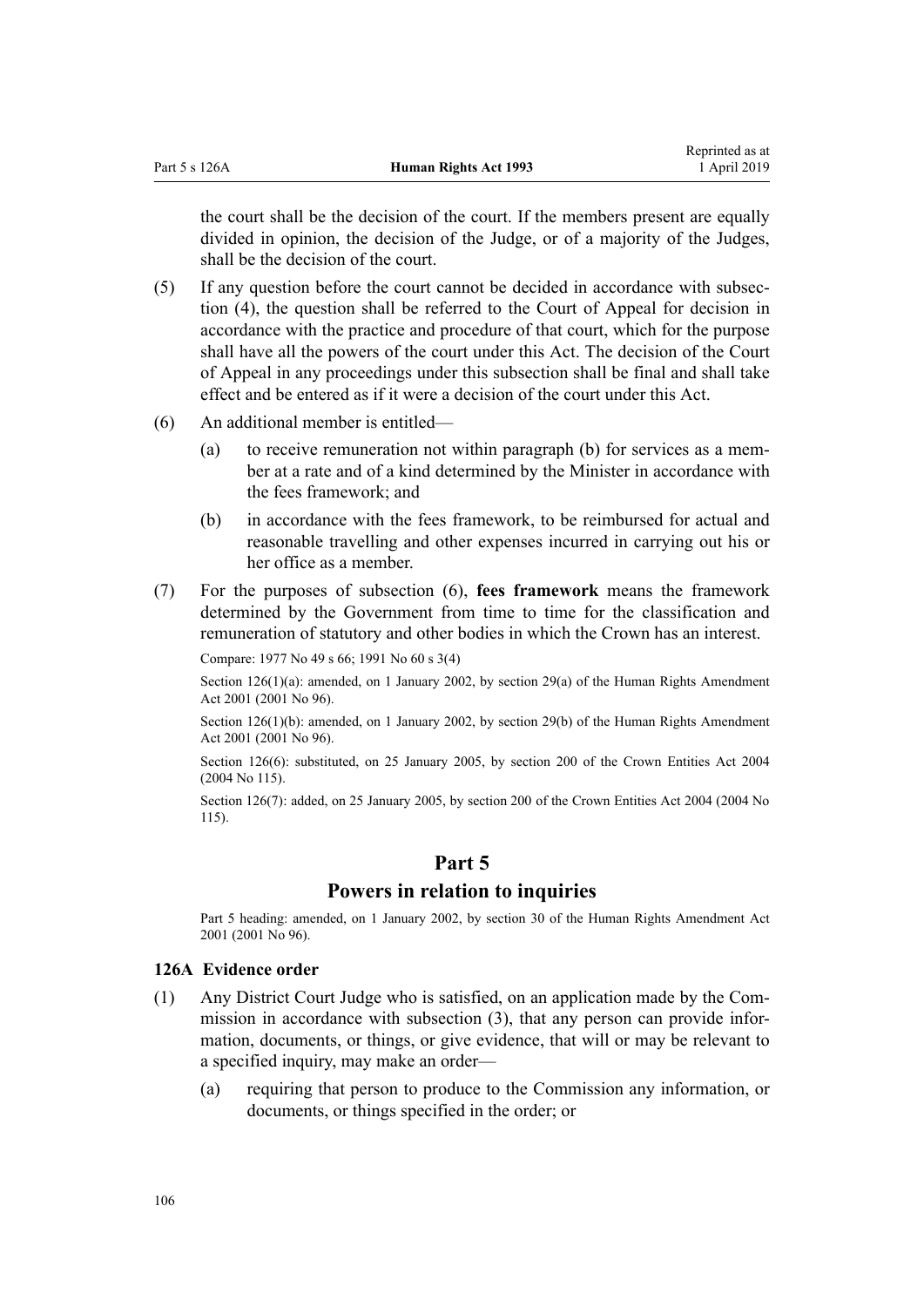the court shall be the decision of the court. If the members present are equally divided in opinion, the decision of the Judge, or of a majority of the Judges, shall be the decision of the court.

(5) If any question before the court cannot be decided in accordance with subsection (4), the question shall be referred to the Court of Appeal for decision in accordance with the practice and procedure of that court, which for the purpose shall have all the powers of the court under this Act. The decision of the Court of Appeal in any proceedings under this subsection shall be final and shall take effect and be entered as if it were a decision of the court under this Act.

(6) An additional member is entitled—

(a) to receive remuneration not within paragraph (b) for services as a member at a rate and of a kind determined by the Minister in accordance with the fees framework; and

(b) in accordance with the fees framework, to be reimbursed for actual and reasonable travelling and other expenses incurred in carrying out his or her office as a member.

(7) For the purposes of subsection (6), **fees framework** means the framework determined by the Government from time to time for the classification and remuneration of statutory and other bodies in which the Crown has an interest.

Compare: 1977 No 49 s 66; 1991 No 60 s 3(4)

Section 126(1)(a): amended, on 1 January 2002, by section 29(a) of the Human Rights Amendment Act 2001 (2001 No 96).

Section 126(1)(b): amended, on 1 January 2002, by section 29(b) of the Human Rights Amendment Act 2001 (2001 No 96).

Section 126(6): substituted, on 25 January 2005, by section 200 of the Crown Entities Act 2004 (2004 No 115).

Section 126(7): added, on 25 January 2005, by section 200 of the Crown Entities Act 2004 (2004 No 115).

# Part 5
## Powers in relation to inquiries

Part 5 heading: amended, on 1 January 2002, by section 30 of the Human Rights Amendment Act 2001 (2001 No 96).

### 126A Evidence order

(1) Any District Court Judge who is satisfied, on an application made by the Commission in accordance with subsection (3), that any person can provide information, documents, or things, or give evidence, that will or may be relevant to a specified inquiry, may make an order—

(a) requiring that person to produce to the Commission any information, or documents, or things specified in the order; or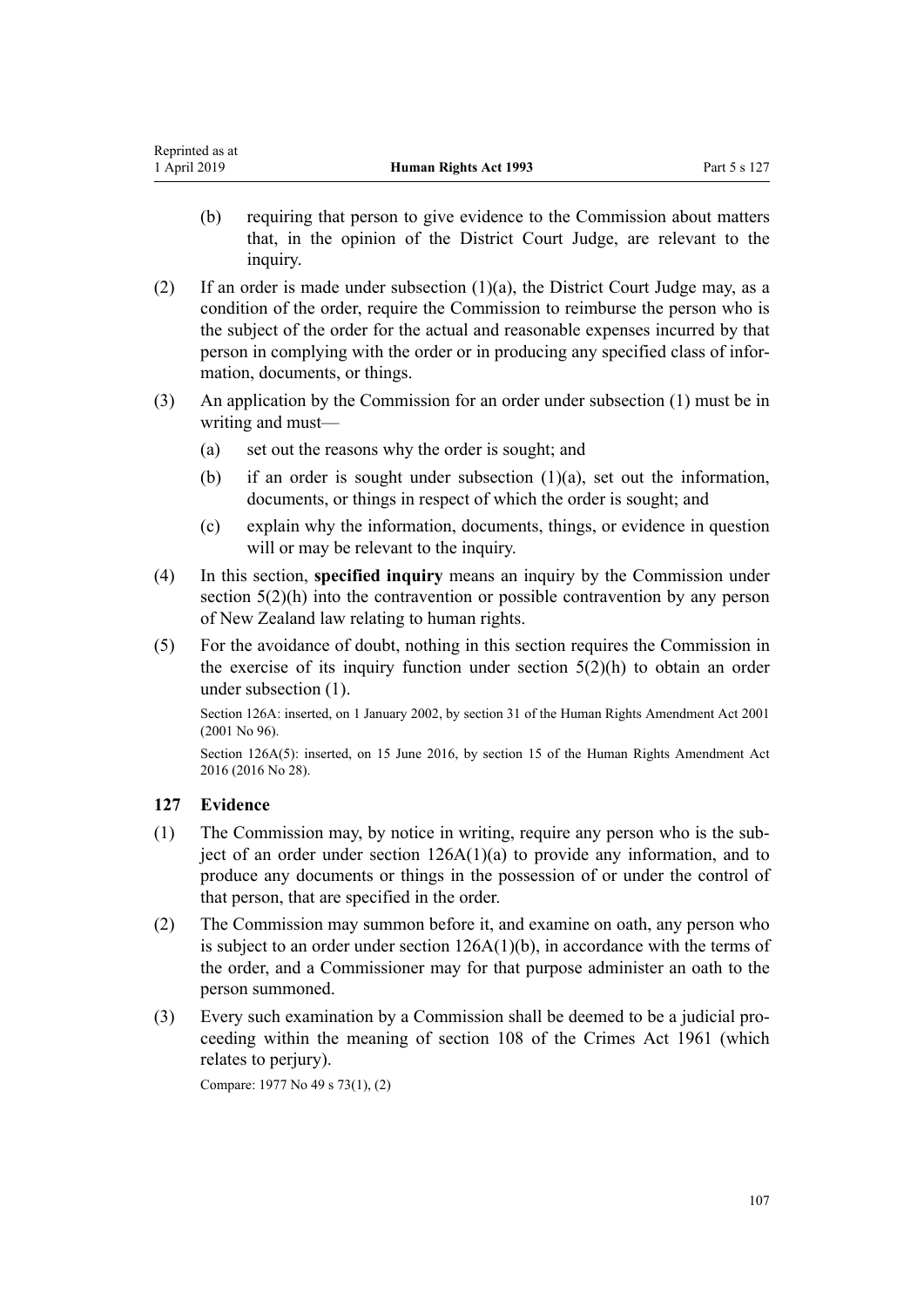(b) requiring that person to give evidence to the Commission about matters that, in the opinion of the District Court Judge, are relevant to the inquiry.

(2) If an order is made under subsection (1)(a), the District Court Judge may, as a condition of the order, require the Commission to reimburse the person who is the subject of the order for the actual and reasonable expenses incurred by that person in complying with the order or in producing any specified class of information, documents, or things.

(3) An application by the Commission for an order under subsection (1) must be in writing and must—

(a) set out the reasons why the order is sought; and

(b) if an order is sought under subsection (1)(a), set out the information, documents, or things in respect of which the order is sought; and

(c) explain why the information, documents, things, or evidence in question will or may be relevant to the inquiry.

(4) In this section, **specified inquiry** means an inquiry by the Commission under section 5(2)(h) into the contravention or possible contravention by any person of New Zealand law relating to human rights.

(5) For the avoidance of doubt, nothing in this section requires the Commission in the exercise of its inquiry function under section 5(2)(h) to obtain an order under subsection (1).

Section 126A: inserted, on 1 January 2002, by section 31 of the Human Rights Amendment Act 2001 (2001 No 96).

Section 126A(5): inserted, on 15 June 2016, by section 15 of the Human Rights Amendment Act 2016 (2016 No 28).

### 127 Evidence

(1) The Commission may, by notice in writing, require any person who is the subject of an order under section 126A(1)(a) to provide any information, and to produce any documents or things in the possession of or under the control of that person, that are specified in the order.

(2) The Commission may summon before it, and examine on oath, any person who is subject to an order under section 126A(1)(b), in accordance with the terms of the order, and a Commissioner may for that purpose administer an oath to the person summoned.

(3) Every such examination by a Commission shall be deemed to be a judicial proceeding within the meaning of section 108 of the Crimes Act 1961 (which relates to perjury).

Compare: 1977 No 49 s 73(1), (2)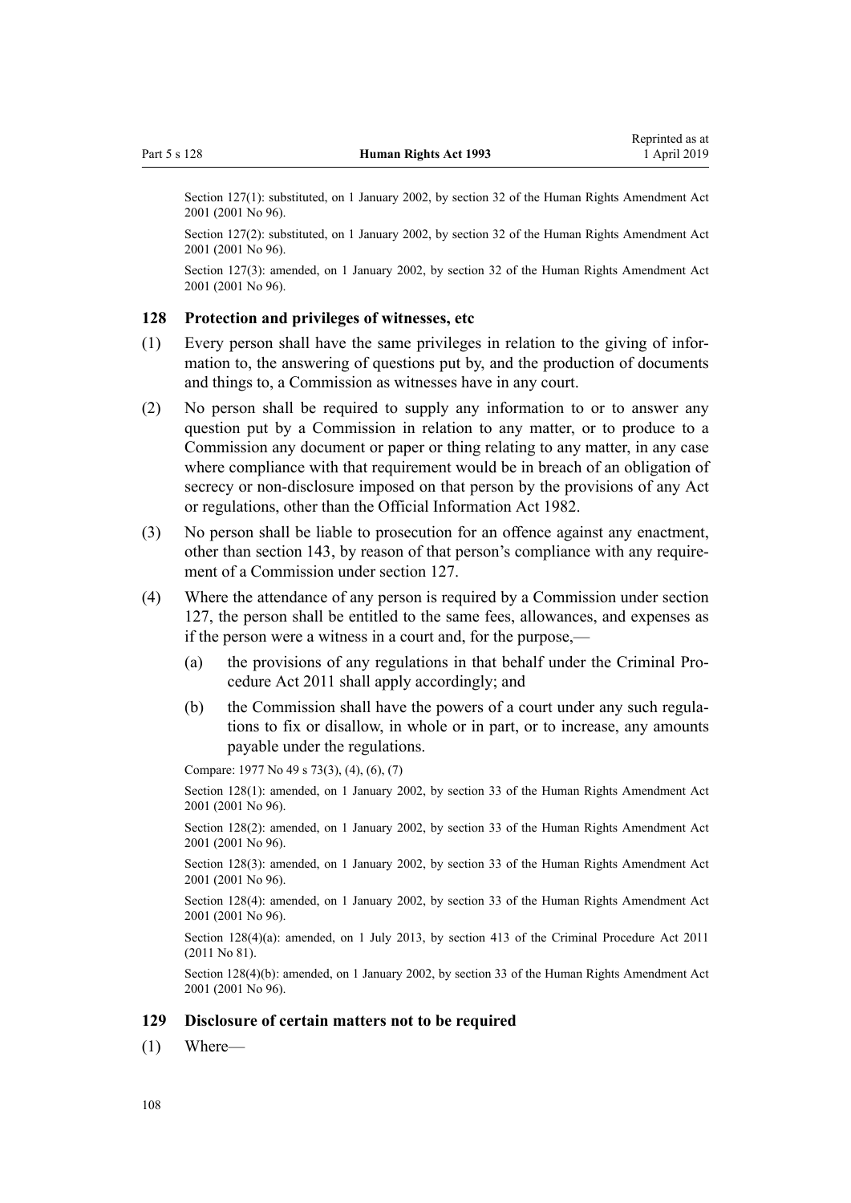Section 127(1): substituted, on 1 January 2002, by section 32 of the Human Rights Amendment Act 2001 (2001 No 96).

Section 127(2): substituted, on 1 January 2002, by section 32 of the Human Rights Amendment Act 2001 (2001 No 96).

Section 127(3): amended, on 1 January 2002, by section 32 of the Human Rights Amendment Act 2001 (2001 No 96).

### 128 Protection and privileges of witnesses, etc

(1) Every person shall have the same privileges in relation to the giving of information to, the answering of questions put by, and the production of documents and things to, a Commission as witnesses have in any court.

(2) No person shall be required to supply any information to or to answer any question put by a Commission in relation to any matter, or to produce to a Commission any document or paper or thing relating to any matter, in any case where compliance with that requirement would be in breach of an obligation of secrecy or non-disclosure imposed on that person by the provisions of any Act or regulations, other than the Official Information Act 1982.

(3) No person shall be liable to prosecution for an offence against any enactment, other than section 143, by reason of that person's compliance with any requirement of a Commission under section 127.

(4) Where the attendance of any person is required by a Commission under section 127, the person shall be entitled to the same fees, allowances, and expenses as if the person were a witness in a court and, for the purpose,—

  (a) the provisions of any regulations in that behalf under the Criminal Procedure Act 2011 shall apply accordingly; and

  (b) the Commission shall have the powers of a court under any such regulations to fix or disallow, in whole or in part, or to increase, any amounts payable under the regulations.

Compare: 1977 No 49 s 73(3), (4), (6), (7)

Section 128(1): amended, on 1 January 2002, by section 33 of the Human Rights Amendment Act 2001 (2001 No 96).

Section 128(2): amended, on 1 January 2002, by section 33 of the Human Rights Amendment Act 2001 (2001 No 96).

Section 128(3): amended, on 1 January 2002, by section 33 of the Human Rights Amendment Act 2001 (2001 No 96).

Section 128(4): amended, on 1 January 2002, by section 33 of the Human Rights Amendment Act 2001 (2001 No 96).

Section 128(4)(a): amended, on 1 July 2013, by section 413 of the Criminal Procedure Act 2011 (2011 No 81).

Section 128(4)(b): amended, on 1 January 2002, by section 33 of the Human Rights Amendment Act 2001 (2001 No 96).

### 129 Disclosure of certain matters not to be required

(1) Where—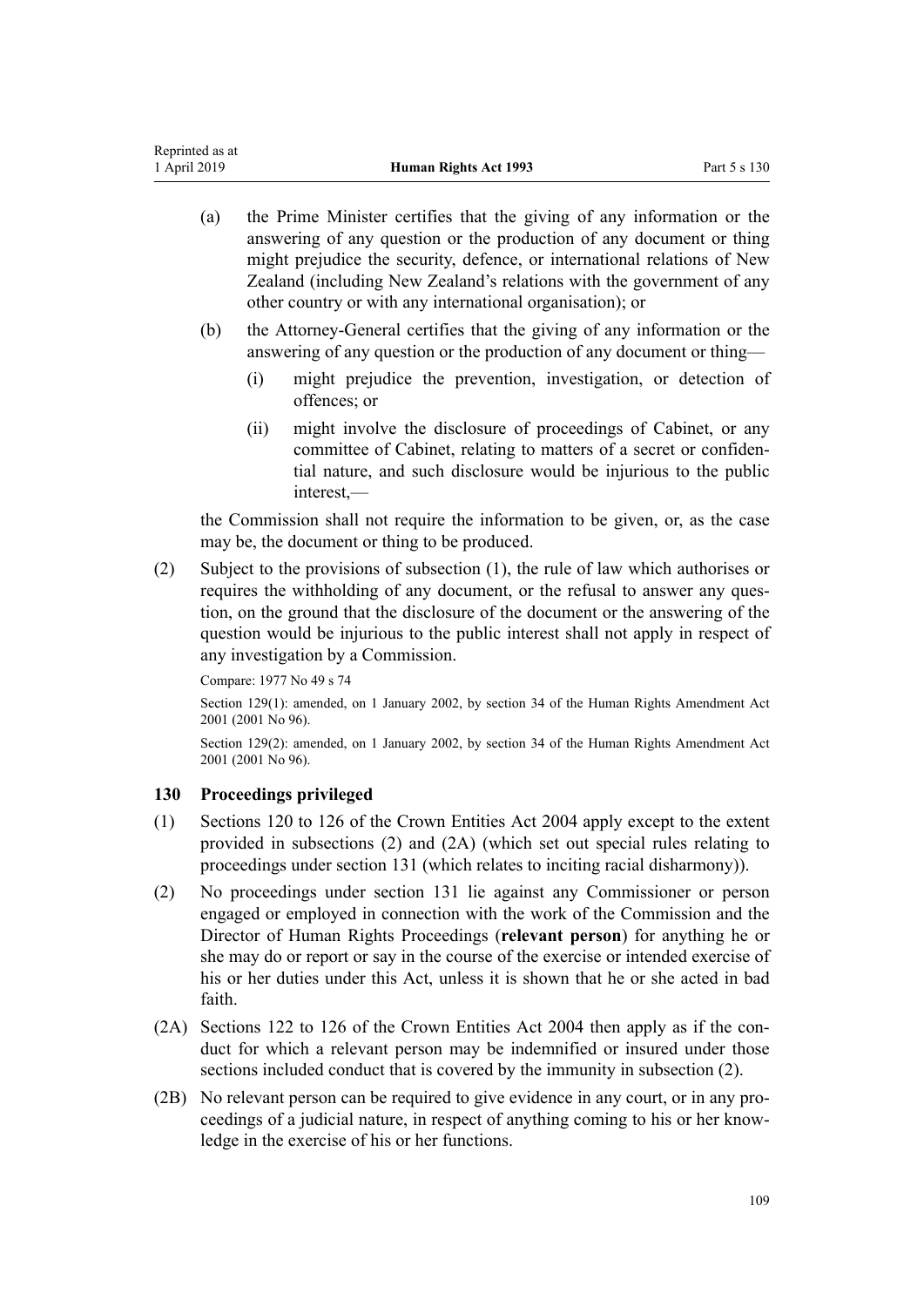(a) the Prime Minister certifies that the giving of any information or the answering of any question or the production of any document or thing might prejudice the security, defence, or international relations of New Zealand (including New Zealand's relations with the government of any other country or with any international organisation); or

(b) the Attorney-General certifies that the giving of any information or the answering of any question or the production of any document or thing—

  (i) might prejudice the prevention, investigation, or detection of offences; or

  (ii) might involve the disclosure of proceedings of Cabinet, or any committee of Cabinet, relating to matters of a secret or confidential nature, and such disclosure would be injurious to the public interest,—

the Commission shall not require the information to be given, or, as the case may be, the document or thing to be produced.

(2) Subject to the provisions of subsection (1), the rule of law which authorises or requires the withholding of any document, or the refusal to answer any question, on the ground that the disclosure of the document or the answering of the question would be injurious to the public interest shall not apply in respect of any investigation by a Commission.

Compare: 1977 No 49 s 74

Section 129(1): amended, on 1 January 2002, by section 34 of the Human Rights Amendment Act 2001 (2001 No 96).

Section 129(2): amended, on 1 January 2002, by section 34 of the Human Rights Amendment Act 2001 (2001 No 96).

### 130 Proceedings privileged

(1) Sections 120 to 126 of the Crown Entities Act 2004 apply except to the extent provided in subsections (2) and (2A) (which set out special rules relating to proceedings under section 131 (which relates to inciting racial disharmony)).

(2) No proceedings under section 131 lie against any Commissioner or person engaged or employed in connection with the work of the Commission and the Director of Human Rights Proceedings (**relevant person**) for anything he or she may do or report or say in the course of the exercise or intended exercise of his or her duties under this Act, unless it is shown that he or she acted in bad faith.

(2A) Sections 122 to 126 of the Crown Entities Act 2004 then apply as if the conduct for which a relevant person may be indemnified or insured under those sections included conduct that is covered by the immunity in subsection (2).

(2B) No relevant person can be required to give evidence in any court, or in any proceedings of a judicial nature, in respect of anything coming to his or her knowledge in the exercise of his or her functions.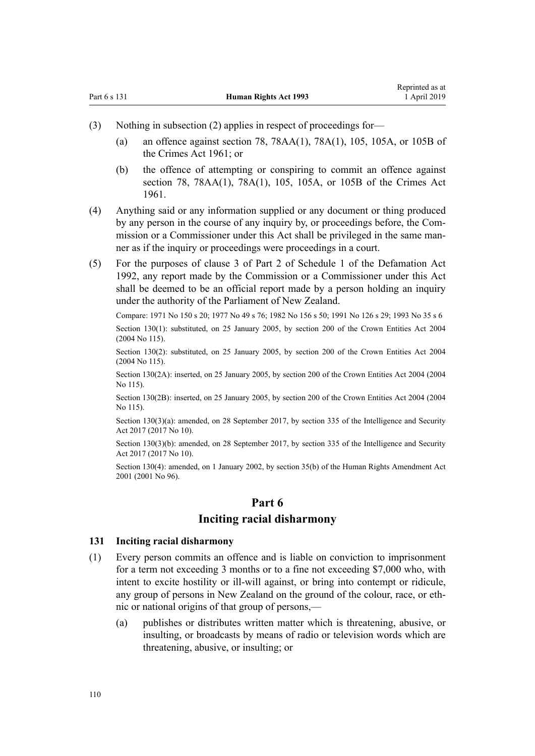(3) Nothing in subsection (2) applies in respect of proceedings for—

(a) an offence against section 78, 78AA(1), 78A(1), 105, 105A, or 105B of the Crimes Act 1961; or

(b) the offence of attempting or conspiring to commit an offence against section 78, 78AA(1), 78A(1), 105, 105A, or 105B of the Crimes Act 1961.

(4) Anything said or any information supplied or any document or thing produced by any person in the course of any inquiry by, or proceedings before, the Commission or a Commissioner under this Act shall be privileged in the same manner as if the inquiry or proceedings were proceedings in a court.

(5) For the purposes of clause 3 of Part 2 of Schedule 1 of the Defamation Act 1992, any report made by the Commission or a Commissioner under this Act shall be deemed to be an official report made by a person holding an inquiry under the authority of the Parliament of New Zealand.

Compare: 1971 No 150 s 20; 1977 No 49 s 76; 1982 No 156 s 50; 1991 No 126 s 29; 1993 No 35 s 6

Section 130(1): substituted, on 25 January 2005, by section 200 of the Crown Entities Act 2004 (2004 No 115).

Section 130(2): substituted, on 25 January 2005, by section 200 of the Crown Entities Act 2004 (2004 No 115).

Section 130(2A): inserted, on 25 January 2005, by section 200 of the Crown Entities Act 2004 (2004 No 115).

Section 130(2B): inserted, on 25 January 2005, by section 200 of the Crown Entities Act 2004 (2004 No 115).

Section 130(3)(a): amended, on 28 September 2017, by section 335 of the Intelligence and Security Act 2017 (2017 No 10).

Section 130(3)(b): amended, on 28 September 2017, by section 335 of the Intelligence and Security Act 2017 (2017 No 10).

Section 130(4): amended, on 1 January 2002, by section 35(b) of the Human Rights Amendment Act 2001 (2001 No 96).

## Part 6
## Inciting racial disharmony

### 131 Inciting racial disharmony

(1) Every person commits an offence and is liable on conviction to imprisonment for a term not exceeding 3 months or to a fine not exceeding $7,000 who, with intent to excite hostility or ill-will against, or bring into contempt or ridicule, any group of persons in New Zealand on the ground of the colour, race, or ethnic or national origins of that group of persons,—

(a) publishes or distributes written matter which is threatening, abusive, or insulting, or broadcasts by means of radio or television words which are threatening, abusive, or insulting; or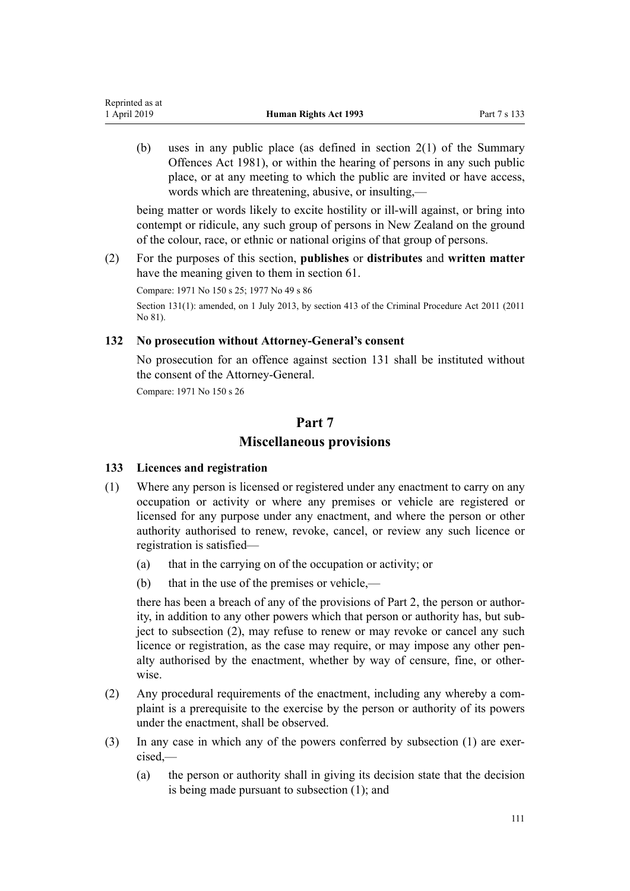(b) uses in any public place (as defined in section 2(1) of the Summary Offences Act 1981), or within the hearing of persons in any such public place, or at any meeting to which the public are invited or have access, words which are threatening, abusive, or insulting,—

being matter or words likely to excite hostility or ill-will against, or bring into contempt or ridicule, any such group of persons in New Zealand on the ground of the colour, race, or ethnic or national origins of that group of persons.

(2) For the purposes of this section, **publishes** or **distributes** and **written matter** have the meaning given to them in section 61.

Compare: 1971 No 150 s 25; 1977 No 49 s 86

Section 131(1): amended, on 1 July 2013, by section 413 of the Criminal Procedure Act 2011 (2011 No 81).

### 132 No prosecution without Attorney-General's consent

No prosecution for an offence against section 131 shall be instituted without the consent of the Attorney-General.

Compare: 1971 No 150 s 26

## Part 7
## Miscellaneous provisions

### 133 Licences and registration

(1) Where any person is licensed or registered under any enactment to carry on any occupation or activity or where any premises or vehicle are registered or licensed for any purpose under any enactment, and where the person or other authority authorised to renew, revoke, cancel, or review any such licence or registration is satisfied—

(a) that in the carrying on of the occupation or activity; or

(b) that in the use of the premises or vehicle,—

there has been a breach of any of the provisions of Part 2, the person or authority, in addition to any other powers which that person or authority has, but subject to subsection (2), may refuse to renew or may revoke or cancel any such licence or registration, as the case may require, or may impose any other penalty authorised by the enactment, whether by way of censure, fine, or otherwise.

(2) Any procedural requirements of the enactment, including any whereby a complaint is a prerequisite to the exercise by the person or authority of its powers under the enactment, shall be observed.

(3) In any case in which any of the powers conferred by subsection (1) are exercised,—

(a) the person or authority shall in giving its decision state that the decision is being made pursuant to subsection (1); and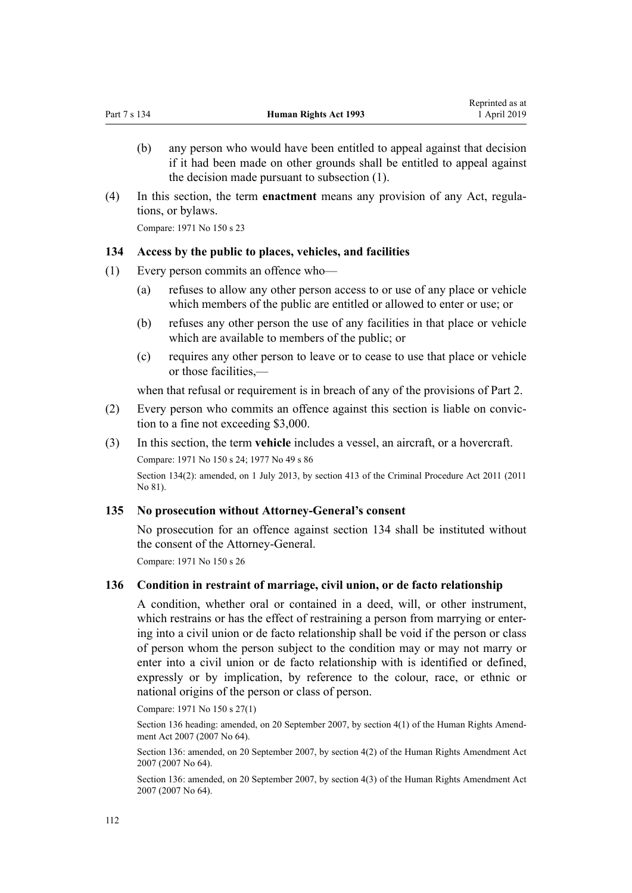(b) any person who would have been entitled to appeal against that decision if it had been made on other grounds shall be entitled to appeal against the decision made pursuant to subsection (1).

(4) In this section, the term **enactment** means any provision of any Act, regulations, or bylaws.

Compare: 1971 No 150 s 23

### 134 Access by the public to places, vehicles, and facilities

(1) Every person commits an offence who—

(a) refuses to allow any other person access to or use of any place or vehicle which members of the public are entitled or allowed to enter or use; or

(b) refuses any other person the use of any facilities in that place or vehicle which are available to members of the public; or

(c) requires any other person to leave or to cease to use that place or vehicle or those facilities,—

when that refusal or requirement is in breach of any of the provisions of Part 2.

(2) Every person who commits an offence against this section is liable on conviction to a fine not exceeding $3,000.

(3) In this section, the term **vehicle** includes a vessel, an aircraft, or a hovercraft.

Compare: 1971 No 150 s 24; 1977 No 49 s 86

Section 134(2): amended, on 1 July 2013, by section 413 of the Criminal Procedure Act 2011 (2011 No 81).

### 135 No prosecution without Attorney-General's consent

No prosecution for an offence against section 134 shall be instituted without the consent of the Attorney-General.

Compare: 1971 No 150 s 26

### 136 Condition in restraint of marriage, civil union, or de facto relationship

A condition, whether oral or contained in a deed, will, or other instrument, which restrains or has the effect of restraining a person from marrying or entering into a civil union or de facto relationship shall be void if the person or class of person whom the person subject to the condition may or may not marry or enter into a civil union or de facto relationship with is identified or defined, expressly or by implication, by reference to the colour, race, or ethnic or national origins of the person or class of person.

Compare: 1971 No 150 s 27(1)

Section 136 heading: amended, on 20 September 2007, by section 4(1) of the Human Rights Amendment Act 2007 (2007 No 64).

Section 136: amended, on 20 September 2007, by section 4(2) of the Human Rights Amendment Act 2007 (2007 No 64).

Section 136: amended, on 20 September 2007, by section 4(3) of the Human Rights Amendment Act 2007 (2007 No 64).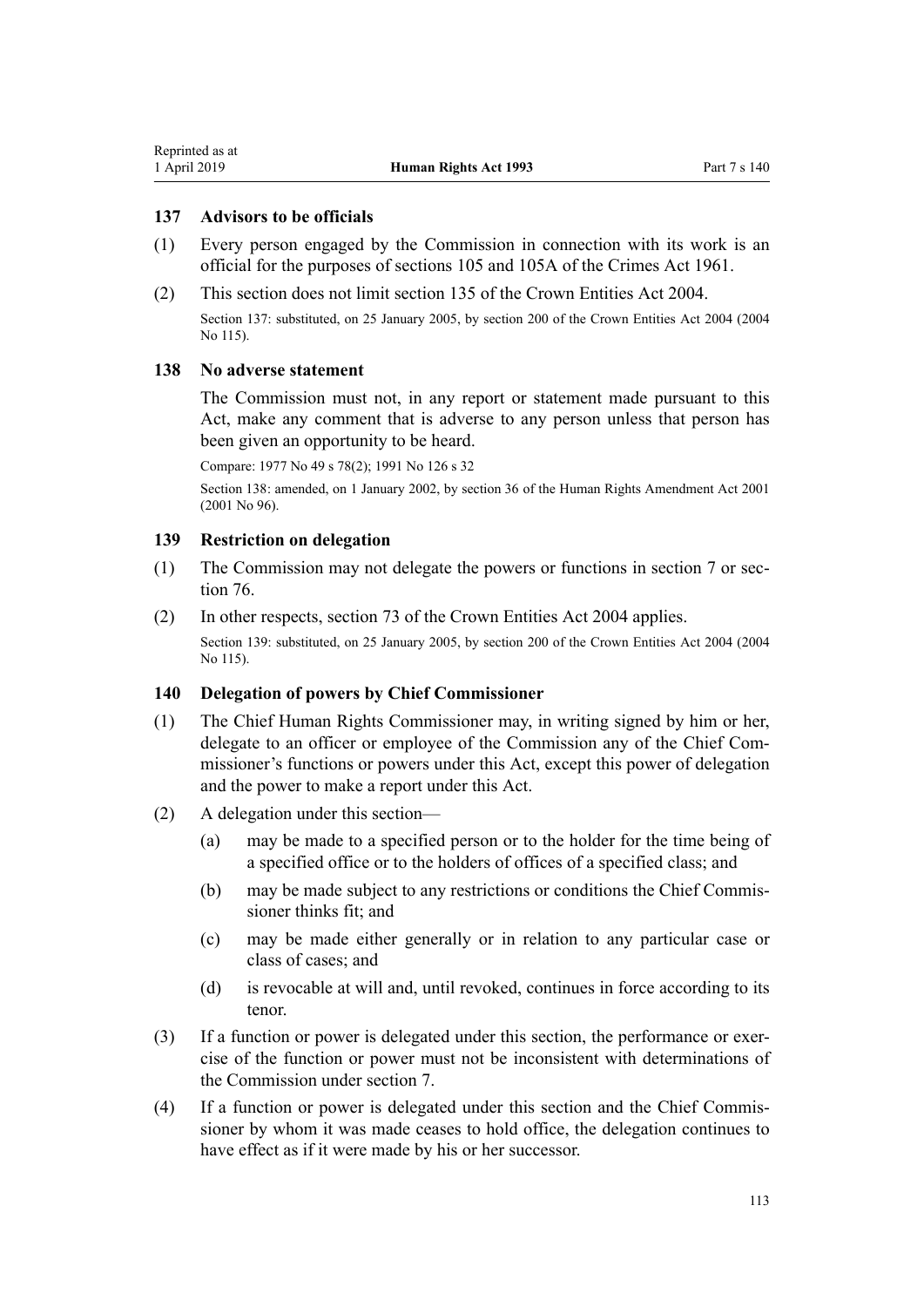### 137 Advisors to be officials

(1) Every person engaged by the Commission in connection with its work is an official for the purposes of sections 105 and 105A of the Crimes Act 1961.

(2) This section does not limit section 135 of the Crown Entities Act 2004.

Section 137: substituted, on 25 January 2005, by section 200 of the Crown Entities Act 2004 (2004 No 115).

### 138 No adverse statement

The Commission must not, in any report or statement made pursuant to this Act, make any comment that is adverse to any person unless that person has been given an opportunity to be heard.

Compare: 1977 No 49 s 78(2); 1991 No 126 s 32

Section 138: amended, on 1 January 2002, by section 36 of the Human Rights Amendment Act 2001 (2001 No 96).

### 139 Restriction on delegation

(1) The Commission may not delegate the powers or functions in section 7 or section 76.

(2) In other respects, section 73 of the Crown Entities Act 2004 applies.

Section 139: substituted, on 25 January 2005, by section 200 of the Crown Entities Act 2004 (2004 No 115).

### 140 Delegation of powers by Chief Commissioner

(1) The Chief Human Rights Commissioner may, in writing signed by him or her, delegate to an officer or employee of the Commission any of the Chief Commissioner's functions or powers under this Act, except this power of delegation and the power to make a report under this Act.

(2) A delegation under this section—

  (a) may be made to a specified person or to the holder for the time being of a specified office or to the holders of offices of a specified class; and

  (b) may be made subject to any restrictions or conditions the Chief Commissioner thinks fit; and

  (c) may be made either generally or in relation to any particular case or class of cases; and

  (d) is revocable at will and, until revoked, continues in force according to its tenor.

(3) If a function or power is delegated under this section, the performance or exercise of the function or power must not be inconsistent with determinations of the Commission under section 7.

(4) If a function or power is delegated under this section and the Chief Commissioner by whom it was made ceases to hold office, the delegation continues to have effect as if it were made by his or her successor.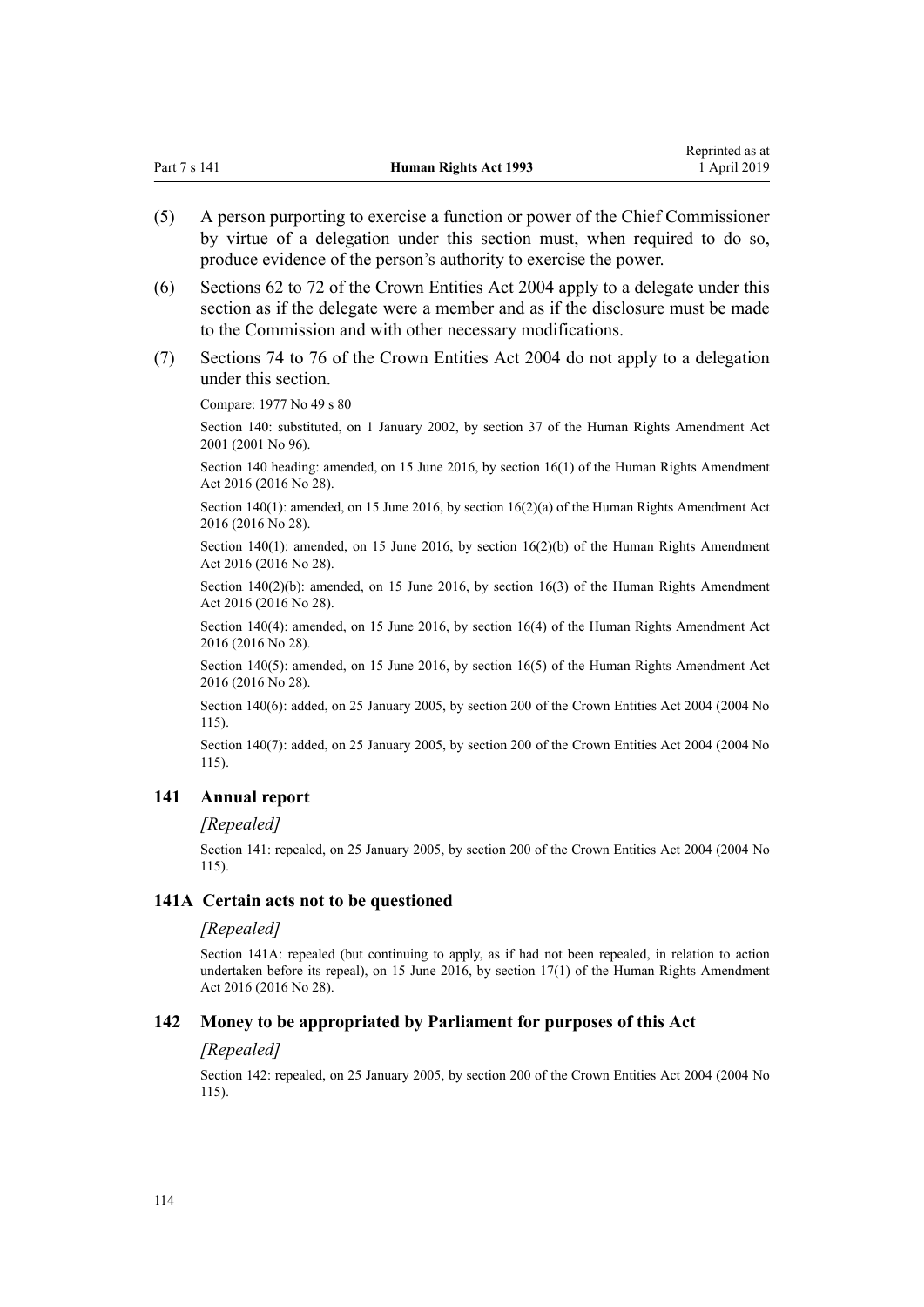(5) A person purporting to exercise a function or power of the Chief Commissioner by virtue of a delegation under this section must, when required to do so, produce evidence of the person's authority to exercise the power.

(6) Sections 62 to 72 of the Crown Entities Act 2004 apply to a delegate under this section as if the delegate were a member and as if the disclosure must be made to the Commission and with other necessary modifications.

(7) Sections 74 to 76 of the Crown Entities Act 2004 do not apply to a delegation under this section.

Compare: 1977 No 49 s 80

Section 140: substituted, on 1 January 2002, by section 37 of the Human Rights Amendment Act 2001 (2001 No 96).

Section 140 heading: amended, on 15 June 2016, by section 16(1) of the Human Rights Amendment Act 2016 (2016 No 28).

Section 140(1): amended, on 15 June 2016, by section 16(2)(a) of the Human Rights Amendment Act 2016 (2016 No 28).

Section 140(1): amended, on 15 June 2016, by section 16(2)(b) of the Human Rights Amendment Act 2016 (2016 No 28).

Section 140(2)(b): amended, on 15 June 2016, by section 16(3) of the Human Rights Amendment Act 2016 (2016 No 28).

Section 140(4): amended, on 15 June 2016, by section 16(4) of the Human Rights Amendment Act 2016 (2016 No 28).

Section 140(5): amended, on 15 June 2016, by section 16(5) of the Human Rights Amendment Act 2016 (2016 No 28).

Section 140(6): added, on 25 January 2005, by section 200 of the Crown Entities Act 2004 (2004 No 115).

Section 140(7): added, on 25 January 2005, by section 200 of the Crown Entities Act 2004 (2004 No 115).

### 141 Annual report

*[Repealed]*

Section 141: repealed, on 25 January 2005, by section 200 of the Crown Entities Act 2004 (2004 No 115).

### 141A Certain acts not to be questioned

*[Repealed]*

Section 141A: repealed (but continuing to apply, as if had not been repealed, in relation to action undertaken before its repeal), on 15 June 2016, by section 17(1) of the Human Rights Amendment Act 2016 (2016 No 28).

### 142 Money to be appropriated by Parliament for purposes of this Act

*[Repealed]*

Section 142: repealed, on 25 January 2005, by section 200 of the Crown Entities Act 2004 (2004 No 115).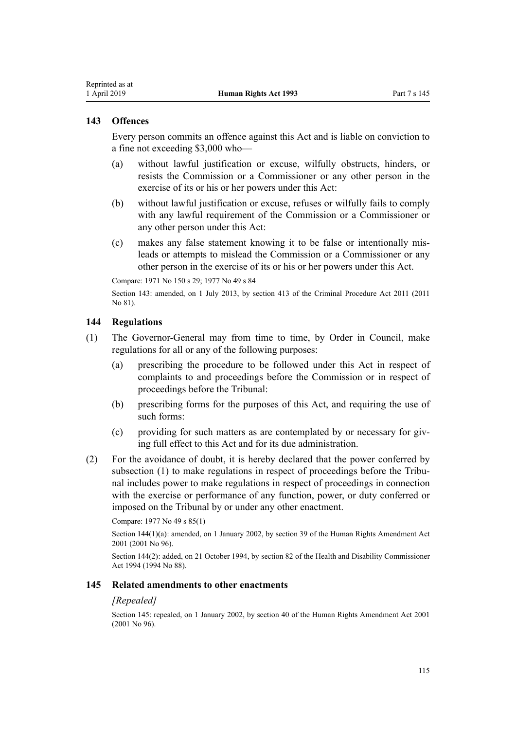### 143 Offences

Every person commits an offence against this Act and is liable on conviction to a fine not exceeding $3,000 who—

(a) without lawful justification or excuse, wilfully obstructs, hinders, or resists the Commission or a Commissioner or any other person in the exercise of its or his or her powers under this Act:

(b) without lawful justification or excuse, refuses or wilfully fails to comply with any lawful requirement of the Commission or a Commissioner or any other person under this Act:

(c) makes any false statement knowing it to be false or intentionally misleads or attempts to mislead the Commission or a Commissioner or any other person in the exercise of its or his or her powers under this Act.

Compare: 1971 No 150 s 29; 1977 No 49 s 84

Section 143: amended, on 1 July 2013, by section 413 of the Criminal Procedure Act 2011 (2011 No 81).

### 144 Regulations

(1) The Governor-General may from time to time, by Order in Council, make regulations for all or any of the following purposes:

(a) prescribing the procedure to be followed under this Act in respect of complaints to and proceedings before the Commission or in respect of proceedings before the Tribunal:

(b) prescribing forms for the purposes of this Act, and requiring the use of such forms:

(c) providing for such matters as are contemplated by or necessary for giving full effect to this Act and for its due administration.

(2) For the avoidance of doubt, it is hereby declared that the power conferred by subsection (1) to make regulations in respect of proceedings before the Tribunal includes power to make regulations in respect of proceedings in connection with the exercise or performance of any function, power, or duty conferred or imposed on the Tribunal by or under any other enactment.

Compare: 1977 No 49 s 85(1)

Section 144(1)(a): amended, on 1 January 2002, by section 39 of the Human Rights Amendment Act 2001 (2001 No 96).

Section 144(2): added, on 21 October 1994, by section 82 of the Health and Disability Commissioner Act 1994 (1994 No 88).

### 145 Related amendments to other enactments

*[Repealed]*

Section 145: repealed, on 1 January 2002, by section 40 of the Human Rights Amendment Act 2001 (2001 No 96).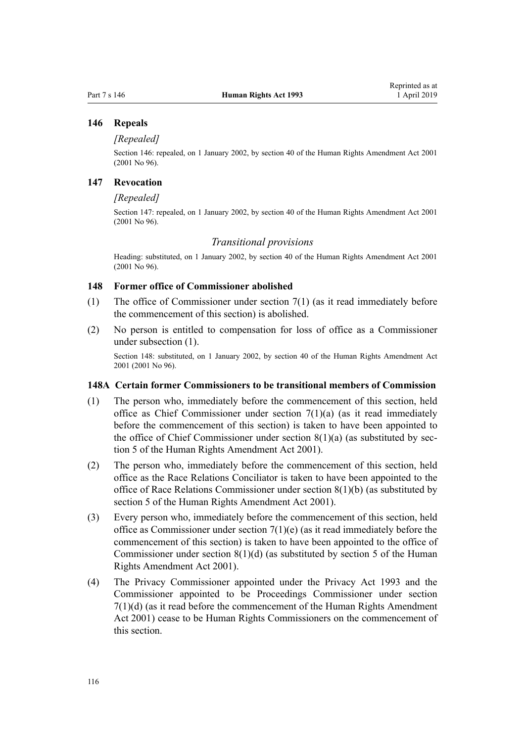### 146 Repeals

*[Repealed]*

Section 146: repealed, on 1 January 2002, by section 40 of the Human Rights Amendment Act 2001 (2001 No 96).

### 147 Revocation

*[Repealed]*

Section 147: repealed, on 1 January 2002, by section 40 of the Human Rights Amendment Act 2001 (2001 No 96).

## *Transitional provisions*

Heading: substituted, on 1 January 2002, by section 40 of the Human Rights Amendment Act 2001 (2001 No 96).

### 148 Former office of Commissioner abolished

(1) The office of Commissioner under section 7(1) (as it read immediately before the commencement of this section) is abolished.

(2) No person is entitled to compensation for loss of office as a Commissioner under subsection (1).

Section 148: substituted, on 1 January 2002, by section 40 of the Human Rights Amendment Act 2001 (2001 No 96).

### 148A Certain former Commissioners to be transitional members of Commission

(1) The person who, immediately before the commencement of this section, held office as Chief Commissioner under section 7(1)(a) (as it read immediately before the commencement of this section) is taken to have been appointed to the office of Chief Commissioner under section 8(1)(a) (as substituted by section 5 of the Human Rights Amendment Act 2001).

(2) The person who, immediately before the commencement of this section, held office as the Race Relations Conciliator is taken to have been appointed to the office of Race Relations Commissioner under section 8(1)(b) (as substituted by section 5 of the Human Rights Amendment Act 2001).

(3) Every person who, immediately before the commencement of this section, held office as Commissioner under section 7(1)(e) (as it read immediately before the commencement of this section) is taken to have been appointed to the office of Commissioner under section 8(1)(d) (as substituted by section 5 of the Human Rights Amendment Act 2001).

(4) The Privacy Commissioner appointed under the Privacy Act 1993 and the Commissioner appointed to be Proceedings Commissioner under section 7(1)(d) (as it read before the commencement of the Human Rights Amendment Act 2001) cease to be Human Rights Commissioners on the commencement of this section.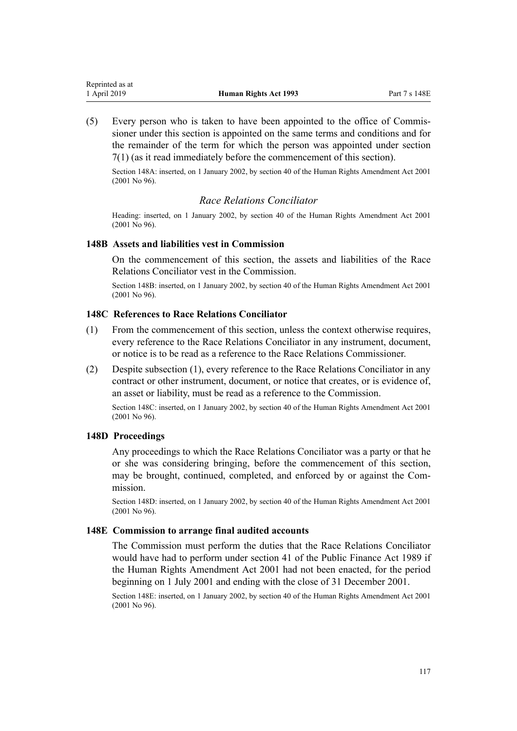(5) Every person who is taken to have been appointed to the office of Commissioner under this section is appointed on the same terms and conditions and for the remainder of the term for which the person was appointed under section 7(1) (as it read immediately before the commencement of this section).

Section 148A: inserted, on 1 January 2002, by section 40 of the Human Rights Amendment Act 2001 (2001 No 96).

### *Race Relations Conciliator*

Heading: inserted, on 1 January 2002, by section 40 of the Human Rights Amendment Act 2001 (2001 No 96).

#### 148B Assets and liabilities vest in Commission

On the commencement of this section, the assets and liabilities of the Race Relations Conciliator vest in the Commission.

Section 148B: inserted, on 1 January 2002, by section 40 of the Human Rights Amendment Act 2001 (2001 No 96).

#### 148C References to Race Relations Conciliator

(1) From the commencement of this section, unless the context otherwise requires, every reference to the Race Relations Conciliator in any instrument, document, or notice is to be read as a reference to the Race Relations Commissioner.

(2) Despite subsection (1), every reference to the Race Relations Conciliator in any contract or other instrument, document, or notice that creates, or is evidence of, an asset or liability, must be read as a reference to the Commission.

Section 148C: inserted, on 1 January 2002, by section 40 of the Human Rights Amendment Act 2001 (2001 No 96).

#### 148D Proceedings

Any proceedings to which the Race Relations Conciliator was a party or that he or she was considering bringing, before the commencement of this section, may be brought, continued, completed, and enforced by or against the Commission.

Section 148D: inserted, on 1 January 2002, by section 40 of the Human Rights Amendment Act 2001 (2001 No 96).

#### 148E Commission to arrange final audited accounts

The Commission must perform the duties that the Race Relations Conciliator would have had to perform under section 41 of the Public Finance Act 1989 if the Human Rights Amendment Act 2001 had not been enacted, for the period beginning on 1 July 2001 and ending with the close of 31 December 2001.

Section 148E: inserted, on 1 January 2002, by section 40 of the Human Rights Amendment Act 2001 (2001 No 96).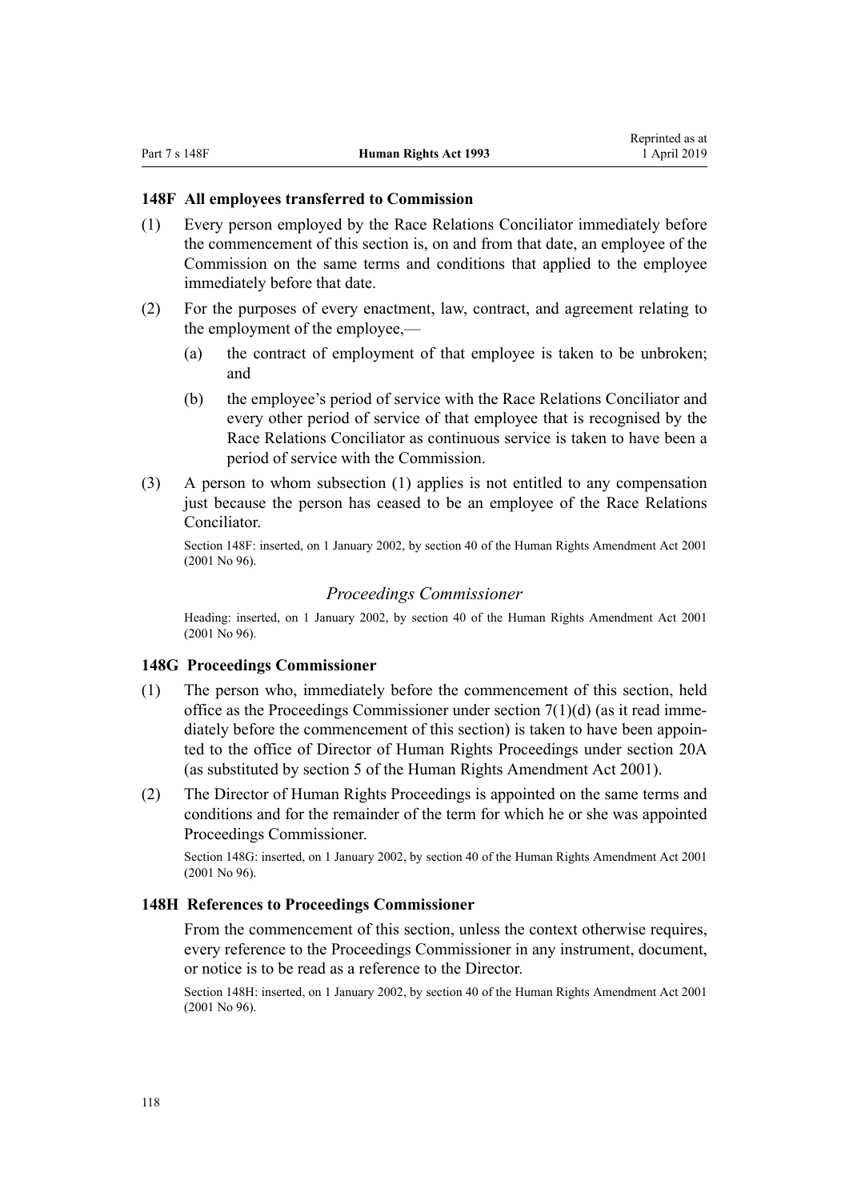### 148F All employees transferred to Commission

(1) Every person employed by the Race Relations Conciliator immediately before the commencement of this section is, on and from that date, an employee of the Commission on the same terms and conditions that applied to the employee immediately before that date.

(2) For the purposes of every enactment, law, contract, and agreement relating to the employment of the employee,—

   (a) the contract of employment of that employee is taken to be unbroken; and

   (b) the employee's period of service with the Race Relations Conciliator and every other period of service of that employee that is recognised by the Race Relations Conciliator as continuous service is taken to have been a period of service with the Commission.

(3) A person to whom subsection (1) applies is not entitled to any compensation just because the person has ceased to be an employee of the Race Relations Conciliator.

Section 148F: inserted, on 1 January 2002, by section 40 of the Human Rights Amendment Act 2001 (2001 No 96).

*Proceedings Commissioner*

Heading: inserted, on 1 January 2002, by section 40 of the Human Rights Amendment Act 2001 (2001 No 96).

### 148G Proceedings Commissioner

(1) The person who, immediately before the commencement of this section, held office as the Proceedings Commissioner under section 7(1)(d) (as it read immediately before the commencement of this section) is taken to have been appointed to the office of Director of Human Rights Proceedings under section 20A (as substituted by section 5 of the Human Rights Amendment Act 2001).

(2) The Director of Human Rights Proceedings is appointed on the same terms and conditions and for the remainder of the term for which he or she was appointed Proceedings Commissioner.

Section 148G: inserted, on 1 January 2002, by section 40 of the Human Rights Amendment Act 2001 (2001 No 96).

### 148H References to Proceedings Commissioner

From the commencement of this section, unless the context otherwise requires, every reference to the Proceedings Commissioner in any instrument, document, or notice is to be read as a reference to the Director.

Section 148H: inserted, on 1 January 2002, by section 40 of the Human Rights Amendment Act 2001 (2001 No 96).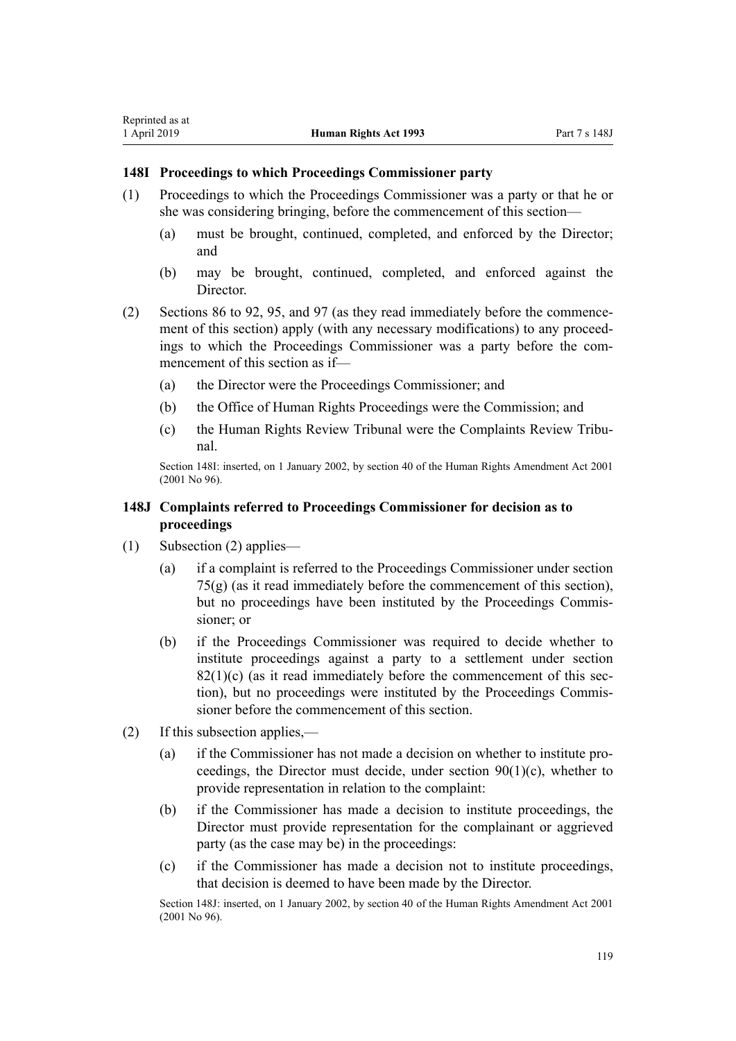### 148I Proceedings to which Proceedings Commissioner party

(1) Proceedings to which the Proceedings Commissioner was a party or that he or she was considering bringing, before the commencement of this section—

(a) must be brought, continued, completed, and enforced by the Director; and

(b) may be brought, continued, completed, and enforced against the Director.

(2) Sections 86 to 92, 95, and 97 (as they read immediately before the commencement of this section) apply (with any necessary modifications) to any proceedings to which the Proceedings Commissioner was a party before the commencement of this section as if—

(a) the Director were the Proceedings Commissioner; and

(b) the Office of Human Rights Proceedings were the Commission; and

(c) the Human Rights Review Tribunal were the Complaints Review Tribunal.

Section 148I: inserted, on 1 January 2002, by section 40 of the Human Rights Amendment Act 2001 (2001 No 96).

### 148J Complaints referred to Proceedings Commissioner for decision as to proceedings

(1) Subsection (2) applies—

(a) if a complaint is referred to the Proceedings Commissioner under section 75(g) (as it read immediately before the commencement of this section), but no proceedings have been instituted by the Proceedings Commissioner; or

(b) if the Proceedings Commissioner was required to decide whether to institute proceedings against a party to a settlement under section 82(1)(c) (as it read immediately before the commencement of this section), but no proceedings were instituted by the Proceedings Commissioner before the commencement of this section.

(2) If this subsection applies,—

(a) if the Commissioner has not made a decision on whether to institute proceedings, the Director must decide, under section 90(1)(c), whether to provide representation in relation to the complaint:

(b) if the Commissioner has made a decision to institute proceedings, the Director must provide representation for the complainant or aggrieved party (as the case may be) in the proceedings:

(c) if the Commissioner has made a decision not to institute proceedings, that decision is deemed to have been made by the Director.

Section 148J: inserted, on 1 January 2002, by section 40 of the Human Rights Amendment Act 2001 (2001 No 96).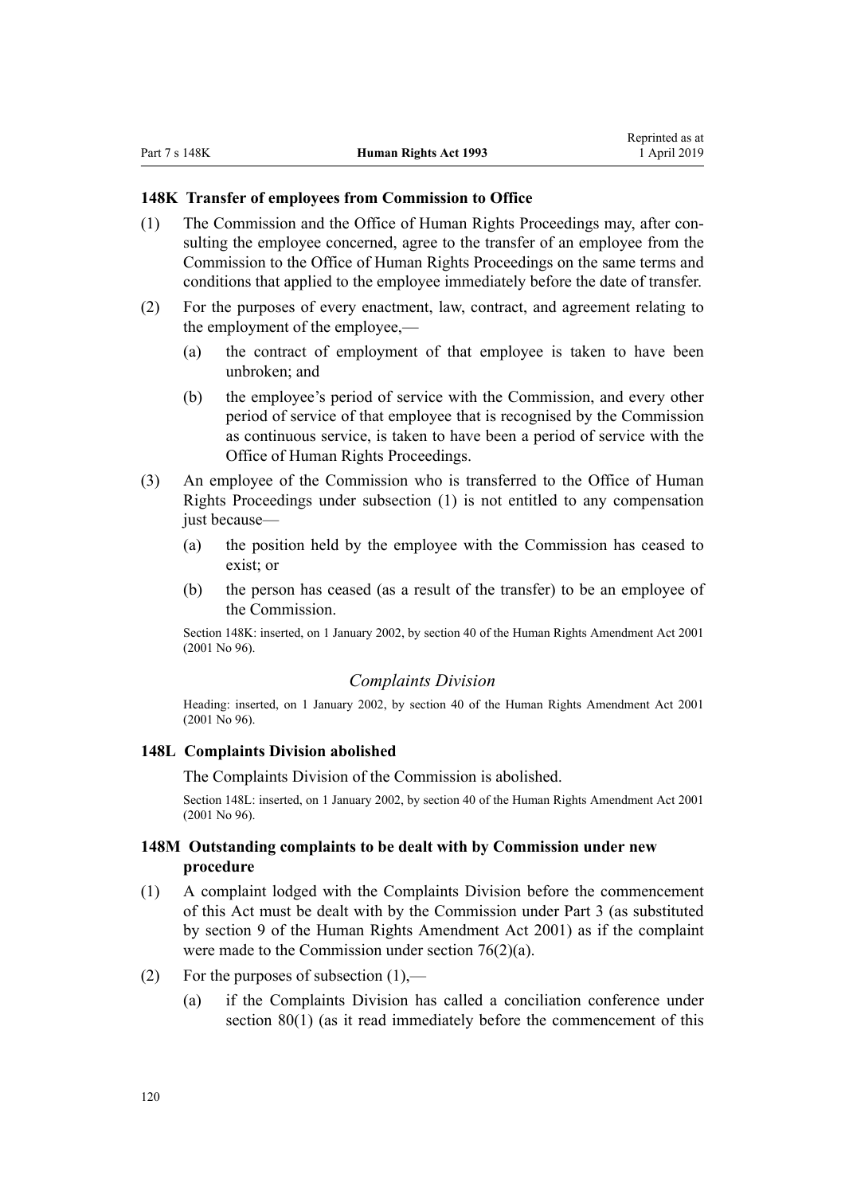### 148K Transfer of employees from Commission to Office

(1) The Commission and the Office of Human Rights Proceedings may, after consulting the employee concerned, agree to the transfer of an employee from the Commission to the Office of Human Rights Proceedings on the same terms and conditions that applied to the employee immediately before the date of transfer.

(2) For the purposes of every enactment, law, contract, and agreement relating to the employment of the employee,—

(a) the contract of employment of that employee is taken to have been unbroken; and

(b) the employee's period of service with the Commission, and every other period of service of that employee that is recognised by the Commission as continuous service, is taken to have been a period of service with the Office of Human Rights Proceedings.

(3) An employee of the Commission who is transferred to the Office of Human Rights Proceedings under subsection (1) is not entitled to any compensation just because—

(a) the position held by the employee with the Commission has ceased to exist; or

(b) the person has ceased (as a result of the transfer) to be an employee of the Commission.

Section 148K: inserted, on 1 January 2002, by section 40 of the Human Rights Amendment Act 2001 (2001 No 96).

*Complaints Division*

Heading: inserted, on 1 January 2002, by section 40 of the Human Rights Amendment Act 2001 (2001 No 96).

### 148L Complaints Division abolished

The Complaints Division of the Commission is abolished.

Section 148L: inserted, on 1 January 2002, by section 40 of the Human Rights Amendment Act 2001 (2001 No 96).

### 148M Outstanding complaints to be dealt with by Commission under new procedure

(1) A complaint lodged with the Complaints Division before the commencement of this Act must be dealt with by the Commission under Part 3 (as substituted by section 9 of the Human Rights Amendment Act 2001) as if the complaint were made to the Commission under section 76(2)(a).

(2) For the purposes of subsection (1),—

(a) if the Complaints Division has called a conciliation conference under section 80(1) (as it read immediately before the commencement of this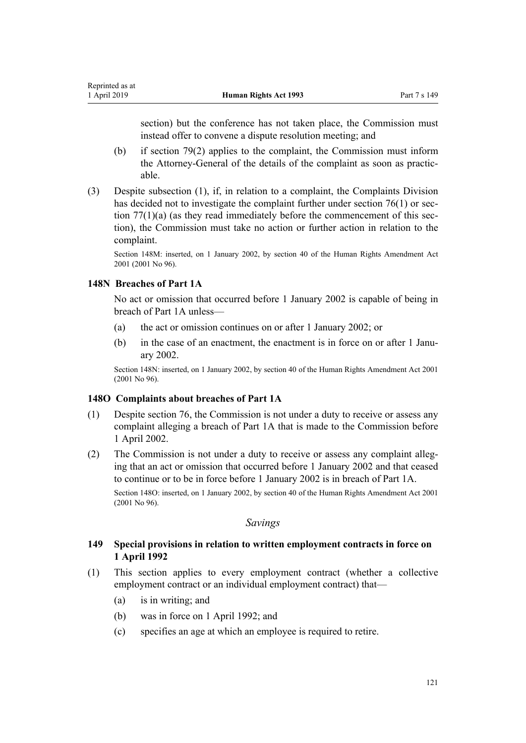section) but the conference has not taken place, the Commission must instead offer to convene a dispute resolution meeting; and

- (b) if section 79(2) applies to the complaint, the Commission must inform the Attorney-General of the details of the complaint as soon as practicable.

(3) Despite subsection (1), if, in relation to a complaint, the Complaints Division has decided not to investigate the complaint further under section 76(1) or section 77(1)(a) (as they read immediately before the commencement of this section), the Commission must take no action or further action in relation to the complaint.

Section 148M: inserted, on 1 January 2002, by section 40 of the Human Rights Amendment Act 2001 (2001 No 96).

### 148N Breaches of Part 1A

No act or omission that occurred before 1 January 2002 is capable of being in breach of Part 1A unless—

- (a) the act or omission continues on or after 1 January 2002; or
- (b) in the case of an enactment, the enactment is in force on or after 1 January 2002.

Section 148N: inserted, on 1 January 2002, by section 40 of the Human Rights Amendment Act 2001 (2001 No 96).

### 148O Complaints about breaches of Part 1A

(1) Despite section 76, the Commission is not under a duty to receive or assess any complaint alleging a breach of Part 1A that is made to the Commission before 1 April 2002.

(2) The Commission is not under a duty to receive or assess any complaint alleging that an act or omission that occurred before 1 January 2002 and that ceased to continue or to be in force before 1 January 2002 is in breach of Part 1A.

Section 148O: inserted, on 1 January 2002, by section 40 of the Human Rights Amendment Act 2001 (2001 No 96).

## *Savings*

### 149 Special provisions in relation to written employment contracts in force on 1 April 1992

(1) This section applies to every employment contract (whether a collective employment contract or an individual employment contract) that—

- (a) is in writing; and
- (b) was in force on 1 April 1992; and
- (c) specifies an age at which an employee is required to retire.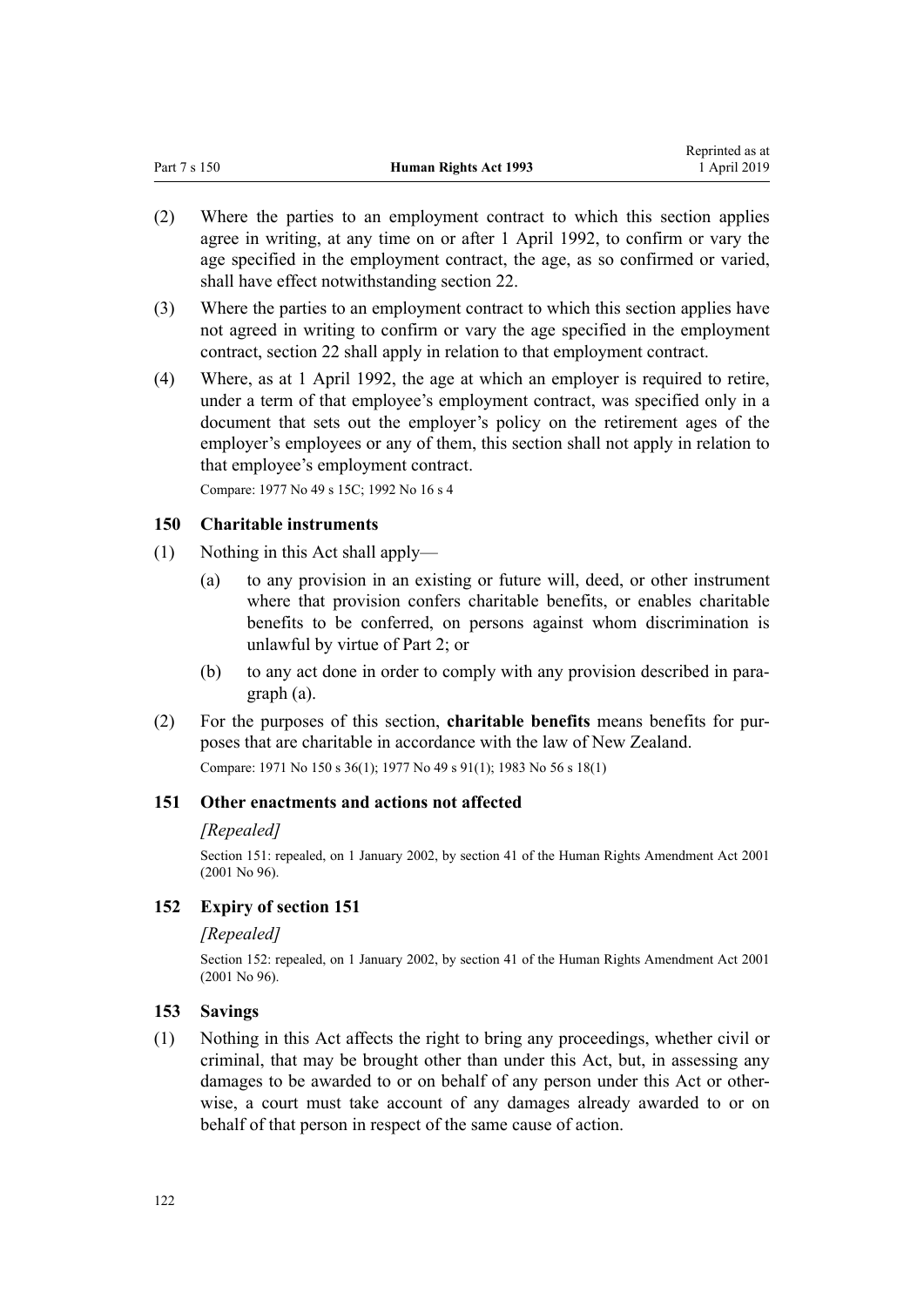(2) Where the parties to an employment contract to which this section applies agree in writing, at any time on or after 1 April 1992, to confirm or vary the age specified in the employment contract, the age, as so confirmed or varied, shall have effect notwithstanding section 22.

(3) Where the parties to an employment contract to which this section applies have not agreed in writing to confirm or vary the age specified in the employment contract, section 22 shall apply in relation to that employment contract.

(4) Where, as at 1 April 1992, the age at which an employer is required to retire, under a term of that employee's employment contract, was specified only in a document that sets out the employer's policy on the retirement ages of the employer's employees or any of them, this section shall not apply in relation to that employee's employment contract.

Compare: 1977 No 49 s 15C; 1992 No 16 s 4

### 150 Charitable instruments

(1) Nothing in this Act shall apply—

  (a) to any provision in an existing or future will, deed, or other instrument where that provision confers charitable benefits, or enables charitable benefits to be conferred, on persons against whom discrimination is unlawful by virtue of Part 2; or

  (b) to any act done in order to comply with any provision described in paragraph (a).

(2) For the purposes of this section, **charitable benefits** means benefits for purposes that are charitable in accordance with the law of New Zealand.

Compare: 1971 No 150 s 36(1); 1977 No 49 s 91(1); 1983 No 56 s 18(1)

### 151 Other enactments and actions not affected

*[Repealed]*

Section 151: repealed, on 1 January 2002, by section 41 of the Human Rights Amendment Act 2001 (2001 No 96).

### 152 Expiry of section 151

*[Repealed]*

Section 152: repealed, on 1 January 2002, by section 41 of the Human Rights Amendment Act 2001 (2001 No 96).

### 153 Savings

(1) Nothing in this Act affects the right to bring any proceedings, whether civil or criminal, that may be brought other than under this Act, but, in assessing any damages to be awarded to or on behalf of any person under this Act or otherwise, a court must take account of any damages already awarded to or on behalf of that person in respect of the same cause of action.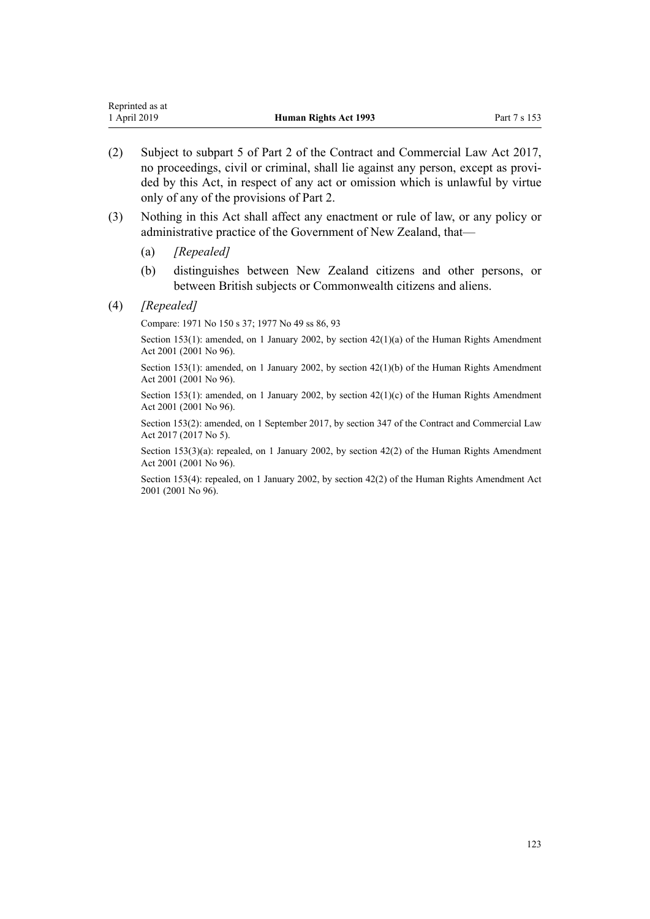(2) Subject to subpart 5 of Part 2 of the Contract and Commercial Law Act 2017, no proceedings, civil or criminal, shall lie against any person, except as provided by this Act, in respect of any act or omission which is unlawful by virtue only of any of the provisions of Part 2.

(3) Nothing in this Act shall affect any enactment or rule of law, or any policy or administrative practice of the Government of New Zealand, that—

  (a) *[Repealed]*

  (b) distinguishes between New Zealand citizens and other persons, or between British subjects or Commonwealth citizens and aliens.

(4) *[Repealed]*

Compare: 1971 No 150 s 37; 1977 No 49 ss 86, 93

Section 153(1): amended, on 1 January 2002, by section 42(1)(a) of the Human Rights Amendment Act 2001 (2001 No 96).

Section 153(1): amended, on 1 January 2002, by section 42(1)(b) of the Human Rights Amendment Act 2001 (2001 No 96).

Section 153(1): amended, on 1 January 2002, by section 42(1)(c) of the Human Rights Amendment Act 2001 (2001 No 96).

Section 153(2): amended, on 1 September 2017, by section 347 of the Contract and Commercial Law Act 2017 (2017 No 5).

Section 153(3)(a): repealed, on 1 January 2002, by section 42(2) of the Human Rights Amendment Act 2001 (2001 No 96).

Section 153(4): repealed, on 1 January 2002, by section 42(2) of the Human Rights Amendment Act 2001 (2001 No 96).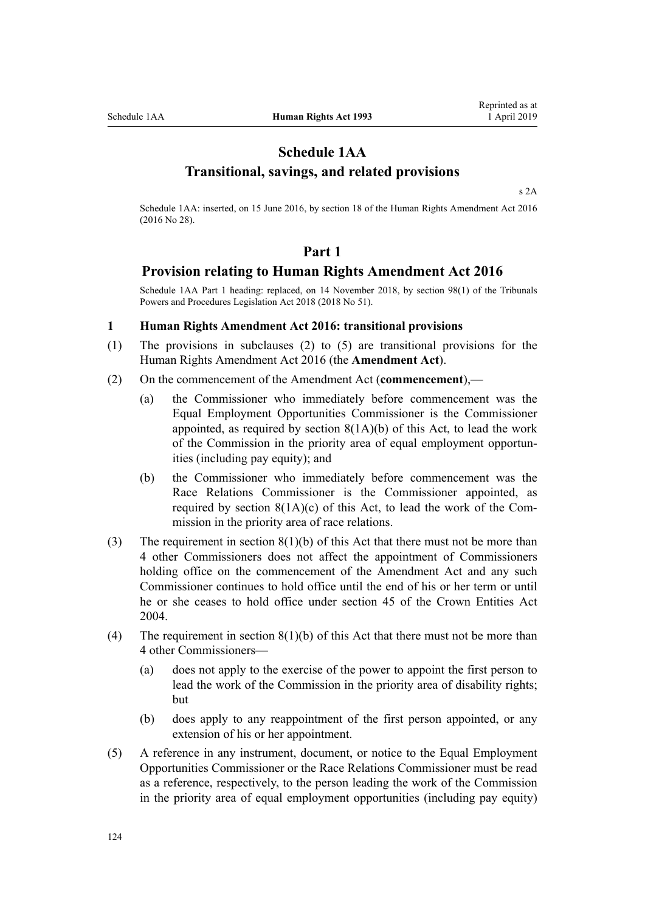# Schedule 1AA
## Transitional, savings, and related provisions

s 2A

Schedule 1AA: inserted, on 15 June 2016, by section 18 of the Human Rights Amendment Act 2016 (2016 No 28).

## Part 1
### Provision relating to Human Rights Amendment Act 2016

Schedule 1AA Part 1 heading: replaced, on 14 November 2018, by section 98(1) of the Tribunals Powers and Procedures Legislation Act 2018 (2018 No 51).

**1 Human Rights Amendment Act 2016: transitional provisions**

(1) The provisions in subclauses (2) to (5) are transitional provisions for the Human Rights Amendment Act 2016 (the **Amendment Act**).

(2) On the commencement of the Amendment Act (**commencement**),—

- (a) the Commissioner who immediately before commencement was the Equal Employment Opportunities Commissioner is the Commissioner appointed, as required by section 8(1A)(b) of this Act, to lead the work of the Commission in the priority area of equal employment opportunities (including pay equity); and
- (b) the Commissioner who immediately before commencement was the Race Relations Commissioner is the Commissioner appointed, as required by section 8(1A)(c) of this Act, to lead the work of the Commission in the priority area of race relations.

(3) The requirement in section 8(1)(b) of this Act that there must not be more than 4 other Commissioners does not affect the appointment of Commissioners holding office on the commencement of the Amendment Act and any such Commissioner continues to hold office until the end of his or her term or until he or she ceases to hold office under section 45 of the Crown Entities Act 2004.

(4) The requirement in section 8(1)(b) of this Act that there must not be more than 4 other Commissioners—

- (a) does not apply to the exercise of the power to appoint the first person to lead the work of the Commission in the priority area of disability rights; but
- (b) does apply to any reappointment of the first person appointed, or any extension of his or her appointment.

(5) A reference in any instrument, document, or notice to the Equal Employment Opportunities Commissioner or the Race Relations Commissioner must be read as a reference, respectively, to the person leading the work of the Commission in the priority area of equal employment opportunities (including pay equity)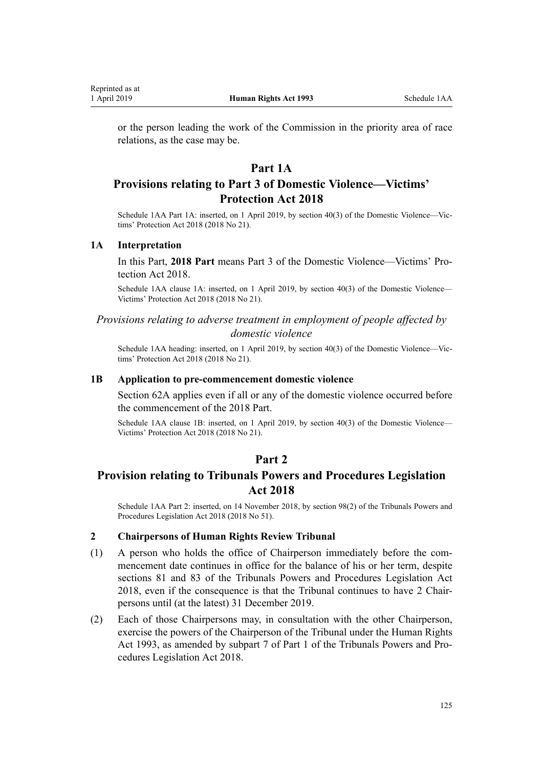or the person leading the work of the Commission in the priority area of race relations, as the case may be.

## Part 1A
## Provisions relating to Part 3 of Domestic Violence—Victims' Protection Act 2018

Schedule 1AA Part 1A: inserted, on 1 April 2019, by section 40(3) of the Domestic Violence—Victims' Protection Act 2018 (2018 No 21).

### 1A Interpretation

In this Part, **2018 Part** means Part 3 of the Domestic Violence—Victims' Protection Act 2018.

Schedule 1AA clause 1A: inserted, on 1 April 2019, by section 40(3) of the Domestic Violence—Victims' Protection Act 2018 (2018 No 21).

*Provisions relating to adverse treatment in employment of people affected by domestic violence*

Schedule 1AA heading: inserted, on 1 April 2019, by section 40(3) of the Domestic Violence—Victims' Protection Act 2018 (2018 No 21).

### 1B Application to pre-commencement domestic violence

Section 62A applies even if all or any of the domestic violence occurred before the commencement of the 2018 Part.

Schedule 1AA clause 1B: inserted, on 1 April 2019, by section 40(3) of the Domestic Violence—Victims' Protection Act 2018 (2018 No 21).

## Part 2
## Provision relating to Tribunals Powers and Procedures Legislation Act 2018

Schedule 1AA Part 2: inserted, on 14 November 2018, by section 98(2) of the Tribunals Powers and Procedures Legislation Act 2018 (2018 No 51).

### 2 Chairpersons of Human Rights Review Tribunal

(1) A person who holds the office of Chairperson immediately before the commencement date continues in office for the balance of his or her term, despite sections 81 and 83 of the Tribunals Powers and Procedures Legislation Act 2018, even if the consequence is that the Tribunal continues to have 2 Chairpersons until (at the latest) 31 December 2019.

(2) Each of those Chairpersons may, in consultation with the other Chairperson, exercise the powers of the Chairperson of the Tribunal under the Human Rights Act 1993, as amended by subpart 7 of Part 1 of the Tribunals Powers and Procedures Legislation Act 2018.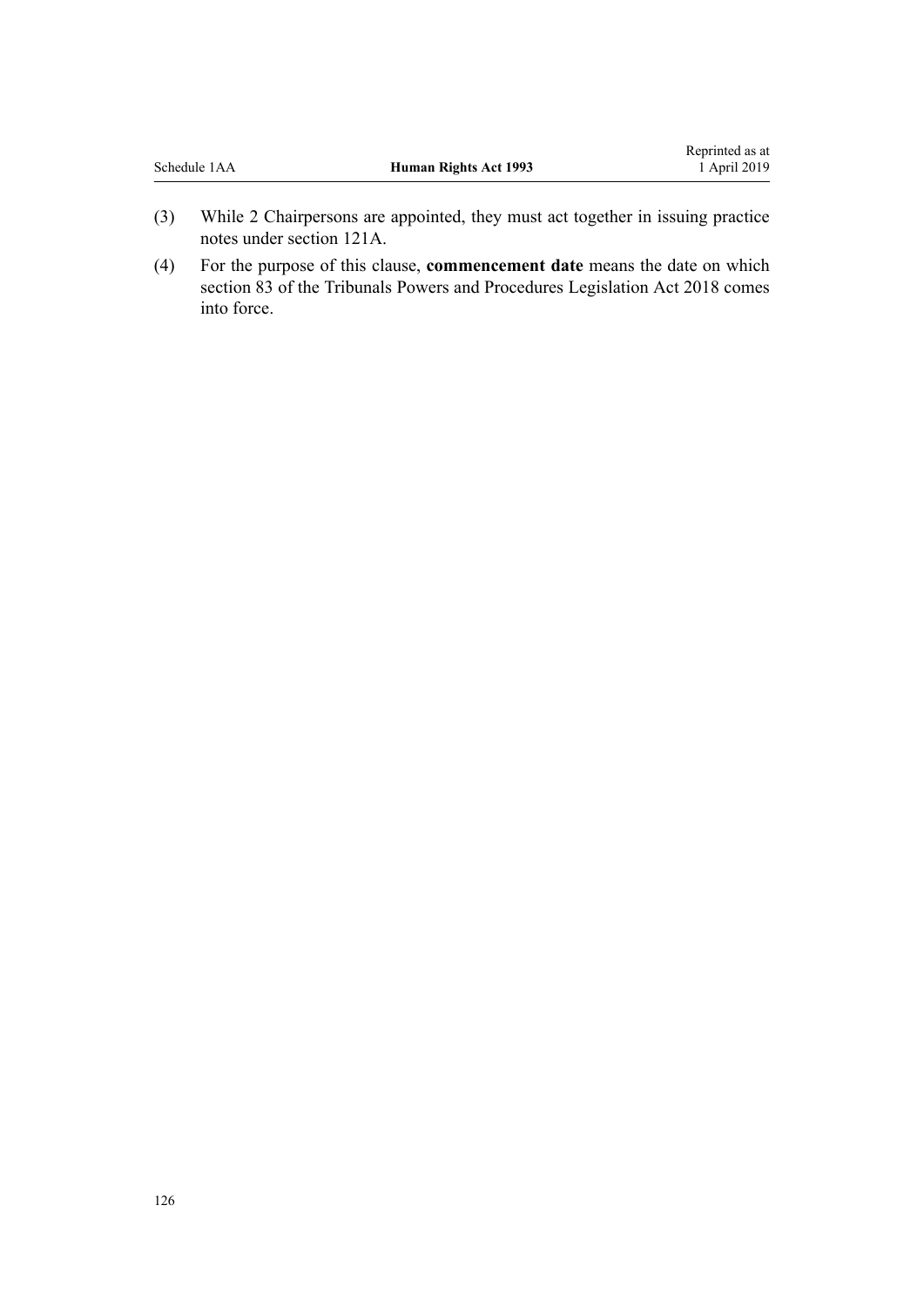(3) While 2 Chairpersons are appointed, they must act together in issuing practice notes under section 121A.

(4) For the purpose of this clause, **commencement date** means the date on which section 83 of the Tribunals Powers and Procedures Legislation Act 2018 comes into force.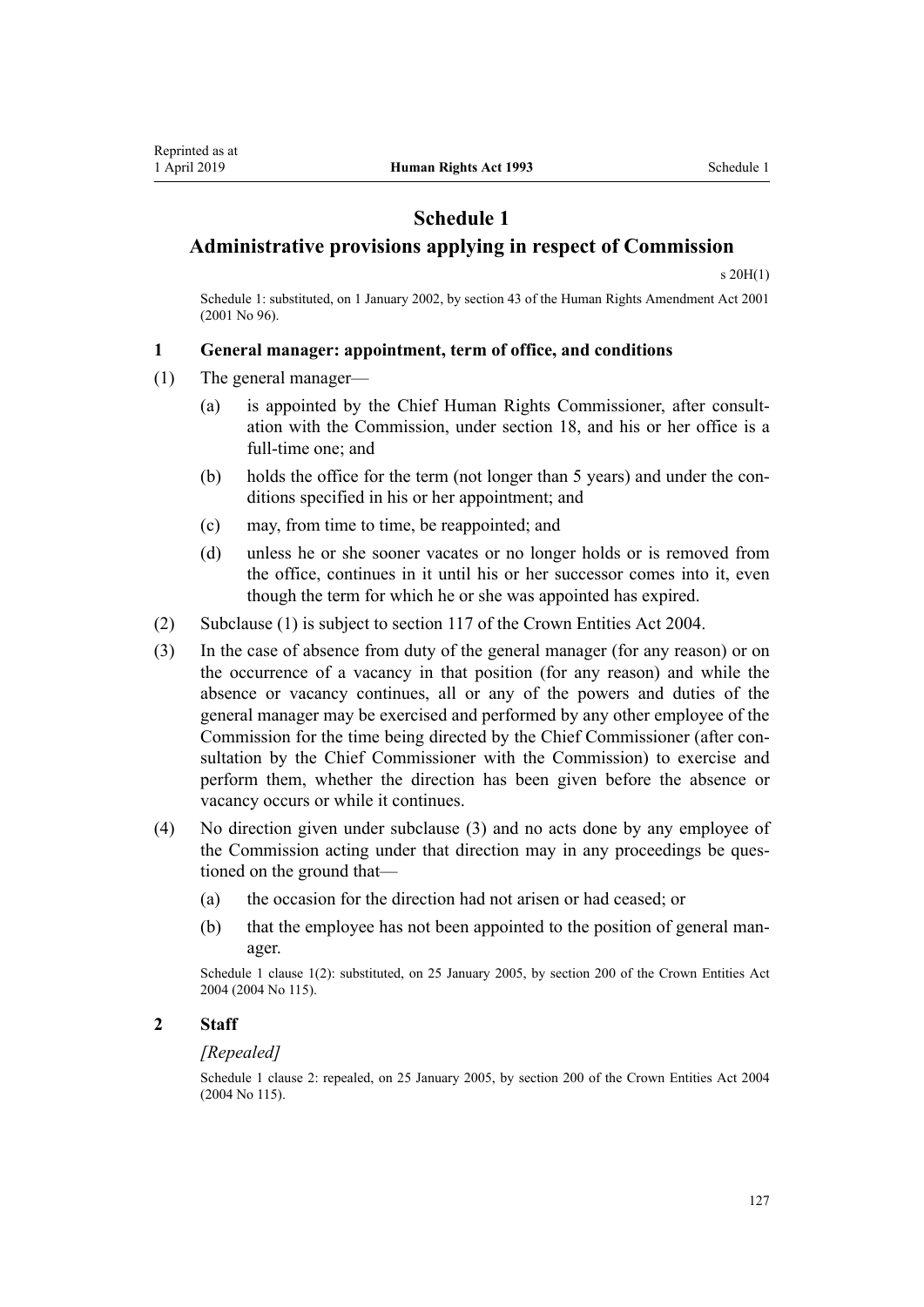# Schedule 1

## Administrative provisions applying in respect of Commission

s 20H(1)

Schedule 1: substituted, on 1 January 2002, by section 43 of the Human Rights Amendment Act 2001 (2001 No 96).

### 1 General manager: appointment, term of office, and conditions

(1) The general manager—

  (a) is appointed by the Chief Human Rights Commissioner, after consultation with the Commission, under section 18, and his or her office is a full-time one; and

  (b) holds the office for the term (not longer than 5 years) and under the conditions specified in his or her appointment; and

  (c) may, from time to time, be reappointed; and

  (d) unless he or she sooner vacates or no longer holds or is removed from the office, continues in it until his or her successor comes into it, even though the term for which he or she was appointed has expired.

(2) Subclause (1) is subject to section 117 of the Crown Entities Act 2004.

(3) In the case of absence from duty of the general manager (for any reason) or on the occurrence of a vacancy in that position (for any reason) and while the absence or vacancy continues, all or any of the powers and duties of the general manager may be exercised and performed by any other employee of the Commission for the time being directed by the Chief Commissioner (after consultation by the Chief Commissioner with the Commission) to exercise and perform them, whether the direction has been given before the absence or vacancy occurs or while it continues.

(4) No direction given under subclause (3) and no acts done by any employee of the Commission acting under that direction may in any proceedings be questioned on the ground that—

  (a) the occasion for the direction had not arisen or had ceased; or

  (b) that the employee has not been appointed to the position of general manager.

Schedule 1 clause 1(2): substituted, on 25 January 2005, by section 200 of the Crown Entities Act 2004 (2004 No 115).

### 2 Staff

*[Repealed]*

Schedule 1 clause 2: repealed, on 25 January 2005, by section 200 of the Crown Entities Act 2004 (2004 No 115).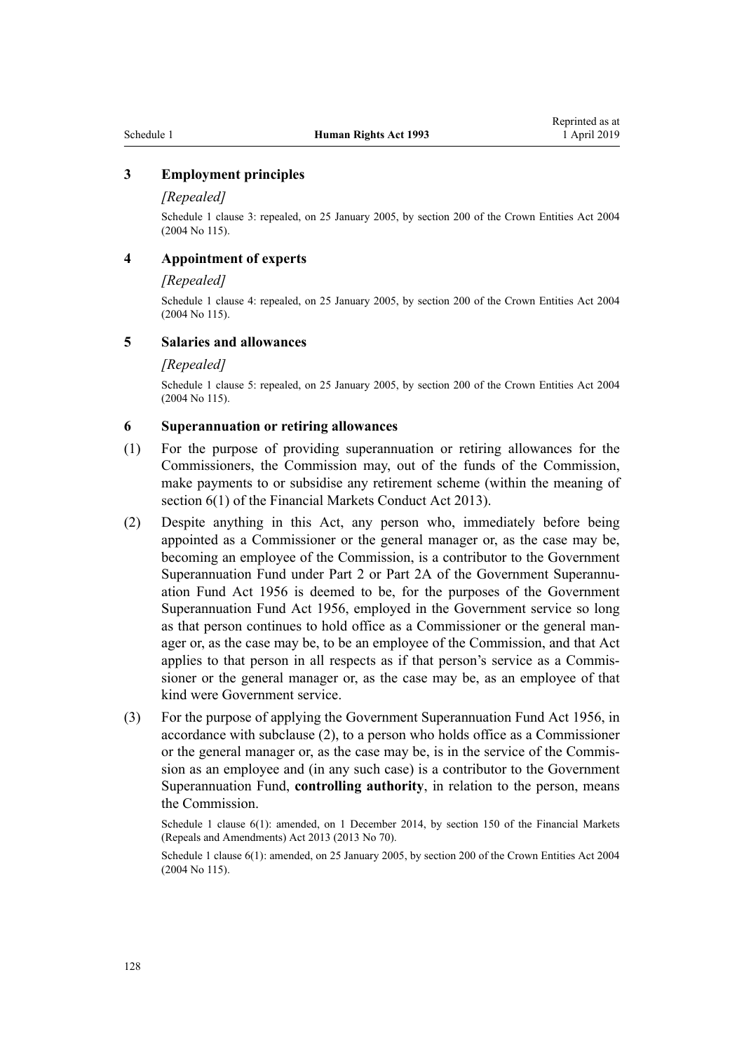### 3 Employment principles

*[Repealed]*

Schedule 1 clause 3: repealed, on 25 January 2005, by section 200 of the Crown Entities Act 2004 (2004 No 115).

### 4 Appointment of experts

*[Repealed]*

Schedule 1 clause 4: repealed, on 25 January 2005, by section 200 of the Crown Entities Act 2004 (2004 No 115).

### 5 Salaries and allowances

*[Repealed]*

Schedule 1 clause 5: repealed, on 25 January 2005, by section 200 of the Crown Entities Act 2004 (2004 No 115).

### 6 Superannuation or retiring allowances

(1) For the purpose of providing superannuation or retiring allowances for the Commissioners, the Commission may, out of the funds of the Commission, make payments to or subsidise any retirement scheme (within the meaning of section 6(1) of the Financial Markets Conduct Act 2013).

(2) Despite anything in this Act, any person who, immediately before being appointed as a Commissioner or the general manager or, as the case may be, becoming an employee of the Commission, is a contributor to the Government Superannuation Fund under Part 2 or Part 2A of the Government Superannuation Fund Act 1956 is deemed to be, for the purposes of the Government Superannuation Fund Act 1956, employed in the Government service so long as that person continues to hold office as a Commissioner or the general manager or, as the case may be, to be an employee of the Commission, and that Act applies to that person in all respects as if that person's service as a Commissioner or the general manager or, as the case may be, as an employee of that kind were Government service.

(3) For the purpose of applying the Government Superannuation Fund Act 1956, in accordance with subclause (2), to a person who holds office as a Commissioner or the general manager or, as the case may be, is in the service of the Commission as an employee and (in any such case) is a contributor to the Government Superannuation Fund, **controlling authority**, in relation to the person, means the Commission.

Schedule 1 clause 6(1): amended, on 1 December 2014, by section 150 of the Financial Markets (Repeals and Amendments) Act 2013 (2013 No 70).

Schedule 1 clause 6(1): amended, on 25 January 2005, by section 200 of the Crown Entities Act 2004 (2004 No 115).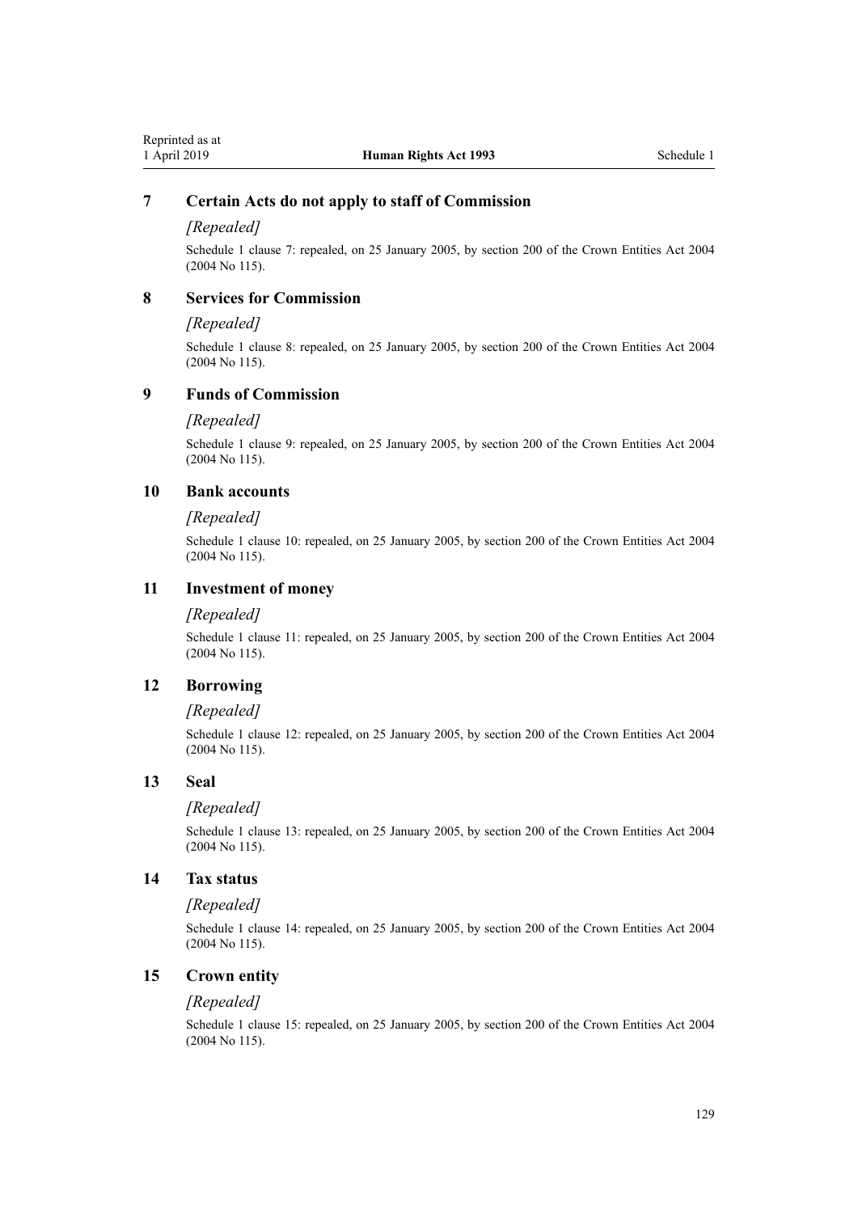### 7 Certain Acts do not apply to staff of Commission

*[Repealed]*

Schedule 1 clause 7: repealed, on 25 January 2005, by section 200 of the Crown Entities Act 2004 (2004 No 115).

### 8 Services for Commission

*[Repealed]*

Schedule 1 clause 8: repealed, on 25 January 2005, by section 200 of the Crown Entities Act 2004 (2004 No 115).

### 9 Funds of Commission

*[Repealed]*

Schedule 1 clause 9: repealed, on 25 January 2005, by section 200 of the Crown Entities Act 2004 (2004 No 115).

### 10 Bank accounts

*[Repealed]*

Schedule 1 clause 10: repealed, on 25 January 2005, by section 200 of the Crown Entities Act 2004 (2004 No 115).

### 11 Investment of money

*[Repealed]*

Schedule 1 clause 11: repealed, on 25 January 2005, by section 200 of the Crown Entities Act 2004 (2004 No 115).

### 12 Borrowing

*[Repealed]*

Schedule 1 clause 12: repealed, on 25 January 2005, by section 200 of the Crown Entities Act 2004 (2004 No 115).

### 13 Seal

*[Repealed]*

Schedule 1 clause 13: repealed, on 25 January 2005, by section 200 of the Crown Entities Act 2004 (2004 No 115).

### 14 Tax status

*[Repealed]*

Schedule 1 clause 14: repealed, on 25 January 2005, by section 200 of the Crown Entities Act 2004 (2004 No 115).

### 15 Crown entity

*[Repealed]*

Schedule 1 clause 15: repealed, on 25 January 2005, by section 200 of the Crown Entities Act 2004 (2004 No 115).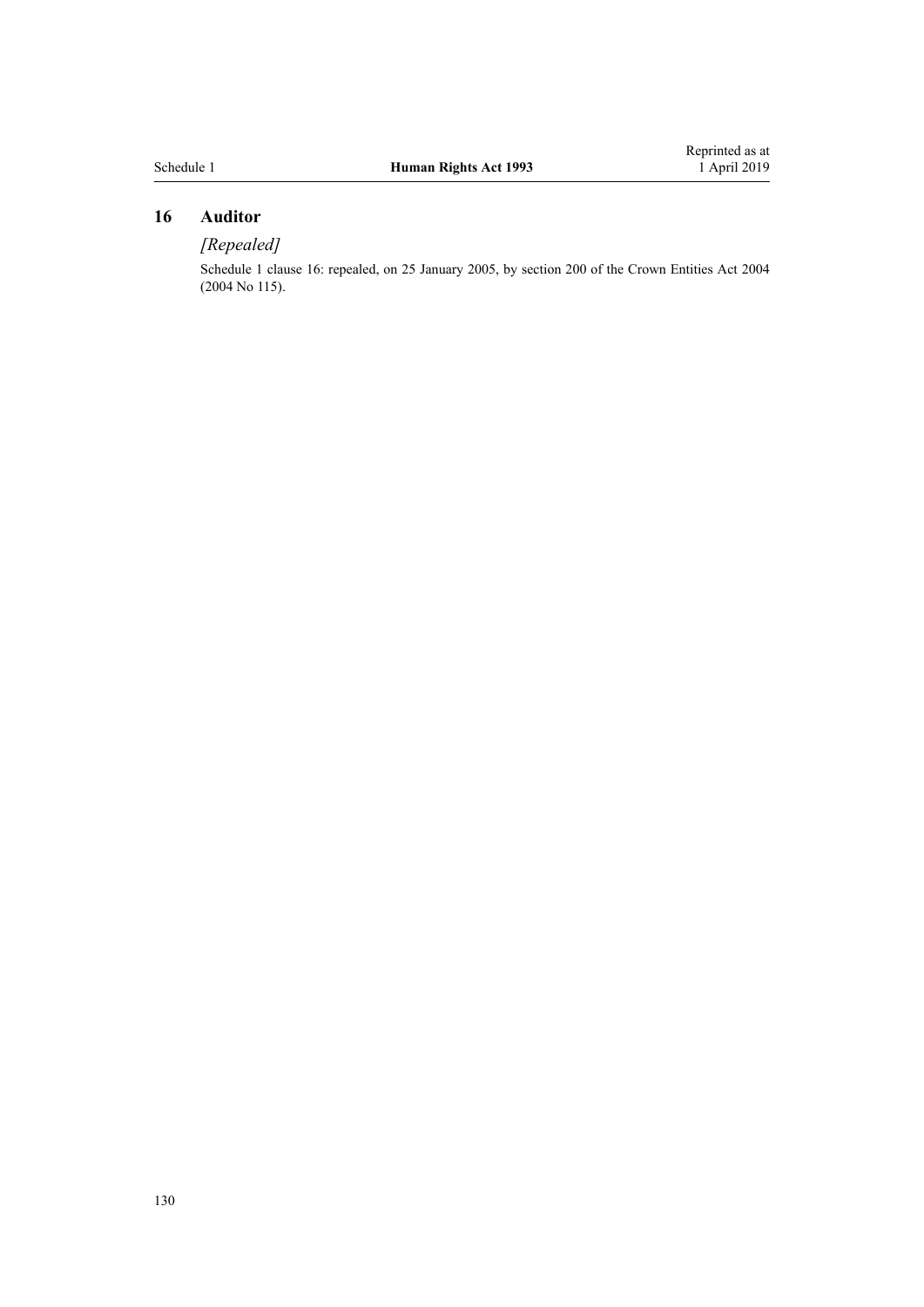### 16 Auditor

*[Repealed]*

Schedule 1 clause 16: repealed, on 25 January 2005, by section 200 of the Crown Entities Act 2004 (2004 No 115).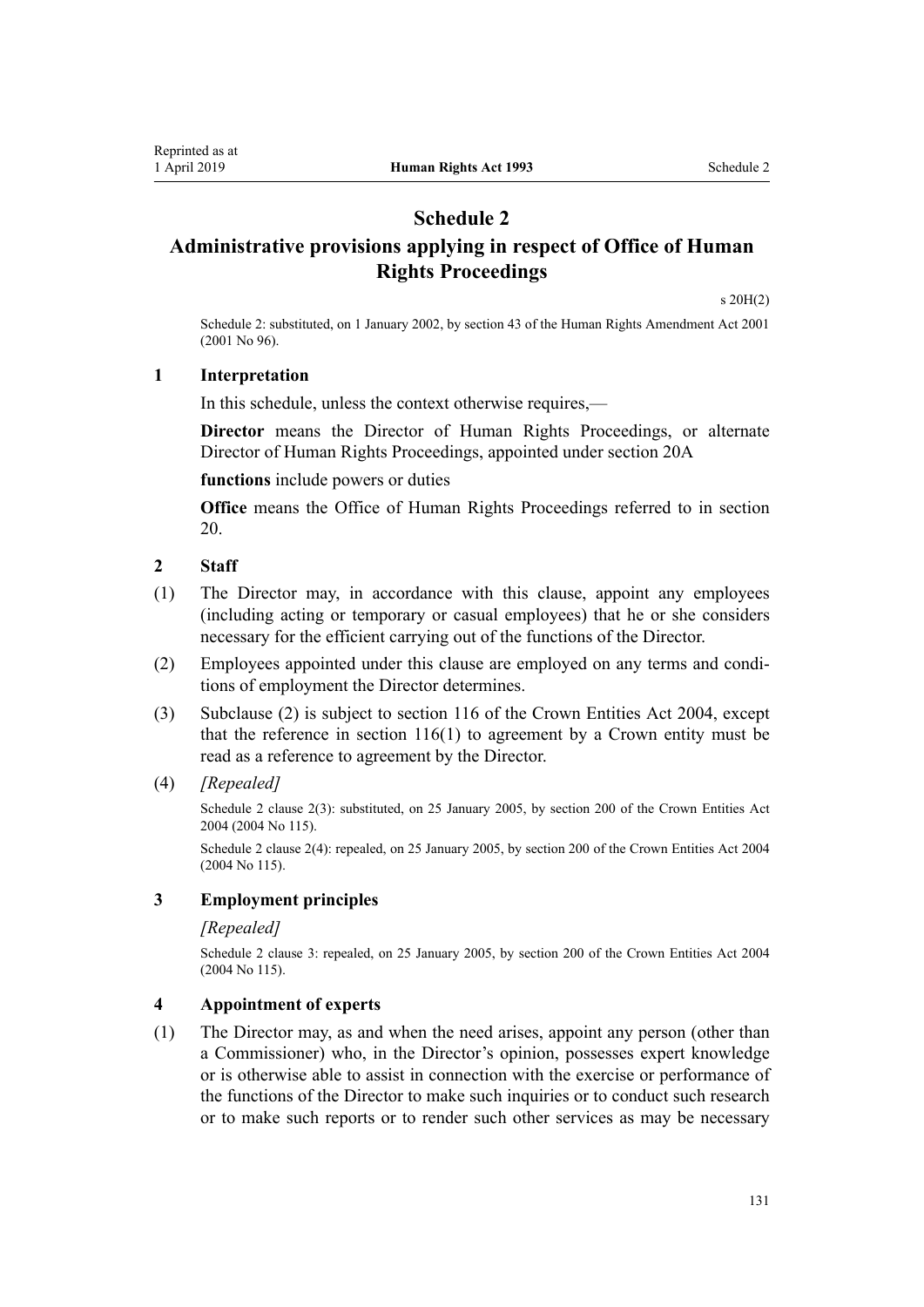# Schedule 2
# Administrative provisions applying in respect of Office of Human Rights Proceedings

s 20H(2)

Schedule 2: substituted, on 1 January 2002, by section 43 of the Human Rights Amendment Act 2001 (2001 No 96).

### 1 Interpretation

In this schedule, unless the context otherwise requires,—

**Director** means the Director of Human Rights Proceedings, or alternate Director of Human Rights Proceedings, appointed under section 20A

**functions** include powers or duties

**Office** means the Office of Human Rights Proceedings referred to in section 20.

### 2 Staff

(1) The Director may, in accordance with this clause, appoint any employees (including acting or temporary or casual employees) that he or she considers necessary for the efficient carrying out of the functions of the Director.

(2) Employees appointed under this clause are employed on any terms and conditions of employment the Director determines.

(3) Subclause (2) is subject to section 116 of the Crown Entities Act 2004, except that the reference in section 116(1) to agreement by a Crown entity must be read as a reference to agreement by the Director.

(4) *[Repealed]*

Schedule 2 clause 2(3): substituted, on 25 January 2005, by section 200 of the Crown Entities Act 2004 (2004 No 115).

Schedule 2 clause 2(4): repealed, on 25 January 2005, by section 200 of the Crown Entities Act 2004 (2004 No 115).

### 3 Employment principles

*[Repealed]*

Schedule 2 clause 3: repealed, on 25 January 2005, by section 200 of the Crown Entities Act 2004 (2004 No 115).

### 4 Appointment of experts

(1) The Director may, as and when the need arises, appoint any person (other than a Commissioner) who, in the Director's opinion, possesses expert knowledge or is otherwise able to assist in connection with the exercise or performance of the functions of the Director to make such inquiries or to conduct such research or to make such reports or to render such other services as may be necessary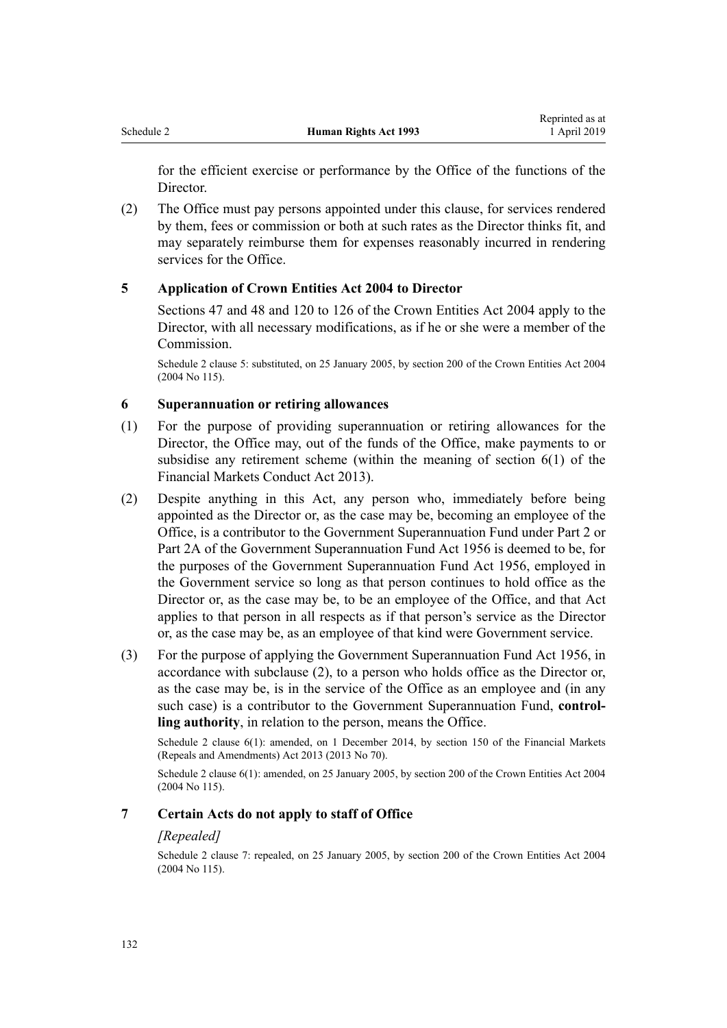for the efficient exercise or performance by the Office of the functions of the Director.

(2) The Office must pay persons appointed under this clause, for services rendered by them, fees or commission or both at such rates as the Director thinks fit, and may separately reimburse them for expenses reasonably incurred in rendering services for the Office.

### 5 Application of Crown Entities Act 2004 to Director

Sections 47 and 48 and 120 to 126 of the Crown Entities Act 2004 apply to the Director, with all necessary modifications, as if he or she were a member of the Commission.

Schedule 2 clause 5: substituted, on 25 January 2005, by section 200 of the Crown Entities Act 2004 (2004 No 115).

### 6 Superannuation or retiring allowances

(1) For the purpose of providing superannuation or retiring allowances for the Director, the Office may, out of the funds of the Office, make payments to or subsidise any retirement scheme (within the meaning of section 6(1) of the Financial Markets Conduct Act 2013).

(2) Despite anything in this Act, any person who, immediately before being appointed as the Director or, as the case may be, becoming an employee of the Office, is a contributor to the Government Superannuation Fund under Part 2 or Part 2A of the Government Superannuation Fund Act 1956 is deemed to be, for the purposes of the Government Superannuation Fund Act 1956, employed in the Government service so long as that person continues to hold office as the Director or, as the case may be, to be an employee of the Office, and that Act applies to that person in all respects as if that person's service as the Director or, as the case may be, as an employee of that kind were Government service.

(3) For the purpose of applying the Government Superannuation Fund Act 1956, in accordance with subclause (2), to a person who holds office as the Director or, as the case may be, is in the service of the Office as an employee and (in any such case) is a contributor to the Government Superannuation Fund, **controlling authority**, in relation to the person, means the Office.

Schedule 2 clause 6(1): amended, on 1 December 2014, by section 150 of the Financial Markets (Repeals and Amendments) Act 2013 (2013 No 70).

Schedule 2 clause 6(1): amended, on 25 January 2005, by section 200 of the Crown Entities Act 2004 (2004 No 115).

### 7 Certain Acts do not apply to staff of Office

*[Repealed]*

Schedule 2 clause 7: repealed, on 25 January 2005, by section 200 of the Crown Entities Act 2004 (2004 No 115).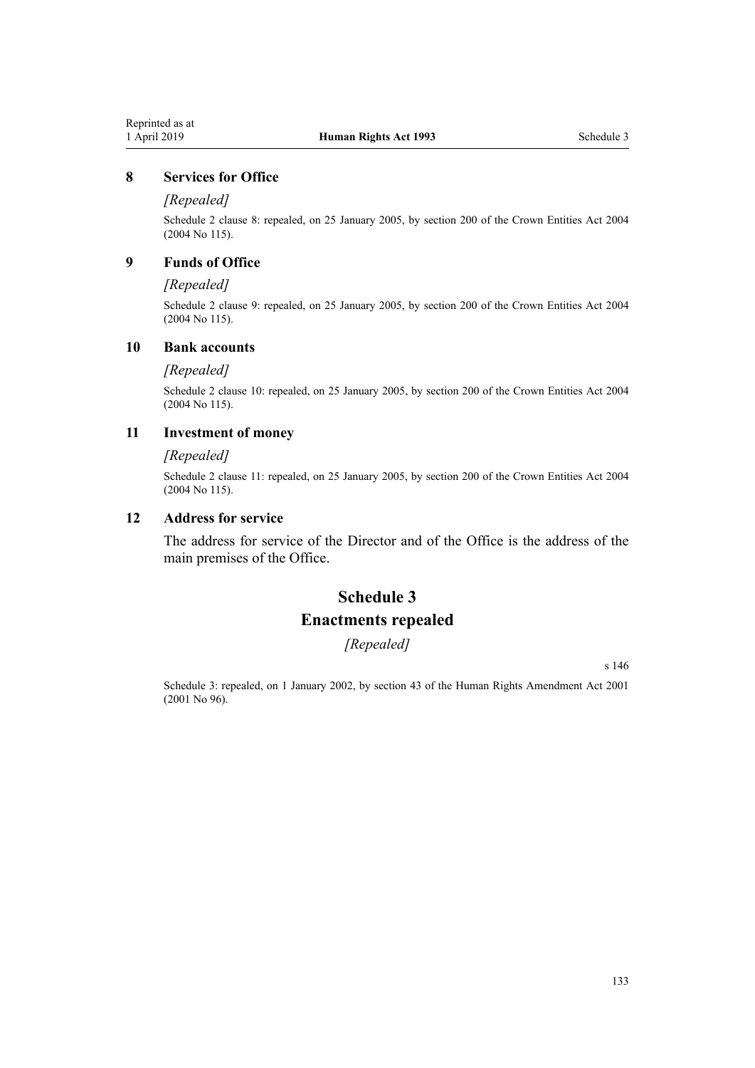### 8 Services for Office

*[Repealed]*

Schedule 2 clause 8: repealed, on 25 January 2005, by section 200 of the Crown Entities Act 2004 (2004 No 115).

### 9 Funds of Office

*[Repealed]*

Schedule 2 clause 9: repealed, on 25 January 2005, by section 200 of the Crown Entities Act 2004 (2004 No 115).

### 10 Bank accounts

*[Repealed]*

Schedule 2 clause 10: repealed, on 25 January 2005, by section 200 of the Crown Entities Act 2004 (2004 No 115).

### 11 Investment of money

*[Repealed]*

Schedule 2 clause 11: repealed, on 25 January 2005, by section 200 of the Crown Entities Act 2004 (2004 No 115).

### 12 Address for service

The address for service of the Director and of the Office is the address of the main premises of the Office.

## Schedule 3
## Enactments repealed

*[Repealed]*

s 146

Schedule 3: repealed, on 1 January 2002, by section 43 of the Human Rights Amendment Act 2001 (2001 No 96).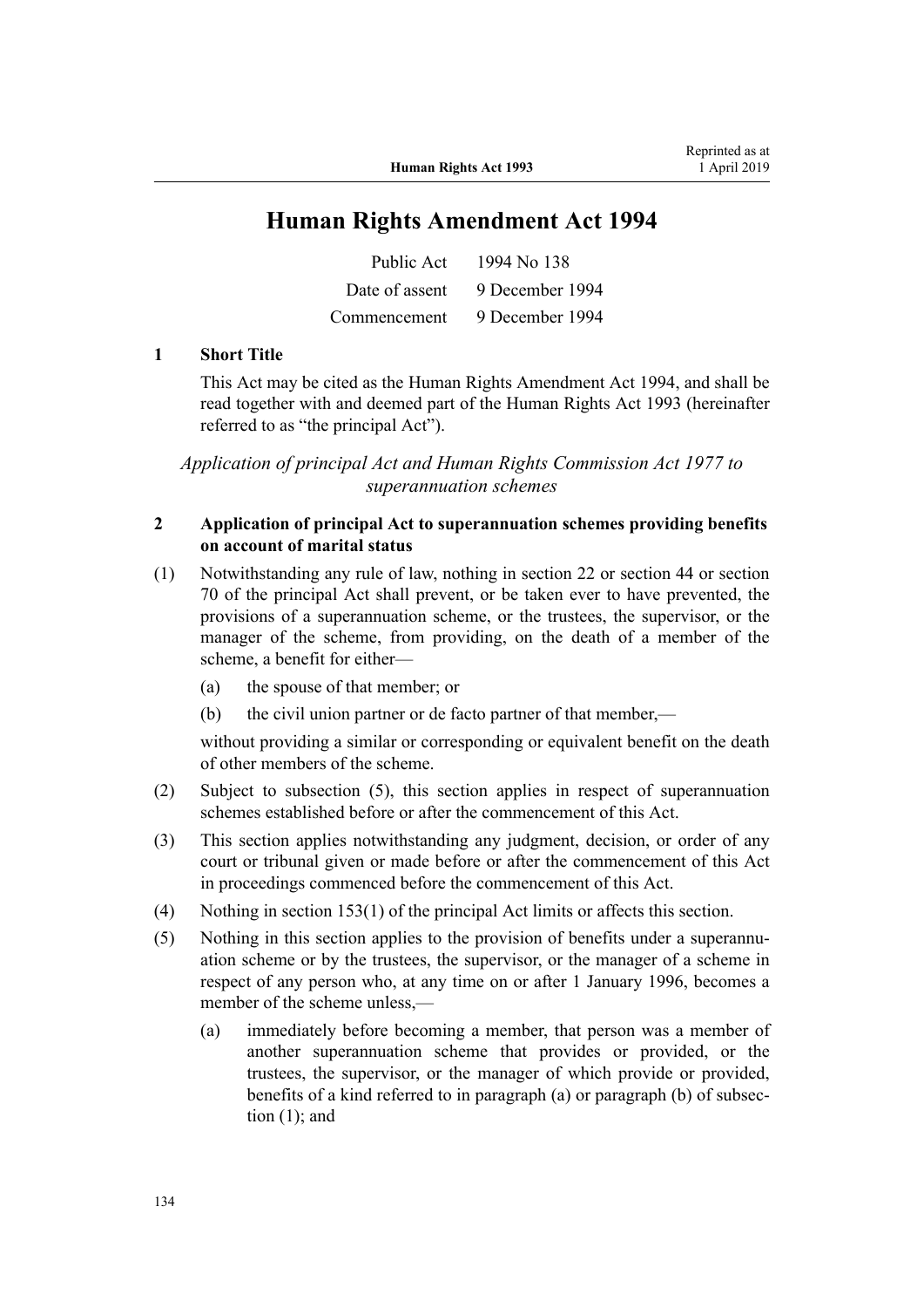# Human Rights Amendment Act 1994

| | |
|---|---|
| Public Act | 1994 No 138 |
| Date of assent | 9 December 1994 |
| Commencement | 9 December 1994 |

### 1 Short Title

This Act may be cited as the Human Rights Amendment Act 1994, and shall be read together with and deemed part of the Human Rights Act 1993 (hereinafter referred to as "the principal Act").

*Application of principal Act and Human Rights Commission Act 1977 to superannuation schemes*

### 2 Application of principal Act to superannuation schemes providing benefits on account of marital status

(1) Notwithstanding any rule of law, nothing in section 22 or section 44 or section 70 of the principal Act shall prevent, or be taken ever to have prevented, the provisions of a superannuation scheme, or the trustees, the supervisor, or the manager of the scheme, from providing, on the death of a member of the scheme, a benefit for either—

(a) the spouse of that member; or

(b) the civil union partner or de facto partner of that member,—

without providing a similar or corresponding or equivalent benefit on the death of other members of the scheme.

(2) Subject to subsection (5), this section applies in respect of superannuation schemes established before or after the commencement of this Act.

(3) This section applies notwithstanding any judgment, decision, or order of any court or tribunal given or made before or after the commencement of this Act in proceedings commenced before the commencement of this Act.

(4) Nothing in section 153(1) of the principal Act limits or affects this section.

(5) Nothing in this section applies to the provision of benefits under a superannuation scheme or by the trustees, the supervisor, or the manager of a scheme in respect of any person who, at any time on or after 1 January 1996, becomes a member of the scheme unless,—

(a) immediately before becoming a member, that person was a member of another superannuation scheme that provides or provided, or the trustees, the supervisor, or the manager of which provide or provided, benefits of a kind referred to in paragraph (a) or paragraph (b) of subsection (1); and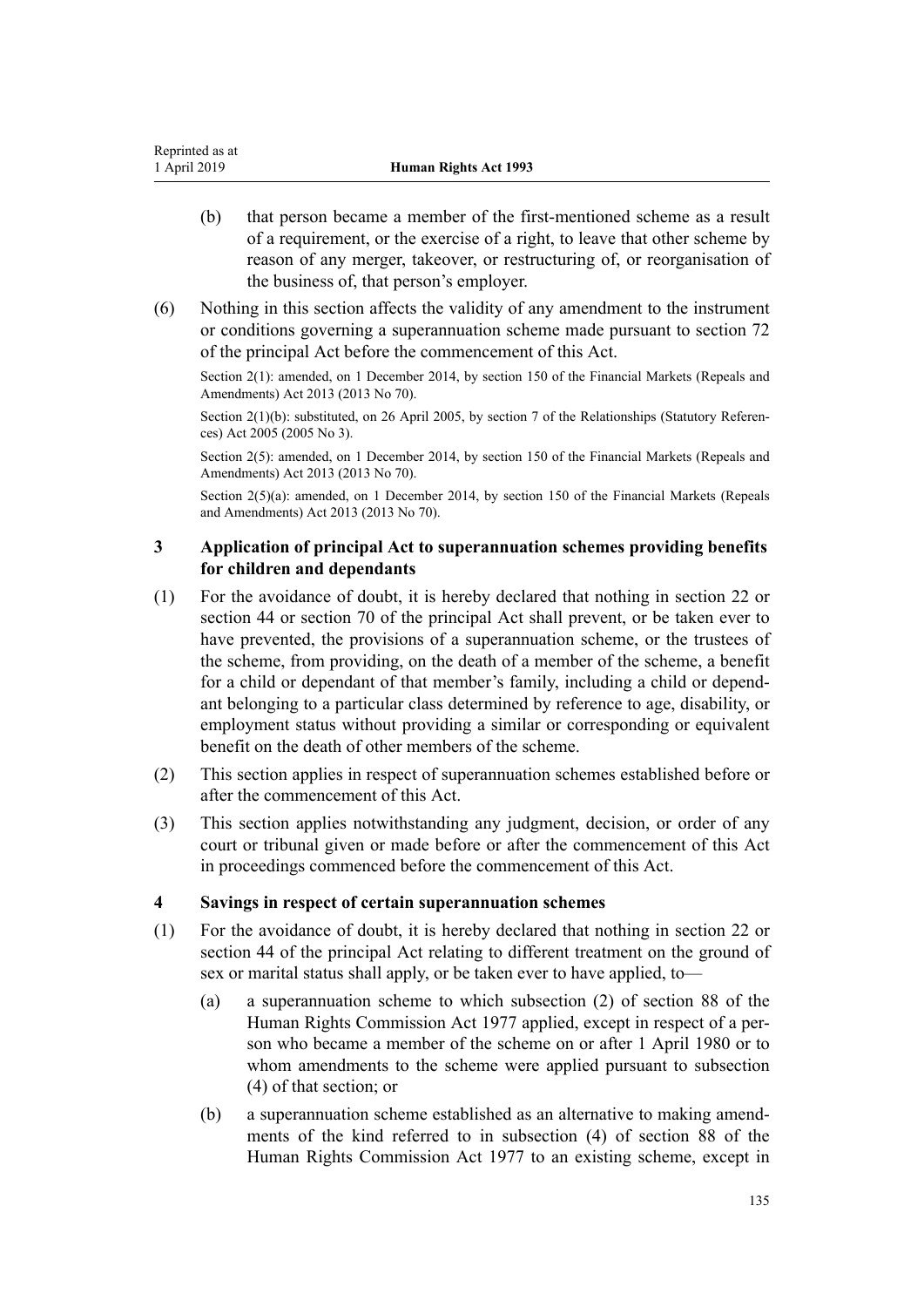(b) that person became a member of the first-mentioned scheme as a result of a requirement, or the exercise of a right, to leave that other scheme by reason of any merger, takeover, or restructuring of, or reorganisation of the business of, that person's employer.

(6) Nothing in this section affects the validity of any amendment to the instrument or conditions governing a superannuation scheme made pursuant to section 72 of the principal Act before the commencement of this Act.

Section 2(1): amended, on 1 December 2014, by section 150 of the Financial Markets (Repeals and Amendments) Act 2013 (2013 No 70).

Section 2(1)(b): substituted, on 26 April 2005, by section 7 of the Relationships (Statutory References) Act 2005 (2005 No 3).

Section 2(5): amended, on 1 December 2014, by section 150 of the Financial Markets (Repeals and Amendments) Act 2013 (2013 No 70).

Section 2(5)(a): amended, on 1 December 2014, by section 150 of the Financial Markets (Repeals and Amendments) Act 2013 (2013 No 70).

### 3 Application of principal Act to superannuation schemes providing benefits for children and dependants

(1) For the avoidance of doubt, it is hereby declared that nothing in section 22 or section 44 or section 70 of the principal Act shall prevent, or be taken ever to have prevented, the provisions of a superannuation scheme, or the trustees of the scheme, from providing, on the death of a member of the scheme, a benefit for a child or dependant of that member's family, including a child or dependant belonging to a particular class determined by reference to age, disability, or employment status without providing a similar or corresponding or equivalent benefit on the death of other members of the scheme.

(2) This section applies in respect of superannuation schemes established before or after the commencement of this Act.

(3) This section applies notwithstanding any judgment, decision, or order of any court or tribunal given or made before or after the commencement of this Act in proceedings commenced before the commencement of this Act.

### 4 Savings in respect of certain superannuation schemes

(1) For the avoidance of doubt, it is hereby declared that nothing in section 22 or section 44 of the principal Act relating to different treatment on the ground of sex or marital status shall apply, or be taken ever to have applied, to—

(a) a superannuation scheme to which subsection (2) of section 88 of the Human Rights Commission Act 1977 applied, except in respect of a person who became a member of the scheme on or after 1 April 1980 or to whom amendments to the scheme were applied pursuant to subsection (4) of that section; or

(b) a superannuation scheme established as an alternative to making amendments of the kind referred to in subsection (4) of section 88 of the Human Rights Commission Act 1977 to an existing scheme, except in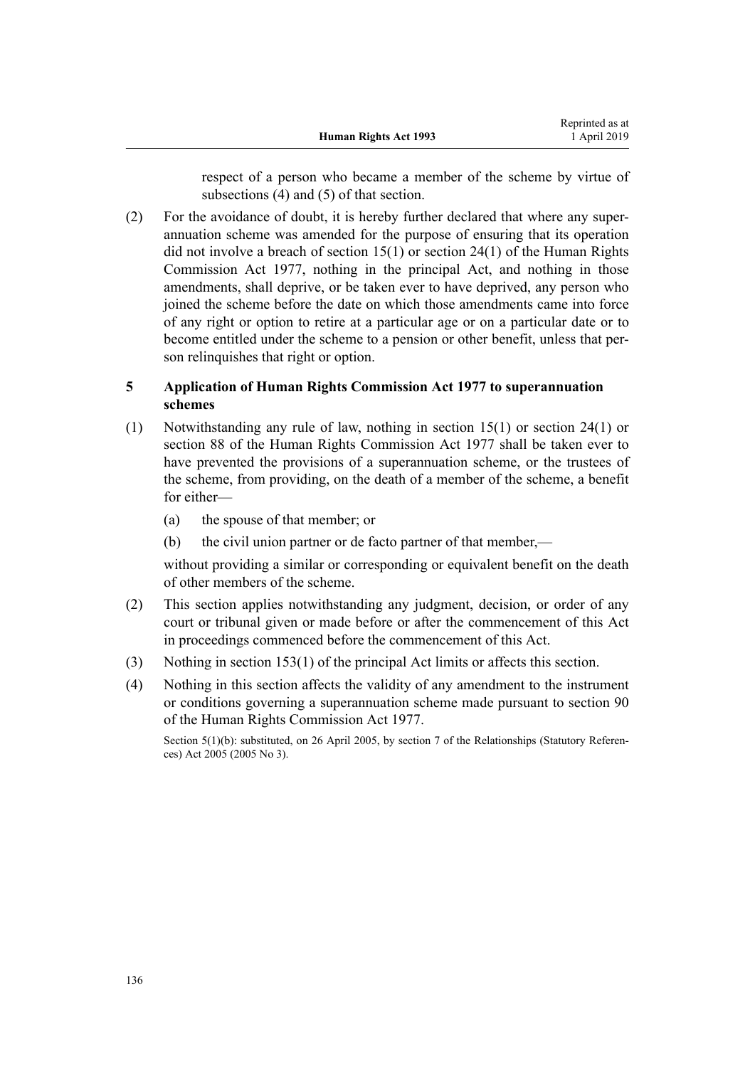respect of a person who became a member of the scheme by virtue of subsections (4) and (5) of that section.

(2) For the avoidance of doubt, it is hereby further declared that where any superannuation scheme was amended for the purpose of ensuring that its operation did not involve a breach of section 15(1) or section 24(1) of the Human Rights Commission Act 1977, nothing in the principal Act, and nothing in those amendments, shall deprive, or be taken ever to have deprived, any person who joined the scheme before the date on which those amendments came into force of any right or option to retire at a particular age or on a particular date or to become entitled under the scheme to a pension or other benefit, unless that person relinquishes that right or option.

### 5 Application of Human Rights Commission Act 1977 to superannuation schemes

(1) Notwithstanding any rule of law, nothing in section 15(1) or section 24(1) or section 88 of the Human Rights Commission Act 1977 shall be taken ever to have prevented the provisions of a superannuation scheme, or the trustees of the scheme, from providing, on the death of a member of the scheme, a benefit for either—

(a) the spouse of that member; or

(b) the civil union partner or de facto partner of that member,—

without providing a similar or corresponding or equivalent benefit on the death of other members of the scheme.

(2) This section applies notwithstanding any judgment, decision, or order of any court or tribunal given or made before or after the commencement of this Act in proceedings commenced before the commencement of this Act.

(3) Nothing in section 153(1) of the principal Act limits or affects this section.

(4) Nothing in this section affects the validity of any amendment to the instrument or conditions governing a superannuation scheme made pursuant to section 90 of the Human Rights Commission Act 1977.

Section 5(1)(b): substituted, on 26 April 2005, by section 7 of the Relationships (Statutory References) Act 2005 (2005 No 3).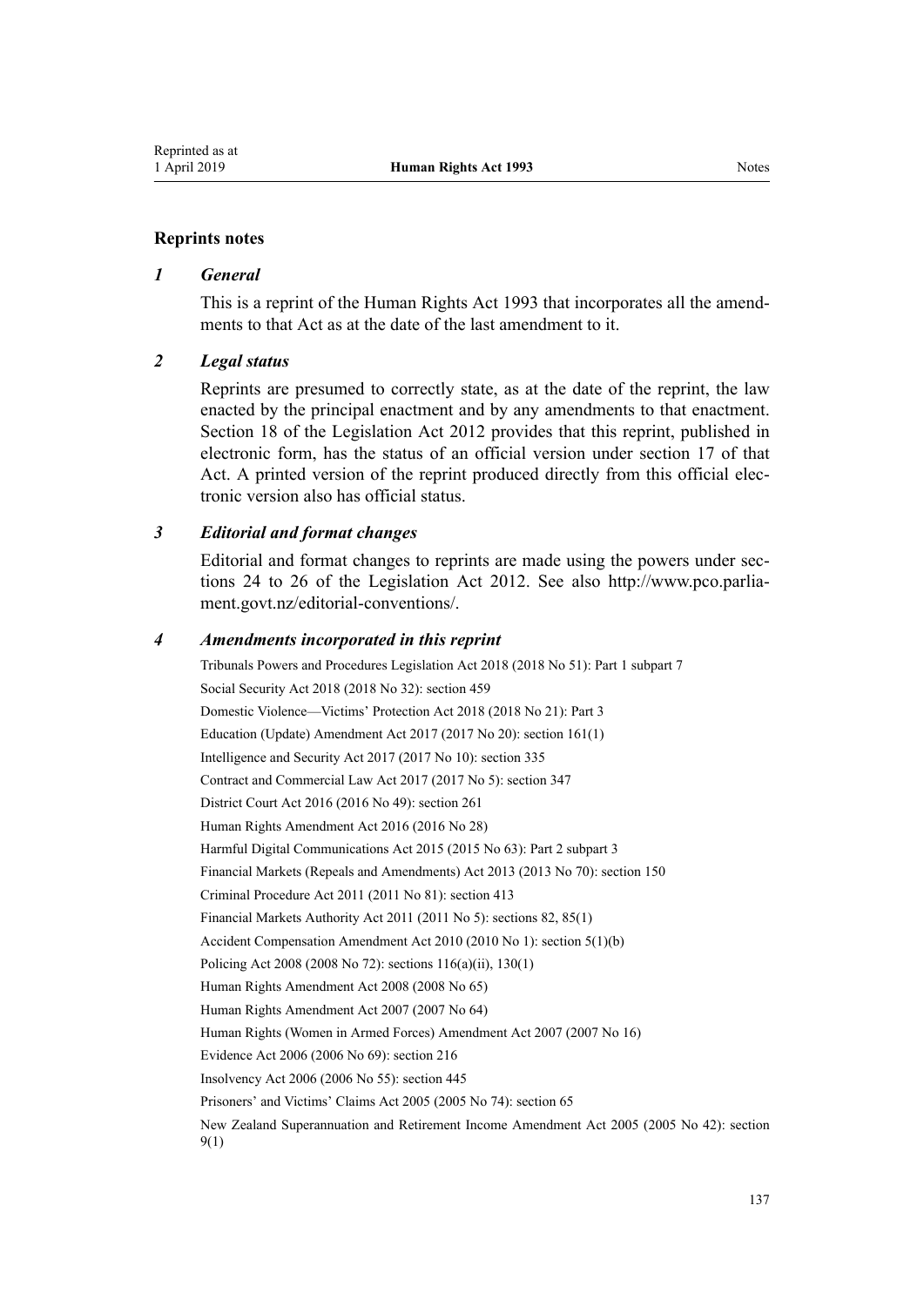## Reprints notes

### *1 General*

This is a reprint of the Human Rights Act 1993 that incorporates all the amendments to that Act as at the date of the last amendment to it.

### *2 Legal status*

Reprints are presumed to correctly state, as at the date of the reprint, the law enacted by the principal enactment and by any amendments to that enactment. Section 18 of the Legislation Act 2012 provides that this reprint, published in electronic form, has the status of an official version under section 17 of that Act. A printed version of the reprint produced directly from this official electronic version also has official status.

### *3 Editorial and format changes*

Editorial and format changes to reprints are made using the powers under sections 24 to 26 of the Legislation Act 2012. See also http://www.pco.parliament.govt.nz/editorial-conventions/.

### *4 Amendments incorporated in this reprint*

Tribunals Powers and Procedures Legislation Act 2018 (2018 No 51): Part 1 subpart 7

Social Security Act 2018 (2018 No 32): section 459

Domestic Violence—Victims' Protection Act 2018 (2018 No 21): Part 3

Education (Update) Amendment Act 2017 (2017 No 20): section 161(1)

Intelligence and Security Act 2017 (2017 No 10): section 335

Contract and Commercial Law Act 2017 (2017 No 5): section 347

District Court Act 2016 (2016 No 49): section 261

Human Rights Amendment Act 2016 (2016 No 28)

Harmful Digital Communications Act 2015 (2015 No 63): Part 2 subpart 3

Financial Markets (Repeals and Amendments) Act 2013 (2013 No 70): section 150

Criminal Procedure Act 2011 (2011 No 81): section 413

Financial Markets Authority Act 2011 (2011 No 5): sections 82, 85(1)

Accident Compensation Amendment Act 2010 (2010 No 1): section 5(1)(b)

Policing Act 2008 (2008 No 72): sections 116(a)(ii), 130(1)

Human Rights Amendment Act 2008 (2008 No 65)

Human Rights Amendment Act 2007 (2007 No 64)

Human Rights (Women in Armed Forces) Amendment Act 2007 (2007 No 16)

Evidence Act 2006 (2006 No 69): section 216

Insolvency Act 2006 (2006 No 55): section 445

Prisoners' and Victims' Claims Act 2005 (2005 No 74): section 65

New Zealand Superannuation and Retirement Income Amendment Act 2005 (2005 No 42): section 9(1)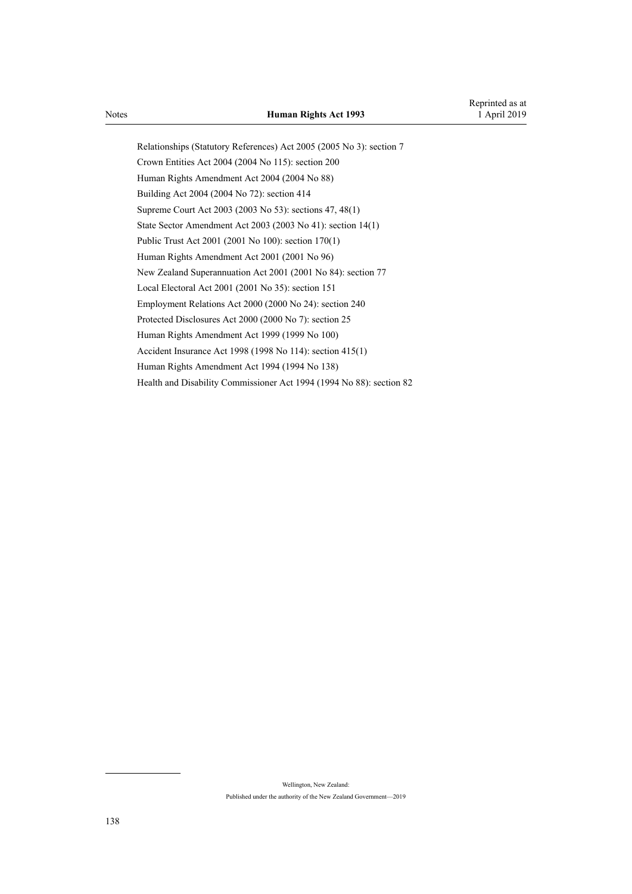Relationships (Statutory References) Act 2005 (2005 No 3): section 7

Crown Entities Act 2004 (2004 No 115): section 200

Human Rights Amendment Act 2004 (2004 No 88)

Building Act 2004 (2004 No 72): section 414

Supreme Court Act 2003 (2003 No 53): sections 47, 48(1)

State Sector Amendment Act 2003 (2003 No 41): section 14(1)

Public Trust Act 2001 (2001 No 100): section 170(1)

Human Rights Amendment Act 2001 (2001 No 96)

New Zealand Superannuation Act 2001 (2001 No 84): section 77

Local Electoral Act 2001 (2001 No 35): section 151

Employment Relations Act 2000 (2000 No 24): section 240

Protected Disclosures Act 2000 (2000 No 7): section 25

Human Rights Amendment Act 1999 (1999 No 100)

Accident Insurance Act 1998 (1998 No 114): section 415(1)

Human Rights Amendment Act 1994 (1994 No 138)

Health and Disability Commissioner Act 1994 (1994 No 88): section 82

Wellington, New Zealand:

Published under the authority of the New Zealand Government—2019